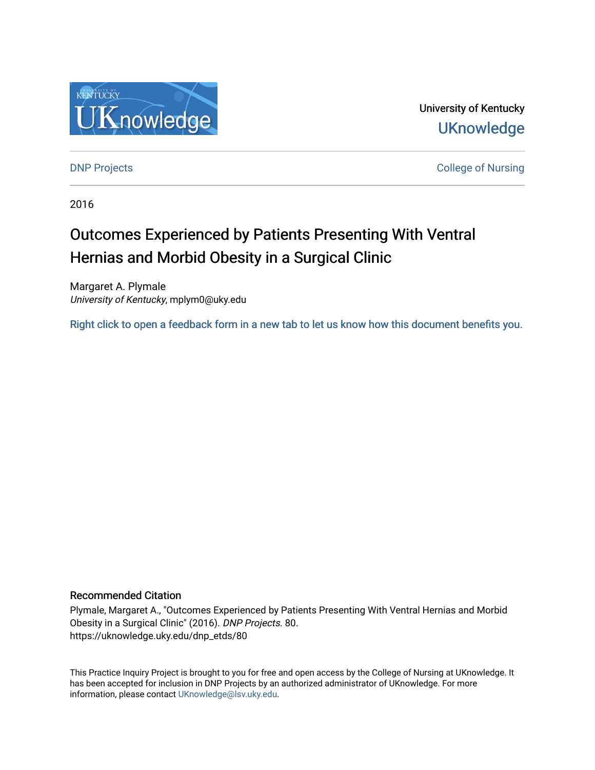University of Kentucky

UKnowledge

DNP Projects

College of Nursing

2016

# Outcomes Experienced by Patients Presenting With Ventral Hernias and Morbid Obesity in a Surgical Clinic

Margaret A. Plymale
*University of Kentucky*, mplym0@uky.edu

Right click to open a feedback form in a new tab to let us know how this document benefits you.

## Recommended Citation

Plymale, Margaret A., "Outcomes Experienced by Patients Presenting With Ventral Hernias and Morbid Obesity in a Surgical Clinic" (2016). *DNP Projects*. 80.
https://uknowledge.uky.edu/dnp_etds/80

This Practice Inquiry Project is brought to you for free and open access by the College of Nursing at UKnowledge. It has been accepted for inclusion in DNP Projects by an authorized administrator of UKnowledge. For more information, please contact UKnowledge@lsv.uky.edu.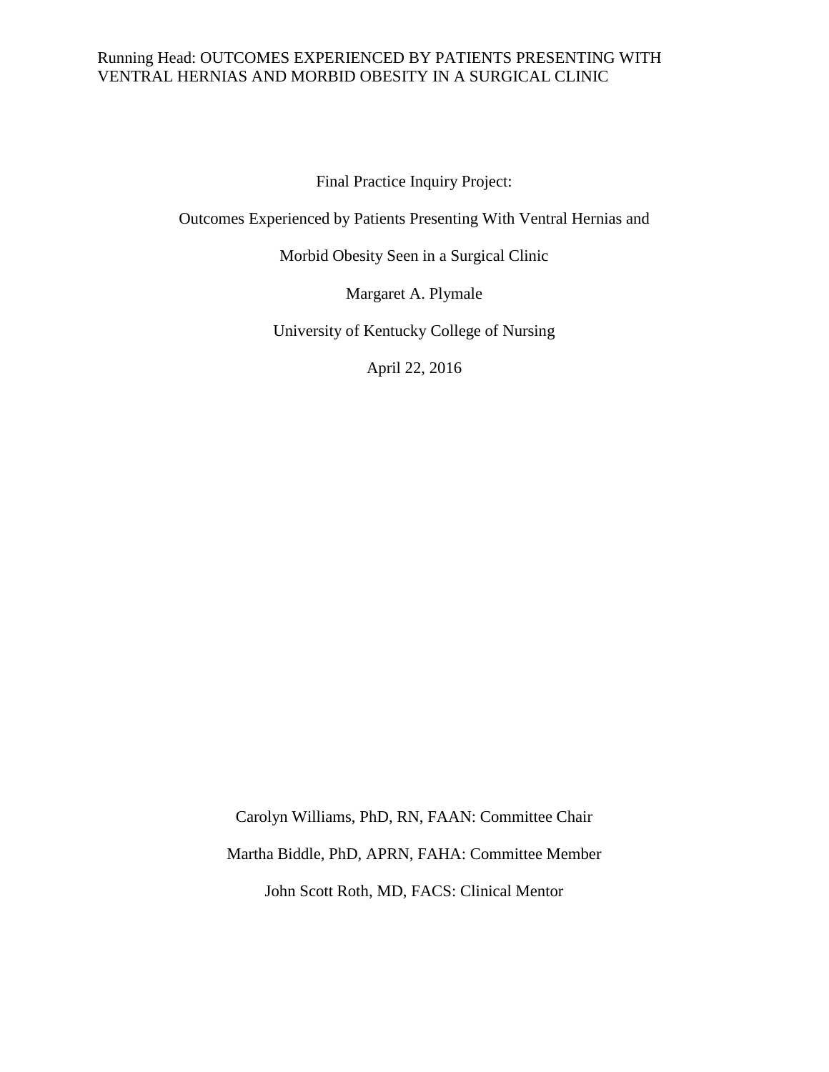Final Practice Inquiry Project:

Outcomes Experienced by Patients Presenting With Ventral Hernias and

Morbid Obesity Seen in a Surgical Clinic

Margaret A. Plymale

University of Kentucky College of Nursing

April 22, 2016

Carolyn Williams, PhD, RN, FAAN: Committee Chair

Martha Biddle, PhD, APRN, FAHA: Committee Member

John Scott Roth, MD, FACS: Clinical Mentor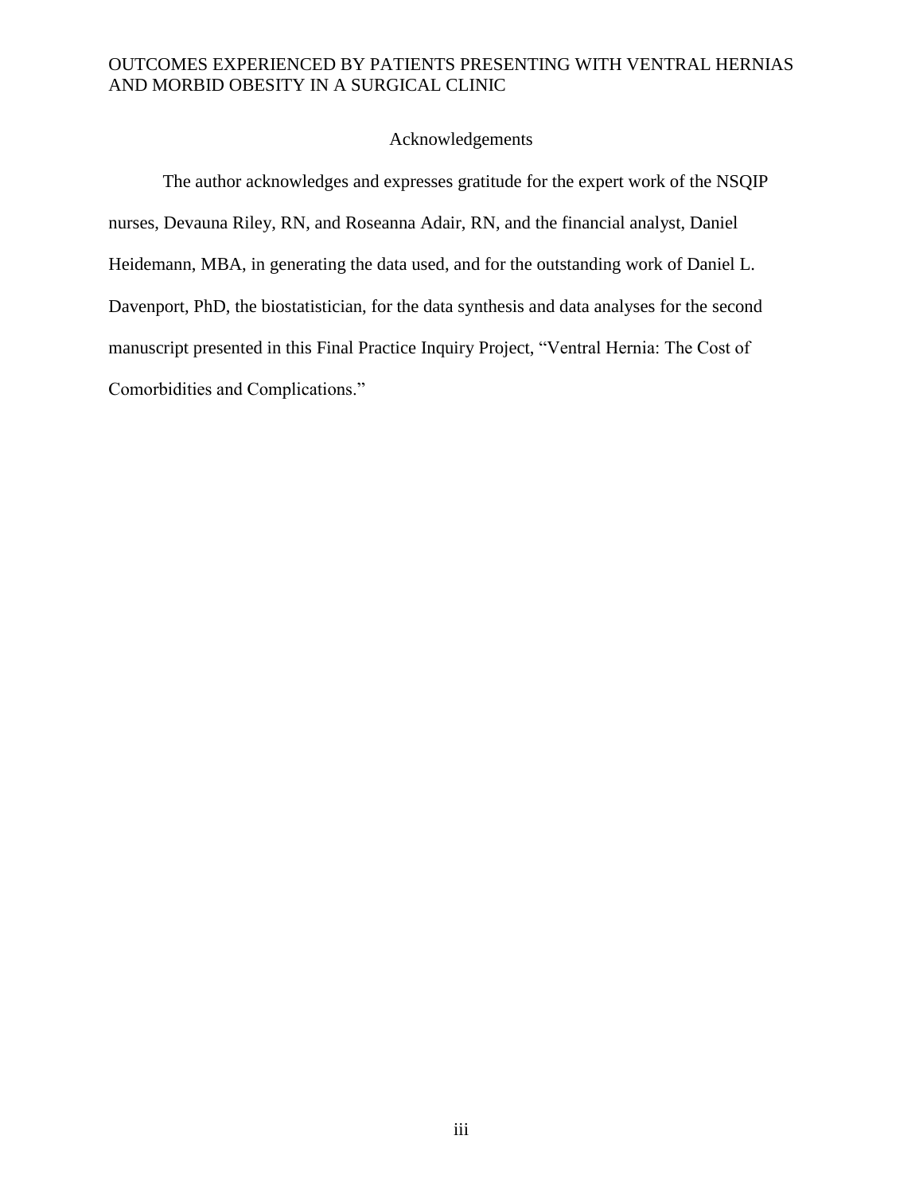# Acknowledgements

The author acknowledges and expresses gratitude for the expert work of the NSQIP nurses, Devauna Riley, RN, and Roseanna Adair, RN, and the financial analyst, Daniel Heidemann, MBA, in generating the data used, and for the outstanding work of Daniel L. Davenport, PhD, the biostatistician, for the data synthesis and data analyses for the second manuscript presented in this Final Practice Inquiry Project, "Ventral Hernia: The Cost of Comorbidities and Complications."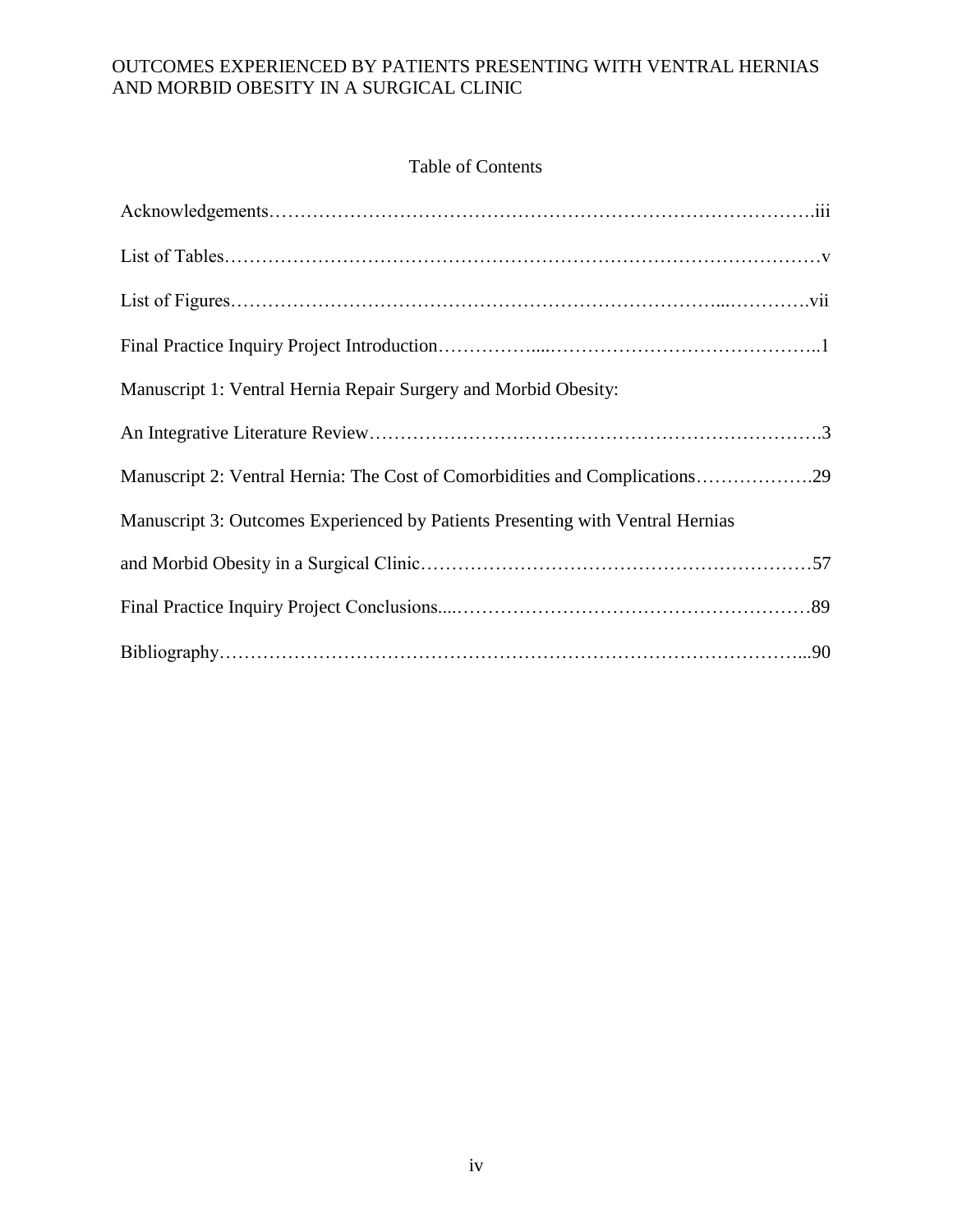# Table of Contents

Acknowledgements……………………………………………………………………………….iii

List of Tables………………………………………………………………………………………v

List of Figures……………………………………………………………………...………….vii

Final Practice Inquiry Project Introduction……………....……………………………………..1

Manuscript 1: Ventral Hernia Repair Surgery and Morbid Obesity:

An Integrative Literature Review………………………………………………………………3

Manuscript 2: Ventral Hernia: The Cost of Comorbidities and Complications……………….29

Manuscript 3: Outcomes Experienced by Patients Presenting with Ventral Hernias

and Morbid Obesity in a Surgical Clinic……………………………………………………57

Final Practice Inquiry Project Conclusions....…………………………………………………89

Bibliography………………………………………………………………………………...90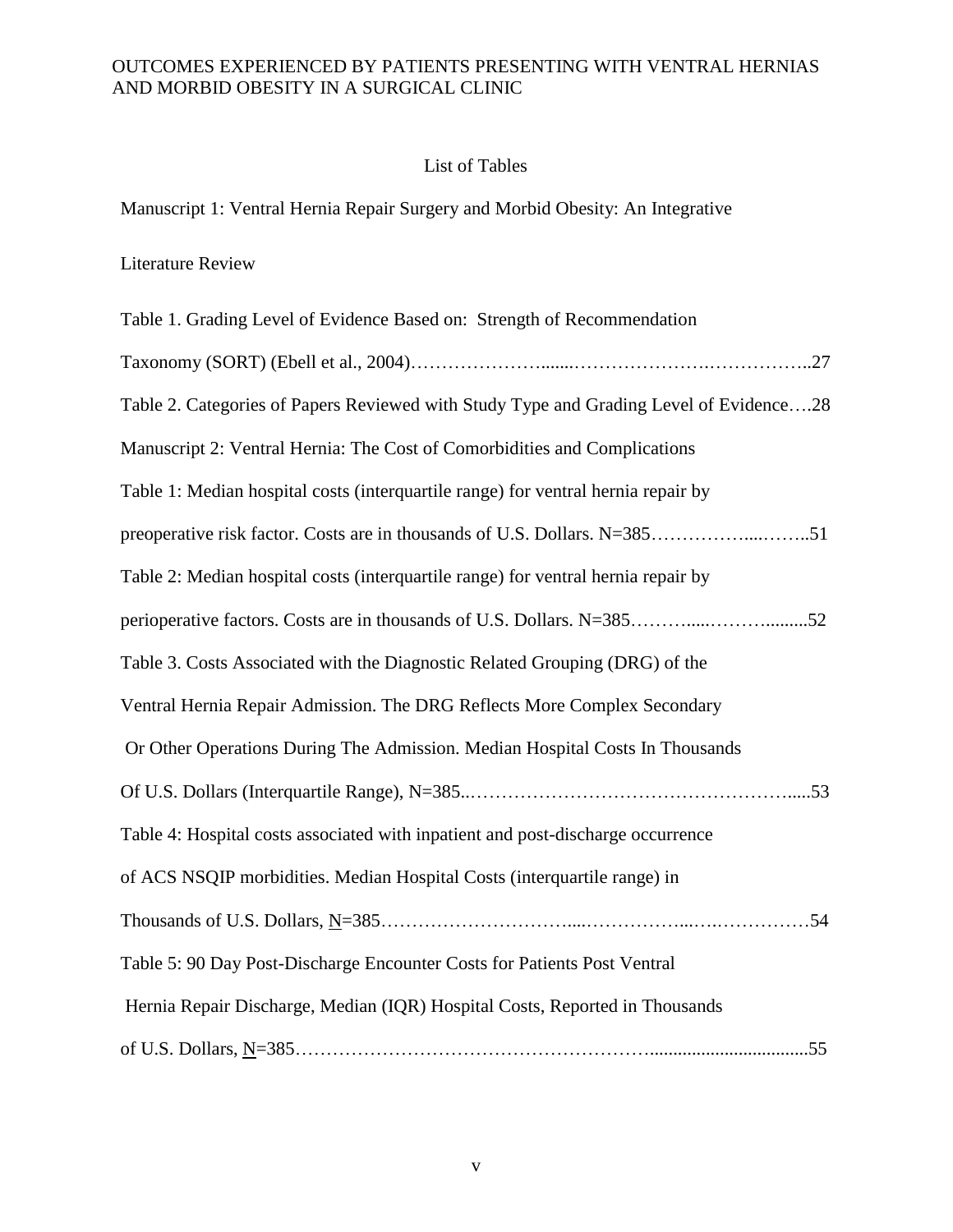## List of Tables

Manuscript 1: Ventral Hernia Repair Surgery and Morbid Obesity: An Integrative Literature Review

Table 1. Grading Level of Evidence Based on: Strength of Recommendation Taxonomy (SORT) (Ebell et al., 2004)……………………………………………………………..27

Table 2. Categories of Papers Reviewed with Study Type and Grading Level of Evidence….28

Manuscript 2: Ventral Hernia: The Cost of Comorbidities and Complications

Table 1: Median hospital costs (interquartile range) for ventral hernia repair by preoperative risk factor. Costs are in thousands of U.S. Dollars. N=385……………………..51

Table 2: Median hospital costs (interquartile range) for ventral hernia repair by perioperative factors. Costs are in thousands of U.S. Dollars. N=385…………………………52

Table 3. Costs Associated with the Diagnostic Related Grouping (DRG) of the Ventral Hernia Repair Admission. The DRG Reflects More Complex Secondary Or Other Operations During The Admission. Median Hospital Costs In Thousands Of U.S. Dollars (Interquartile Range), N=385…………………………………………………..53

Table 4: Hospital costs associated with inpatient and post-discharge occurrence of ACS NSQIP morbidities. Median Hospital Costs (interquartile range) in Thousands of U.S. Dollars, N=385………………………………………………………………54

Table 5: 90 Day Post-Discharge Encounter Costs for Patients Post Ventral Hernia Repair Discharge, Median (IQR) Hospital Costs, Reported in Thousands of U.S. Dollars, N=385…………………………………………………………………………55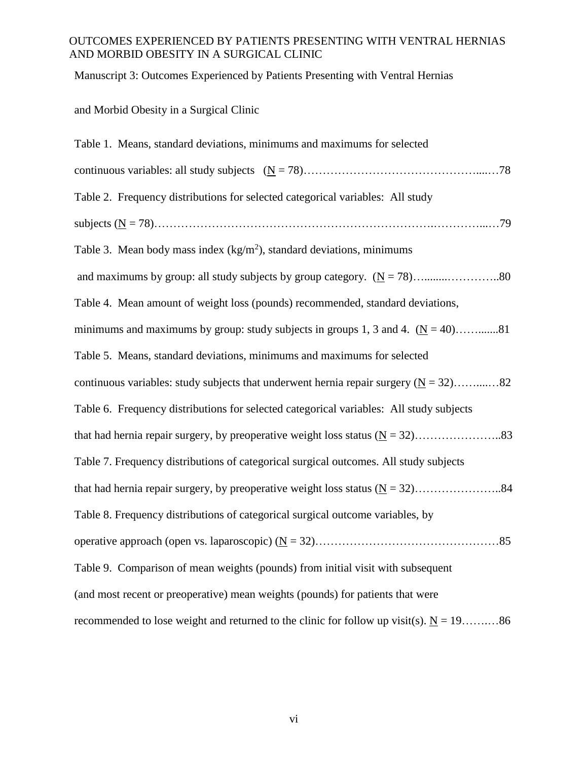Manuscript 3: Outcomes Experienced by Patients Presenting with Ventral Hernias and Morbid Obesity in a Surgical Clinic

Table 1. Means, standard deviations, minimums and maximums for selected continuous variables: all study subjects (N = 78)……………………………………….....…78

Table 2. Frequency distributions for selected categorical variables: All study subjects (N = 78)……………………………………………………………..…………...…79

Table 3. Mean body mass index ($kg/m^2$), standard deviations, minimums and maximums by group: all study subjects by group category. (N = 78)…........…………..80

Table 4. Mean amount of weight loss (pounds) recommended, standard deviations, minimums and maximums by group: study subjects in groups 1, 3 and 4. (N = 40)……......81

Table 5. Means, standard deviations, minimums and maximums for selected continuous variables: study subjects that underwent hernia repair surgery (N = 32)……....…82

Table 6. Frequency distributions for selected categorical variables: All study subjects that had hernia repair surgery, by preoperative weight loss status (N = 32)…………………..83

Table 7. Frequency distributions of categorical surgical outcomes. All study subjects that had hernia repair surgery, by preoperative weight loss status (N = 32)…………………..84

Table 8. Frequency distributions of categorical surgical outcome variables, by operative approach (open vs. laparoscopic) (N = 32)…………………………………………85

Table 9. Comparison of mean weights (pounds) from initial visit with subsequent (and most recent or preoperative) mean weights (pounds) for patients that were recommended to lose weight and returned to the clinic for follow up visit(s). N = 19…….…86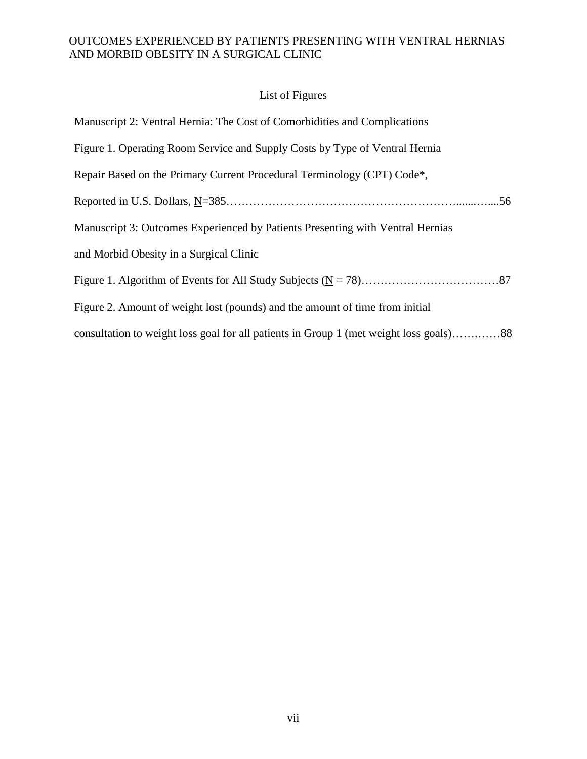## List of Figures

Manuscript 2: Ventral Hernia: The Cost of Comorbidities and Complications

Figure 1. Operating Room Service and Supply Costs by Type of Ventral Hernia Repair Based on the Primary Current Procedural Terminology (CPT) Code*, Reported in U.S. Dollars, N=385……………………………………………………......…....56

Manuscript 3: Outcomes Experienced by Patients Presenting with Ventral Hernias and Morbid Obesity in a Surgical Clinic

Figure 1. Algorithm of Events for All Study Subjects (N = 78)………………………………87

Figure 2. Amount of weight lost (pounds) and the amount of time from initial consultation to weight loss goal for all patients in Group 1 (met weight loss goals)…….……88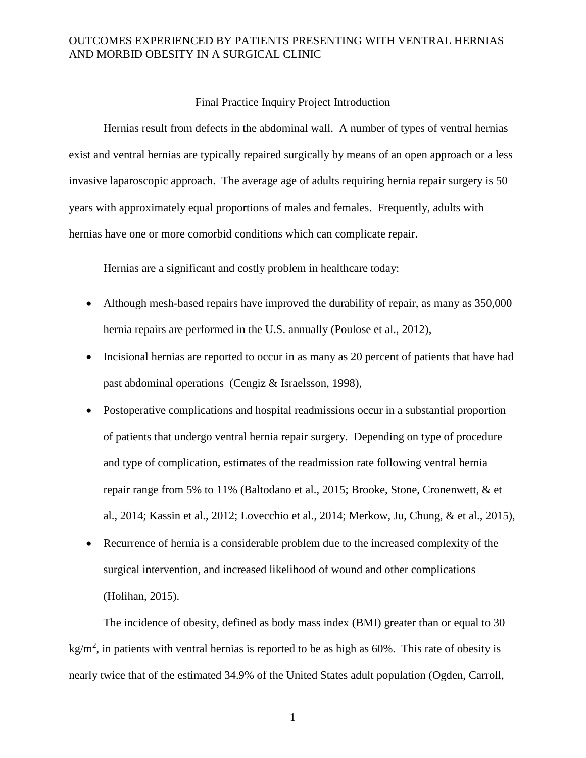Final Practice Inquiry Project Introduction

Hernias result from defects in the abdominal wall. A number of types of ventral hernias exist and ventral hernias are typically repaired surgically by means of an open approach or a less invasive laparoscopic approach. The average age of adults requiring hernia repair surgery is 50 years with approximately equal proportions of males and females. Frequently, adults with hernias have one or more comorbid conditions which can complicate repair.

Hernias are a significant and costly problem in healthcare today:

- Although mesh-based repairs have improved the durability of repair, as many as 350,000 hernia repairs are performed in the U.S. annually (Poulose et al., 2012),
- Incisional hernias are reported to occur in as many as 20 percent of patients that have had past abdominal operations (Cengiz & Israelsson, 1998),
- Postoperative complications and hospital readmissions occur in a substantial proportion of patients that undergo ventral hernia repair surgery. Depending on type of procedure and type of complication, estimates of the readmission rate following ventral hernia repair range from 5% to 11% (Baltodano et al., 2015; Brooke, Stone, Cronenwett, & et al., 2014; Kassin et al., 2012; Lovecchio et al., 2014; Merkow, Ju, Chung, & et al., 2015),
- Recurrence of hernia is a considerable problem due to the increased complexity of the surgical intervention, and increased likelihood of wound and other complications (Holihan, 2015).

The incidence of obesity, defined as body mass index (BMI) greater than or equal to 30 $kg/m^2$, in patients with ventral hernias is reported to be as high as 60%. This rate of obesity is nearly twice that of the estimated 34.9% of the United States adult population (Ogden, Carroll,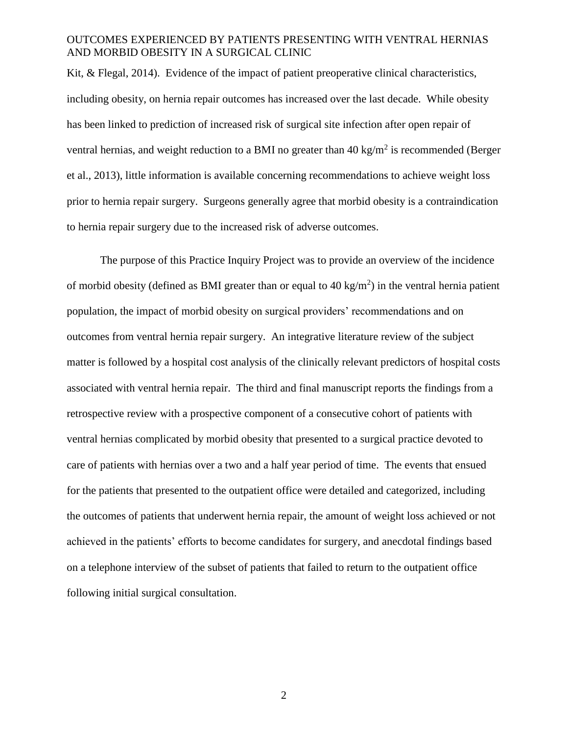Kit, & Flegal, 2014). Evidence of the impact of patient preoperative clinical characteristics, including obesity, on hernia repair outcomes has increased over the last decade. While obesity has been linked to prediction of increased risk of surgical site infection after open repair of ventral hernias, and weight reduction to a BMI no greater than 40 $kg/m^2$ is recommended (Berger et al., 2013), little information is available concerning recommendations to achieve weight loss prior to hernia repair surgery. Surgeons generally agree that morbid obesity is a contraindication to hernia repair surgery due to the increased risk of adverse outcomes.

The purpose of this Practice Inquiry Project was to provide an overview of the incidence of morbid obesity (defined as BMI greater than or equal to 40 $kg/m^2$) in the ventral hernia patient population, the impact of morbid obesity on surgical providers' recommendations and on outcomes from ventral hernia repair surgery. An integrative literature review of the subject matter is followed by a hospital cost analysis of the clinically relevant predictors of hospital costs associated with ventral hernia repair. The third and final manuscript reports the findings from a retrospective review with a prospective component of a consecutive cohort of patients with ventral hernias complicated by morbid obesity that presented to a surgical practice devoted to care of patients with hernias over a two and a half year period of time. The events that ensued for the patients that presented to the outpatient office were detailed and categorized, including the outcomes of patients that underwent hernia repair, the amount of weight loss achieved or not achieved in the patients' efforts to become candidates for surgery, and anecdotal findings based on a telephone interview of the subset of patients that failed to return to the outpatient office following initial surgical consultation.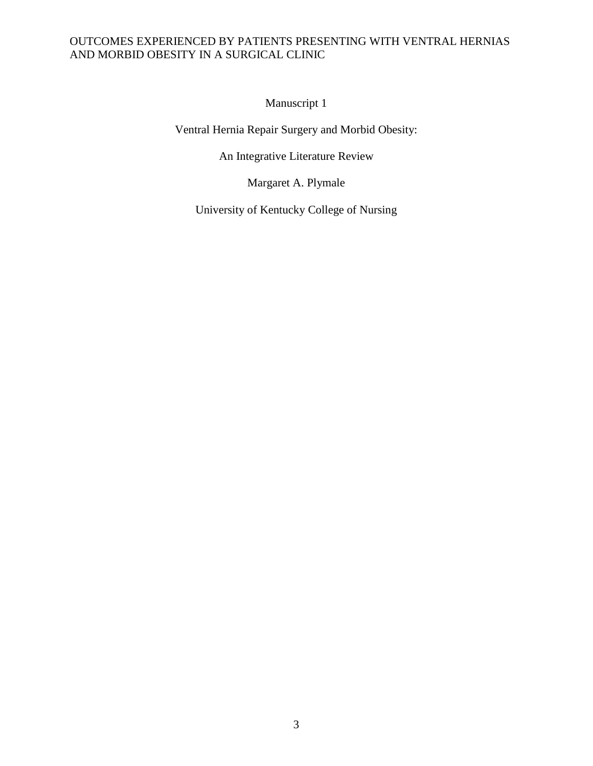Manuscript 1

Ventral Hernia Repair Surgery and Morbid Obesity:

An Integrative Literature Review

Margaret A. Plymale

University of Kentucky College of Nursing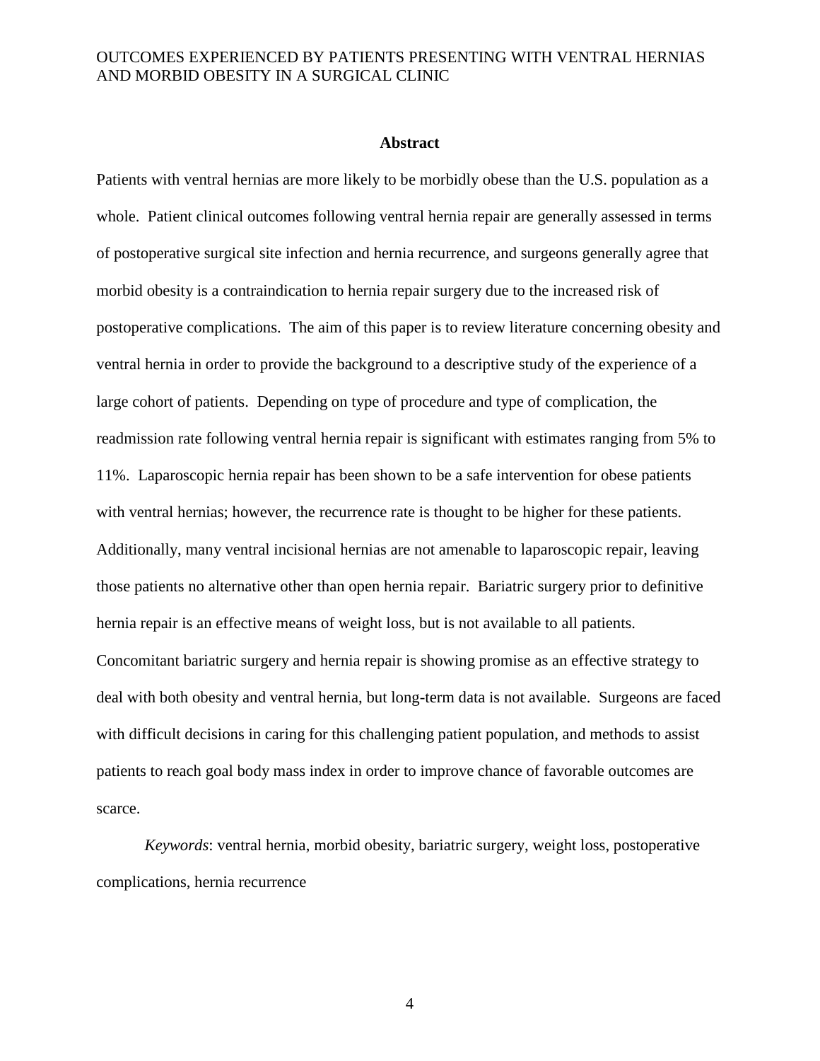## Abstract

Patients with ventral hernias are more likely to be morbidly obese than the U.S. population as a whole. Patient clinical outcomes following ventral hernia repair are generally assessed in terms of postoperative surgical site infection and hernia recurrence, and surgeons generally agree that morbid obesity is a contraindication to hernia repair surgery due to the increased risk of postoperative complications. The aim of this paper is to review literature concerning obesity and ventral hernia in order to provide the background to a descriptive study of the experience of a large cohort of patients. Depending on type of procedure and type of complication, the readmission rate following ventral hernia repair is significant with estimates ranging from 5% to 11%. Laparoscopic hernia repair has been shown to be a safe intervention for obese patients with ventral hernias; however, the recurrence rate is thought to be higher for these patients. Additionally, many ventral incisional hernias are not amenable to laparoscopic repair, leaving those patients no alternative other than open hernia repair. Bariatric surgery prior to definitive hernia repair is an effective means of weight loss, but is not available to all patients. Concomitant bariatric surgery and hernia repair is showing promise as an effective strategy to deal with both obesity and ventral hernia, but long-term data is not available. Surgeons are faced with difficult decisions in caring for this challenging patient population, and methods to assist patients to reach goal body mass index in order to improve chance of favorable outcomes are scarce.

*Keywords*: ventral hernia, morbid obesity, bariatric surgery, weight loss, postoperative complications, hernia recurrence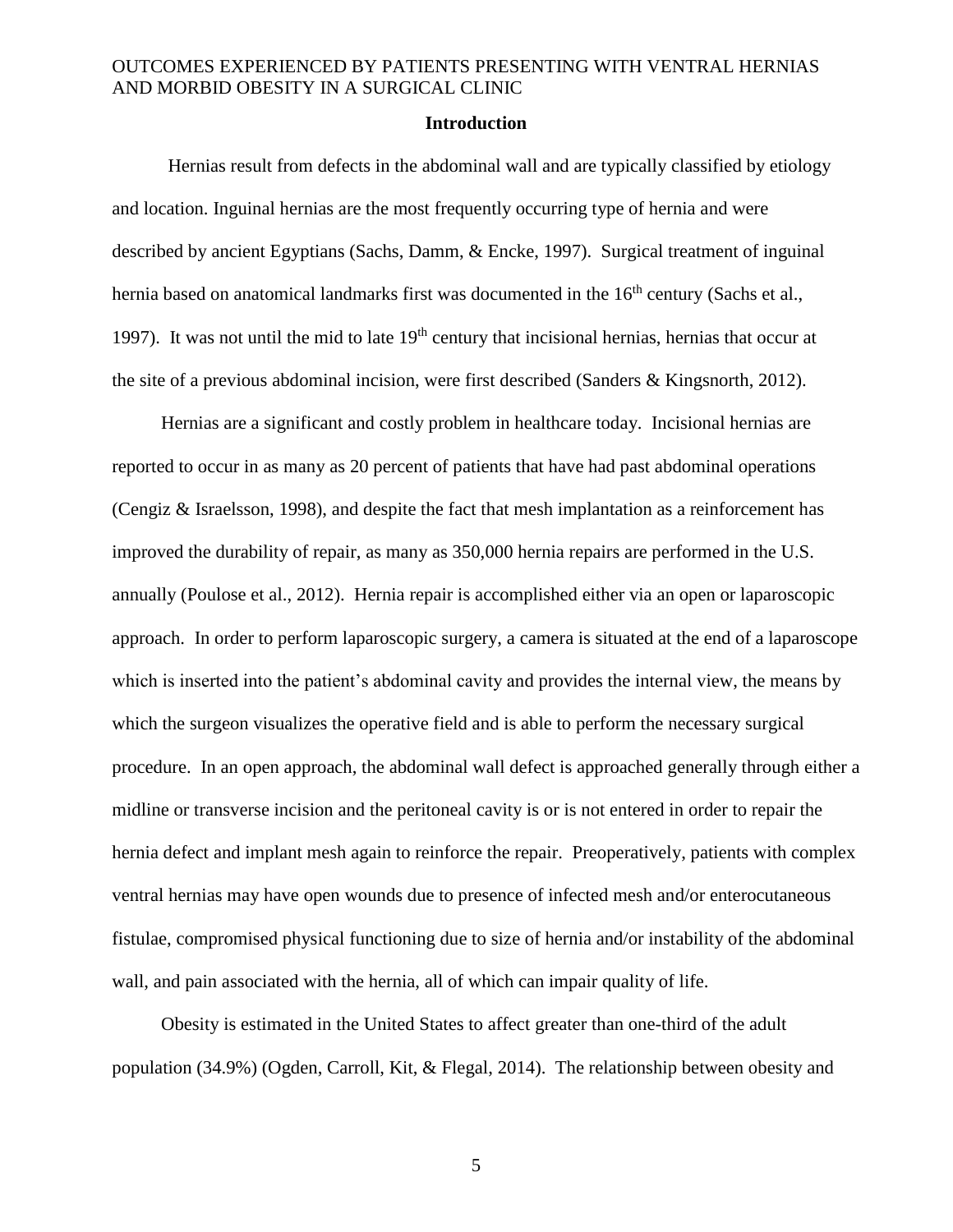## Introduction

Hernias result from defects in the abdominal wall and are typically classified by etiology and location. Inguinal hernias are the most frequently occurring type of hernia and were described by ancient Egyptians (Sachs, Damm, & Encke, 1997). Surgical treatment of inguinal hernia based on anatomical landmarks first was documented in the 16th century (Sachs et al., 1997). It was not until the mid to late 19th century that incisional hernias, hernias that occur at the site of a previous abdominal incision, were first described (Sanders & Kingsnorth, 2012).

Hernias are a significant and costly problem in healthcare today. Incisional hernias are reported to occur in as many as 20 percent of patients that have had past abdominal operations (Cengiz & Israelsson, 1998), and despite the fact that mesh implantation as a reinforcement has improved the durability of repair, as many as 350,000 hernia repairs are performed in the U.S. annually (Poulose et al., 2012). Hernia repair is accomplished either via an open or laparoscopic approach. In order to perform laparoscopic surgery, a camera is situated at the end of a laparoscope which is inserted into the patient's abdominal cavity and provides the internal view, the means by which the surgeon visualizes the operative field and is able to perform the necessary surgical procedure. In an open approach, the abdominal wall defect is approached generally through either a midline or transverse incision and the peritoneal cavity is or is not entered in order to repair the hernia defect and implant mesh again to reinforce the repair. Preoperatively, patients with complex ventral hernias may have open wounds due to presence of infected mesh and/or enterocutaneous fistulae, compromised physical functioning due to size of hernia and/or instability of the abdominal wall, and pain associated with the hernia, all of which can impair quality of life.

Obesity is estimated in the United States to affect greater than one-third of the adult population (34.9%) (Ogden, Carroll, Kit, & Flegal, 2014). The relationship between obesity and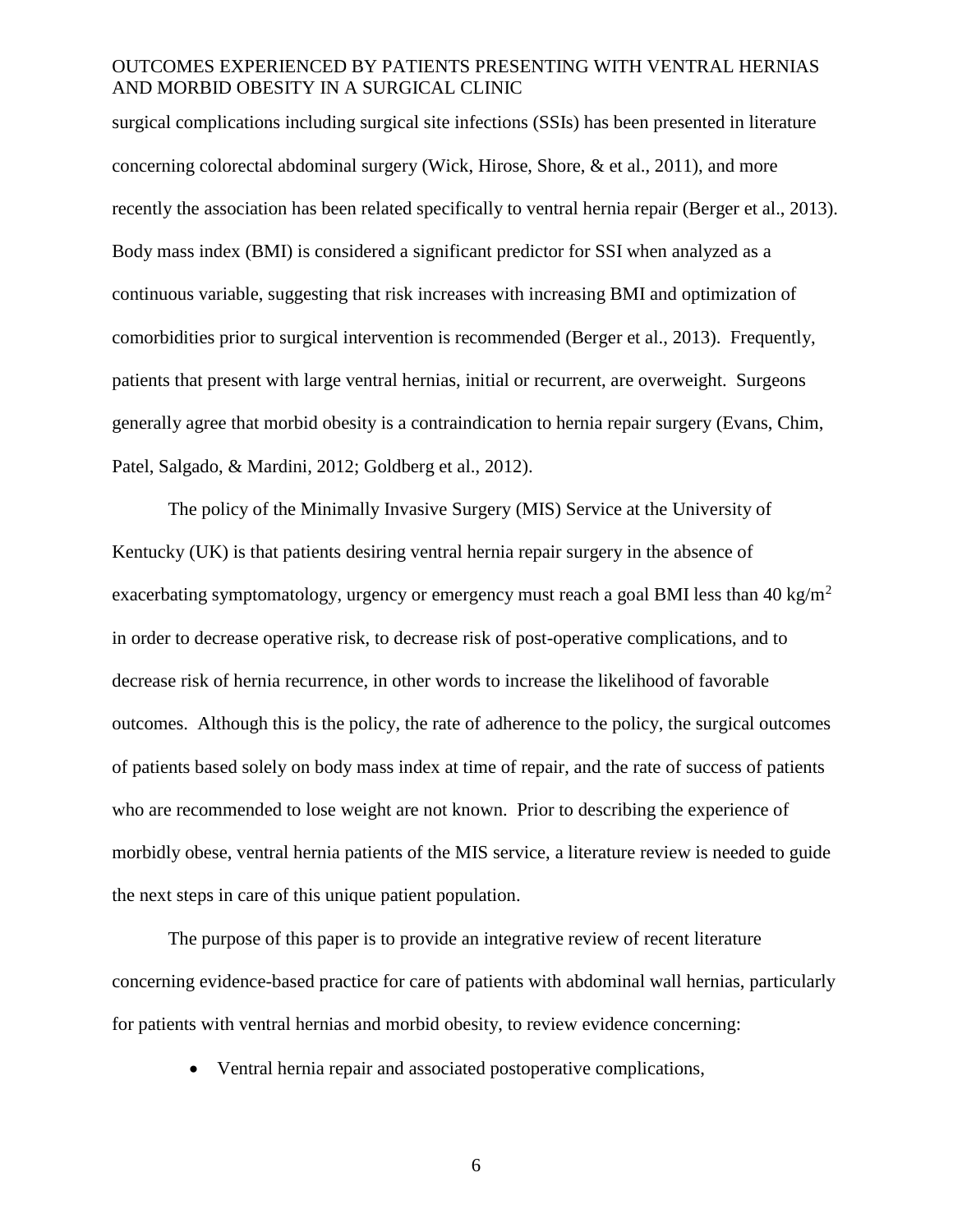surgical complications including surgical site infections (SSIs) has been presented in literature concerning colorectal abdominal surgery (Wick, Hirose, Shore, & et al., 2011), and more recently the association has been related specifically to ventral hernia repair (Berger et al., 2013). Body mass index (BMI) is considered a significant predictor for SSI when analyzed as a continuous variable, suggesting that risk increases with increasing BMI and optimization of comorbidities prior to surgical intervention is recommended (Berger et al., 2013). Frequently, patients that present with large ventral hernias, initial or recurrent, are overweight. Surgeons generally agree that morbid obesity is a contraindication to hernia repair surgery (Evans, Chim, Patel, Salgado, & Mardini, 2012; Goldberg et al., 2012).

The policy of the Minimally Invasive Surgery (MIS) Service at the University of Kentucky (UK) is that patients desiring ventral hernia repair surgery in the absence of exacerbating symptomatology, urgency or emergency must reach a goal BMI less than 40 $kg/m^2$ in order to decrease operative risk, to decrease risk of post-operative complications, and to decrease risk of hernia recurrence, in other words to increase the likelihood of favorable outcomes. Although this is the policy, the rate of adherence to the policy, the surgical outcomes of patients based solely on body mass index at time of repair, and the rate of success of patients who are recommended to lose weight are not known. Prior to describing the experience of morbidly obese, ventral hernia patients of the MIS service, a literature review is needed to guide the next steps in care of this unique patient population.

The purpose of this paper is to provide an integrative review of recent literature concerning evidence-based practice for care of patients with abdominal wall hernias, particularly for patients with ventral hernias and morbid obesity, to review evidence concerning:

- Ventral hernia repair and associated postoperative complications,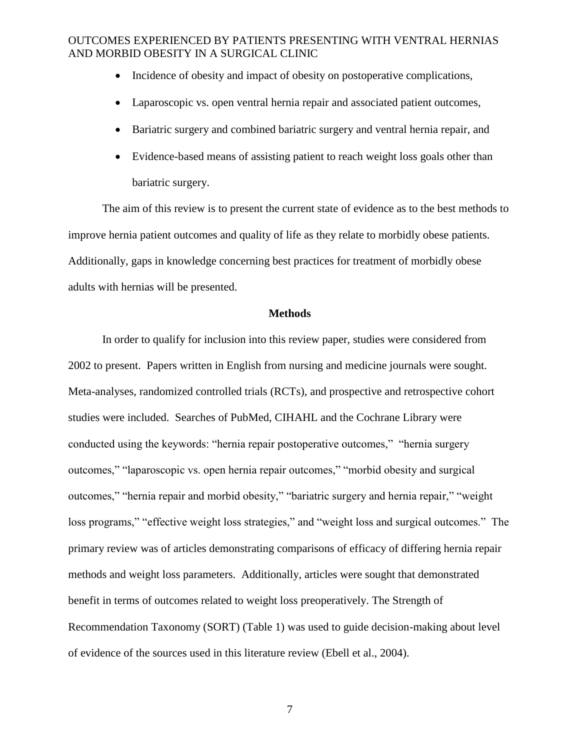- Incidence of obesity and impact of obesity on postoperative complications,
- Laparoscopic vs. open ventral hernia repair and associated patient outcomes,
- Bariatric surgery and combined bariatric surgery and ventral hernia repair, and
- Evidence-based means of assisting patient to reach weight loss goals other than bariatric surgery.

The aim of this review is to present the current state of evidence as to the best methods to improve hernia patient outcomes and quality of life as they relate to morbidly obese patients. Additionally, gaps in knowledge concerning best practices for treatment of morbidly obese adults with hernias will be presented.

## Methods

In order to qualify for inclusion into this review paper, studies were considered from 2002 to present. Papers written in English from nursing and medicine journals were sought. Meta-analyses, randomized controlled trials (RCTs), and prospective and retrospective cohort studies were included. Searches of PubMed, CIHAHL and the Cochrane Library were conducted using the keywords: "hernia repair postoperative outcomes," "hernia surgery outcomes," "laparoscopic vs. open hernia repair outcomes," "morbid obesity and surgical outcomes," "hernia repair and morbid obesity," "bariatric surgery and hernia repair," "weight loss programs," "effective weight loss strategies," and "weight loss and surgical outcomes." The primary review was of articles demonstrating comparisons of efficacy of differing hernia repair methods and weight loss parameters. Additionally, articles were sought that demonstrated benefit in terms of outcomes related to weight loss preoperatively. The Strength of Recommendation Taxonomy (SORT) (Table 1) was used to guide decision-making about level of evidence of the sources used in this literature review (Ebell et al., 2004).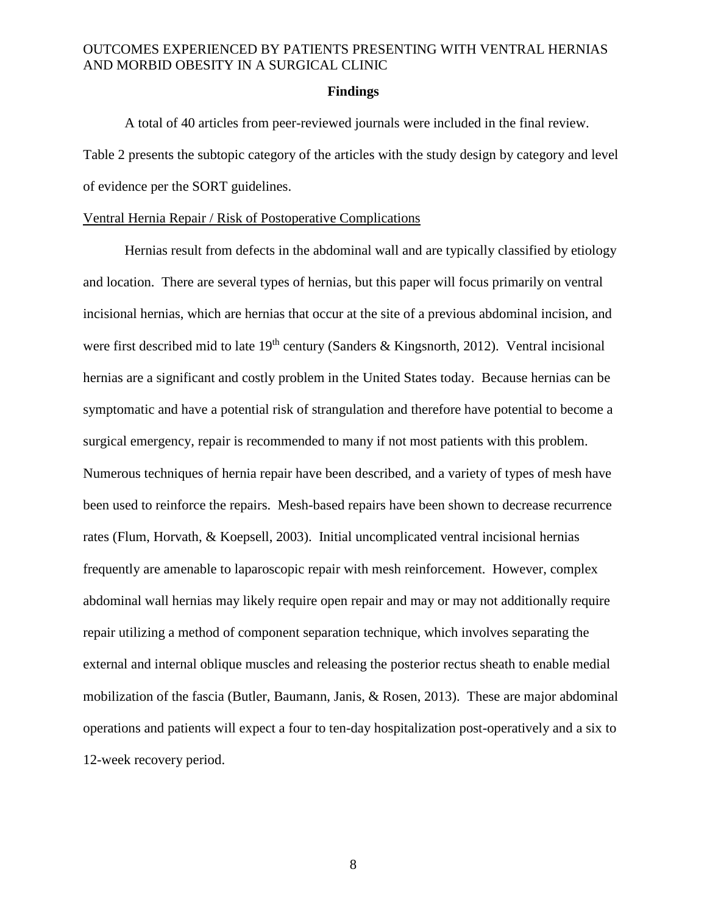## Findings

A total of 40 articles from peer-reviewed journals were included in the final review. Table 2 presents the subtopic category of the articles with the study design by category and level of evidence per the SORT guidelines.

### Ventral Hernia Repair / Risk of Postoperative Complications

Hernias result from defects in the abdominal wall and are typically classified by etiology and location. There are several types of hernias, but this paper will focus primarily on ventral incisional hernias, which are hernias that occur at the site of a previous abdominal incision, and were first described mid to late 19th century (Sanders & Kingsnorth, 2012). Ventral incisional hernias are a significant and costly problem in the United States today. Because hernias can be symptomatic and have a potential risk of strangulation and therefore have potential to become a surgical emergency, repair is recommended to many if not most patients with this problem. Numerous techniques of hernia repair have been described, and a variety of types of mesh have been used to reinforce the repairs. Mesh-based repairs have been shown to decrease recurrence rates (Flum, Horvath, & Koepsell, 2003). Initial uncomplicated ventral incisional hernias frequently are amenable to laparoscopic repair with mesh reinforcement. However, complex abdominal wall hernias may likely require open repair and may or may not additionally require repair utilizing a method of component separation technique, which involves separating the external and internal oblique muscles and releasing the posterior rectus sheath to enable medial mobilization of the fascia (Butler, Baumann, Janis, & Rosen, 2013). These are major abdominal operations and patients will expect a four to ten-day hospitalization post-operatively and a six to 12-week recovery period.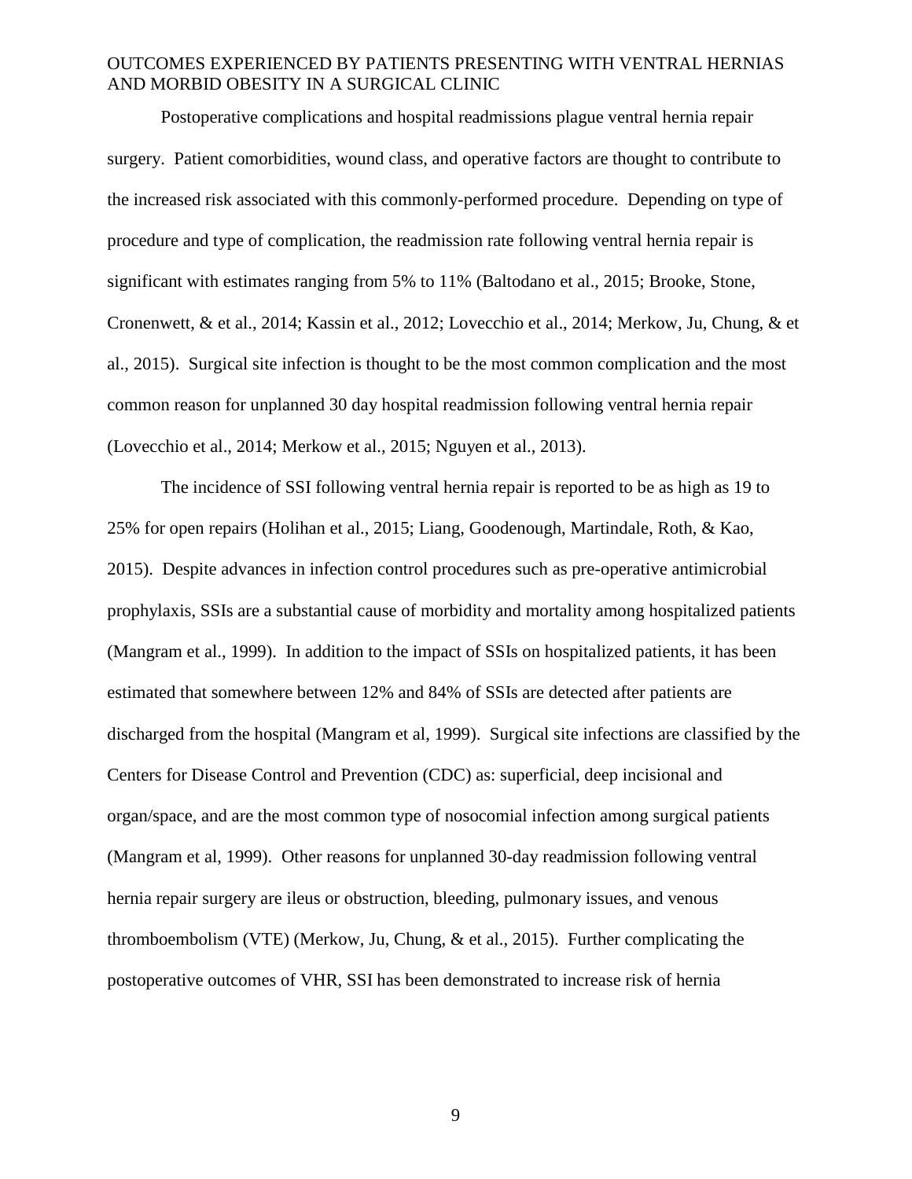Postoperative complications and hospital readmissions plague ventral hernia repair surgery. Patient comorbidities, wound class, and operative factors are thought to contribute to the increased risk associated with this commonly-performed procedure. Depending on type of procedure and type of complication, the readmission rate following ventral hernia repair is significant with estimates ranging from 5% to 11% (Baltodano et al., 2015; Brooke, Stone, Cronenwett, & et al., 2014; Kassin et al., 2012; Lovecchio et al., 2014; Merkow, Ju, Chung, & et al., 2015). Surgical site infection is thought to be the most common complication and the most common reason for unplanned 30 day hospital readmission following ventral hernia repair (Lovecchio et al., 2014; Merkow et al., 2015; Nguyen et al., 2013).

The incidence of SSI following ventral hernia repair is reported to be as high as 19 to 25% for open repairs (Holihan et al., 2015; Liang, Goodenough, Martindale, Roth, & Kao, 2015). Despite advances in infection control procedures such as pre-operative antimicrobial prophylaxis, SSIs are a substantial cause of morbidity and mortality among hospitalized patients (Mangram et al., 1999). In addition to the impact of SSIs on hospitalized patients, it has been estimated that somewhere between 12% and 84% of SSIs are detected after patients are discharged from the hospital (Mangram et al, 1999). Surgical site infections are classified by the Centers for Disease Control and Prevention (CDC) as: superficial, deep incisional and organ/space, and are the most common type of nosocomial infection among surgical patients (Mangram et al, 1999). Other reasons for unplanned 30-day readmission following ventral hernia repair surgery are ileus or obstruction, bleeding, pulmonary issues, and venous thromboembolism (VTE) (Merkow, Ju, Chung, & et al., 2015). Further complicating the postoperative outcomes of VHR, SSI has been demonstrated to increase risk of hernia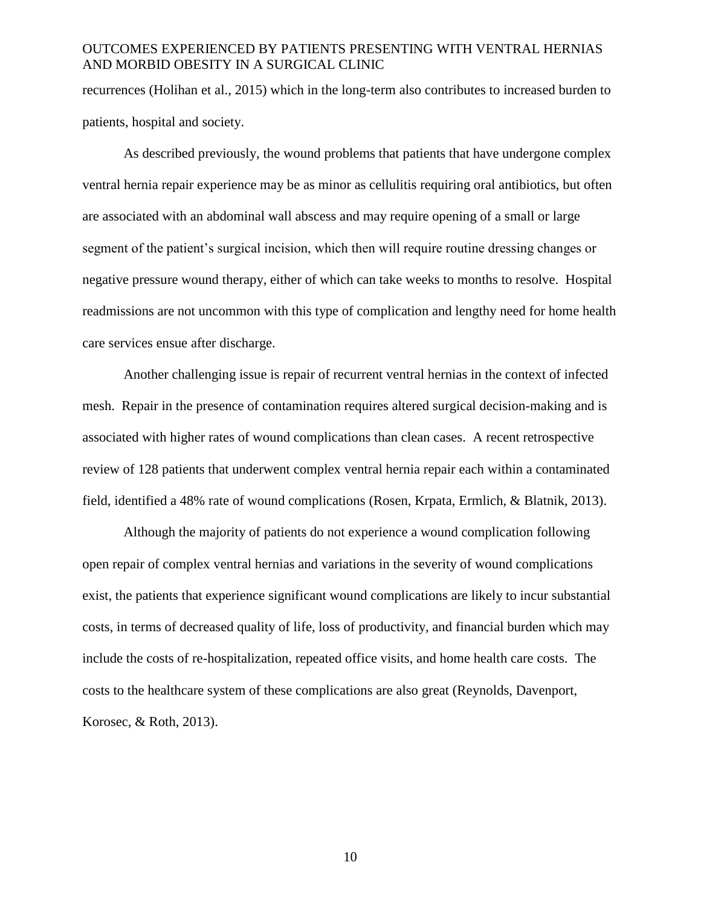recurrences (Holihan et al., 2015) which in the long-term also contributes to increased burden to patients, hospital and society.

As described previously, the wound problems that patients that have undergone complex ventral hernia repair experience may be as minor as cellulitis requiring oral antibiotics, but often are associated with an abdominal wall abscess and may require opening of a small or large segment of the patient's surgical incision, which then will require routine dressing changes or negative pressure wound therapy, either of which can take weeks to months to resolve. Hospital readmissions are not uncommon with this type of complication and lengthy need for home health care services ensue after discharge.

Another challenging issue is repair of recurrent ventral hernias in the context of infected mesh. Repair in the presence of contamination requires altered surgical decision-making and is associated with higher rates of wound complications than clean cases. A recent retrospective review of 128 patients that underwent complex ventral hernia repair each within a contaminated field, identified a 48% rate of wound complications (Rosen, Krpata, Ermlich, & Blatnik, 2013).

Although the majority of patients do not experience a wound complication following open repair of complex ventral hernias and variations in the severity of wound complications exist, the patients that experience significant wound complications are likely to incur substantial costs, in terms of decreased quality of life, loss of productivity, and financial burden which may include the costs of re-hospitalization, repeated office visits, and home health care costs. The costs to the healthcare system of these complications are also great (Reynolds, Davenport, Korosec, & Roth, 2013).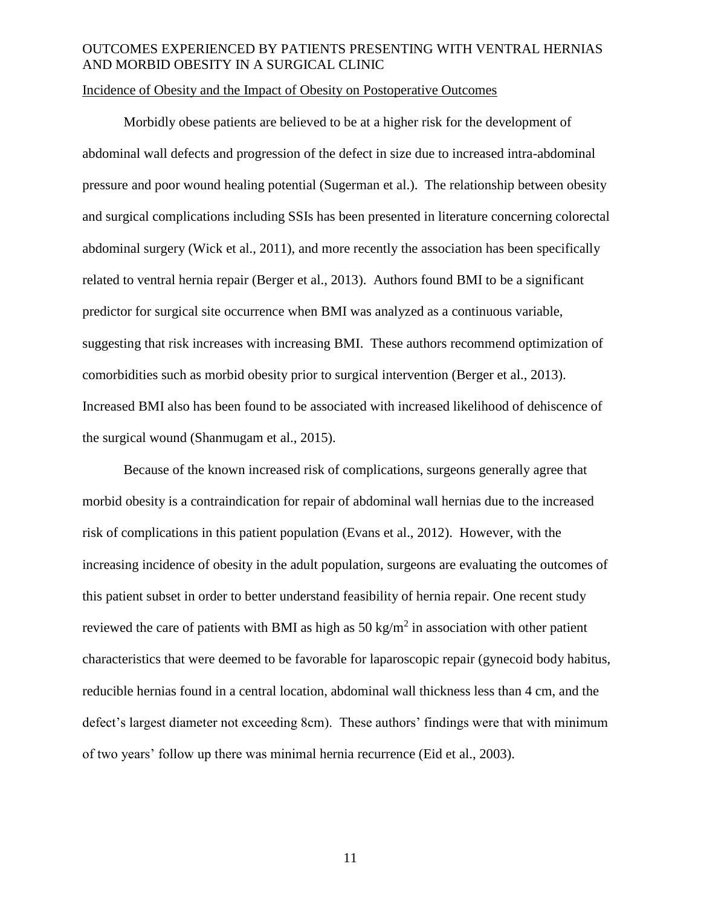Incidence of Obesity and the Impact of Obesity on Postoperative Outcomes

Morbidly obese patients are believed to be at a higher risk for the development of abdominal wall defects and progression of the defect in size due to increased intra-abdominal pressure and poor wound healing potential (Sugerman et al.). The relationship between obesity and surgical complications including SSIs has been presented in literature concerning colorectal abdominal surgery (Wick et al., 2011), and more recently the association has been specifically related to ventral hernia repair (Berger et al., 2013). Authors found BMI to be a significant predictor for surgical site occurrence when BMI was analyzed as a continuous variable, suggesting that risk increases with increasing BMI. These authors recommend optimization of comorbidities such as morbid obesity prior to surgical intervention (Berger et al., 2013). Increased BMI also has been found to be associated with increased likelihood of dehiscence of the surgical wound (Shanmugam et al., 2015).

Because of the known increased risk of complications, surgeons generally agree that morbid obesity is a contraindication for repair of abdominal wall hernias due to the increased risk of complications in this patient population (Evans et al., 2012). However, with the increasing incidence of obesity in the adult population, surgeons are evaluating the outcomes of this patient subset in order to better understand feasibility of hernia repair. One recent study reviewed the care of patients with BMI as high as 50 $kg/m^2$ in association with other patient characteristics that were deemed to be favorable for laparoscopic repair (gynecoid body habitus, reducible hernias found in a central location, abdominal wall thickness less than 4 cm, and the defect's largest diameter not exceeding 8cm). These authors' findings were that with minimum of two years' follow up there was minimal hernia recurrence (Eid et al., 2003).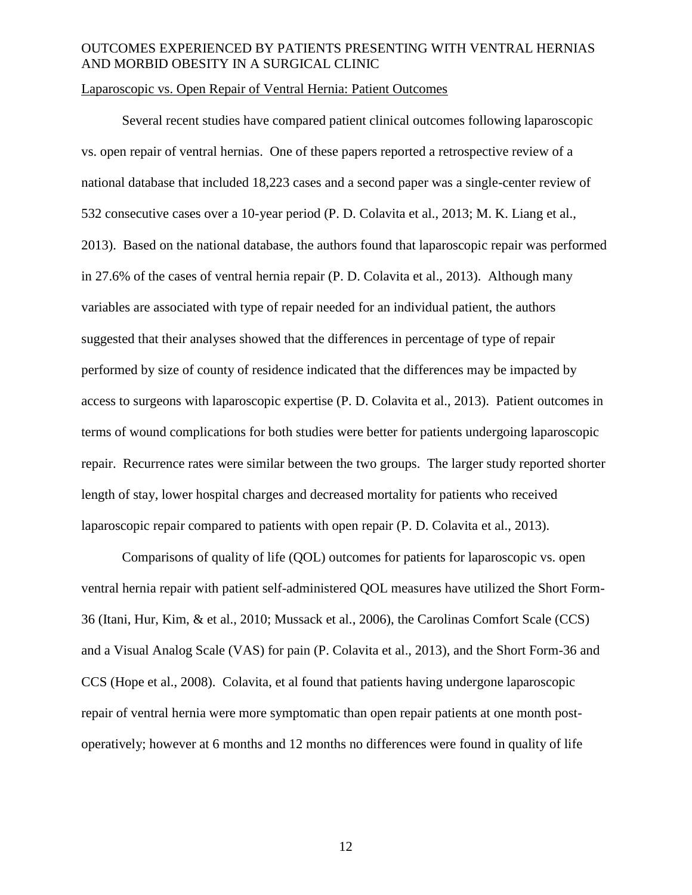Laparoscopic vs. Open Repair of Ventral Hernia: Patient Outcomes

Several recent studies have compared patient clinical outcomes following laparoscopic vs. open repair of ventral hernias. One of these papers reported a retrospective review of a national database that included 18,223 cases and a second paper was a single-center review of 532 consecutive cases over a 10-year period (P. D. Colavita et al., 2013; M. K. Liang et al., 2013). Based on the national database, the authors found that laparoscopic repair was performed in 27.6% of the cases of ventral hernia repair (P. D. Colavita et al., 2013). Although many variables are associated with type of repair needed for an individual patient, the authors suggested that their analyses showed that the differences in percentage of type of repair performed by size of county of residence indicated that the differences may be impacted by access to surgeons with laparoscopic expertise (P. D. Colavita et al., 2013). Patient outcomes in terms of wound complications for both studies were better for patients undergoing laparoscopic repair. Recurrence rates were similar between the two groups. The larger study reported shorter length of stay, lower hospital charges and decreased mortality for patients who received laparoscopic repair compared to patients with open repair (P. D. Colavita et al., 2013).

Comparisons of quality of life (QOL) outcomes for patients for laparoscopic vs. open ventral hernia repair with patient self-administered QOL measures have utilized the Short Form-36 (Itani, Hur, Kim, & et al., 2010; Mussack et al., 2006), the Carolinas Comfort Scale (CCS) and a Visual Analog Scale (VAS) for pain (P. Colavita et al., 2013), and the Short Form-36 and CCS (Hope et al., 2008). Colavita, et al found that patients having undergone laparoscopic repair of ventral hernia were more symptomatic than open repair patients at one month post-operatively; however at 6 months and 12 months no differences were found in quality of life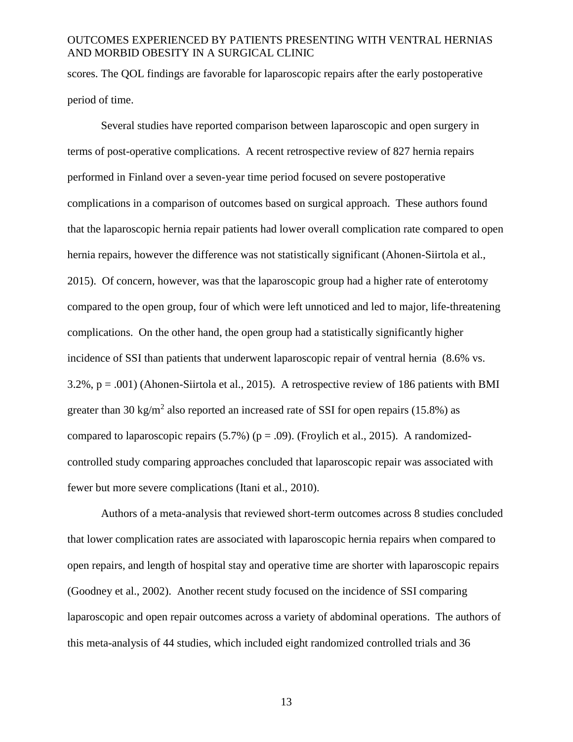scores. The QOL findings are favorable for laparoscopic repairs after the early postoperative period of time.

Several studies have reported comparison between laparoscopic and open surgery in terms of post-operative complications. A recent retrospective review of 827 hernia repairs performed in Finland over a seven-year time period focused on severe postoperative complications in a comparison of outcomes based on surgical approach. These authors found that the laparoscopic hernia repair patients had lower overall complication rate compared to open hernia repairs, however the difference was not statistically significant (Ahonen-Siirtola et al., 2015). Of concern, however, was that the laparoscopic group had a higher rate of enterotomy compared to the open group, four of which were left unnoticed and led to major, life-threatening complications. On the other hand, the open group had a statistically significantly higher incidence of SSI than patients that underwent laparoscopic repair of ventral hernia (8.6% vs. 3.2%, $p = .001$) (Ahonen-Siirtola et al., 2015). A retrospective review of 186 patients with BMI greater than 30 $kg/m^2$ also reported an increased rate of SSI for open repairs (15.8%) as compared to laparoscopic repairs (5.7%) ($p = .09$). (Froylich et al., 2015). A randomized-controlled study comparing approaches concluded that laparoscopic repair was associated with fewer but more severe complications (Itani et al., 2010).

Authors of a meta-analysis that reviewed short-term outcomes across 8 studies concluded that lower complication rates are associated with laparoscopic hernia repairs when compared to open repairs, and length of hospital stay and operative time are shorter with laparoscopic repairs (Goodney et al., 2002). Another recent study focused on the incidence of SSI comparing laparoscopic and open repair outcomes across a variety of abdominal operations. The authors of this meta-analysis of 44 studies, which included eight randomized controlled trials and 36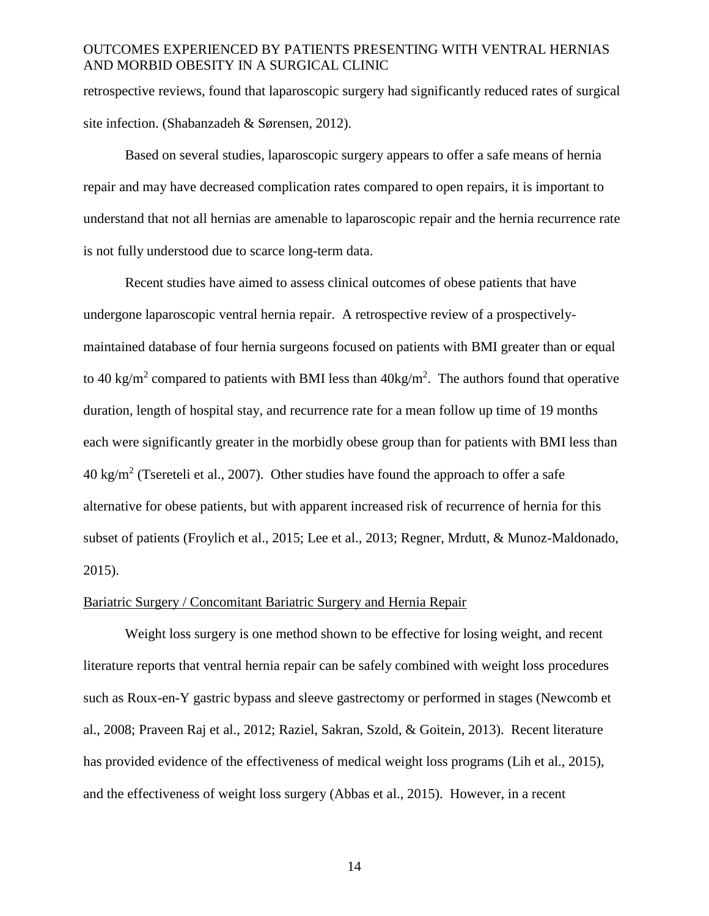retrospective reviews, found that laparoscopic surgery had significantly reduced rates of surgical site infection. (Shabanzadeh & Sørensen, 2012).

Based on several studies, laparoscopic surgery appears to offer a safe means of hernia repair and may have decreased complication rates compared to open repairs, it is important to understand that not all hernias are amenable to laparoscopic repair and the hernia recurrence rate is not fully understood due to scarce long-term data.

Recent studies have aimed to assess clinical outcomes of obese patients that have undergone laparoscopic ventral hernia repair. A retrospective review of a prospectively-maintained database of four hernia surgeons focused on patients with BMI greater than or equal to 40 kg/$m^2$ compared to patients with BMI less than 40kg/$m^2$. The authors found that operative duration, length of hospital stay, and recurrence rate for a mean follow up time of 19 months each were significantly greater in the morbidly obese group than for patients with BMI less than 40 kg/$m^2$ (Tsereteli et al., 2007). Other studies have found the approach to offer a safe alternative for obese patients, but with apparent increased risk of recurrence of hernia for this subset of patients (Froylich et al., 2015; Lee et al., 2013; Regner, Mrdutt, & Munoz-Maldonado, 2015).

Bariatric Surgery / Concomitant Bariatric Surgery and Hernia Repair

Weight loss surgery is one method shown to be effective for losing weight, and recent literature reports that ventral hernia repair can be safely combined with weight loss procedures such as Roux-en-Y gastric bypass and sleeve gastrectomy or performed in stages (Newcomb et al., 2008; Praveen Raj et al., 2012; Raziel, Sakran, Szold, & Goitein, 2013). Recent literature has provided evidence of the effectiveness of medical weight loss programs (Lih et al., 2015), and the effectiveness of weight loss surgery (Abbas et al., 2015). However, in a recent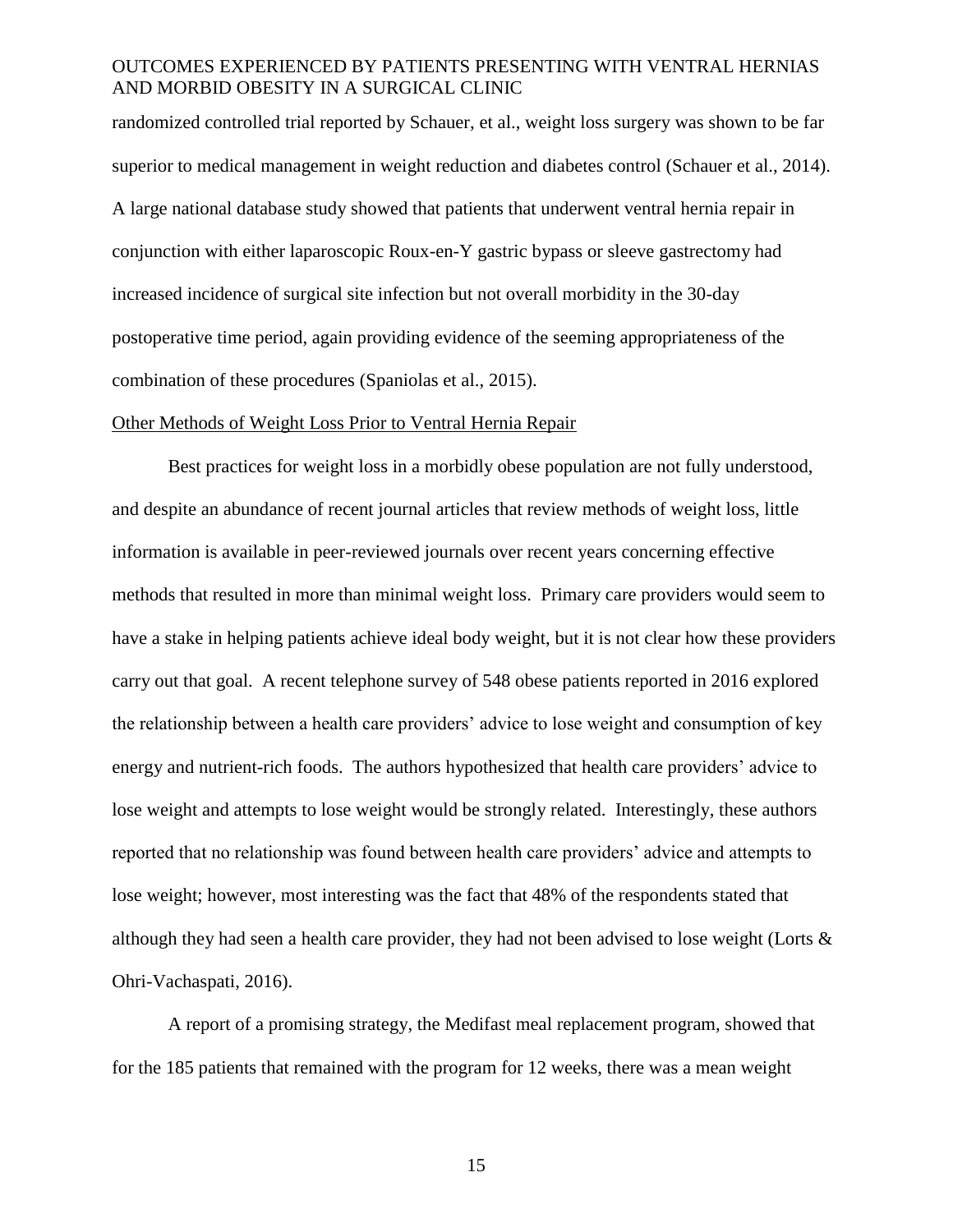randomized controlled trial reported by Schauer, et al., weight loss surgery was shown to be far superior to medical management in weight reduction and diabetes control (Schauer et al., 2014). A large national database study showed that patients that underwent ventral hernia repair in conjunction with either laparoscopic Roux-en-Y gastric bypass or sleeve gastrectomy had increased incidence of surgical site infection but not overall morbidity in the 30-day postoperative time period, again providing evidence of the seeming appropriateness of the combination of these procedures (Spaniolas et al., 2015).

<u>Other Methods of Weight Loss Prior to Ventral Hernia Repair</u>

Best practices for weight loss in a morbidly obese population are not fully understood, and despite an abundance of recent journal articles that review methods of weight loss, little information is available in peer-reviewed journals over recent years concerning effective methods that resulted in more than minimal weight loss. Primary care providers would seem to have a stake in helping patients achieve ideal body weight, but it is not clear how these providers carry out that goal. A recent telephone survey of 548 obese patients reported in 2016 explored the relationship between a health care providers' advice to lose weight and consumption of key energy and nutrient-rich foods. The authors hypothesized that health care providers' advice to lose weight and attempts to lose weight would be strongly related. Interestingly, these authors reported that no relationship was found between health care providers' advice and attempts to lose weight; however, most interesting was the fact that 48% of the respondents stated that although they had seen a health care provider, they had not been advised to lose weight (Lorts & Ohri-Vachaspati, 2016).

A report of a promising strategy, the Medifast meal replacement program, showed that for the 185 patients that remained with the program for 12 weeks, there was a mean weight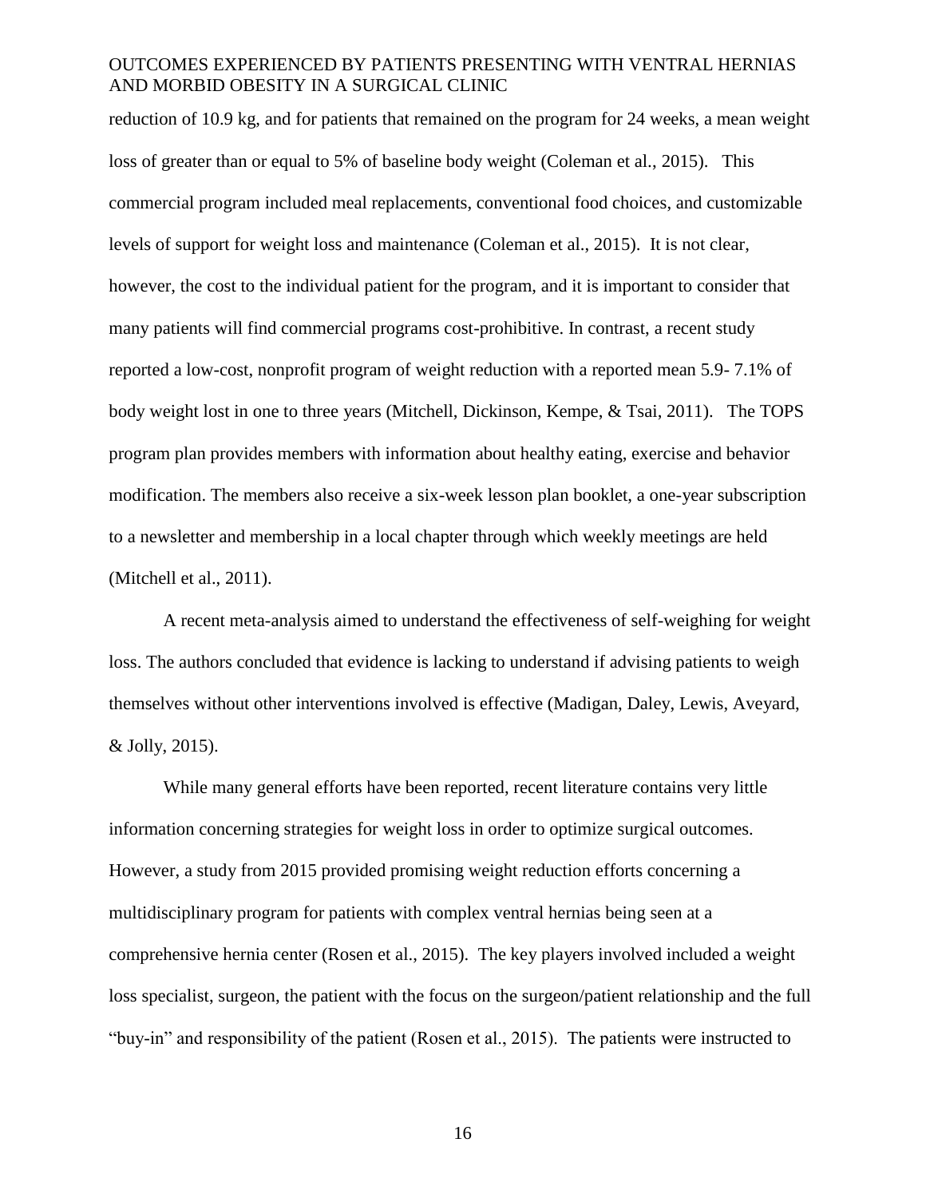reduction of 10.9 kg, and for patients that remained on the program for 24 weeks, a mean weight loss of greater than or equal to 5% of baseline body weight (Coleman et al., 2015). This commercial program included meal replacements, conventional food choices, and customizable levels of support for weight loss and maintenance (Coleman et al., 2015). It is not clear, however, the cost to the individual patient for the program, and it is important to consider that many patients will find commercial programs cost-prohibitive. In contrast, a recent study reported a low-cost, nonprofit program of weight reduction with a reported mean 5.9- 7.1% of body weight lost in one to three years (Mitchell, Dickinson, Kempe, & Tsai, 2011). The TOPS program plan provides members with information about healthy eating, exercise and behavior modification. The members also receive a six-week lesson plan booklet, a one-year subscription to a newsletter and membership in a local chapter through which weekly meetings are held (Mitchell et al., 2011).

A recent meta-analysis aimed to understand the effectiveness of self-weighing for weight loss. The authors concluded that evidence is lacking to understand if advising patients to weigh themselves without other interventions involved is effective (Madigan, Daley, Lewis, Aveyard, & Jolly, 2015).

While many general efforts have been reported, recent literature contains very little information concerning strategies for weight loss in order to optimize surgical outcomes. However, a study from 2015 provided promising weight reduction efforts concerning a multidisciplinary program for patients with complex ventral hernias being seen at a comprehensive hernia center (Rosen et al., 2015). The key players involved included a weight loss specialist, surgeon, the patient with the focus on the surgeon/patient relationship and the full "buy-in" and responsibility of the patient (Rosen et al., 2015). The patients were instructed to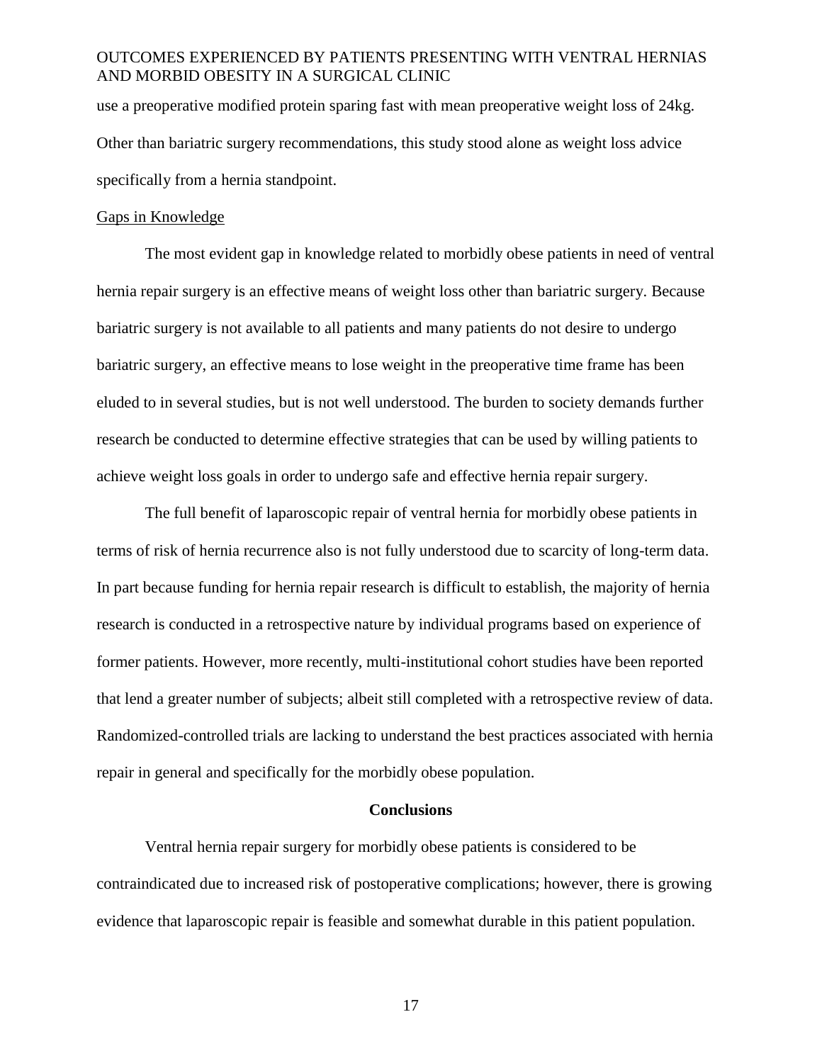use a preoperative modified protein sparing fast with mean preoperative weight loss of 24kg. Other than bariatric surgery recommendations, this study stood alone as weight loss advice specifically from a hernia standpoint.

### Gaps in Knowledge

The most evident gap in knowledge related to morbidly obese patients in need of ventral hernia repair surgery is an effective means of weight loss other than bariatric surgery. Because bariatric surgery is not available to all patients and many patients do not desire to undergo bariatric surgery, an effective means to lose weight in the preoperative time frame has been eluded to in several studies, but is not well understood. The burden to society demands further research be conducted to determine effective strategies that can be used by willing patients to achieve weight loss goals in order to undergo safe and effective hernia repair surgery.

The full benefit of laparoscopic repair of ventral hernia for morbidly obese patients in terms of risk of hernia recurrence also is not fully understood due to scarcity of long-term data. In part because funding for hernia repair research is difficult to establish, the majority of hernia research is conducted in a retrospective nature by individual programs based on experience of former patients. However, more recently, multi-institutional cohort studies have been reported that lend a greater number of subjects; albeit still completed with a retrospective review of data. Randomized-controlled trials are lacking to understand the best practices associated with hernia repair in general and specifically for the morbidly obese population.

## Conclusions

Ventral hernia repair surgery for morbidly obese patients is considered to be contraindicated due to increased risk of postoperative complications; however, there is growing evidence that laparoscopic repair is feasible and somewhat durable in this patient population.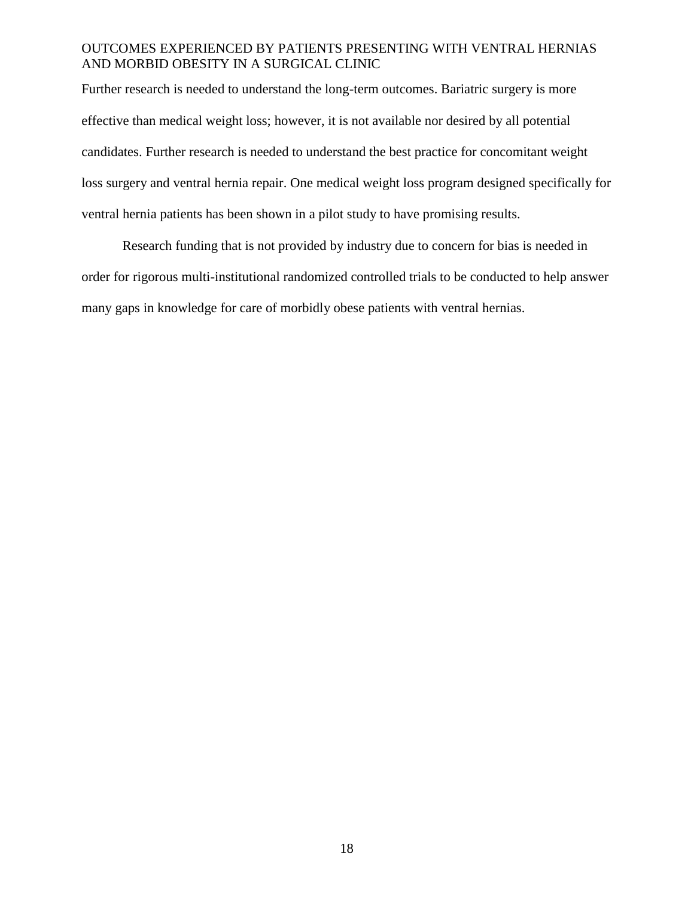Further research is needed to understand the long-term outcomes. Bariatric surgery is more effective than medical weight loss; however, it is not available nor desired by all potential candidates. Further research is needed to understand the best practice for concomitant weight loss surgery and ventral hernia repair. One medical weight loss program designed specifically for ventral hernia patients has been shown in a pilot study to have promising results.

Research funding that is not provided by industry due to concern for bias is needed in order for rigorous multi-institutional randomized controlled trials to be conducted to help answer many gaps in knowledge for care of morbidly obese patients with ventral hernias.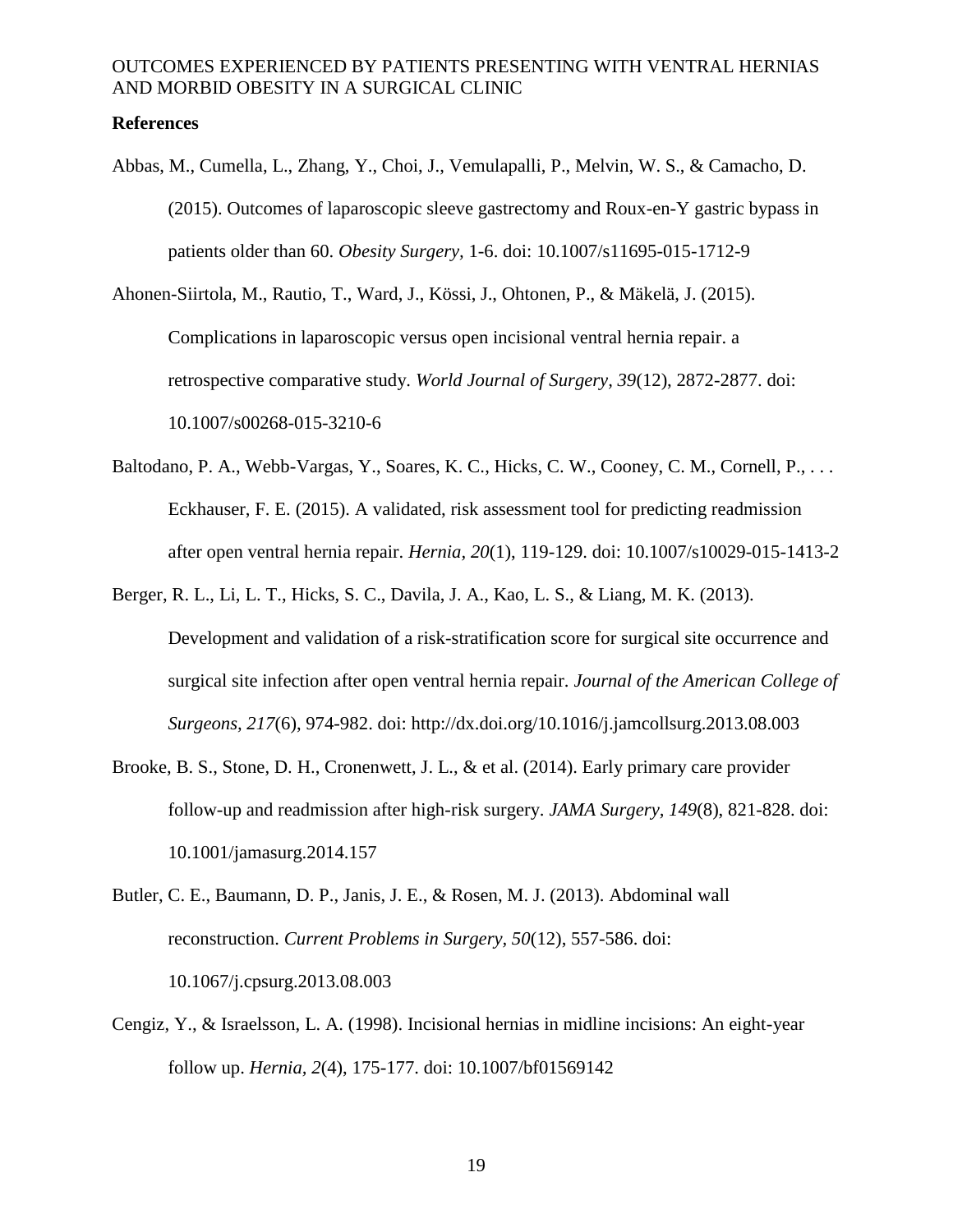**References**

Abbas, M., Cumella, L., Zhang, Y., Choi, J., Vemulapalli, P., Melvin, W. S., & Camacho, D. (2015). Outcomes of laparoscopic sleeve gastrectomy and Roux-en-Y gastric bypass in patients older than 60. *Obesity Surgery*, 1-6. doi: 10.1007/s11695-015-1712-9

Ahonen-Siirtola, M., Rautio, T., Ward, J., Kössi, J., Ohtonen, P., & Mäkelä, J. (2015). Complications in laparoscopic versus open incisional ventral hernia repair. a retrospective comparative study. *World Journal of Surgery, 39*(12), 2872-2877. doi: 10.1007/s00268-015-3210-6

Baltodano, P. A., Webb-Vargas, Y., Soares, K. C., Hicks, C. W., Cooney, C. M., Cornell, P., . . . Eckhauser, F. E. (2015). A validated, risk assessment tool for predicting readmission after open ventral hernia repair. *Hernia, 20*(1), 119-129. doi: 10.1007/s10029-015-1413-2

Berger, R. L., Li, L. T., Hicks, S. C., Davila, J. A., Kao, L. S., & Liang, M. K. (2013). Development and validation of a risk-stratification score for surgical site occurrence and surgical site infection after open ventral hernia repair. *Journal of the American College of Surgeons, 217*(6), 974-982. doi: http://dx.doi.org/10.1016/j.jamcollsurg.2013.08.003

Brooke, B. S., Stone, D. H., Cronenwett, J. L., & et al. (2014). Early primary care provider follow-up and readmission after high-risk surgery. *JAMA Surgery, 149*(8), 821-828. doi: 10.1001/jamasurg.2014.157

Butler, C. E., Baumann, D. P., Janis, J. E., & Rosen, M. J. (2013). Abdominal wall reconstruction. *Current Problems in Surgery, 50*(12), 557-586. doi: 10.1067/j.cpsurg.2013.08.003

Cengiz, Y., & Israelsson, L. A. (1998). Incisional hernias in midline incisions: An eight-year follow up. *Hernia, 2*(4), 175-177. doi: 10.1007/bf01569142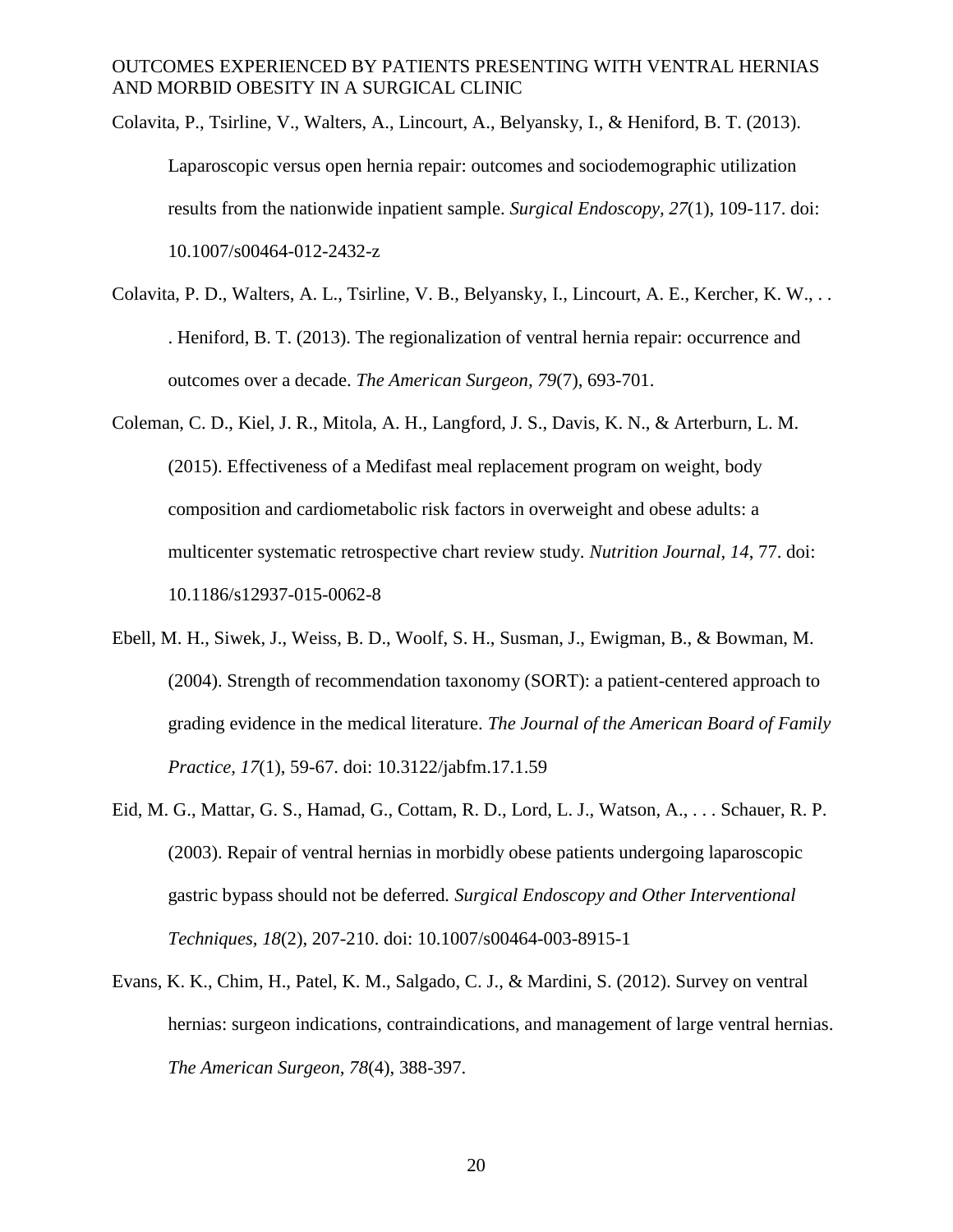Colavita, P., Tsirline, V., Walters, A., Lincourt, A., Belyansky, I., & Heniford, B. T. (2013). Laparoscopic versus open hernia repair: outcomes and sociodemographic utilization results from the nationwide inpatient sample. *Surgical Endoscopy, 27*(1), 109-117. doi: 10.1007/s00464-012-2432-z

Colavita, P. D., Walters, A. L., Tsirline, V. B., Belyansky, I., Lincourt, A. E., Kercher, K. W., . . . Heniford, B. T. (2013). The regionalization of ventral hernia repair: occurrence and outcomes over a decade. *The American Surgeon, 79*(7), 693-701.

Coleman, C. D., Kiel, J. R., Mitola, A. H., Langford, J. S., Davis, K. N., & Arterburn, L. M. (2015). Effectiveness of a Medifast meal replacement program on weight, body composition and cardiometabolic risk factors in overweight and obese adults: a multicenter systematic retrospective chart review study. *Nutrition Journal, 14*, 77. doi: 10.1186/s12937-015-0062-8

Ebell, M. H., Siwek, J., Weiss, B. D., Woolf, S. H., Susman, J., Ewigman, B., & Bowman, M. (2004). Strength of recommendation taxonomy (SORT): a patient-centered approach to grading evidence in the medical literature. *The Journal of the American Board of Family Practice, 17*(1), 59-67. doi: 10.3122/jabfm.17.1.59

Eid, M. G., Mattar, G. S., Hamad, G., Cottam, R. D., Lord, L. J., Watson, A., . . . Schauer, R. P. (2003). Repair of ventral hernias in morbidly obese patients undergoing laparoscopic gastric bypass should not be deferred. *Surgical Endoscopy and Other Interventional Techniques, 18*(2), 207-210. doi: 10.1007/s00464-003-8915-1

Evans, K. K., Chim, H., Patel, K. M., Salgado, C. J., & Mardini, S. (2012). Survey on ventral hernias: surgeon indications, contraindications, and management of large ventral hernias. *The American Surgeon, 78*(4), 388-397.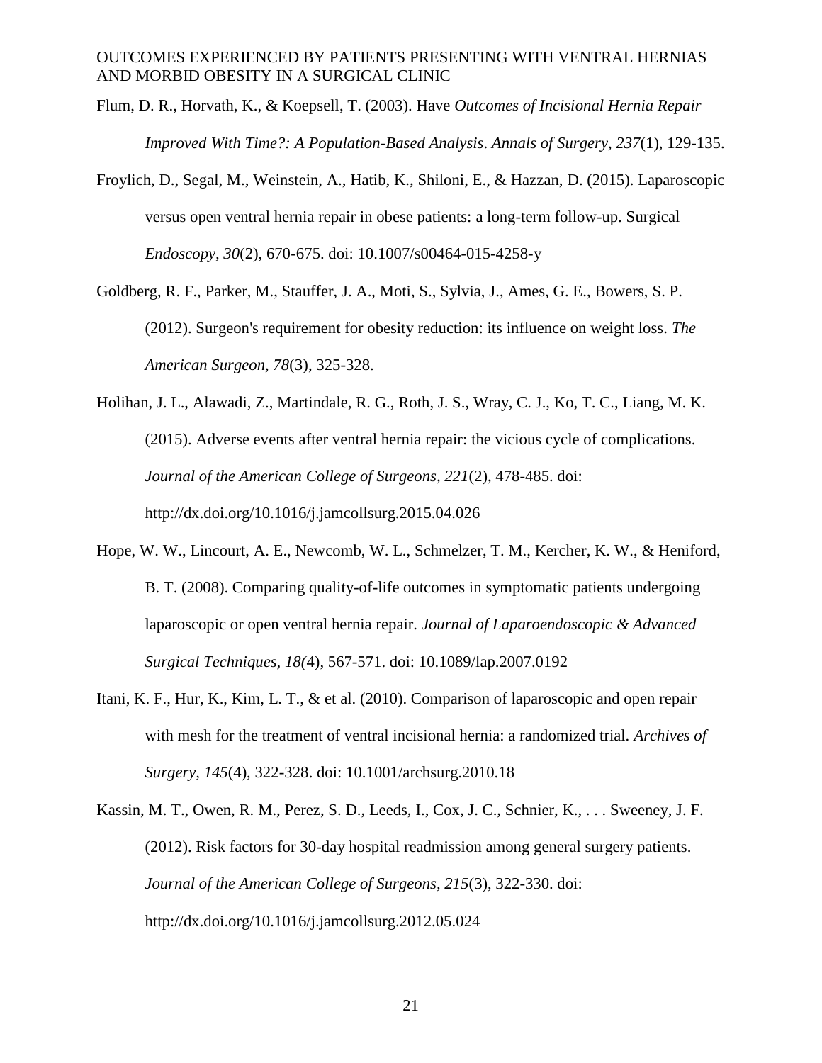Flum, D. R., Horvath, K., & Koepsell, T. (2003). Have *Outcomes of Incisional Hernia Repair Improved With Time?: A Population-Based Analysis*. *Annals of Surgery, 237*(1), 129-135.

Froylich, D., Segal, M., Weinstein, A., Hatib, K., Shiloni, E., & Hazzan, D. (2015). Laparoscopic versus open ventral hernia repair in obese patients: a long-term follow-up. Surgical *Endoscopy, 30*(2), 670-675. doi: 10.1007/s00464-015-4258-y

Goldberg, R. F., Parker, M., Stauffer, J. A., Moti, S., Sylvia, J., Ames, G. E., Bowers, S. P. (2012). Surgeon's requirement for obesity reduction: its influence on weight loss. *The American Surgeon, 78*(3), 325-328.

Holihan, J. L., Alawadi, Z., Martindale, R. G., Roth, J. S., Wray, C. J., Ko, T. C., Liang, M. K. (2015). Adverse events after ventral hernia repair: the vicious cycle of complications. *Journal of the American College of Surgeons, 221*(2), 478-485. doi: http://dx.doi.org/10.1016/j.jamcollsurg.2015.04.026

Hope, W. W., Lincourt, A. E., Newcomb, W. L., Schmelzer, T. M., Kercher, K. W., & Heniford, B. T. (2008). Comparing quality-of-life outcomes in symptomatic patients undergoing laparoscopic or open ventral hernia repair. *Journal of Laparoendoscopic & Advanced Surgical Techniques, 18(*4), 567-571. doi: 10.1089/lap.2007.0192

Itani, K. F., Hur, K., Kim, L. T., & et al. (2010). Comparison of laparoscopic and open repair with mesh for the treatment of ventral incisional hernia: a randomized trial. *Archives of Surgery, 145*(4), 322-328. doi: 10.1001/archsurg.2010.18

Kassin, M. T., Owen, R. M., Perez, S. D., Leeds, I., Cox, J. C., Schnier, K., . . . Sweeney, J. F. (2012). Risk factors for 30-day hospital readmission among general surgery patients. *Journal of the American College of Surgeons, 215*(3), 322-330. doi: http://dx.doi.org/10.1016/j.jamcollsurg.2012.05.024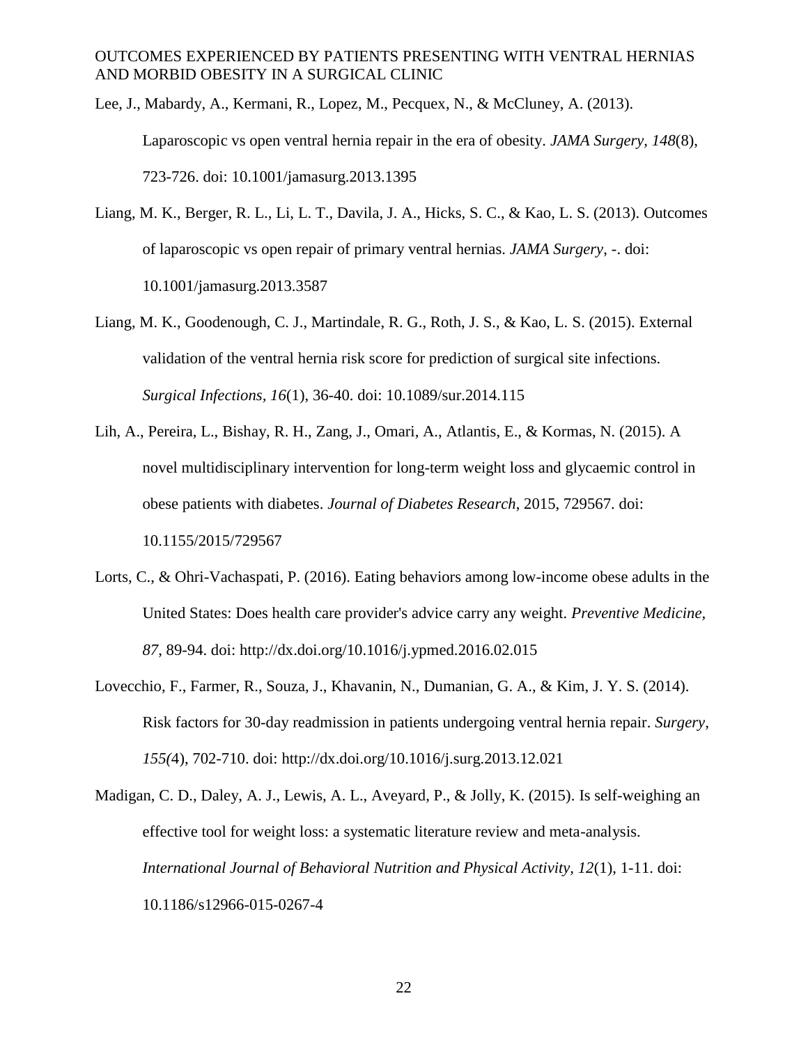Lee, J., Mabardy, A., Kermani, R., Lopez, M., Pecquex, N., & McCluney, A. (2013). Laparoscopic vs open ventral hernia repair in the era of obesity. *JAMA Surgery, 148*(8), 723-726. doi: 10.1001/jamasurg.2013.1395

Liang, M. K., Berger, R. L., Li, L. T., Davila, J. A., Hicks, S. C., & Kao, L. S. (2013). Outcomes of laparoscopic vs open repair of primary ventral hernias. *JAMA Surgery*, -. doi: 10.1001/jamasurg.2013.3587

Liang, M. K., Goodenough, C. J., Martindale, R. G., Roth, J. S., & Kao, L. S. (2015). External validation of the ventral hernia risk score for prediction of surgical site infections. *Surgical Infections, 16*(1), 36-40. doi: 10.1089/sur.2014.115

Lih, A., Pereira, L., Bishay, R. H., Zang, J., Omari, A., Atlantis, E., & Kormas, N. (2015). A novel multidisciplinary intervention for long-term weight loss and glycaemic control in obese patients with diabetes. *Journal of Diabetes Research*, 2015, 729567. doi: 10.1155/2015/729567

Lorts, C., & Ohri-Vachaspati, P. (2016). Eating behaviors among low-income obese adults in the United States: Does health care provider's advice carry any weight. *Preventive Medicine, 87*, 89-94. doi: http://dx.doi.org/10.1016/j.ypmed.2016.02.015

Lovecchio, F., Farmer, R., Souza, J., Khavanin, N., Dumanian, G. A., & Kim, J. Y. S. (2014). Risk factors for 30-day readmission in patients undergoing ventral hernia repair. *Surgery, 155(*4), 702-710. doi: http://dx.doi.org/10.1016/j.surg.2013.12.021

Madigan, C. D., Daley, A. J., Lewis, A. L., Aveyard, P., & Jolly, K. (2015). Is self-weighing an effective tool for weight loss: a systematic literature review and meta-analysis. *International Journal of Behavioral Nutrition and Physical Activity, 12*(1), 1-11. doi: 10.1186/s12966-015-0267-4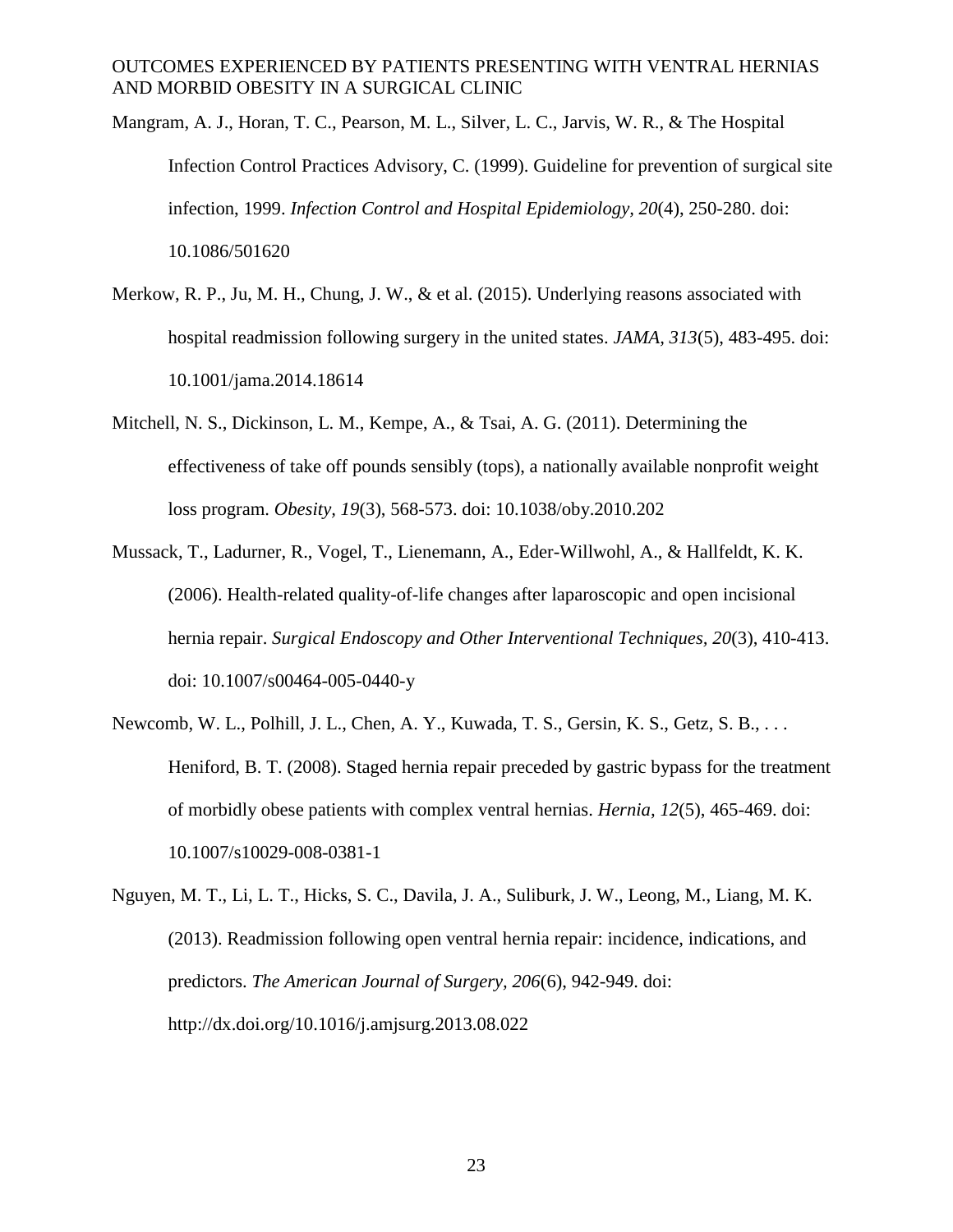Mangram, A. J., Horan, T. C., Pearson, M. L., Silver, L. C., Jarvis, W. R., & The Hospital Infection Control Practices Advisory, C. (1999). Guideline for prevention of surgical site infection, 1999. *Infection Control and Hospital Epidemiology, 20*(4), 250-280. doi: 10.1086/501620

Merkow, R. P., Ju, M. H., Chung, J. W., & et al. (2015). Underlying reasons associated with hospital readmission following surgery in the united states. *JAMA, 313*(5), 483-495. doi: 10.1001/jama.2014.18614

Mitchell, N. S., Dickinson, L. M., Kempe, A., & Tsai, A. G. (2011). Determining the effectiveness of take off pounds sensibly (tops), a nationally available nonprofit weight loss program. *Obesity, 19*(3), 568-573. doi: 10.1038/oby.2010.202

Mussack, T., Ladurner, R., Vogel, T., Lienemann, A., Eder-Willwohl, A., & Hallfeldt, K. K. (2006). Health-related quality-of-life changes after laparoscopic and open incisional hernia repair. *Surgical Endoscopy and Other Interventional Techniques, 20*(3), 410-413. doi: 10.1007/s00464-005-0440-y

Newcomb, W. L., Polhill, J. L., Chen, A. Y., Kuwada, T. S., Gersin, K. S., Getz, S. B., . . . Heniford, B. T. (2008). Staged hernia repair preceded by gastric bypass for the treatment of morbidly obese patients with complex ventral hernias. *Hernia, 12*(5), 465-469. doi: 10.1007/s10029-008-0381-1

Nguyen, M. T., Li, L. T., Hicks, S. C., Davila, J. A., Suliburk, J. W., Leong, M., Liang, M. K. (2013). Readmission following open ventral hernia repair: incidence, indications, and predictors. *The American Journal of Surgery, 206*(6), 942-949. doi: http://dx.doi.org/10.1016/j.amjsurg.2013.08.022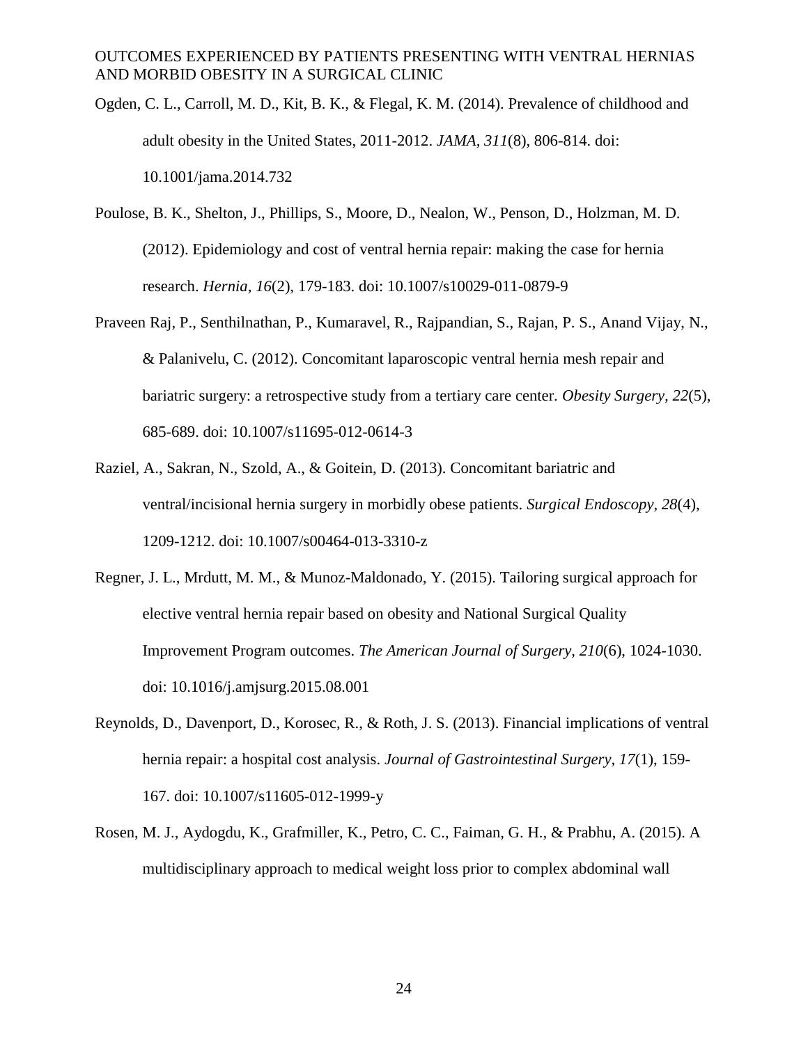Ogden, C. L., Carroll, M. D., Kit, B. K., & Flegal, K. M. (2014). Prevalence of childhood and adult obesity in the United States, 2011-2012. *JAMA, 311*(8), 806-814. doi: 10.1001/jama.2014.732

Poulose, B. K., Shelton, J., Phillips, S., Moore, D., Nealon, W., Penson, D., Holzman, M. D. (2012). Epidemiology and cost of ventral hernia repair: making the case for hernia research. *Hernia, 16*(2), 179-183. doi: 10.1007/s10029-011-0879-9

Praveen Raj, P., Senthilnathan, P., Kumaravel, R., Rajpandian, S., Rajan, P. S., Anand Vijay, N., & Palanivelu, C. (2012). Concomitant laparoscopic ventral hernia mesh repair and bariatric surgery: a retrospective study from a tertiary care center. *Obesity Surgery, 22*(5), 685-689. doi: 10.1007/s11695-012-0614-3

Raziel, A., Sakran, N., Szold, A., & Goitein, D. (2013). Concomitant bariatric and ventral/incisional hernia surgery in morbidly obese patients. *Surgical Endoscopy, 28*(4), 1209-1212. doi: 10.1007/s00464-013-3310-z

Regner, J. L., Mrdutt, M. M., & Munoz-Maldonado, Y. (2015). Tailoring surgical approach for elective ventral hernia repair based on obesity and National Surgical Quality Improvement Program outcomes. *The American Journal of Surgery, 210*(6), 1024-1030. doi: 10.1016/j.amjsurg.2015.08.001

Reynolds, D., Davenport, D., Korosec, R., & Roth, J. S. (2013). Financial implications of ventral hernia repair: a hospital cost analysis. *Journal of Gastrointestinal Surgery, 17*(1), 159-167. doi: 10.1007/s11605-012-1999-y

Rosen, M. J., Aydogdu, K., Grafmiller, K., Petro, C. C., Faiman, G. H., & Prabhu, A. (2015). A multidisciplinary approach to medical weight loss prior to complex abdominal wall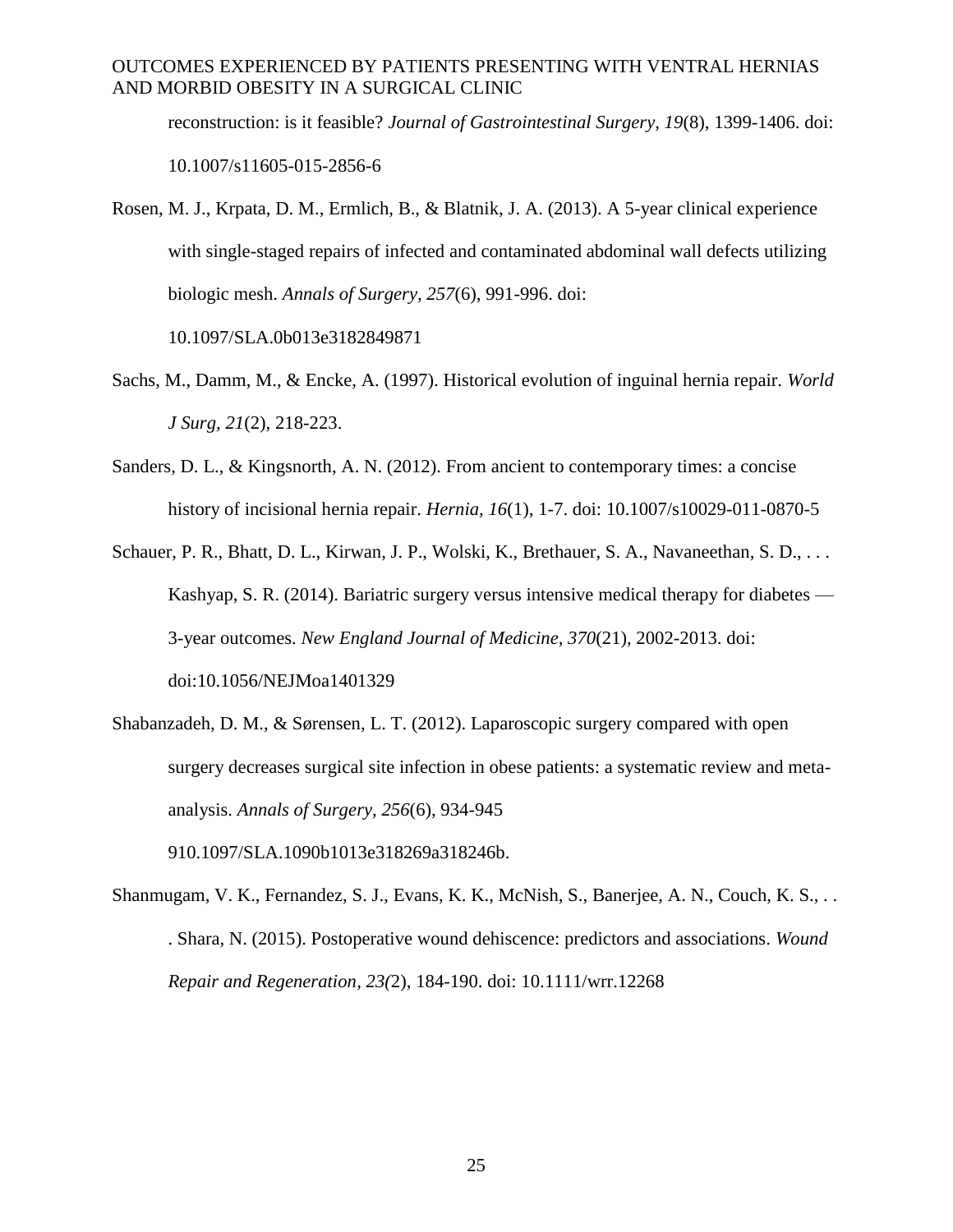reconstruction: is it feasible? *Journal of Gastrointestinal Surgery, 19*(8), 1399-1406. doi: 10.1007/s11605-015-2856-6

Rosen, M. J., Krpata, D. M., Ermlich, B., & Blatnik, J. A. (2013). A 5-year clinical experience with single-staged repairs of infected and contaminated abdominal wall defects utilizing biologic mesh. *Annals of Surgery, 257*(6), 991-996. doi: 10.1097/SLA.0b013e3182849871

Sachs, M., Damm, M., & Encke, A. (1997). Historical evolution of inguinal hernia repair. *World J Surg, 21*(2), 218-223.

Sanders, D. L., & Kingsnorth, A. N. (2012). From ancient to contemporary times: a concise history of incisional hernia repair. *Hernia, 16*(1), 1-7. doi: 10.1007/s10029-011-0870-5

Schauer, P. R., Bhatt, D. L., Kirwan, J. P., Wolski, K., Brethauer, S. A., Navaneethan, S. D., . . . Kashyap, S. R. (2014). Bariatric surgery versus intensive medical therapy for diabetes — 3-year outcomes. *New England Journal of Medicine, 370*(21), 2002-2013. doi: doi:10.1056/NEJMoa1401329

Shabanzadeh, D. M., & Sørensen, L. T. (2012). Laparoscopic surgery compared with open surgery decreases surgical site infection in obese patients: a systematic review and meta-analysis. *Annals of Surgery, 256*(6), 934-945 910.1097/SLA.1090b1013e318269a318246b.

Shanmugam, V. K., Fernandez, S. J., Evans, K. K., McNish, S., Banerjee, A. N., Couch, K. S., . . . Shara, N. (2015). Postoperative wound dehiscence: predictors and associations. *Wound Repair and Regeneration, 23(*2), 184-190. doi: 10.1111/wrr.12268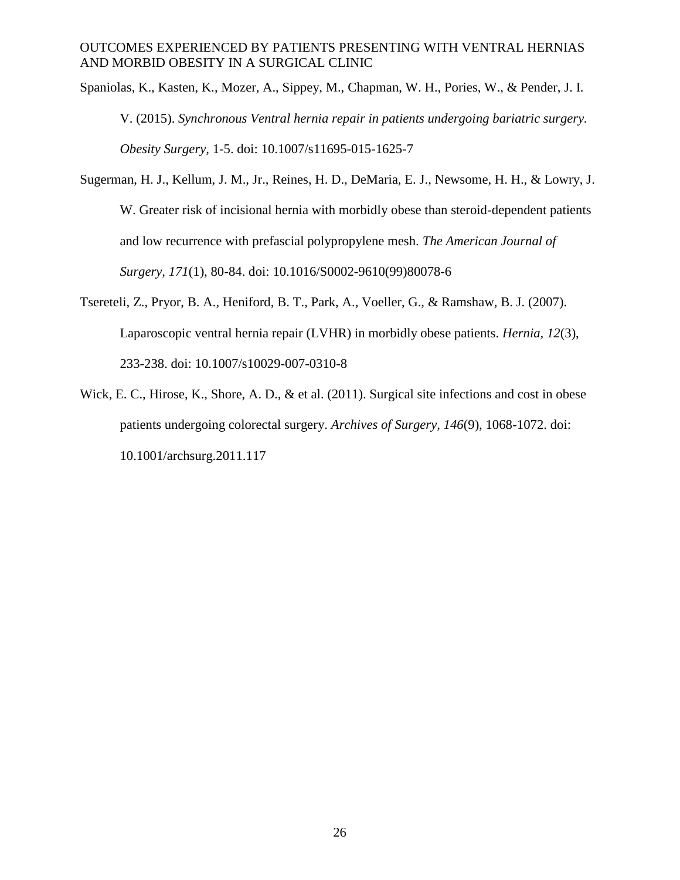Spaniolas, K., Kasten, K., Mozer, A., Sippey, M., Chapman, W. H., Pories, W., & Pender, J. I. V. (2015). *Synchronous Ventral hernia repair in patients undergoing bariatric surgery. Obesity Surgery*, 1-5. doi: 10.1007/s11695-015-1625-7

Sugerman, H. J., Kellum, J. M., Jr., Reines, H. D., DeMaria, E. J., Newsome, H. H., & Lowry, J. W. Greater risk of incisional hernia with morbidly obese than steroid-dependent patients and low recurrence with prefascial polypropylene mesh. *The American Journal of Surgery, 171*(1), 80-84. doi: 10.1016/S0002-9610(99)80078-6

Tsereteli, Z., Pryor, B. A., Heniford, B. T., Park, A., Voeller, G., & Ramshaw, B. J. (2007). Laparoscopic ventral hernia repair (LVHR) in morbidly obese patients. *Hernia, 12*(3), 233-238. doi: 10.1007/s10029-007-0310-8

Wick, E. C., Hirose, K., Shore, A. D., & et al. (2011). Surgical site infections and cost in obese patients undergoing colorectal surgery. *Archives of Surgery, 146*(9), 1068-1072. doi: 10.1001/archsurg.2011.117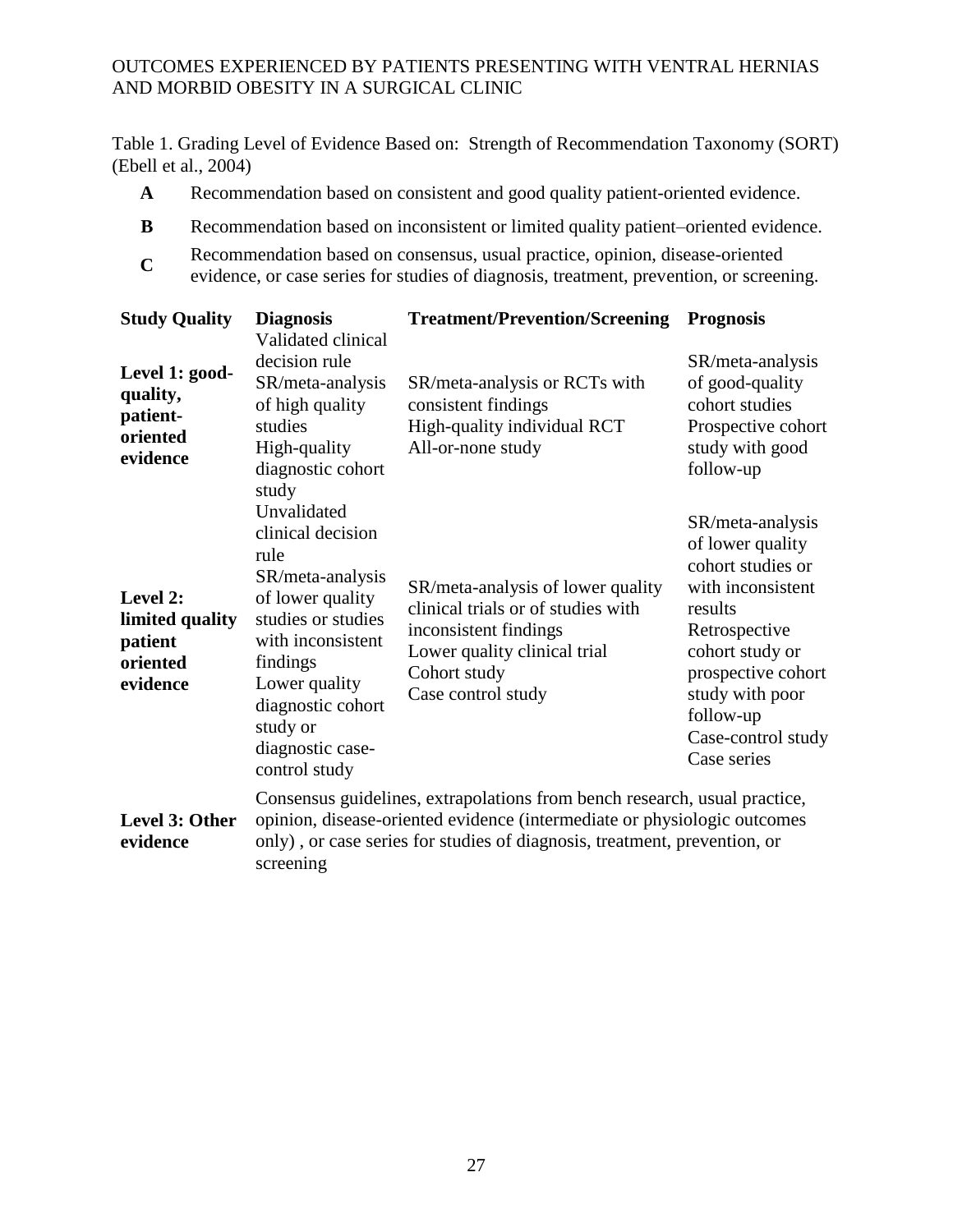Table 1. Grading Level of Evidence Based on: Strength of Recommendation Taxonomy (SORT) (Ebell et al., 2004)

| | |
|---|---|
| **A** | Recommendation based on consistent and good quality patient-oriented evidence. |
| **B** | Recommendation based on inconsistent or limited quality patient–oriented evidence. |
| **C** | Recommendation based on consensus, usual practice, opinion, disease-oriented evidence, or case series for studies of diagnosis, treatment, prevention, or screening. |

| Study Quality | Diagnosis | Treatment/Prevention/Screening | Prognosis |
|---|---|---|---|
| **Level 1: good-quality, patient-oriented evidence** | Validated clinical decision rule<br>SR/meta-analysis of high quality studies<br>High-quality diagnostic cohort study | SR/meta-analysis or RCTs with consistent findings<br>High-quality individual RCT<br>All-or-none study | SR/meta-analysis of good-quality cohort studies<br>Prospective cohort study with good follow-up |
| **Level 2: limited quality patient oriented evidence** | Unvalidated clinical decision rule<br>SR/meta-analysis of lower quality studies or studies with inconsistent findings<br>Lower quality diagnostic cohort study or diagnostic case-control study | SR/meta-analysis of lower quality clinical trials or of studies with inconsistent findings<br>Lower quality clinical trial<br>Cohort study<br>Case control study | SR/meta-analysis of lower quality cohort studies or with inconsistent results<br>Retrospective cohort study or prospective cohort study with poor follow-up<br>Case-control study<br>Case series |
| **Level 3: Other evidence** | Consensus guidelines, extrapolations from bench research, usual practice, opinion, disease-oriented evidence (intermediate or physiologic outcomes only) , or case series for studies of diagnosis, treatment, prevention, or screening | | |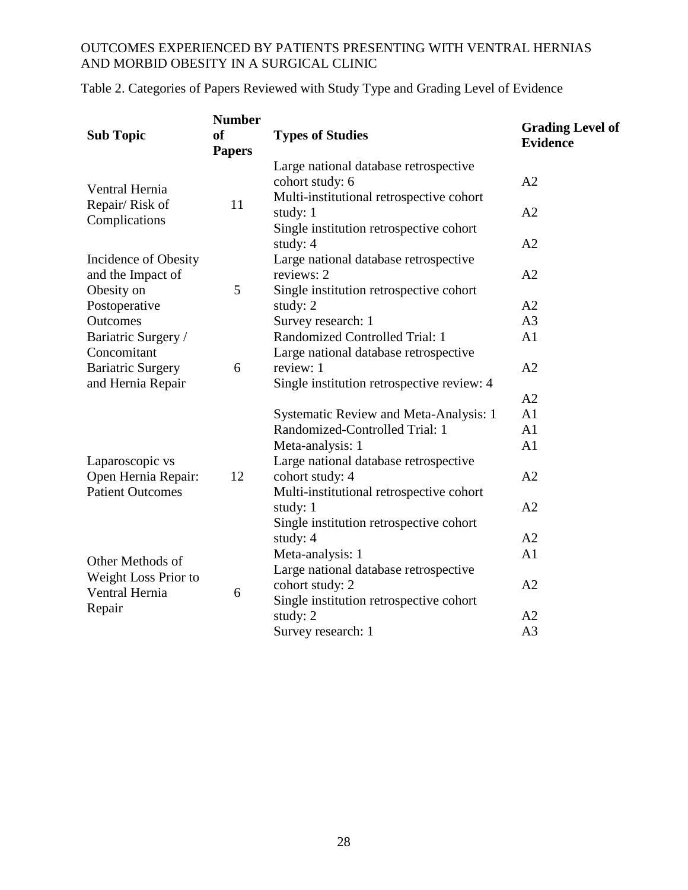Table 2. Categories of Papers Reviewed with Study Type and Grading Level of Evidence

| Sub Topic | Number of Papers | Types of Studies | Grading Level of Evidence |
|---|---|---|---|
| Ventral Hernia Repair/ Risk of Complications | 11 | Large national database retrospective cohort study: 6 | A2 |
| | | Multi-institutional retrospective cohort study: 1 | A2 |
| | | Single institution retrospective cohort study: 4 | A2 |
| Incidence of Obesity and the Impact of Obesity on Postoperative Outcomes | 5 | Large national database retrospective reviews: 2 | A2 |
| | | Single institution retrospective cohort study: 2 | A2 |
| | | Survey research: 1 | A3 |
| Bariatric Surgery / Concomitant Bariatric Surgery and Hernia Repair | 6 | Randomized Controlled Trial: 1 | A1 |
| | | Large national database retrospective review: 1 | A2 |
| | | Single institution retrospective review: 4 | A2 |
| Laparoscopic vs Open Hernia Repair: Patient Outcomes | 12 | Systematic Review and Meta-Analysis: 1 | A1 |
| | | Randomized-Controlled Trial: 1 | A1 |
| | | Meta-analysis: 1 | A1 |
| | | Large national database retrospective cohort study: 4 | A2 |
| | | Multi-institutional retrospective cohort study: 1 | A2 |
| | | Single institution retrospective cohort study: 4 | A2 |
| Other Methods of Weight Loss Prior to Ventral Hernia Repair | 6 | Meta-analysis: 1 | A1 |
| | | Large national database retrospective cohort study: 2 | A2 |
| | | Single institution retrospective cohort study: 2 | A2 |
| | | Survey research: 1 | A3 |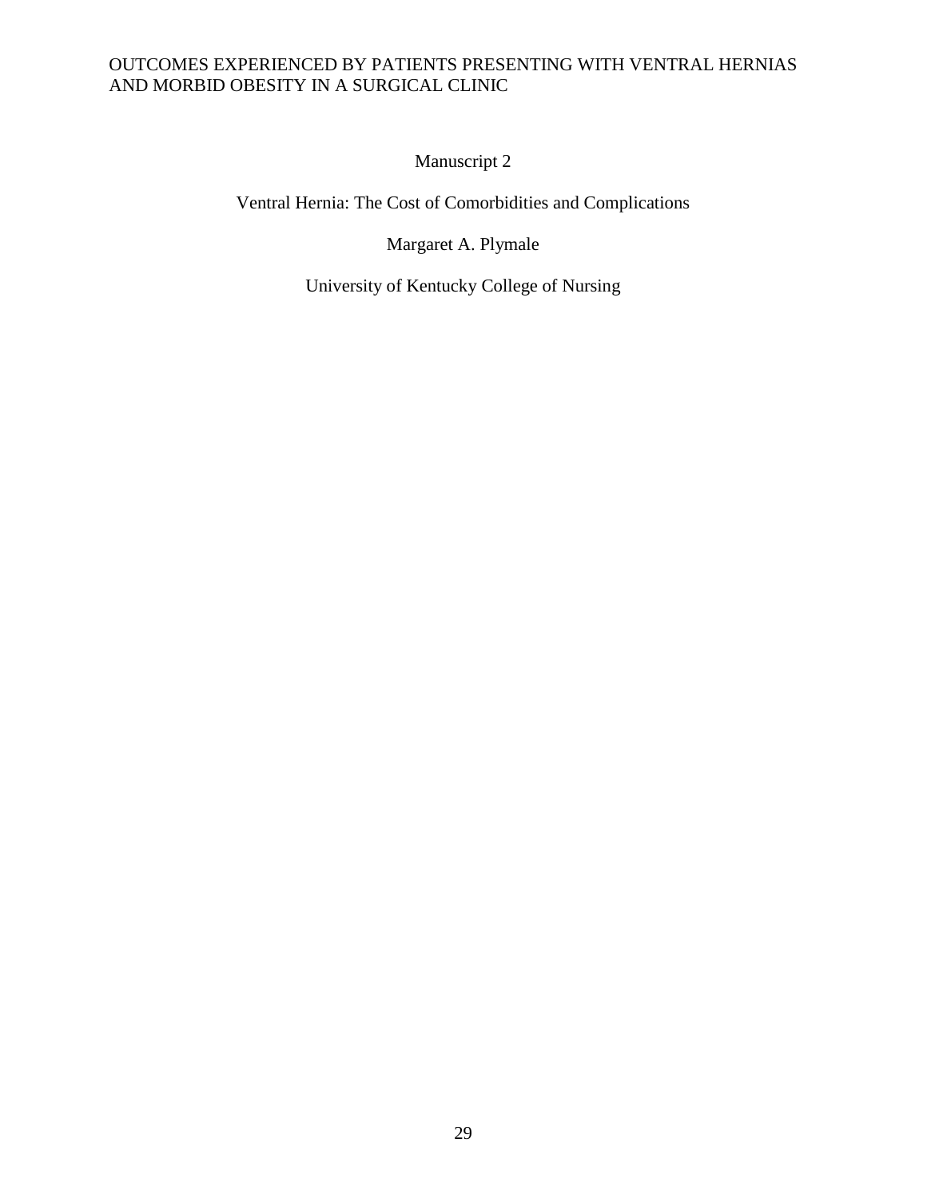Manuscript 2

Ventral Hernia: The Cost of Comorbidities and Complications

Margaret A. Plymale

University of Kentucky College of Nursing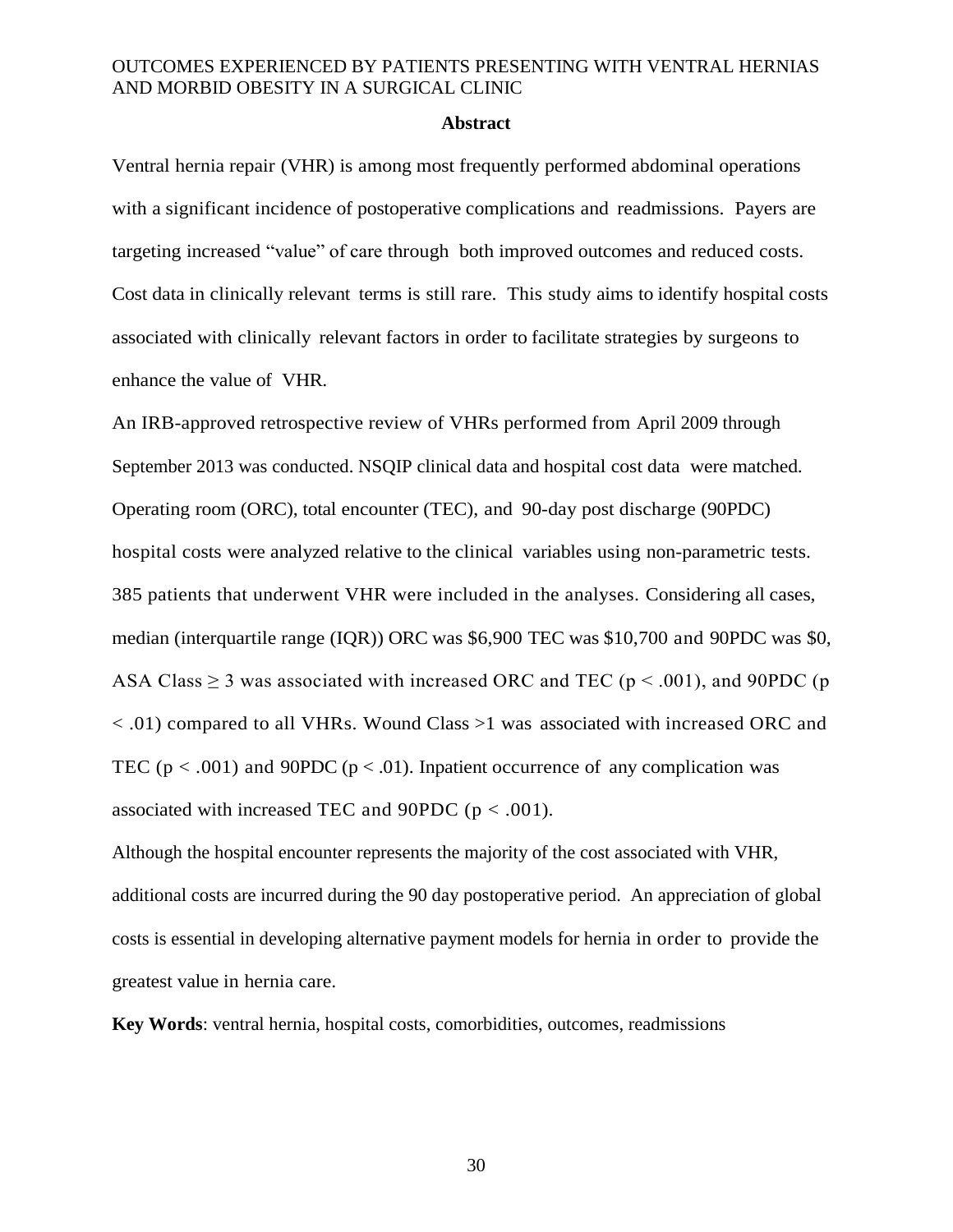## Abstract

Ventral hernia repair (VHR) is among most frequently performed abdominal operations with a significant incidence of postoperative complications and readmissions. Payers are targeting increased "value" of care through both improved outcomes and reduced costs. Cost data in clinically relevant terms is still rare. This study aims to identify hospital costs associated with clinically relevant factors in order to facilitate strategies by surgeons to enhance the value of VHR.

An IRB-approved retrospective review of VHRs performed from April 2009 through September 2013 was conducted. NSQIP clinical data and hospital cost data were matched. Operating room (ORC), total encounter (TEC), and 90-day post discharge (90PDC) hospital costs were analyzed relative to the clinical variables using non-parametric tests. 385 patients that underwent VHR were included in the analyses. Considering all cases, median (interquartile range (IQR)) ORC was \$6,900 TEC was \$10,700 and 90PDC was \$0, ASA Class $\geq 3$ was associated with increased ORC and TEC ($p < .001$), and 90PDC ($p < .01$) compared to all VHRs. Wound Class >1 was associated with increased ORC and TEC ($p < .001$) and 90PDC ($p < .01$). Inpatient occurrence of any complication was associated with increased TEC and 90PDC ($p < .001$).

Although the hospital encounter represents the majority of the cost associated with VHR, additional costs are incurred during the 90 day postoperative period. An appreciation of global costs is essential in developing alternative payment models for hernia in order to provide the greatest value in hernia care.

**Key Words**: ventral hernia, hospital costs, comorbidities, outcomes, readmissions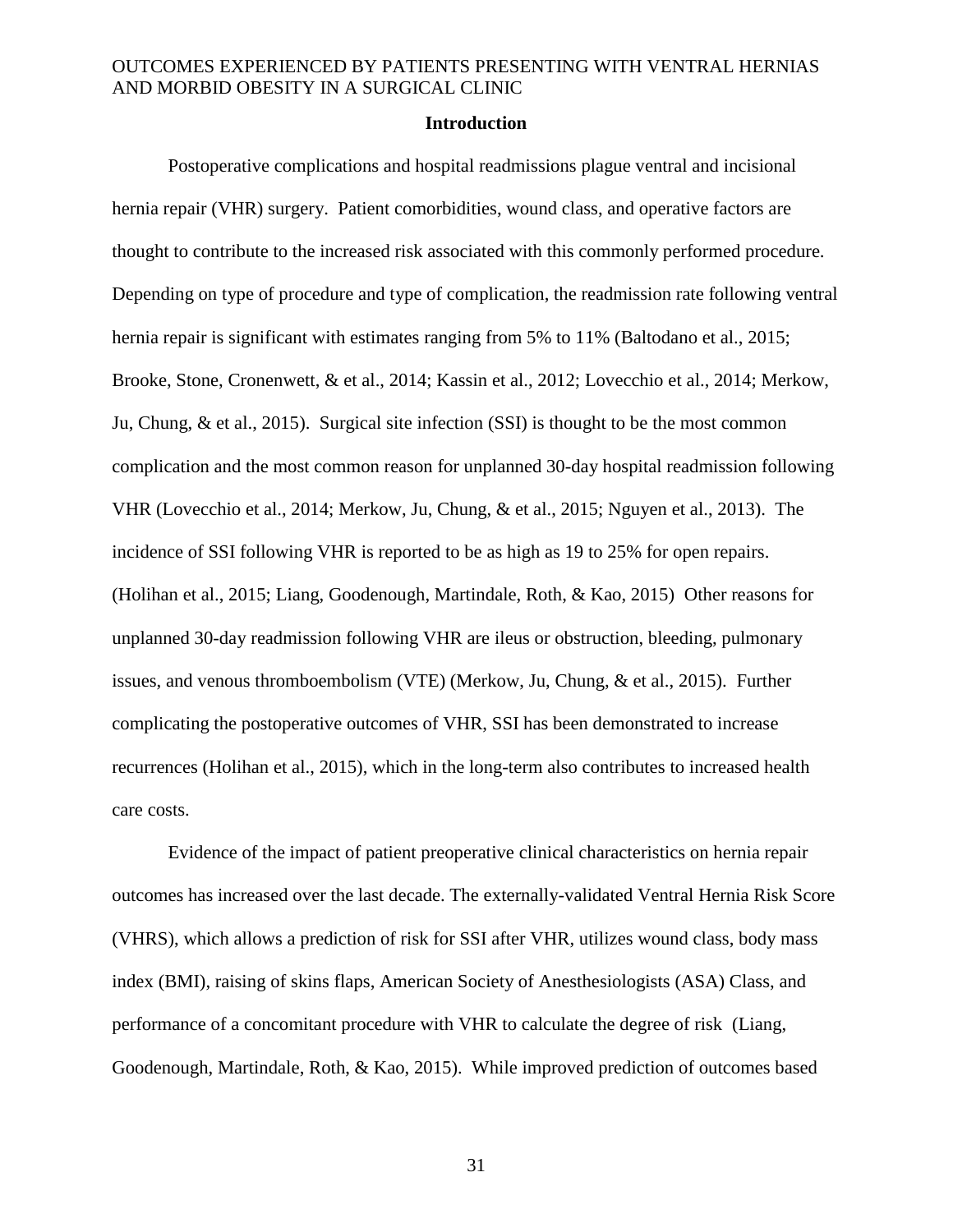## Introduction

Postoperative complications and hospital readmissions plague ventral and incisional hernia repair (VHR) surgery. Patient comorbidities, wound class, and operative factors are thought to contribute to the increased risk associated with this commonly performed procedure. Depending on type of procedure and type of complication, the readmission rate following ventral hernia repair is significant with estimates ranging from 5% to 11% (Baltodano et al., 2015; Brooke, Stone, Cronenwett, & et al., 2014; Kassin et al., 2012; Lovecchio et al., 2014; Merkow, Ju, Chung, & et al., 2015). Surgical site infection (SSI) is thought to be the most common complication and the most common reason for unplanned 30-day hospital readmission following VHR (Lovecchio et al., 2014; Merkow, Ju, Chung, & et al., 2015; Nguyen et al., 2013). The incidence of SSI following VHR is reported to be as high as 19 to 25% for open repairs. (Holihan et al., 2015; Liang, Goodenough, Martindale, Roth, & Kao, 2015) Other reasons for unplanned 30-day readmission following VHR are ileus or obstruction, bleeding, pulmonary issues, and venous thromboembolism (VTE) (Merkow, Ju, Chung, & et al., 2015). Further complicating the postoperative outcomes of VHR, SSI has been demonstrated to increase recurrences (Holihan et al., 2015), which in the long-term also contributes to increased health care costs.

Evidence of the impact of patient preoperative clinical characteristics on hernia repair outcomes has increased over the last decade. The externally-validated Ventral Hernia Risk Score (VHRS), which allows a prediction of risk for SSI after VHR, utilizes wound class, body mass index (BMI), raising of skins flaps, American Society of Anesthesiologists (ASA) Class, and performance of a concomitant procedure with VHR to calculate the degree of risk (Liang, Goodenough, Martindale, Roth, & Kao, 2015). While improved prediction of outcomes based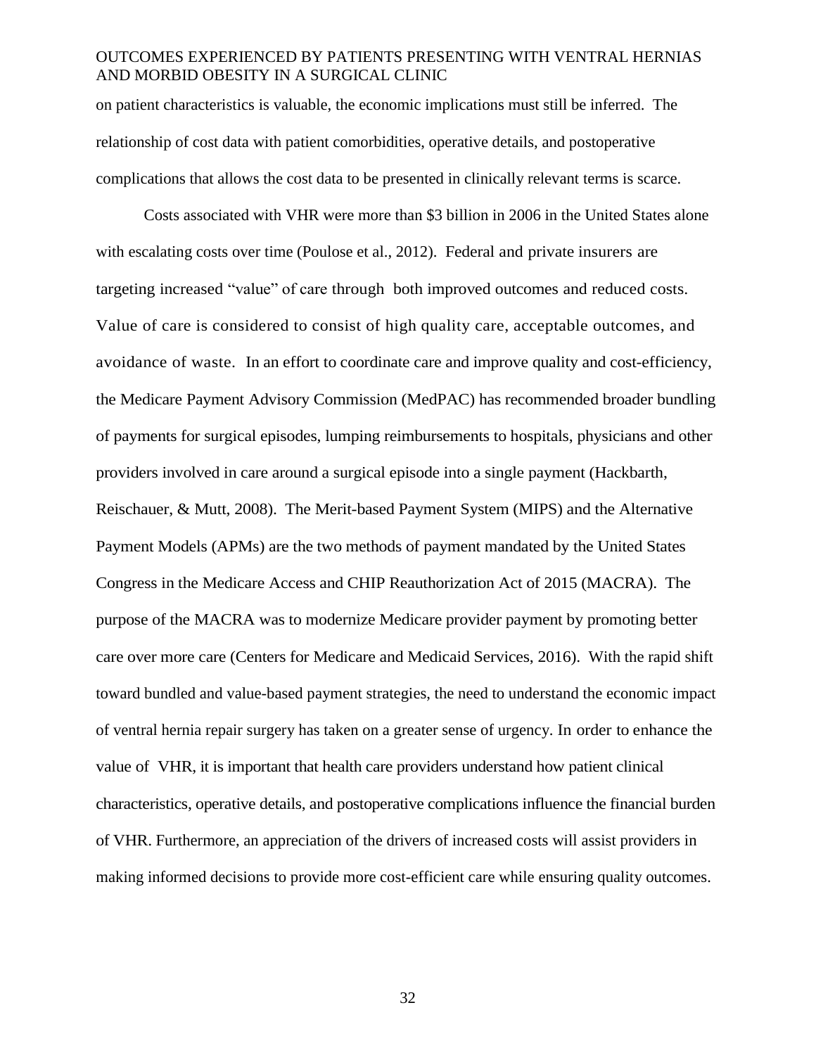on patient characteristics is valuable, the economic implications must still be inferred. The relationship of cost data with patient comorbidities, operative details, and postoperative complications that allows the cost data to be presented in clinically relevant terms is scarce.

Costs associated with VHR were more than $3 billion in 2006 in the United States alone with escalating costs over time (Poulose et al., 2012). Federal and private insurers are targeting increased "value" of care through both improved outcomes and reduced costs. Value of care is considered to consist of high quality care, acceptable outcomes, and avoidance of waste. In an effort to coordinate care and improve quality and cost-efficiency, the Medicare Payment Advisory Commission (MedPAC) has recommended broader bundling of payments for surgical episodes, lumping reimbursements to hospitals, physicians and other providers involved in care around a surgical episode into a single payment (Hackbarth, Reischauer, & Mutt, 2008). The Merit-based Payment System (MIPS) and the Alternative Payment Models (APMs) are the two methods of payment mandated by the United States Congress in the Medicare Access and CHIP Reauthorization Act of 2015 (MACRA). The purpose of the MACRA was to modernize Medicare provider payment by promoting better care over more care (Centers for Medicare and Medicaid Services, 2016). With the rapid shift toward bundled and value-based payment strategies, the need to understand the economic impact of ventral hernia repair surgery has taken on a greater sense of urgency. In order to enhance the value of VHR, it is important that health care providers understand how patient clinical characteristics, operative details, and postoperative complications influence the financial burden of VHR. Furthermore, an appreciation of the drivers of increased costs will assist providers in making informed decisions to provide more cost-efficient care while ensuring quality outcomes.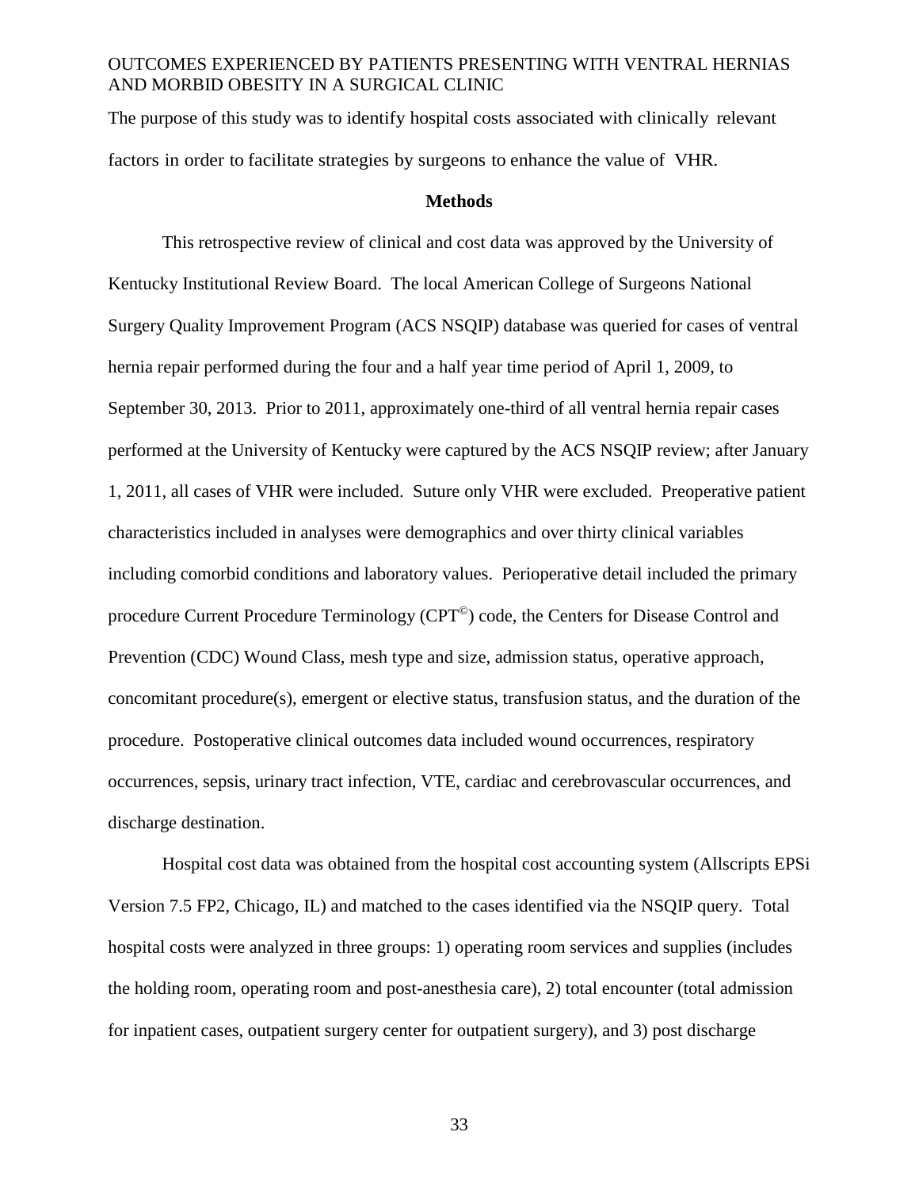The purpose of this study was to identify hospital costs associated with clinically relevant factors in order to facilitate strategies by surgeons to enhance the value of VHR.

## Methods

This retrospective review of clinical and cost data was approved by the University of Kentucky Institutional Review Board. The local American College of Surgeons National Surgery Quality Improvement Program (ACS NSQIP) database was queried for cases of ventral hernia repair performed during the four and a half year time period of April 1, 2009, to September 30, 2013. Prior to 2011, approximately one-third of all ventral hernia repair cases performed at the University of Kentucky were captured by the ACS NSQIP review; after January 1, 2011, all cases of VHR were included. Suture only VHR were excluded. Preoperative patient characteristics included in analyses were demographics and over thirty clinical variables including comorbid conditions and laboratory values. Perioperative detail included the primary procedure Current Procedure Terminology (CPT©) code, the Centers for Disease Control and Prevention (CDC) Wound Class, mesh type and size, admission status, operative approach, concomitant procedure(s), emergent or elective status, transfusion status, and the duration of the procedure. Postoperative clinical outcomes data included wound occurrences, respiratory occurrences, sepsis, urinary tract infection, VTE, cardiac and cerebrovascular occurrences, and discharge destination.

Hospital cost data was obtained from the hospital cost accounting system (Allscripts EPSi Version 7.5 FP2, Chicago, IL) and matched to the cases identified via the NSQIP query. Total hospital costs were analyzed in three groups: 1) operating room services and supplies (includes the holding room, operating room and post-anesthesia care), 2) total encounter (total admission for inpatient cases, outpatient surgery center for outpatient surgery), and 3) post discharge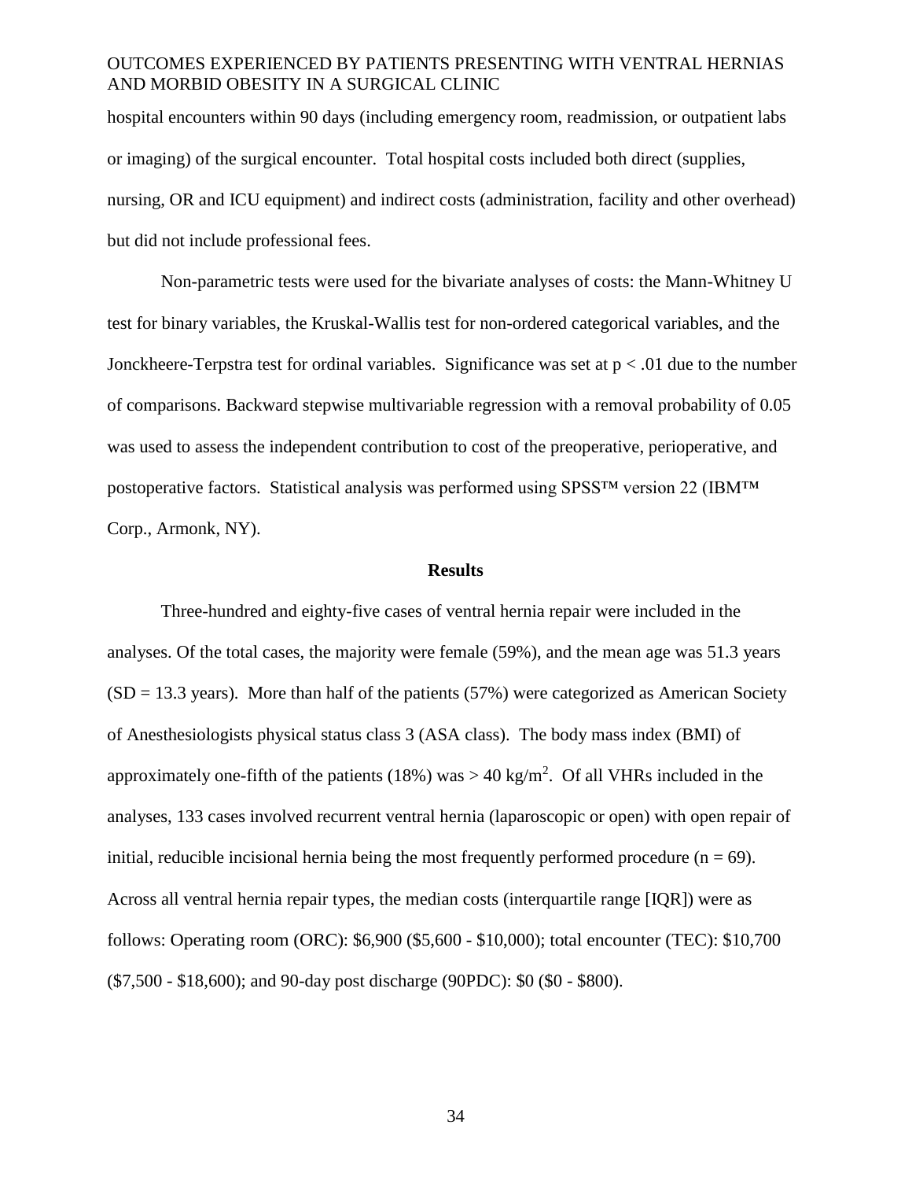hospital encounters within 90 days (including emergency room, readmission, or outpatient labs or imaging) of the surgical encounter. Total hospital costs included both direct (supplies, nursing, OR and ICU equipment) and indirect costs (administration, facility and other overhead) but did not include professional fees.

Non-parametric tests were used for the bivariate analyses of costs: the Mann-Whitney U test for binary variables, the Kruskal-Wallis test for non-ordered categorical variables, and the Jonckheere-Terpstra test for ordinal variables. Significance was set at $p < .01$ due to the number of comparisons. Backward stepwise multivariable regression with a removal probability of 0.05 was used to assess the independent contribution to cost of the preoperative, perioperative, and postoperative factors. Statistical analysis was performed using SPSS™ version 22 (IBM™ Corp., Armonk, NY).

## Results

Three-hundred and eighty-five cases of ventral hernia repair were included in the analyses. Of the total cases, the majority were female (59%), and the mean age was 51.3 years (SD = 13.3 years). More than half of the patients (57%) were categorized as American Society of Anesthesiologists physical status class 3 (ASA class). The body mass index (BMI) of approximately one-fifth of the patients (18%) was > 40 $kg/m^2$. Of all VHRs included in the analyses, 133 cases involved recurrent ventral hernia (laparoscopic or open) with open repair of initial, reducible incisional hernia being the most frequently performed procedure ($n = 69$). Across all ventral hernia repair types, the median costs (interquartile range [IQR]) were as follows: Operating room (ORC): $6,900 ($5,600 - $10,000); total encounter (TEC): $10,700 ($7,500 - $18,600); and 90-day post discharge (90PDC): $0 ($0 - $800).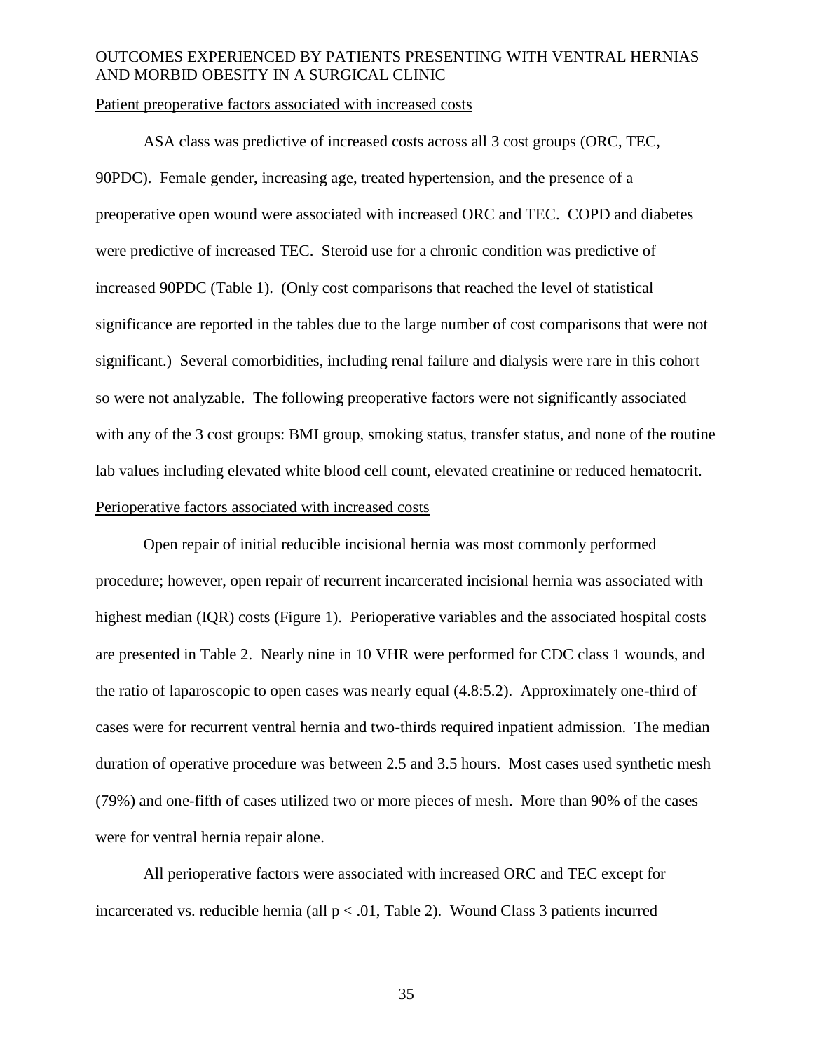Patient preoperative factors associated with increased costs

ASA class was predictive of increased costs across all 3 cost groups (ORC, TEC, 90PDC). Female gender, increasing age, treated hypertension, and the presence of a preoperative open wound were associated with increased ORC and TEC. COPD and diabetes were predictive of increased TEC. Steroid use for a chronic condition was predictive of increased 90PDC (Table 1). (Only cost comparisons that reached the level of statistical significance are reported in the tables due to the large number of cost comparisons that were not significant.) Several comorbidities, including renal failure and dialysis were rare in this cohort so were not analyzable. The following preoperative factors were not significantly associated with any of the 3 cost groups: BMI group, smoking status, transfer status, and none of the routine lab values including elevated white blood cell count, elevated creatinine or reduced hematocrit.

Perioperative factors associated with increased costs

Open repair of initial reducible incisional hernia was most commonly performed procedure; however, open repair of recurrent incarcerated incisional hernia was associated with highest median (IQR) costs (Figure 1). Perioperative variables and the associated hospital costs are presented in Table 2. Nearly nine in 10 VHR were performed for CDC class 1 wounds, and the ratio of laparoscopic to open cases was nearly equal (4.8:5.2). Approximately one-third of cases were for recurrent ventral hernia and two-thirds required inpatient admission. The median duration of operative procedure was between 2.5 and 3.5 hours. Most cases used synthetic mesh (79%) and one-fifth of cases utilized two or more pieces of mesh. More than 90% of the cases were for ventral hernia repair alone.

All perioperative factors were associated with increased ORC and TEC except for incarcerated vs. reducible hernia (all $p < .01$, Table 2). Wound Class 3 patients incurred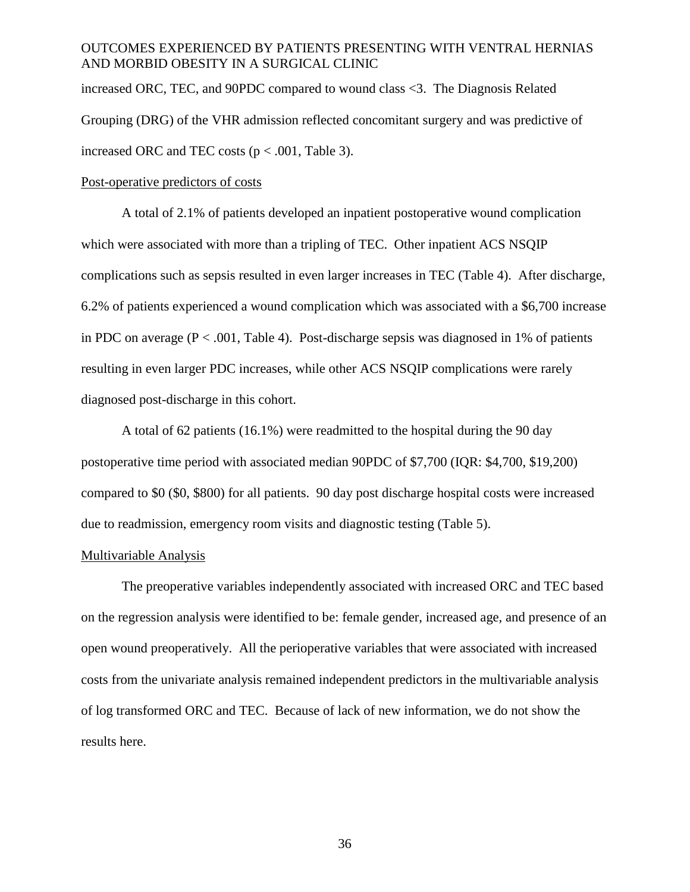increased ORC, TEC, and 90PDC compared to wound class <3. The Diagnosis Related Grouping (DRG) of the VHR admission reflected concomitant surgery and was predictive of increased ORC and TEC costs ($p < .001$, Table 3).

Post-operative predictors of costs

A total of 2.1% of patients developed an inpatient postoperative wound complication which were associated with more than a tripling of TEC. Other inpatient ACS NSQIP complications such as sepsis resulted in even larger increases in TEC (Table 4). After discharge, 6.2% of patients experienced a wound complication which was associated with a $6,700 increase in PDC on average ($P < .001$, Table 4). Post-discharge sepsis was diagnosed in 1% of patients resulting in even larger PDC increases, while other ACS NSQIP complications were rarely diagnosed post-discharge in this cohort.

A total of 62 patients (16.1%) were readmitted to the hospital during the 90 day postoperative time period with associated median 90PDC of $7,700 (IQR: $4,700, $19,200) compared to $0 ($0, $800) for all patients. 90 day post discharge hospital costs were increased due to readmission, emergency room visits and diagnostic testing (Table 5).

Multivariable Analysis

The preoperative variables independently associated with increased ORC and TEC based on the regression analysis were identified to be: female gender, increased age, and presence of an open wound preoperatively. All the perioperative variables that were associated with increased costs from the univariate analysis remained independent predictors in the multivariable analysis of log transformed ORC and TEC. Because of lack of new information, we do not show the results here.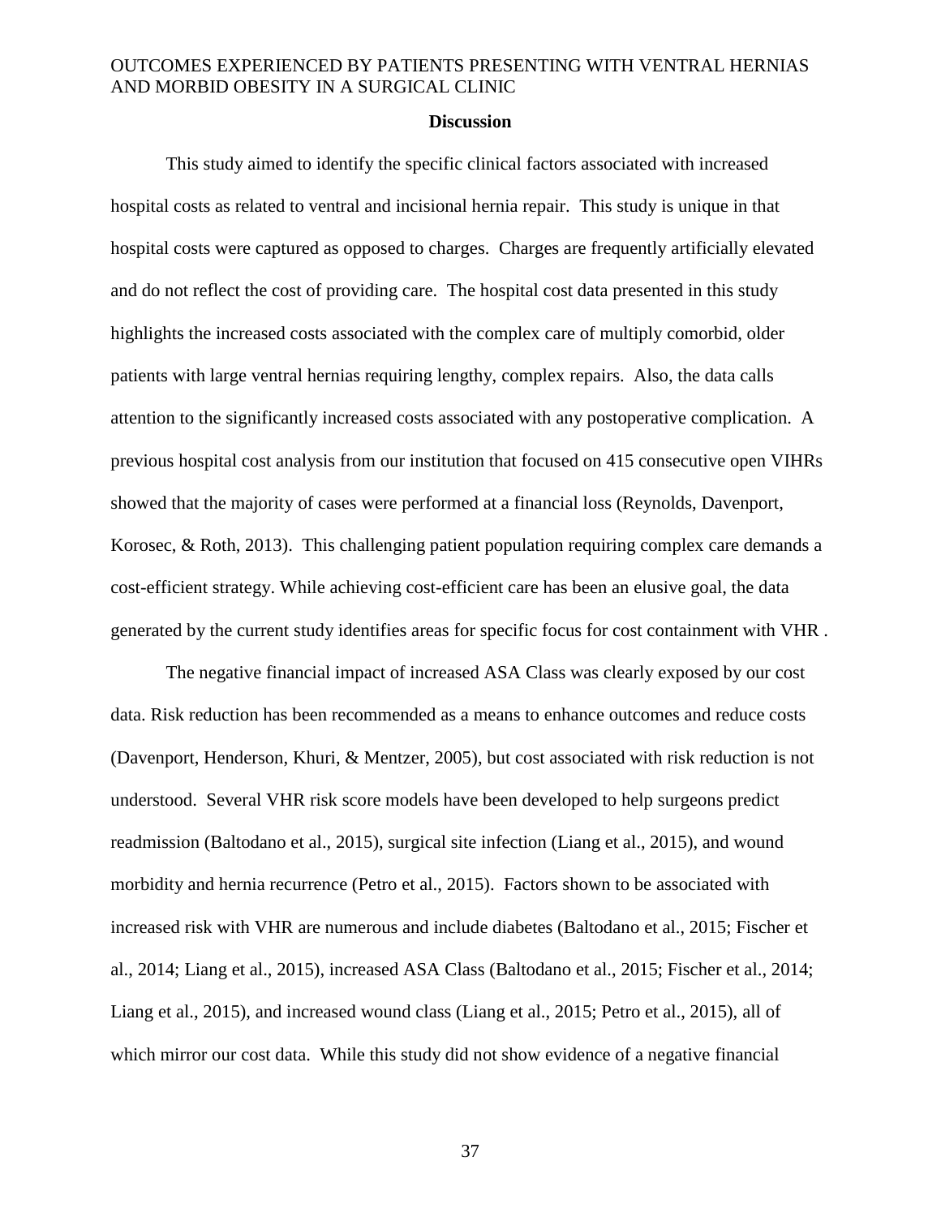## Discussion

This study aimed to identify the specific clinical factors associated with increased hospital costs as related to ventral and incisional hernia repair. This study is unique in that hospital costs were captured as opposed to charges. Charges are frequently artificially elevated and do not reflect the cost of providing care. The hospital cost data presented in this study highlights the increased costs associated with the complex care of multiply comorbid, older patients with large ventral hernias requiring lengthy, complex repairs. Also, the data calls attention to the significantly increased costs associated with any postoperative complication. A previous hospital cost analysis from our institution that focused on 415 consecutive open VIHRs showed that the majority of cases were performed at a financial loss (Reynolds, Davenport, Korosec, & Roth, 2013). This challenging patient population requiring complex care demands a cost-efficient strategy. While achieving cost-efficient care has been an elusive goal, the data generated by the current study identifies areas for specific focus for cost containment with VHR .

The negative financial impact of increased ASA Class was clearly exposed by our cost data. Risk reduction has been recommended as a means to enhance outcomes and reduce costs (Davenport, Henderson, Khuri, & Mentzer, 2005), but cost associated with risk reduction is not understood. Several VHR risk score models have been developed to help surgeons predict readmission (Baltodano et al., 2015), surgical site infection (Liang et al., 2015), and wound morbidity and hernia recurrence (Petro et al., 2015). Factors shown to be associated with increased risk with VHR are numerous and include diabetes (Baltodano et al., 2015; Fischer et al., 2014; Liang et al., 2015), increased ASA Class (Baltodano et al., 2015; Fischer et al., 2014; Liang et al., 2015), and increased wound class (Liang et al., 2015; Petro et al., 2015), all of which mirror our cost data. While this study did not show evidence of a negative financial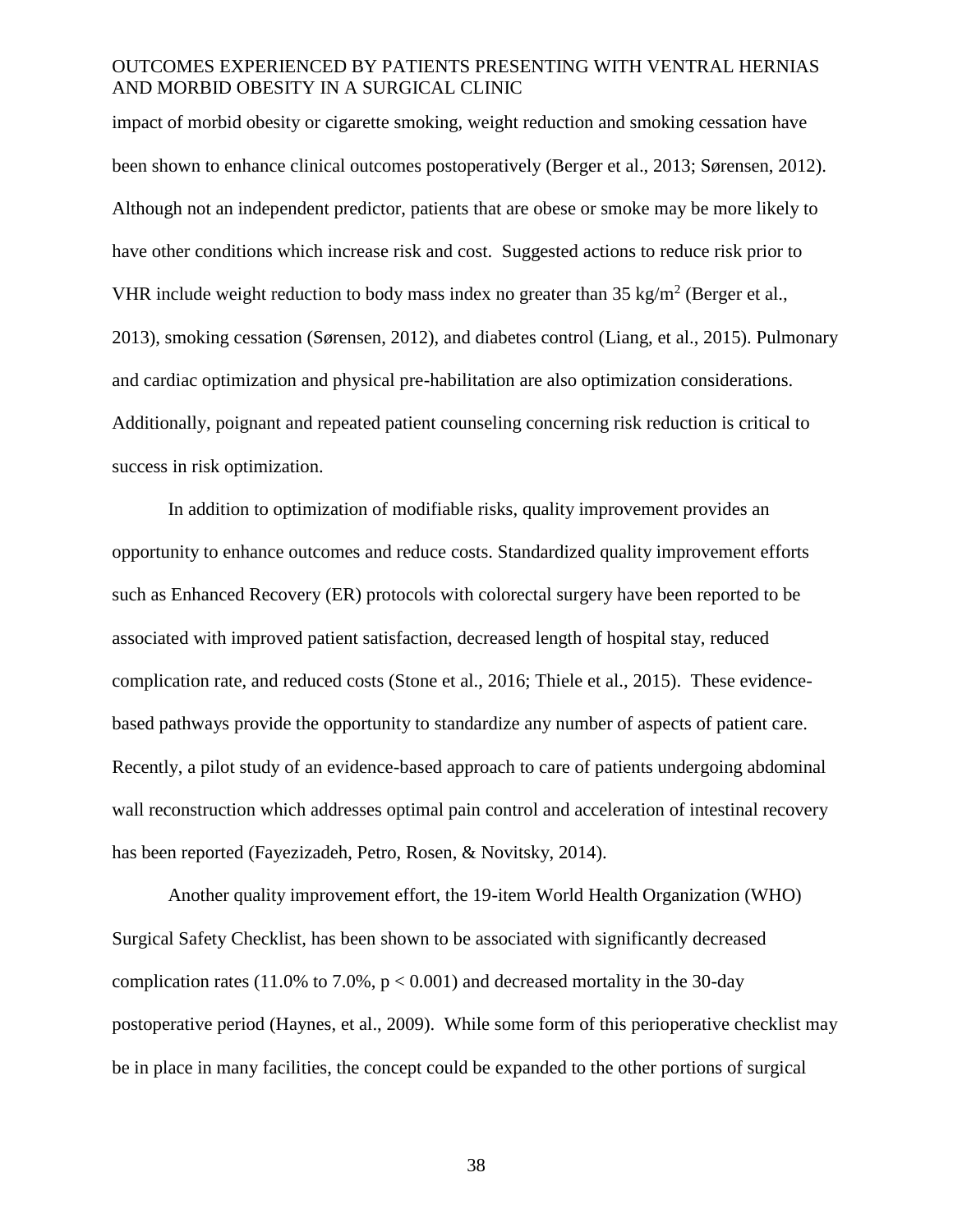impact of morbid obesity or cigarette smoking, weight reduction and smoking cessation have been shown to enhance clinical outcomes postoperatively (Berger et al., 2013; Sørensen, 2012). Although not an independent predictor, patients that are obese or smoke may be more likely to have other conditions which increase risk and cost. Suggested actions to reduce risk prior to VHR include weight reduction to body mass index no greater than 35 $kg/m^2$ (Berger et al., 2013), smoking cessation (Sørensen, 2012), and diabetes control (Liang, et al., 2015). Pulmonary and cardiac optimization and physical pre-habilitation are also optimization considerations. Additionally, poignant and repeated patient counseling concerning risk reduction is critical to success in risk optimization.

In addition to optimization of modifiable risks, quality improvement provides an opportunity to enhance outcomes and reduce costs. Standardized quality improvement efforts such as Enhanced Recovery (ER) protocols with colorectal surgery have been reported to be associated with improved patient satisfaction, decreased length of hospital stay, reduced complication rate, and reduced costs (Stone et al., 2016; Thiele et al., 2015). These evidence-based pathways provide the opportunity to standardize any number of aspects of patient care. Recently, a pilot study of an evidence-based approach to care of patients undergoing abdominal wall reconstruction which addresses optimal pain control and acceleration of intestinal recovery has been reported (Fayezizadeh, Petro, Rosen, & Novitsky, 2014).

Another quality improvement effort, the 19-item World Health Organization (WHO) Surgical Safety Checklist, has been shown to be associated with significantly decreased complication rates (11.0% to 7.0%, $p < 0.001$) and decreased mortality in the 30-day postoperative period (Haynes, et al., 2009). While some form of this perioperative checklist may be in place in many facilities, the concept could be expanded to the other portions of surgical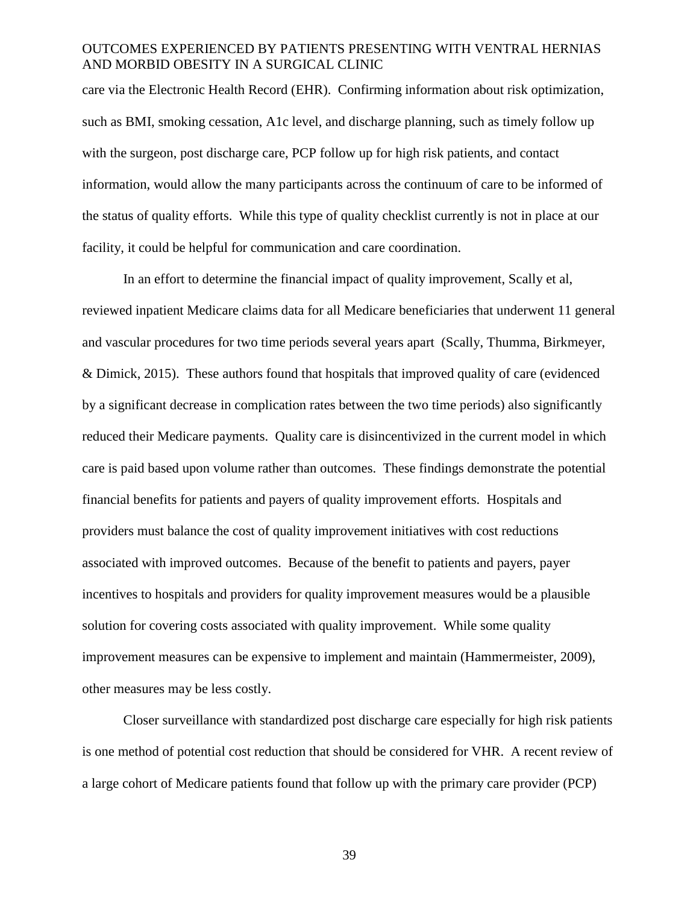care via the Electronic Health Record (EHR). Confirming information about risk optimization, such as BMI, smoking cessation, A1c level, and discharge planning, such as timely follow up with the surgeon, post discharge care, PCP follow up for high risk patients, and contact information, would allow the many participants across the continuum of care to be informed of the status of quality efforts. While this type of quality checklist currently is not in place at our facility, it could be helpful for communication and care coordination.

In an effort to determine the financial impact of quality improvement, Scally et al, reviewed inpatient Medicare claims data for all Medicare beneficiaries that underwent 11 general and vascular procedures for two time periods several years apart (Scally, Thumma, Birkmeyer, & Dimick, 2015). These authors found that hospitals that improved quality of care (evidenced by a significant decrease in complication rates between the two time periods) also significantly reduced their Medicare payments. Quality care is disincentivized in the current model in which care is paid based upon volume rather than outcomes. These findings demonstrate the potential financial benefits for patients and payers of quality improvement efforts. Hospitals and providers must balance the cost of quality improvement initiatives with cost reductions associated with improved outcomes. Because of the benefit to patients and payers, payer incentives to hospitals and providers for quality improvement measures would be a plausible solution for covering costs associated with quality improvement. While some quality improvement measures can be expensive to implement and maintain (Hammermeister, 2009), other measures may be less costly.

Closer surveillance with standardized post discharge care especially for high risk patients is one method of potential cost reduction that should be considered for VHR. A recent review of a large cohort of Medicare patients found that follow up with the primary care provider (PCP)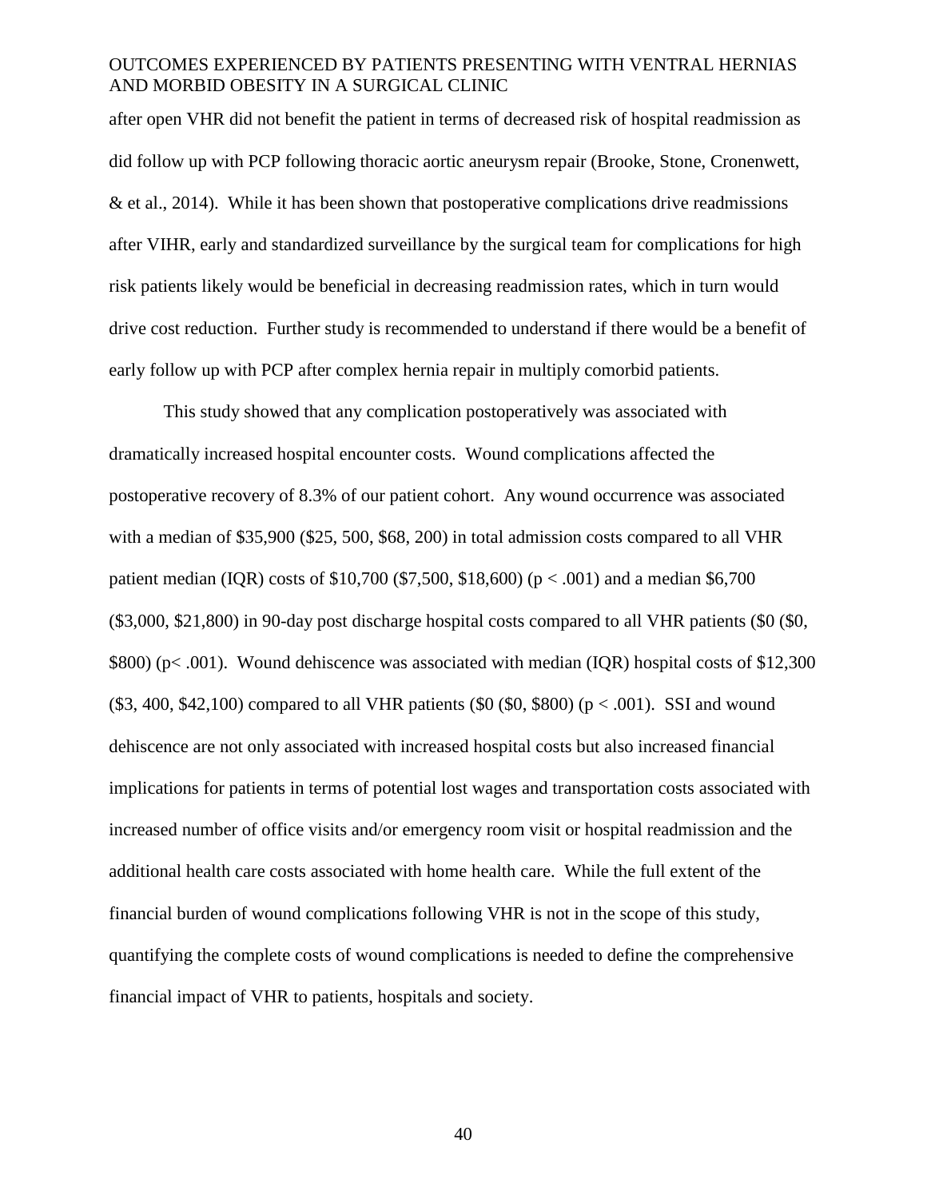after open VHR did not benefit the patient in terms of decreased risk of hospital readmission as did follow up with PCP following thoracic aortic aneurysm repair (Brooke, Stone, Cronenwett, & et al., 2014). While it has been shown that postoperative complications drive readmissions after VIHR, early and standardized surveillance by the surgical team for complications for high risk patients likely would be beneficial in decreasing readmission rates, which in turn would drive cost reduction. Further study is recommended to understand if there would be a benefit of early follow up with PCP after complex hernia repair in multiply comorbid patients.

This study showed that any complication postoperatively was associated with dramatically increased hospital encounter costs. Wound complications affected the postoperative recovery of 8.3% of our patient cohort. Any wound occurrence was associated with a median of \$35,900 (\$25, 500, \$68, 200) in total admission costs compared to all VHR patient median (IQR) costs of \$10,700 (\$7,500, \$18,600) ($p < .001$) and a median \$6,700 (\$3,000, \$21,800) in 90-day post discharge hospital costs compared to all VHR patients (\$0 (\$0, \$800) ($p < .001$). Wound dehiscence was associated with median (IQR) hospital costs of \$12,300 (\$3, 400, \$42,100) compared to all VHR patients (\$0 (\$0, \$800) ($p < .001$). SSI and wound dehiscence are not only associated with increased hospital costs but also increased financial implications for patients in terms of potential lost wages and transportation costs associated with increased number of office visits and/or emergency room visit or hospital readmission and the additional health care costs associated with home health care. While the full extent of the financial burden of wound complications following VHR is not in the scope of this study, quantifying the complete costs of wound complications is needed to define the comprehensive financial impact of VHR to patients, hospitals and society.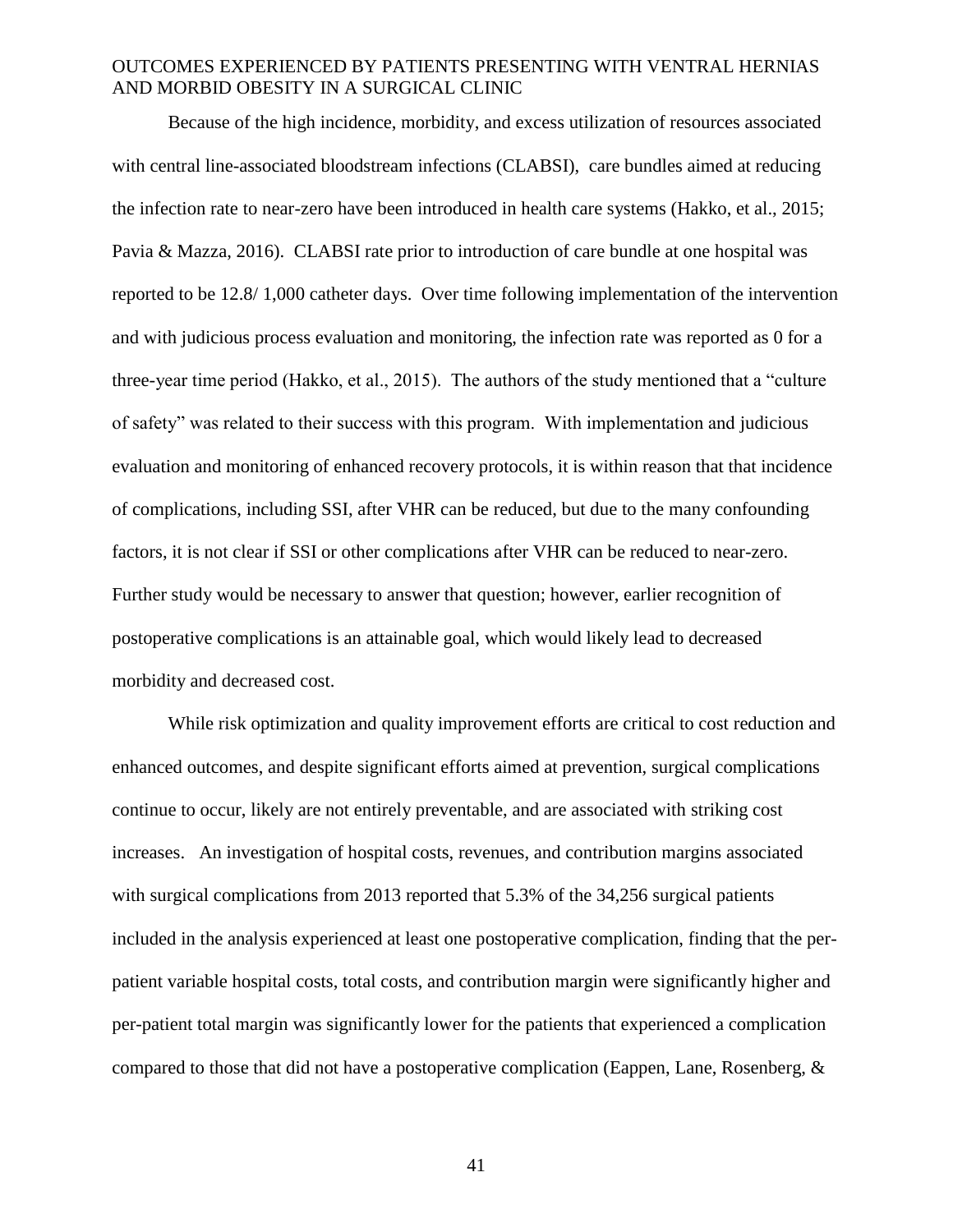Because of the high incidence, morbidity, and excess utilization of resources associated with central line-associated bloodstream infections (CLABSI), care bundles aimed at reducing the infection rate to near-zero have been introduced in health care systems (Hakko, et al., 2015; Pavia & Mazza, 2016). CLABSI rate prior to introduction of care bundle at one hospital was reported to be 12.8/ 1,000 catheter days. Over time following implementation of the intervention and with judicious process evaluation and monitoring, the infection rate was reported as 0 for a three-year time period (Hakko, et al., 2015). The authors of the study mentioned that a "culture of safety" was related to their success with this program. With implementation and judicious evaluation and monitoring of enhanced recovery protocols, it is within reason that that incidence of complications, including SSI, after VHR can be reduced, but due to the many confounding factors, it is not clear if SSI or other complications after VHR can be reduced to near-zero. Further study would be necessary to answer that question; however, earlier recognition of postoperative complications is an attainable goal, which would likely lead to decreased morbidity and decreased cost.

While risk optimization and quality improvement efforts are critical to cost reduction and enhanced outcomes, and despite significant efforts aimed at prevention, surgical complications continue to occur, likely are not entirely preventable, and are associated with striking cost increases. An investigation of hospital costs, revenues, and contribution margins associated with surgical complications from 2013 reported that 5.3% of the 34,256 surgical patients included in the analysis experienced at least one postoperative complication, finding that the per-patient variable hospital costs, total costs, and contribution margin were significantly higher and per-patient total margin was significantly lower for the patients that experienced a complication compared to those that did not have a postoperative complication (Eappen, Lane, Rosenberg, &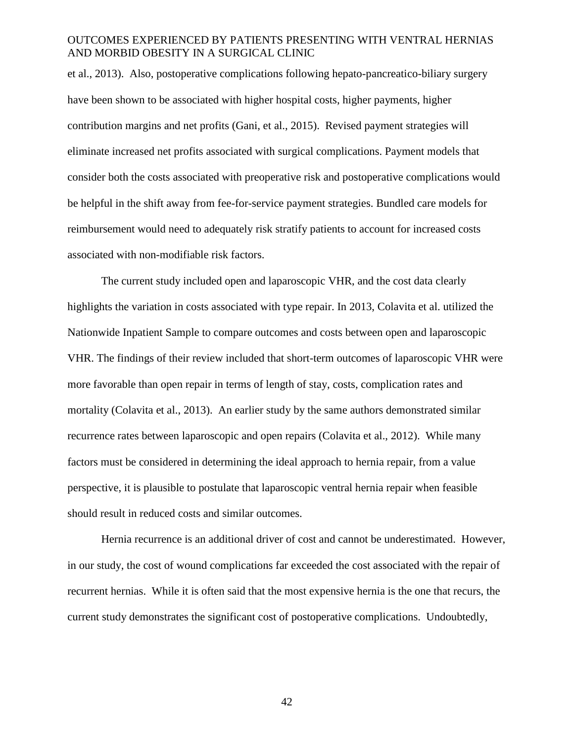et al., 2013). Also, postoperative complications following hepato-pancreatico-biliary surgery have been shown to be associated with higher hospital costs, higher payments, higher contribution margins and net profits (Gani, et al., 2015). Revised payment strategies will eliminate increased net profits associated with surgical complications. Payment models that consider both the costs associated with preoperative risk and postoperative complications would be helpful in the shift away from fee-for-service payment strategies. Bundled care models for reimbursement would need to adequately risk stratify patients to account for increased costs associated with non-modifiable risk factors.

The current study included open and laparoscopic VHR, and the cost data clearly highlights the variation in costs associated with type repair. In 2013, Colavita et al. utilized the Nationwide Inpatient Sample to compare outcomes and costs between open and laparoscopic VHR. The findings of their review included that short-term outcomes of laparoscopic VHR were more favorable than open repair in terms of length of stay, costs, complication rates and mortality (Colavita et al., 2013). An earlier study by the same authors demonstrated similar recurrence rates between laparoscopic and open repairs (Colavita et al., 2012). While many factors must be considered in determining the ideal approach to hernia repair, from a value perspective, it is plausible to postulate that laparoscopic ventral hernia repair when feasible should result in reduced costs and similar outcomes.

Hernia recurrence is an additional driver of cost and cannot be underestimated. However, in our study, the cost of wound complications far exceeded the cost associated with the repair of recurrent hernias. While it is often said that the most expensive hernia is the one that recurs, the current study demonstrates the significant cost of postoperative complications. Undoubtedly,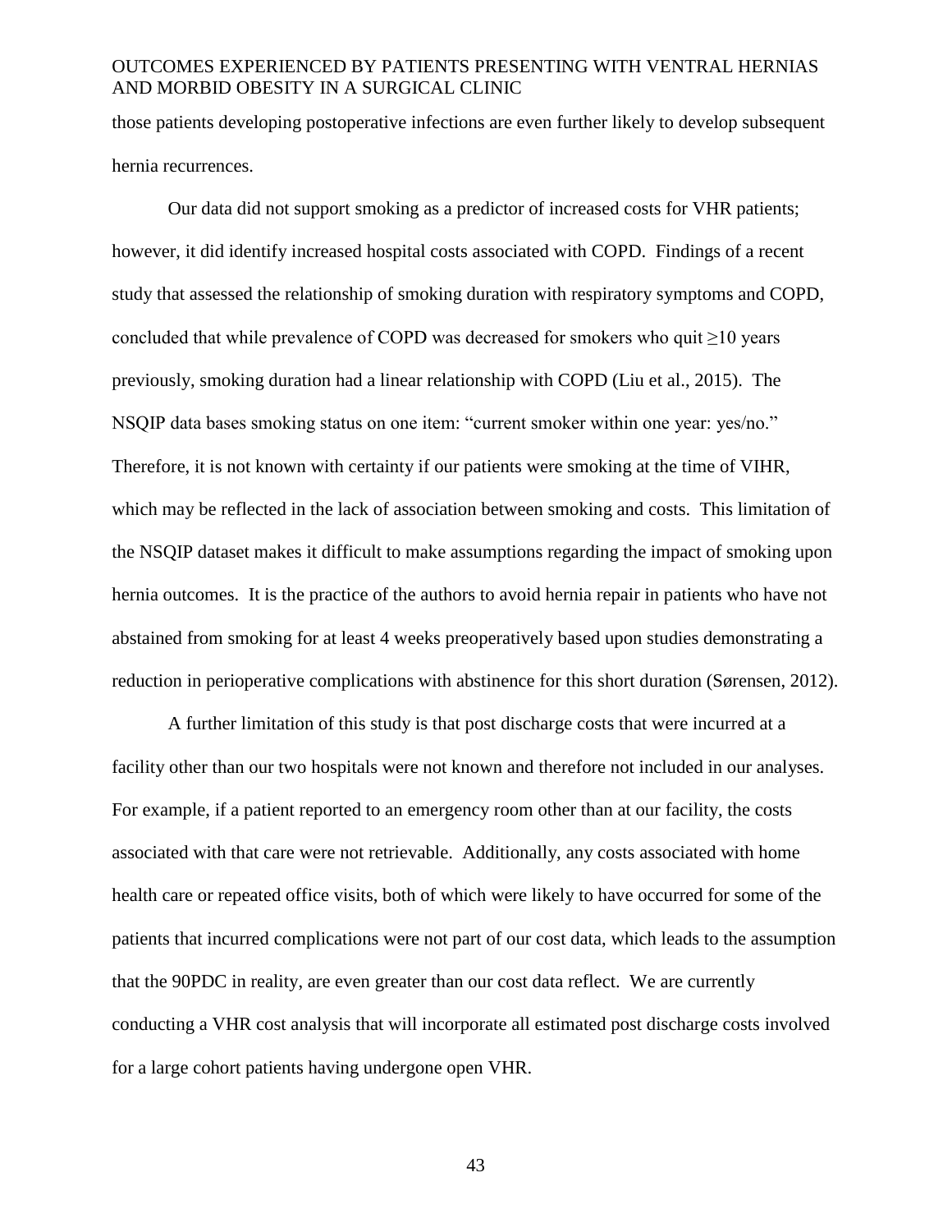those patients developing postoperative infections are even further likely to develop subsequent hernia recurrences.

Our data did not support smoking as a predictor of increased costs for VHR patients; however, it did identify increased hospital costs associated with COPD. Findings of a recent study that assessed the relationship of smoking duration with respiratory symptoms and COPD, concluded that while prevalence of COPD was decreased for smokers who quit ≥10 years previously, smoking duration had a linear relationship with COPD (Liu et al., 2015). The NSQIP data bases smoking status on one item: “current smoker within one year: yes/no.” Therefore, it is not known with certainty if our patients were smoking at the time of VIHR, which may be reflected in the lack of association between smoking and costs. This limitation of the NSQIP dataset makes it difficult to make assumptions regarding the impact of smoking upon hernia outcomes. It is the practice of the authors to avoid hernia repair in patients who have not abstained from smoking for at least 4 weeks preoperatively based upon studies demonstrating a reduction in perioperative complications with abstinence for this short duration (Sørensen, 2012).

A further limitation of this study is that post discharge costs that were incurred at a facility other than our two hospitals were not known and therefore not included in our analyses. For example, if a patient reported to an emergency room other than at our facility, the costs associated with that care were not retrievable. Additionally, any costs associated with home health care or repeated office visits, both of which were likely to have occurred for some of the patients that incurred complications were not part of our cost data, which leads to the assumption that the 90PDC in reality, are even greater than our cost data reflect. We are currently conducting a VHR cost analysis that will incorporate all estimated post discharge costs involved for a large cohort patients having undergone open VHR.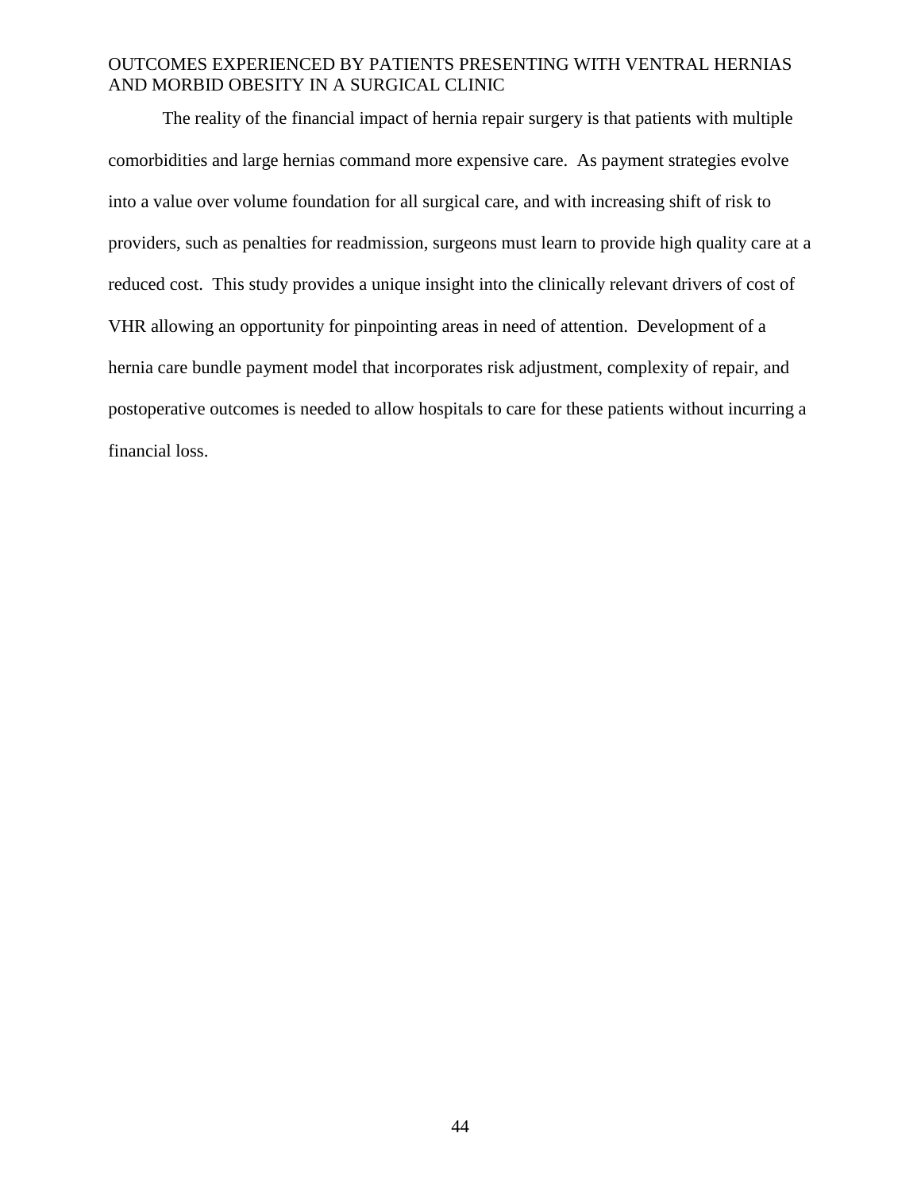The reality of the financial impact of hernia repair surgery is that patients with multiple comorbidities and large hernias command more expensive care. As payment strategies evolve into a value over volume foundation for all surgical care, and with increasing shift of risk to providers, such as penalties for readmission, surgeons must learn to provide high quality care at a reduced cost. This study provides a unique insight into the clinically relevant drivers of cost of VHR allowing an opportunity for pinpointing areas in need of attention. Development of a hernia care bundle payment model that incorporates risk adjustment, complexity of repair, and postoperative outcomes is needed to allow hospitals to care for these patients without incurring a financial loss.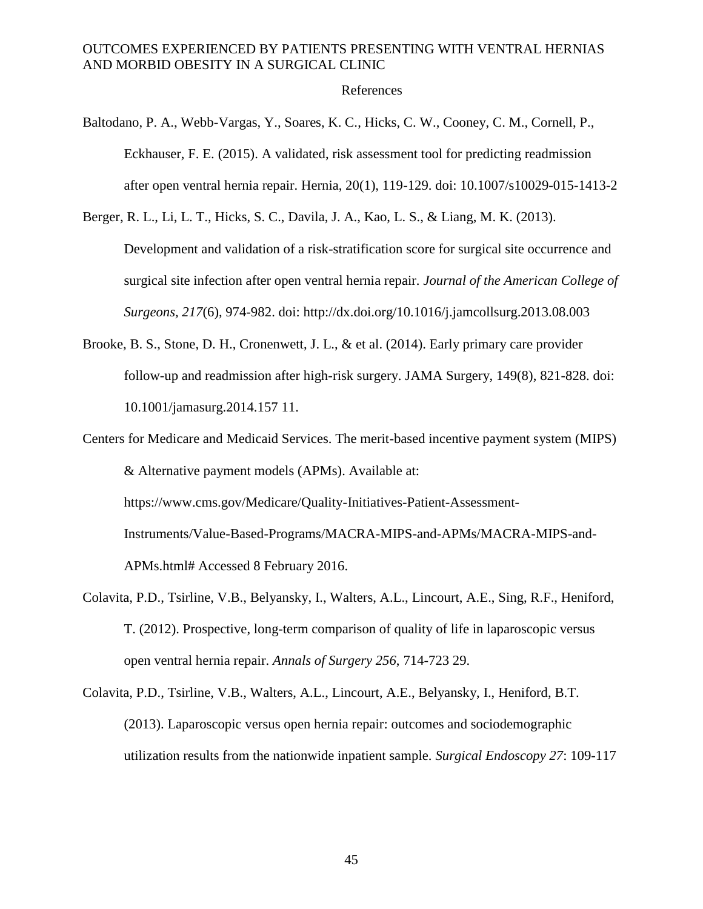# References

Baltodano, P. A., Webb-Vargas, Y., Soares, K. C., Hicks, C. W., Cooney, C. M., Cornell, P., Eckhauser, F. E. (2015). A validated, risk assessment tool for predicting readmission after open ventral hernia repair. Hernia, 20(1), 119-129. doi: 10.1007/s10029-015-1413-2

Berger, R. L., Li, L. T., Hicks, S. C., Davila, J. A., Kao, L. S., & Liang, M. K. (2013). Development and validation of a risk-stratification score for surgical site occurrence and surgical site infection after open ventral hernia repair. *Journal of the American College of Surgeons, 217*(6), 974-982. doi: http://dx.doi.org/10.1016/j.jamcollsurg.2013.08.003

Brooke, B. S., Stone, D. H., Cronenwett, J. L., & et al. (2014). Early primary care provider follow-up and readmission after high-risk surgery. JAMA Surgery, 149(8), 821-828. doi: 10.1001/jamasurg.2014.157 11.

Centers for Medicare and Medicaid Services. The merit-based incentive payment system (MIPS) & Alternative payment models (APMs). Available at: https://www.cms.gov/Medicare/Quality-Initiatives-Patient-Assessment-Instruments/Value-Based-Programs/MACRA-MIPS-and-APMs/MACRA-MIPS-and-APMs.html# Accessed 8 February 2016.

Colavita, P.D., Tsirline, V.B., Belyansky, I., Walters, A.L., Lincourt, A.E., Sing, R.F., Heniford, T. (2012). Prospective, long-term comparison of quality of life in laparoscopic versus open ventral hernia repair. *Annals of Surgery 256*, 714-723 29.

Colavita, P.D., Tsirline, V.B., Walters, A.L., Lincourt, A.E., Belyansky, I., Heniford, B.T. (2013). Laparoscopic versus open hernia repair: outcomes and sociodemographic utilization results from the nationwide inpatient sample. *Surgical Endoscopy 27*: 109-117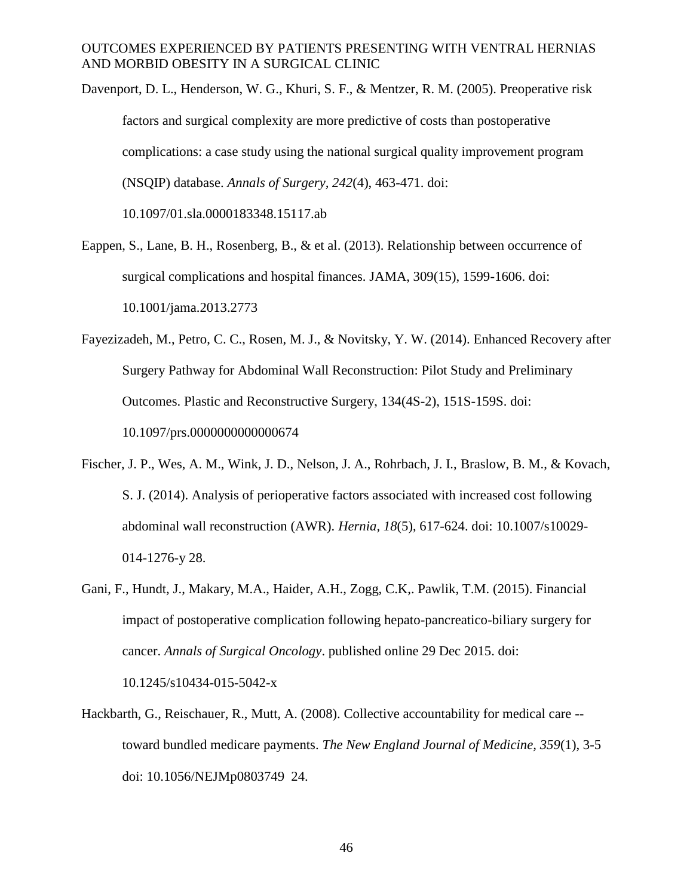Davenport, D. L., Henderson, W. G., Khuri, S. F., & Mentzer, R. M. (2005). Preoperative risk factors and surgical complexity are more predictive of costs than postoperative complications: a case study using the national surgical quality improvement program (NSQIP) database. *Annals of Surgery, 242*(4), 463-471. doi: 10.1097/01.sla.0000183348.15117.ab

Eappen, S., Lane, B. H., Rosenberg, B., & et al. (2013). Relationship between occurrence of surgical complications and hospital finances. JAMA, 309(15), 1599-1606. doi: 10.1001/jama.2013.2773

Fayezizadeh, M., Petro, C. C., Rosen, M. J., & Novitsky, Y. W. (2014). Enhanced Recovery after Surgery Pathway for Abdominal Wall Reconstruction: Pilot Study and Preliminary Outcomes. Plastic and Reconstructive Surgery, 134(4S-2), 151S-159S. doi: 10.1097/prs.0000000000000674

Fischer, J. P., Wes, A. M., Wink, J. D., Nelson, J. A., Rohrbach, J. I., Braslow, B. M., & Kovach, S. J. (2014). Analysis of perioperative factors associated with increased cost following abdominal wall reconstruction (AWR). *Hernia, 18*(5), 617-624. doi: 10.1007/s10029-014-1276-y 28.

Gani, F., Hundt, J., Makary, M.A., Haider, A.H., Zogg, C.K,. Pawlik, T.M. (2015). Financial impact of postoperative complication following hepato-pancreatico-biliary surgery for cancer. *Annals of Surgical Oncology*. published online 29 Dec 2015. doi: 10.1245/s10434-015-5042-x

Hackbarth, G., Reischauer, R., Mutt, A. (2008). Collective accountability for medical care -- toward bundled medicare payments. *The New England Journal of Medicine, 359*(1), 3-5 doi: 10.1056/NEJMp0803749 24.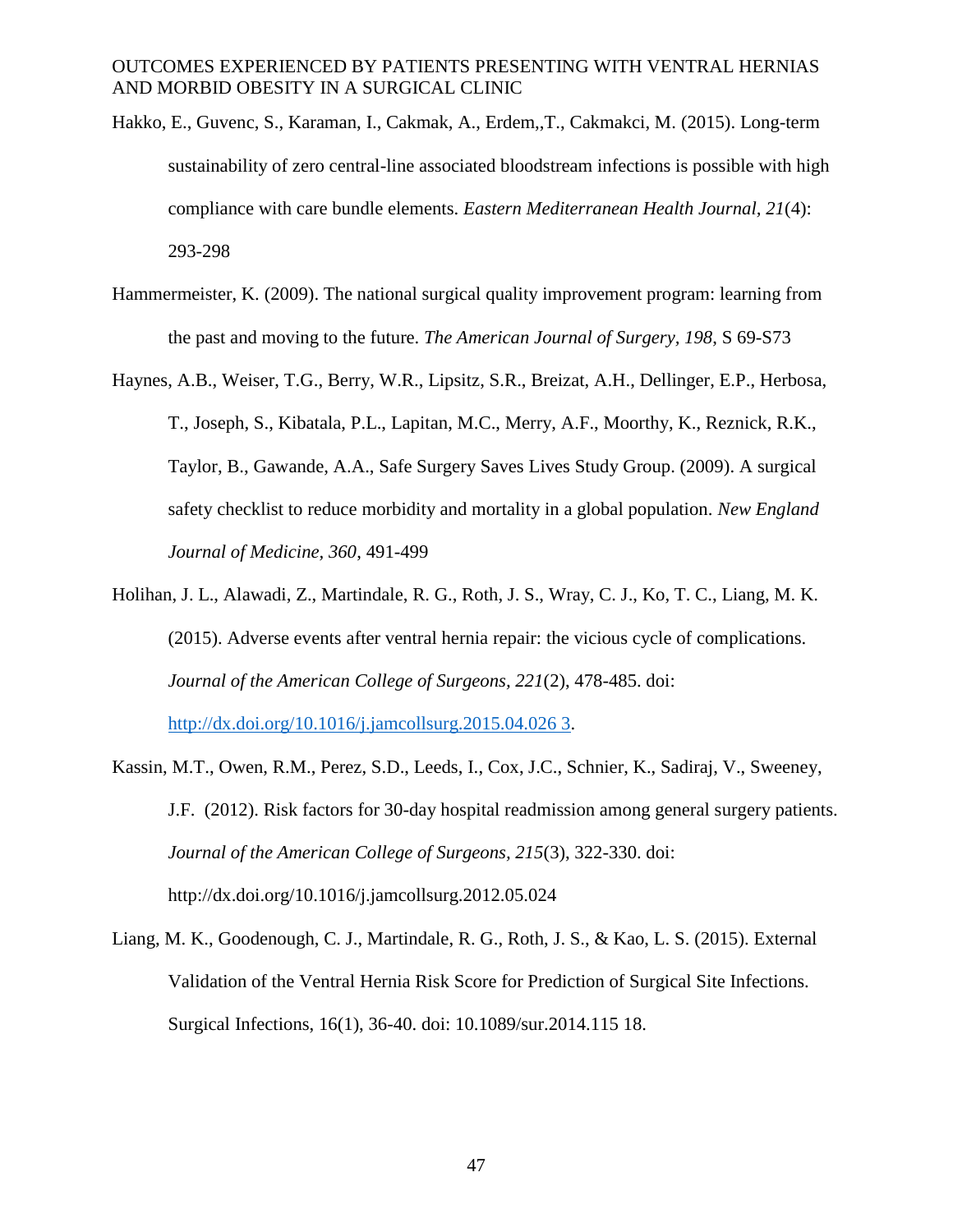Hakko, E., Guvenc, S., Karaman, I., Cakmak, A., Erdem,,T., Cakmakci, M. (2015). Long-term sustainability of zero central-line associated bloodstream infections is possible with high compliance with care bundle elements. *Eastern Mediterranean Health Journal, 21*(4): 293-298

Hammermeister, K. (2009). The national surgical quality improvement program: learning from the past and moving to the future. *The American Journal of Surgery, 198*, S 69-S73

Haynes, A.B., Weiser, T.G., Berry, W.R., Lipsitz, S.R., Breizat, A.H., Dellinger, E.P., Herbosa, T., Joseph, S., Kibatala, P.L., Lapitan, M.C., Merry, A.F., Moorthy, K., Reznick, R.K., Taylor, B., Gawande, A.A., Safe Surgery Saves Lives Study Group. (2009). A surgical safety checklist to reduce morbidity and mortality in a global population. *New England Journal of Medicine, 360*, 491-499

Holihan, J. L., Alawadi, Z., Martindale, R. G., Roth, J. S., Wray, C. J., Ko, T. C., Liang, M. K. (2015). Adverse events after ventral hernia repair: the vicious cycle of complications. *Journal of the American College of Surgeons, 221*(2), 478-485. doi: http://dx.doi.org/10.1016/j.jamcollsurg.2015.04.026 3.

Kassin, M.T., Owen, R.M., Perez, S.D., Leeds, I., Cox, J.C., Schnier, K., Sadiraj, V., Sweeney, J.F. (2012). Risk factors for 30-day hospital readmission among general surgery patients. *Journal of the American College of Surgeons, 215*(3), 322-330. doi: http://dx.doi.org/10.1016/j.jamcollsurg.2012.05.024

Liang, M. K., Goodenough, C. J., Martindale, R. G., Roth, J. S., & Kao, L. S. (2015). External Validation of the Ventral Hernia Risk Score for Prediction of Surgical Site Infections. Surgical Infections, 16(1), 36-40. doi: 10.1089/sur.2014.115 18.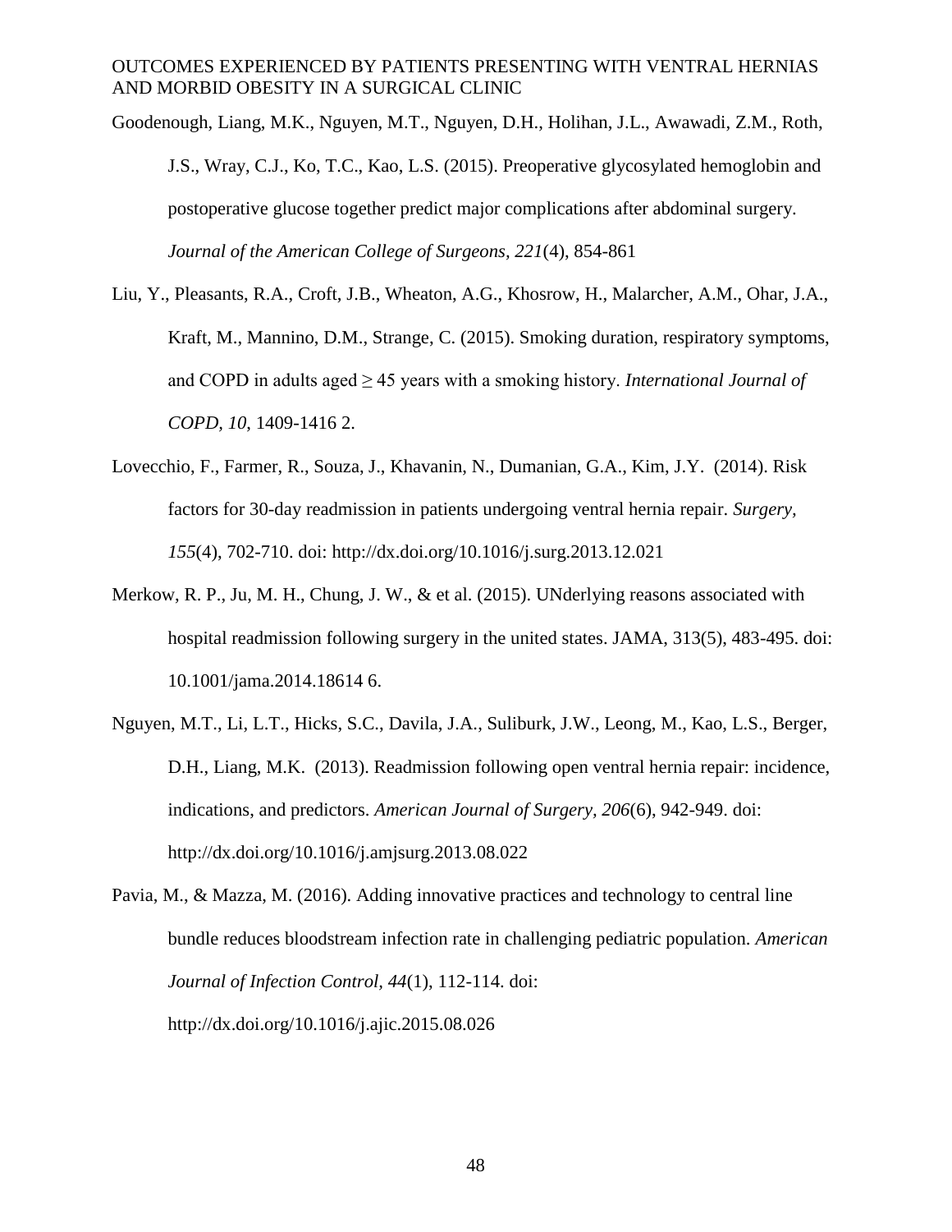Goodenough, Liang, M.K., Nguyen, M.T., Nguyen, D.H., Holihan, J.L., Awawadi, Z.M., Roth, J.S., Wray, C.J., Ko, T.C., Kao, L.S. (2015). Preoperative glycosylated hemoglobin and postoperative glucose together predict major complications after abdominal surgery. *Journal of the American College of Surgeons, 221*(4), 854-861

Liu, Y., Pleasants, R.A., Croft, J.B., Wheaton, A.G., Khosrow, H., Malarcher, A.M., Ohar, J.A., Kraft, M., Mannino, D.M., Strange, C. (2015). Smoking duration, respiratory symptoms, and COPD in adults aged ≥ 45 years with a smoking history. *International Journal of COPD, 10*, 1409-1416 2.

Lovecchio, F., Farmer, R., Souza, J., Khavanin, N., Dumanian, G.A., Kim, J.Y. (2014). Risk factors for 30-day readmission in patients undergoing ventral hernia repair. *Surgery, 155*(4), 702-710. doi: http://dx.doi.org/10.1016/j.surg.2013.12.021

Merkow, R. P., Ju, M. H., Chung, J. W., & et al. (2015). UNderlying reasons associated with hospital readmission following surgery in the united states. JAMA, 313(5), 483-495. doi: 10.1001/jama.2014.18614 6.

Nguyen, M.T., Li, L.T., Hicks, S.C., Davila, J.A., Suliburk, J.W., Leong, M., Kao, L.S., Berger, D.H., Liang, M.K. (2013). Readmission following open ventral hernia repair: incidence, indications, and predictors. *American Journal of Surgery, 206*(6), 942-949. doi: http://dx.doi.org/10.1016/j.amjsurg.2013.08.022

Pavia, M., & Mazza, M. (2016). Adding innovative practices and technology to central line bundle reduces bloodstream infection rate in challenging pediatric population. *American Journal of Infection Control, 44*(1), 112-114. doi: http://dx.doi.org/10.1016/j.ajic.2015.08.026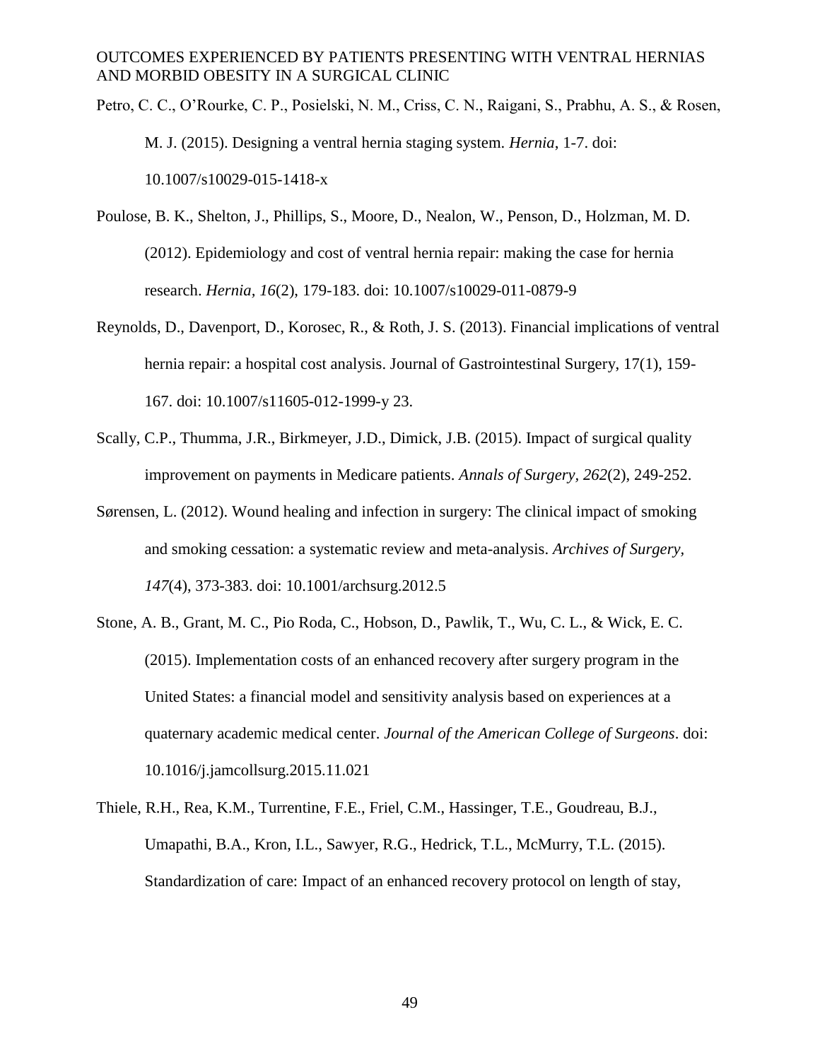Petro, C. C., O'Rourke, C. P., Posielski, N. M., Criss, C. N., Raigani, S., Prabhu, A. S., & Rosen, M. J. (2015). Designing a ventral hernia staging system. *Hernia*, 1-7. doi: 10.1007/s10029-015-1418-x

Poulose, B. K., Shelton, J., Phillips, S., Moore, D., Nealon, W., Penson, D., Holzman, M. D. (2012). Epidemiology and cost of ventral hernia repair: making the case for hernia research. *Hernia, 16*(2), 179-183. doi: 10.1007/s10029-011-0879-9

Reynolds, D., Davenport, D., Korosec, R., & Roth, J. S. (2013). Financial implications of ventral hernia repair: a hospital cost analysis. Journal of Gastrointestinal Surgery, 17(1), 159-167. doi: 10.1007/s11605-012-1999-y 23.

Scally, C.P., Thumma, J.R., Birkmeyer, J.D., Dimick, J.B. (2015). Impact of surgical quality improvement on payments in Medicare patients. *Annals of Surgery, 262*(2), 249-252.

Sørensen, L. (2012). Wound healing and infection in surgery: The clinical impact of smoking and smoking cessation: a systematic review and meta-analysis. *Archives of Surgery, 147*(4), 373-383. doi: 10.1001/archsurg.2012.5

Stone, A. B., Grant, M. C., Pio Roda, C., Hobson, D., Pawlik, T., Wu, C. L., & Wick, E. C. (2015). Implementation costs of an enhanced recovery after surgery program in the United States: a financial model and sensitivity analysis based on experiences at a quaternary academic medical center. *Journal of the American College of Surgeons*. doi: 10.1016/j.jamcollsurg.2015.11.021

Thiele, R.H., Rea, K.M., Turrentine, F.E., Friel, C.M., Hassinger, T.E., Goudreau, B.J., Umapathi, B.A., Kron, I.L., Sawyer, R.G., Hedrick, T.L., McMurry, T.L. (2015). Standardization of care: Impact of an enhanced recovery protocol on length of stay,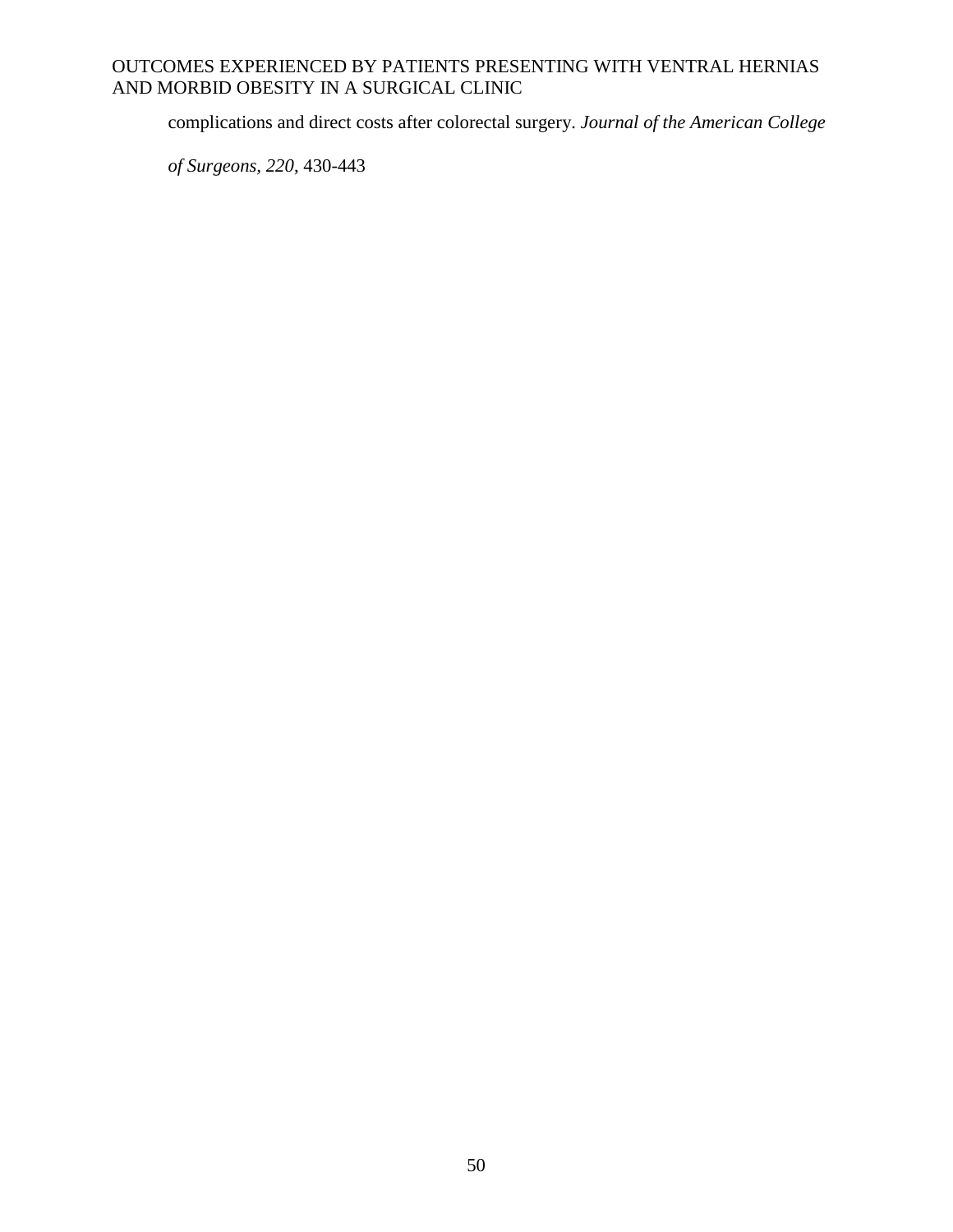complications and direct costs after colorectal surgery. *Journal of the American College of Surgeons, 220*, 430-443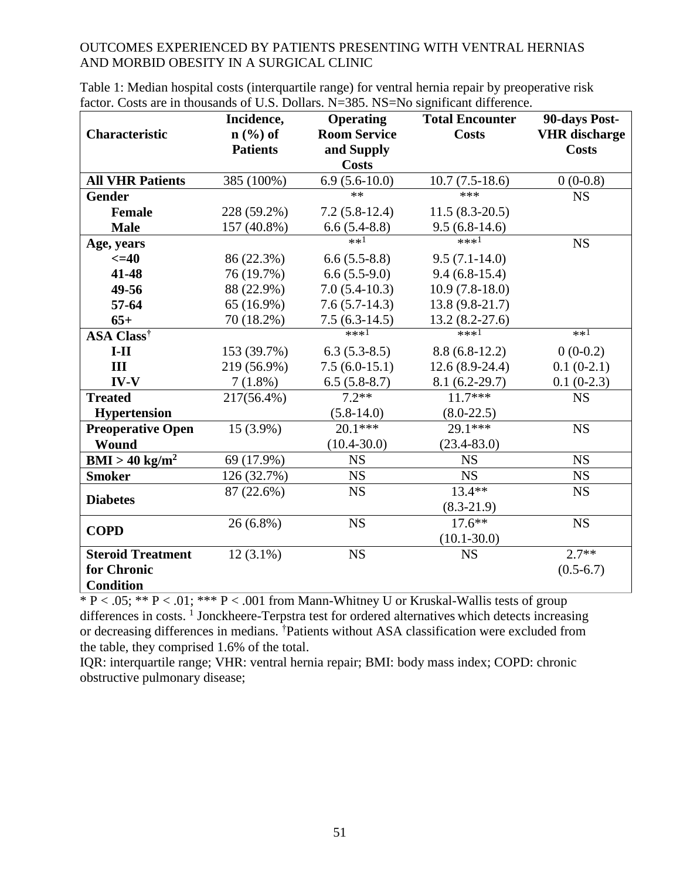Table 1: Median hospital costs (interquartile range) for ventral hernia repair by preoperative risk factor. Costs are in thousands of U.S. Dollars. N=385. NS=No significant difference.

| Characteristic | Incidence, n (%) of Patients | Operating Room Service and Supply Costs | Total Encounter Costs | 90-days Post-VHR discharge Costs |
|---|---|---|---|---|
| **All VHR Patients** | 385 (100%) | 6.9 (5.6-10.0) | 10.7 (7.5-18.6) | 0 (0-0.8) |
| **Gender** | | ** | *** | NS |
| **Female** | 228 (59.2%) | 7.2 (5.8-12.4) | 11.5 (8.3-20.5) | |
| **Male** | 157 (40.8%) | 6.6 (5.4-8.8) | 9.5 (6.8-14.6) | |
| **Age, years** | | **[1] | ***[1] | NS |
| **<=40** | 86 (22.3%) | 6.6 (5.5-8.8) | 9.5 (7.1-14.0) | |
| **41-48** | 76 (19.7%) | 6.6 (5.5-9.0) | 9.4 (6.8-15.4) | |
| **49-56** | 88 (22.9%) | 7.0 (5.4-10.3) | 10.9 (7.8-18.0) | |
| **57-64** | 65 (16.9%) | 7.6 (5.7-14.3) | 13.8 (9.8-21.7) | |
| **65+** | 70 (18.2%) | 7.5 (6.3-14.5) | 13.2 (8.2-27.6) | |
| **ASA Class**† | | ***[1] | ***[1] | **[1] |
| **I-II** | 153 (39.7%) | 6.3 (5.3-8.5) | 8.8 (6.8-12.2) | 0 (0-0.2) |
| **III** | 219 (56.9%) | 7.5 (6.0-15.1) | 12.6 (8.9-24.4) | 0.1 (0-2.1) |
| **IV-V** | 7 (1.8%) | 6.5 (5.8-8.7) | 8.1 (6.2-29.7) | 0.1 (0-2.3) |
| **Treated Hypertension** | 217(56.4%) | 7.2** (5.8-14.0) | 11.7*** (8.0-22.5) | NS |
| **Preoperative Open Wound** | 15 (3.9%) | 20.1*** (10.4-30.0) | 29.1*** (23.4-83.0) | NS |
| **BMI > 40 kg/m$^2$** | 69 (17.9%) | NS | NS | NS |
| **Smoker** | 126 (32.7%) | NS | NS | NS |
| **Diabetes** | 87 (22.6%) | NS | 13.4** (8.3-21.9) | NS |
| **COPD** | 26 (6.8%) | NS | 17.6** (10.1-30.0) | NS |
| **Steroid Treatment for Chronic Condition** | 12 (3.1%) | NS | NS | 2.7** (0.5-6.7) |

* $P < .05$; ** $P < .01$; *** $P < .001$ from Mann-Whitney U or Kruskal-Wallis tests of group differences in costs. [1] Jonckheere-Terpstra test for ordered alternatives which detects increasing or decreasing differences in medians. †Patients without ASA classification were excluded from the table, they comprised 1.6% of the total.

IQR: interquartile range; VHR: ventral hernia repair; BMI: body mass index; COPD: chronic obstructive pulmonary disease;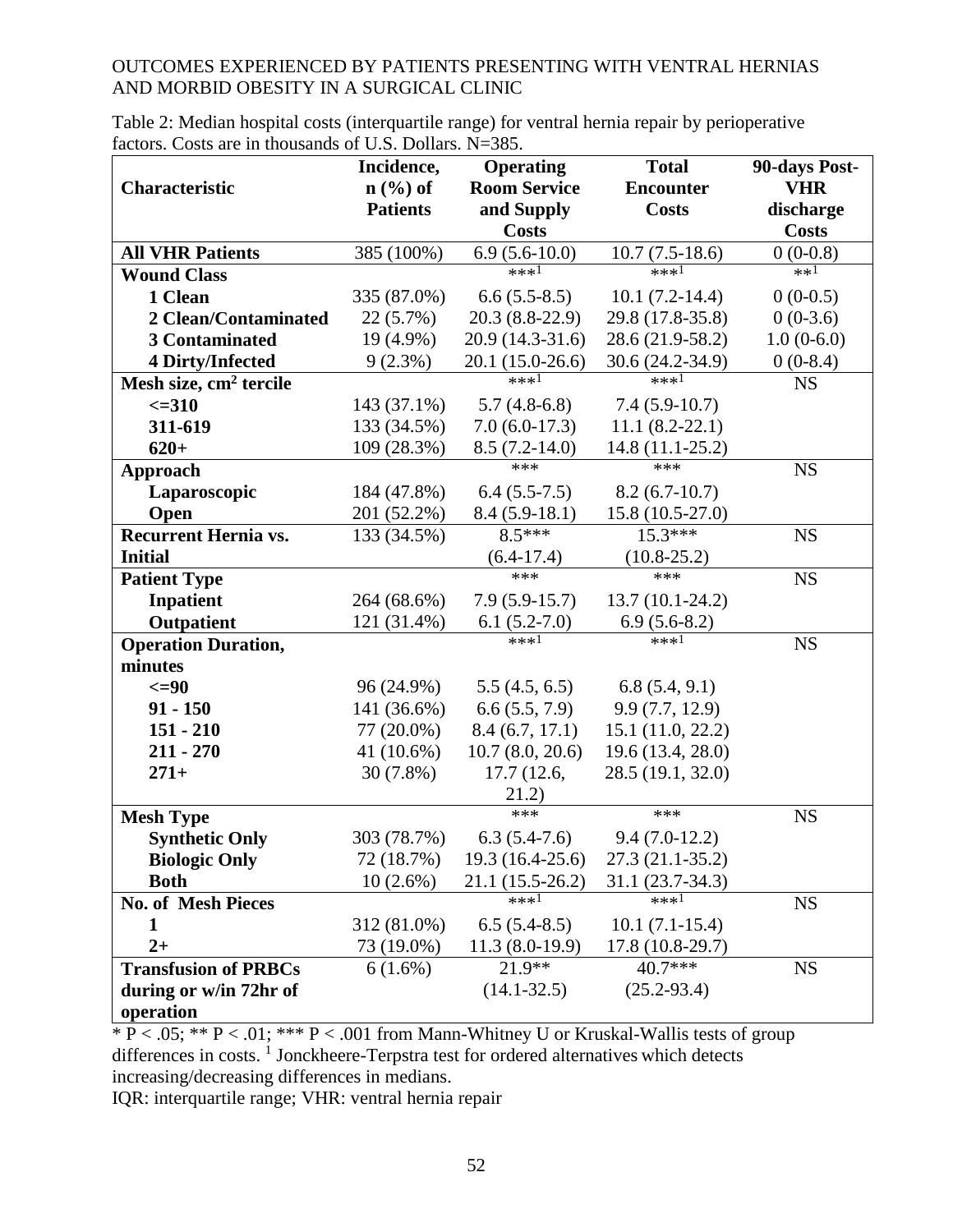Table 2: Median hospital costs (interquartile range) for ventral hernia repair by perioperative factors. Costs are in thousands of U.S. Dollars. N=385.

| Characteristic | Incidence, n (%) of Patients | Operating Room Service and Supply Costs | Total Encounter Costs | 90-days Post-VHR discharge Costs |
|---|---|---|---|---|
| **All VHR Patients** | 385 (100%) | 6.9 (5.6-10.0) | 10.7 (7.5-18.6) | 0 (0-0.8) |
| **Wound Class** | | ***[1] | ***[1] | **[1] |
| **1 Clean** | 335 (87.0%) | 6.6 (5.5-8.5) | 10.1 (7.2-14.4) | 0 (0-0.5) |
| **2 Clean/Contaminated** | 22 (5.7%) | 20.3 (8.8-22.9) | 29.8 (17.8-35.8) | 0 (0-3.6) |
| **3 Contaminated** | 19 (4.9%) | 20.9 (14.3-31.6) | 28.6 (21.9-58.2) | 1.0 (0-6.0) |
| **4 Dirty/Infected** | 9 (2.3%) | 20.1 (15.0-26.6) | 30.6 (24.2-34.9) | 0 (0-8.4) |
| **Mesh size, cm² tercile** | | ***[1] | ***[1] | NS |
| **<=310** | 143 (37.1%) | 5.7 (4.8-6.8) | 7.4 (5.9-10.7) | |
| **311-619** | 133 (34.5%) | 7.0 (6.0-17.3) | 11.1 (8.2-22.1) | |
| **620+** | 109 (28.3%) | 8.5 (7.2-14.0) | 14.8 (11.1-25.2) | |
| **Approach** | | *** | *** | NS |
| **Laparoscopic** | 184 (47.8%) | 6.4 (5.5-7.5) | 8.2 (6.7-10.7) | |
| **Open** | 201 (52.2%) | 8.4 (5.9-18.1) | 15.8 (10.5-27.0) | |
| **Recurrent Hernia vs. Initial** | 133 (34.5%) | 8.5*** (6.4-17.4) | 15.3*** (10.8-25.2) | NS |
| **Patient Type** | | *** | *** | NS |
| **Inpatient** | 264 (68.6%) | 7.9 (5.9-15.7) | 13.7 (10.1-24.2) | |
| **Outpatient** | 121 (31.4%) | 6.1 (5.2-7.0) | 6.9 (5.6-8.2) | |
| **Operation Duration, minutes** | | ***[1] | ***[1] | NS |
| **<=90** | 96 (24.9%) | 5.5 (4.5, 6.5) | 6.8 (5.4, 9.1) | |
| **91 - 150** | 141 (36.6%) | 6.6 (5.5, 7.9) | 9.9 (7.7, 12.9) | |
| **151 - 210** | 77 (20.0%) | 8.4 (6.7, 17.1) | 15.1 (11.0, 22.2) | |
| **211 - 270** | 41 (10.6%) | 10.7 (8.0, 20.6) | 19.6 (13.4, 28.0) | |
| **271+** | 30 (7.8%) | 17.7 (12.6, 21.2) | 28.5 (19.1, 32.0) | |
| **Mesh Type** | | *** | *** | NS |
| **Synthetic Only** | 303 (78.7%) | 6.3 (5.4-7.6) | 9.4 (7.0-12.2) | |
| **Biologic Only** | 72 (18.7%) | 19.3 (16.4-25.6) | 27.3 (21.1-35.2) | |
| **Both** | 10 (2.6%) | 21.1 (15.5-26.2) | 31.1 (23.7-34.3) | |
| **No. of Mesh Pieces** | | ***[1] | ***[1] | NS |
| **1** | 312 (81.0%) | 6.5 (5.4-8.5) | 10.1 (7.1-15.4) | |
| **2+** | 73 (19.0%) | 11.3 (8.0-19.9) | 17.8 (10.8-29.7) | |
| **Transfusion of PRBCs during or w/in 72hr of operation** | 6 (1.6%) | 21.9** (14.1-32.5) | 40.7*** (25.2-93.4) | NS |

* P < .05; ** P < .01; *** P < .001 from Mann-Whitney U or Kruskal-Wallis tests of group differences in costs. [1] Jonckheere-Terpstra test for ordered alternatives which detects increasing/decreasing differences in medians.

IQR: interquartile range; VHR: ventral hernia repair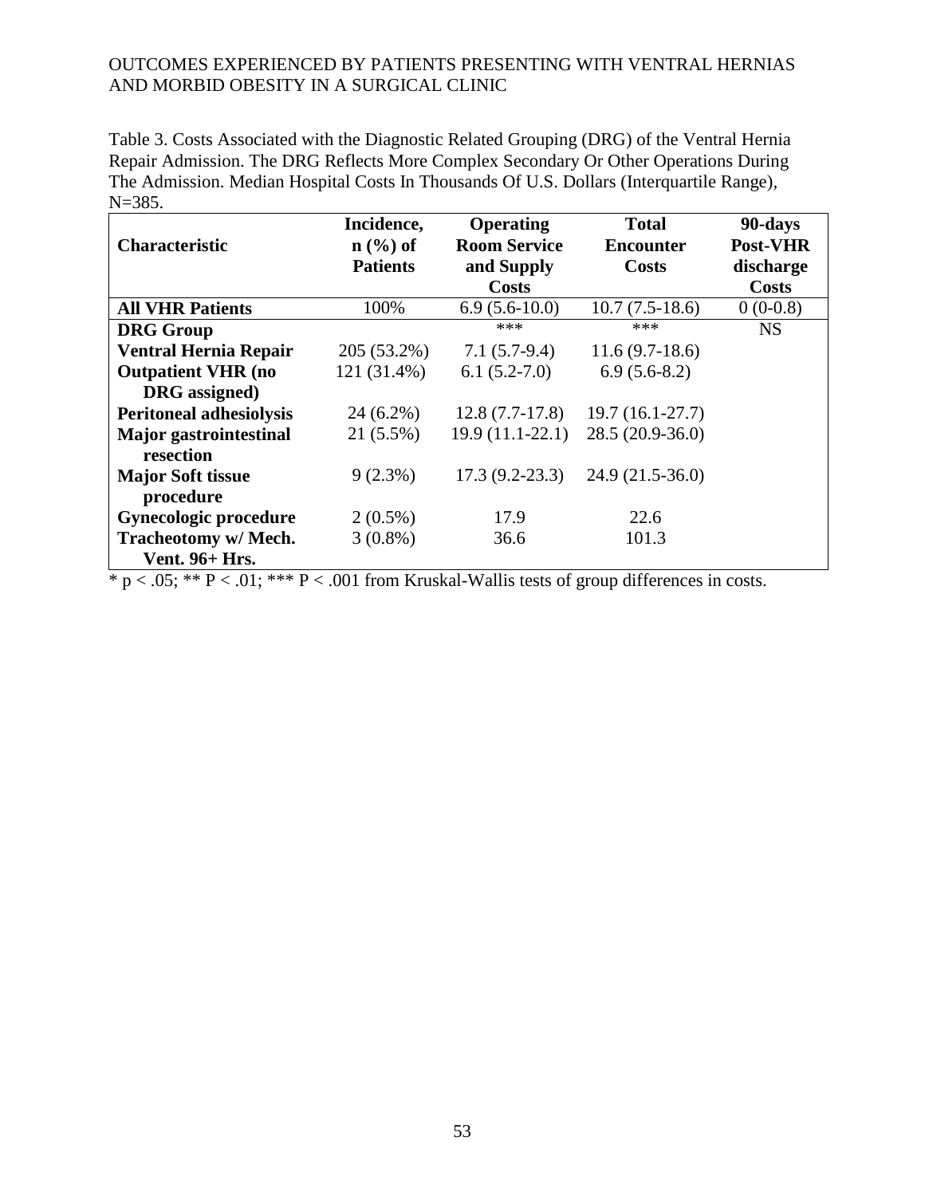Table 3. Costs Associated with the Diagnostic Related Grouping (DRG) of the Ventral Hernia Repair Admission. The DRG Reflects More Complex Secondary Or Other Operations During The Admission. Median Hospital Costs In Thousands Of U.S. Dollars (Interquartile Range), N=385.

| Characteristic | Incidence, n (%) of Patients | Operating Room Service and Supply Costs | Total Encounter Costs | 90-days Post-VHR discharge Costs |
|---|---|---|---|---|
| **All VHR Patients** | 100% | 6.9 (5.6-10.0) | 10.7 (7.5-18.6) | 0 (0-0.8) |
| **DRG Group** | | *** | *** | NS |
| **Ventral Hernia Repair** | 205 (53.2%) | 7.1 (5.7-9.4) | 11.6 (9.7-18.6) | |
| **Outpatient VHR (no DRG assigned)** | 121 (31.4%) | 6.1 (5.2-7.0) | 6.9 (5.6-8.2) | |
| **Peritoneal adhesiolysis** | 24 (6.2%) | 12.8 (7.7-17.8) | 19.7 (16.1-27.7) | |
| **Major gastrointestinal resection** | 21 (5.5%) | 19.9 (11.1-22.1) | 28.5 (20.9-36.0) | |
| **Major Soft tissue procedure** | 9 (2.3%) | 17.3 (9.2-23.3) | 24.9 (21.5-36.0) | |
| **Gynecologic procedure** | 2 (0.5%) | 17.9 | 22.6 | |
| **Tracheotomy w/ Mech. Vent. 96+ Hrs.** | 3 (0.8%) | 36.6 | 101.3 | |

* $p < .05$; ** $P < .01$; *** $P < .001$ from Kruskal-Wallis tests of group differences in costs.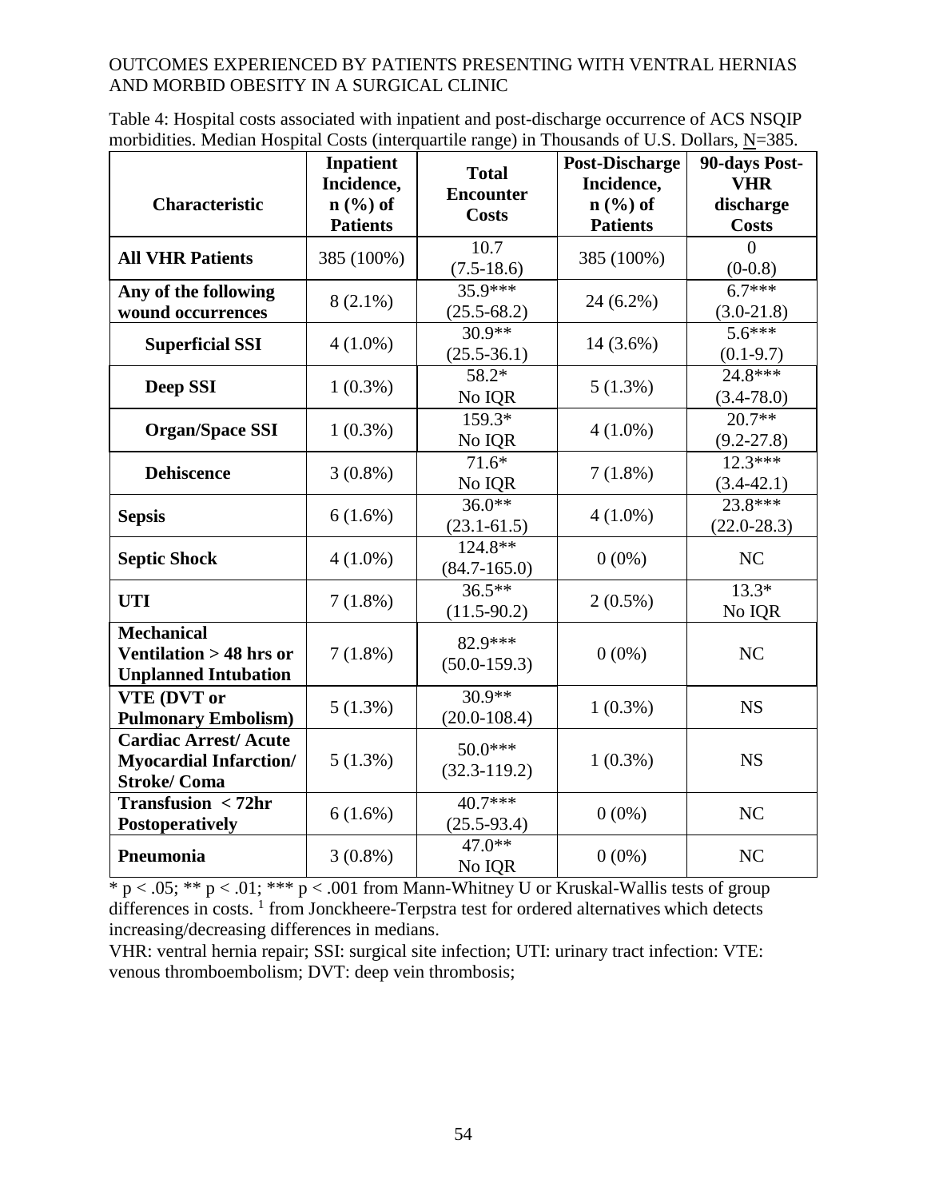Table 4: Hospital costs associated with inpatient and post-discharge occurrence of ACS NSQIP morbidities. Median Hospital Costs (interquartile range) in Thousands of U.S. Dollars, N=385.

| Characteristic | Inpatient Incidence, n (%) of Patients | Total Encounter Costs | Post-Discharge Incidence, n (%) of Patients | 90-days Post-VHR discharge Costs |
|---|---|---|---|---|
| **All VHR Patients** | 385 (100%) | 10.7 (7.5-18.6) | 385 (100%) | 0 (0-0.8) |
| **Any of the following wound occurrences** | 8 (2.1%) | 35.9*** (25.5-68.2) | 24 (6.2%) | 6.7*** (3.0-21.8) |
| **Superficial SSI** | 4 (1.0%) | 30.9** (25.5-36.1) | 14 (3.6%) | 5.6*** (0.1-9.7) |
| **Deep SSI** | 1 (0.3%) | 58.2* No IQR | 5 (1.3%) | 24.8*** (3.4-78.0) |
| **Organ/Space SSI** | 1 (0.3%) | 159.3* No IQR | 4 (1.0%) | 20.7** (9.2-27.8) |
| **Dehiscence** | 3 (0.8%) | 71.6* No IQR | 7 (1.8%) | 12.3*** (3.4-42.1) |
| **Sepsis** | 6 (1.6%) | 36.0** (23.1-61.5) | 4 (1.0%) | 23.8*** (22.0-28.3) |
| **Septic Shock** | 4 (1.0%) | 124.8** (84.7-165.0) | 0 (0%) | NC |
| **UTI** | 7 (1.8%) | 36.5** (11.5-90.2) | 2 (0.5%) | 13.3* No IQR |
| **Mechanical Ventilation > 48 hrs or Unplanned Intubation** | 7 (1.8%) | 82.9*** (50.0-159.3) | 0 (0%) | NC |
| **VTE (DVT or Pulmonary Embolism)** | 5 (1.3%) | 30.9** (20.0-108.4) | 1 (0.3%) | NS |
| **Cardiac Arrest/ Acute Myocardial Infarction/ Stroke/ Coma** | 5 (1.3%) | 50.0*** (32.3-119.2) | 1 (0.3%) | NS |
| **Transfusion < 72hr Postoperatively** | 6 (1.6%) | 40.7*** (25.5-93.4) | 0 (0%) | NC |
| **Pneumonia** | 3 (0.8%) | 47.0** No IQR | 0 (0%) | NC |

* $p < .05$; ** $p < .01$; *** $p < .001$ from Mann-Whitney U or Kruskal-Wallis tests of group differences in costs. [1] from Jonckheere-Terpstra test for ordered alternatives which detects increasing/decreasing differences in medians.

VHR: ventral hernia repair; SSI: surgical site infection; UTI: urinary tract infection: VTE: venous thromboembolism; DVT: deep vein thrombosis;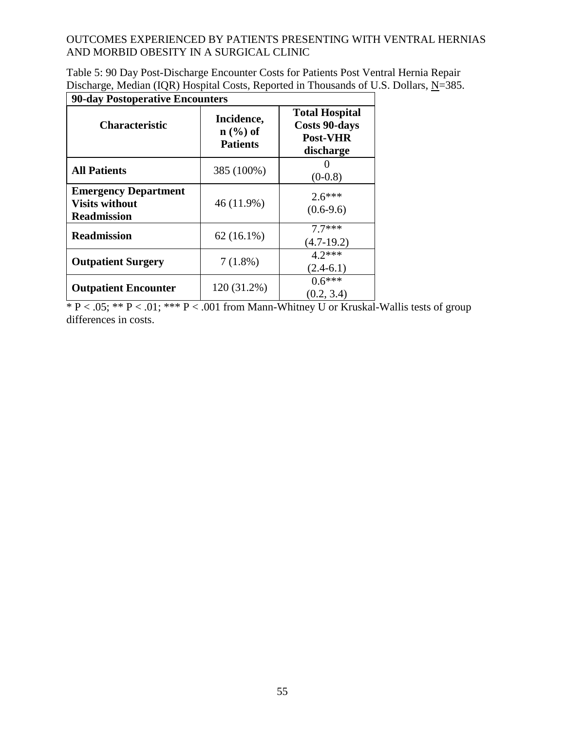Table 5: 90 Day Post-Discharge Encounter Costs for Patients Post Ventral Hernia Repair Discharge, Median (IQR) Hospital Costs, Reported in Thousands of U.S. Dollars, N=385.

| **90-day Postoperative Encounters** | | |
|---|---|---|
| **Characteristic** | **Incidence, n (%) of Patients** | **Total Hospital Costs 90-days Post-VHR discharge** |
| **All Patients** | 385 (100%) | 0 (0-0.8) |
| **Emergency Department Visits without Readmission** | 46 (11.9%) | 2.6*** (0.6-9.6) |
| **Readmission** | 62 (16.1%) | 7.7*** (4.7-19.2) |
| **Outpatient Surgery** | 7 (1.8%) | 4.2*** (2.4-6.1) |
| **Outpatient Encounter** | 120 (31.2%) | 0.6*** (0.2, 3.4) |

* P < .05; ** P < .01; *** P < .001 from Mann-Whitney U or Kruskal-Wallis tests of group differences in costs.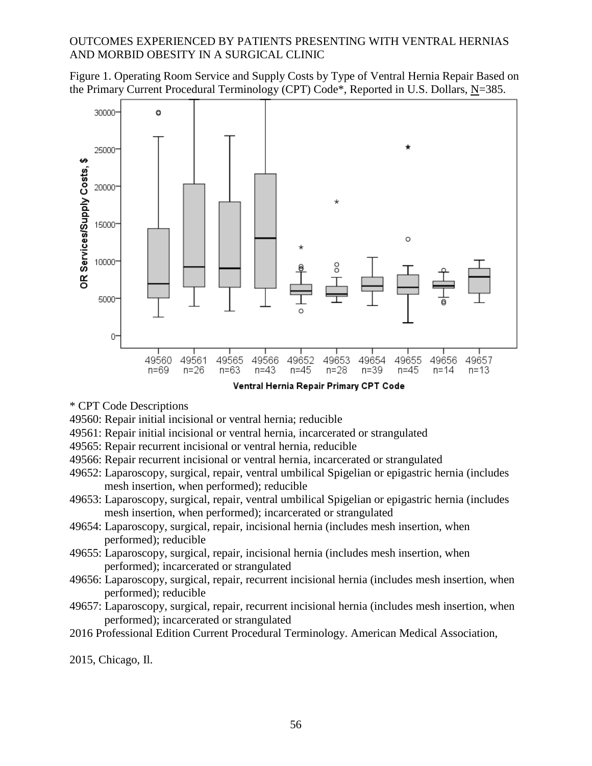Figure 1. Operating Room Service and Supply Costs by Type of Ventral Hernia Repair Based on the Primary Current Procedural Terminology (CPT) Code*, Reported in U.S. Dollars, N=385.

\* CPT Code Descriptions

49560: Repair initial incisional or ventral hernia; reducible

49561: Repair initial incisional or ventral hernia, incarcerated or strangulated

49565: Repair recurrent incisional or ventral hernia, reducible

49566: Repair recurrent incisional or ventral hernia, incarcerated or strangulated

49652: Laparoscopy, surgical, repair, ventral umbilical Spigelian or epigastric hernia (includes mesh insertion, when performed); reducible

49653: Laparoscopy, surgical, repair, ventral umbilical Spigelian or epigastric hernia (includes mesh insertion, when performed); incarcerated or strangulated

49654: Laparoscopy, surgical, repair, incisional hernia (includes mesh insertion, when performed); reducible

49655: Laparoscopy, surgical, repair, incisional hernia (includes mesh insertion, when performed); incarcerated or strangulated

49656: Laparoscopy, surgical, repair, recurrent incisional hernia (includes mesh insertion, when performed); reducible

49657: Laparoscopy, surgical, repair, recurrent incisional hernia (includes mesh insertion, when performed); incarcerated or strangulated

2016 Professional Edition Current Procedural Terminology. American Medical Association, 2015, Chicago, Il.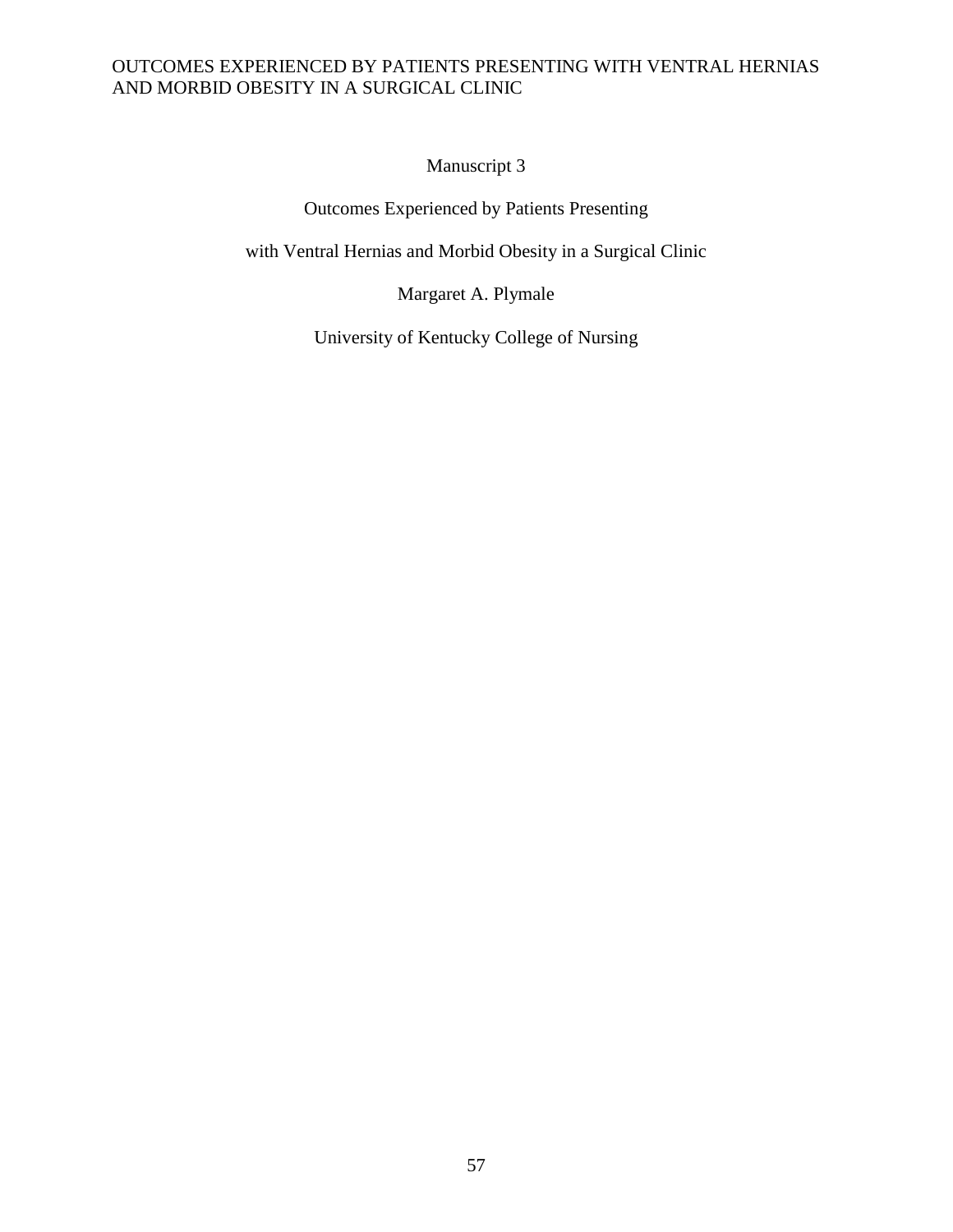Manuscript 3

Outcomes Experienced by Patients Presenting

with Ventral Hernias and Morbid Obesity in a Surgical Clinic

Margaret A. Plymale

University of Kentucky College of Nursing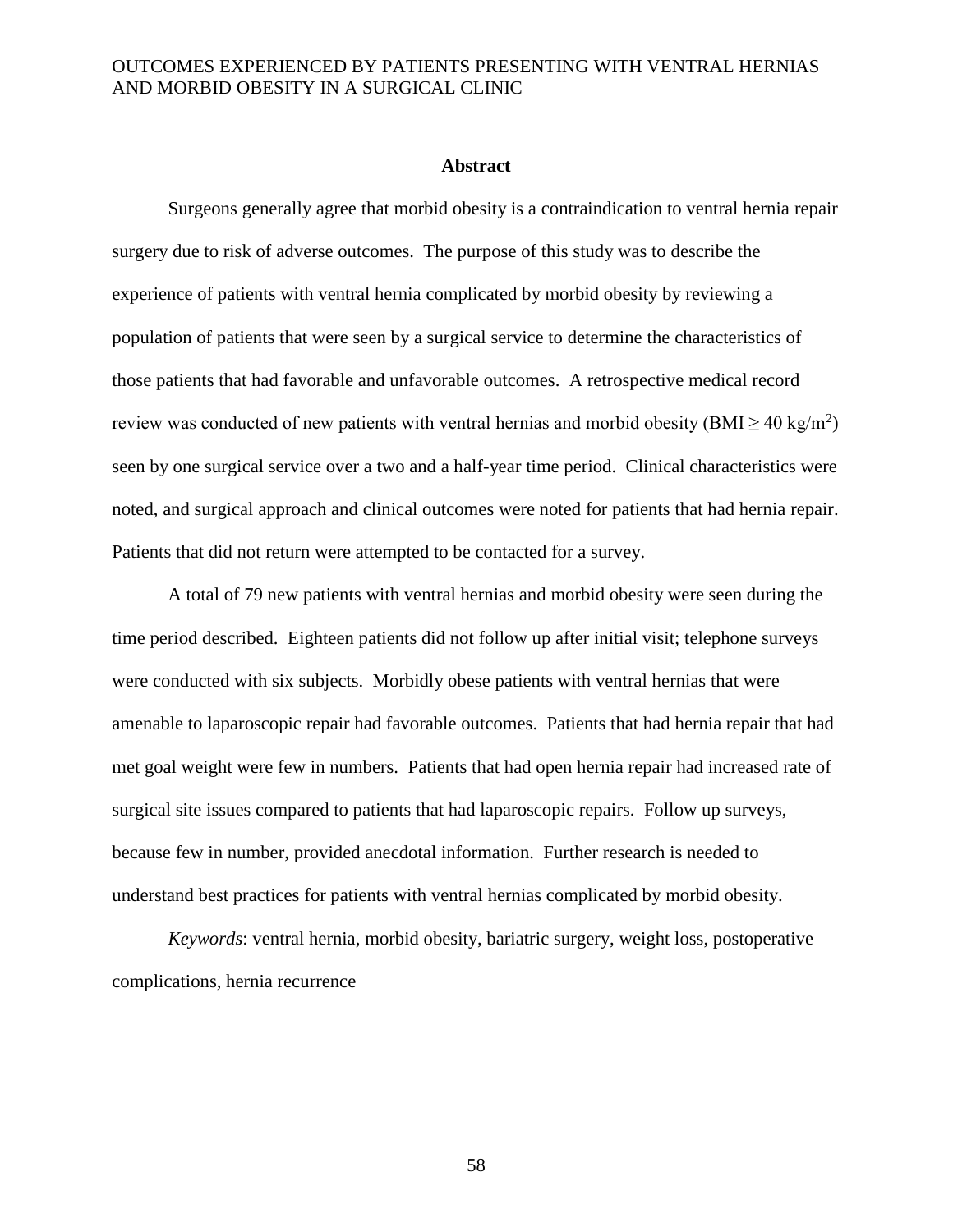# OUTCOMES EXPERIENCED BY PATIENTS PRESENTING WITH VENTRAL HERNIAS AND MORBID OBESITY IN A SURGICAL CLINIC

## Abstract

Surgeons generally agree that morbid obesity is a contraindication to ventral hernia repair surgery due to risk of adverse outcomes. The purpose of this study was to describe the experience of patients with ventral hernia complicated by morbid obesity by reviewing a population of patients that were seen by a surgical service to determine the characteristics of those patients that had favorable and unfavorable outcomes. A retrospective medical record review was conducted of new patients with ventral hernias and morbid obesity (BMI $\geq$ 40 kg/m$^2$) seen by one surgical service over a two and a half-year time period. Clinical characteristics were noted, and surgical approach and clinical outcomes were noted for patients that had hernia repair. Patients that did not return were attempted to be contacted for a survey.

A total of 79 new patients with ventral hernias and morbid obesity were seen during the time period described. Eighteen patients did not follow up after initial visit; telephone surveys were conducted with six subjects. Morbidly obese patients with ventral hernias that were amenable to laparoscopic repair had favorable outcomes. Patients that had hernia repair that had met goal weight were few in numbers. Patients that had open hernia repair had increased rate of surgical site issues compared to patients that had laparoscopic repairs. Follow up surveys, because few in number, provided anecdotal information. Further research is needed to understand best practices for patients with ventral hernias complicated by morbid obesity.

*Keywords*: ventral hernia, morbid obesity, bariatric surgery, weight loss, postoperative complications, hernia recurrence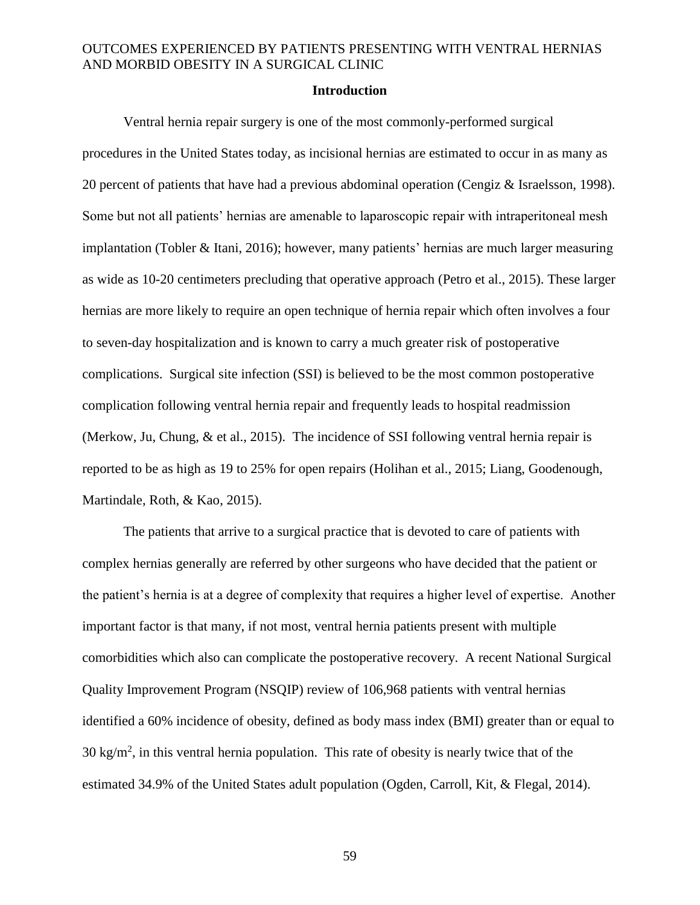## Introduction

Ventral hernia repair surgery is one of the most commonly-performed surgical procedures in the United States today, as incisional hernias are estimated to occur in as many as 20 percent of patients that have had a previous abdominal operation (Cengiz & Israelsson, 1998). Some but not all patients' hernias are amenable to laparoscopic repair with intraperitoneal mesh implantation (Tobler & Itani, 2016); however, many patients' hernias are much larger measuring as wide as 10-20 centimeters precluding that operative approach (Petro et al., 2015). These larger hernias are more likely to require an open technique of hernia repair which often involves a four to seven-day hospitalization and is known to carry a much greater risk of postoperative complications. Surgical site infection (SSI) is believed to be the most common postoperative complication following ventral hernia repair and frequently leads to hospital readmission (Merkow, Ju, Chung, & et al., 2015). The incidence of SSI following ventral hernia repair is reported to be as high as 19 to 25% for open repairs (Holihan et al., 2015; Liang, Goodenough, Martindale, Roth, & Kao, 2015).

The patients that arrive to a surgical practice that is devoted to care of patients with complex hernias generally are referred by other surgeons who have decided that the patient or the patient's hernia is at a degree of complexity that requires a higher level of expertise. Another important factor is that many, if not most, ventral hernia patients present with multiple comorbidities which also can complicate the postoperative recovery. A recent National Surgical Quality Improvement Program (NSQIP) review of 106,968 patients with ventral hernias identified a 60% incidence of obesity, defined as body mass index (BMI) greater than or equal to 30 $kg/m^2$, in this ventral hernia population. This rate of obesity is nearly twice that of the estimated 34.9% of the United States adult population (Ogden, Carroll, Kit, & Flegal, 2014).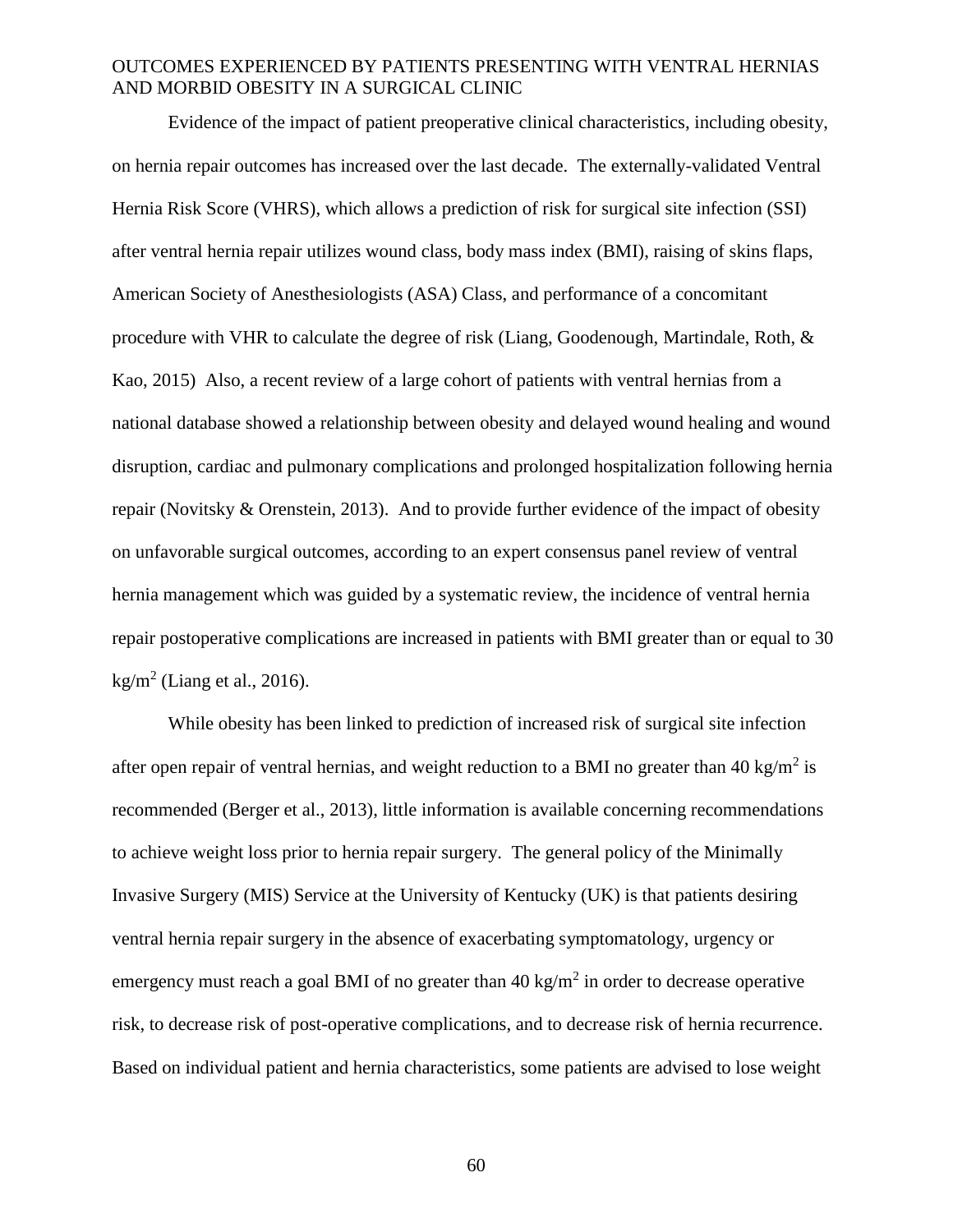Evidence of the impact of patient preoperative clinical characteristics, including obesity, on hernia repair outcomes has increased over the last decade. The externally-validated Ventral Hernia Risk Score (VHRS), which allows a prediction of risk for surgical site infection (SSI) after ventral hernia repair utilizes wound class, body mass index (BMI), raising of skins flaps, American Society of Anesthesiologists (ASA) Class, and performance of a concomitant procedure with VHR to calculate the degree of risk (Liang, Goodenough, Martindale, Roth, & Kao, 2015) Also, a recent review of a large cohort of patients with ventral hernias from a national database showed a relationship between obesity and delayed wound healing and wound disruption, cardiac and pulmonary complications and prolonged hospitalization following hernia repair (Novitsky & Orenstein, 2013). And to provide further evidence of the impact of obesity on unfavorable surgical outcomes, according to an expert consensus panel review of ventral hernia management which was guided by a systematic review, the incidence of ventral hernia repair postoperative complications are increased in patients with BMI greater than or equal to 30 $kg/m^2$ (Liang et al., 2016).

While obesity has been linked to prediction of increased risk of surgical site infection after open repair of ventral hernias, and weight reduction to a BMI no greater than 40 $kg/m^2$ is recommended (Berger et al., 2013), little information is available concerning recommendations to achieve weight loss prior to hernia repair surgery. The general policy of the Minimally Invasive Surgery (MIS) Service at the University of Kentucky (UK) is that patients desiring ventral hernia repair surgery in the absence of exacerbating symptomatology, urgency or emergency must reach a goal BMI of no greater than 40 $kg/m^2$ in order to decrease operative risk, to decrease risk of post-operative complications, and to decrease risk of hernia recurrence. Based on individual patient and hernia characteristics, some patients are advised to lose weight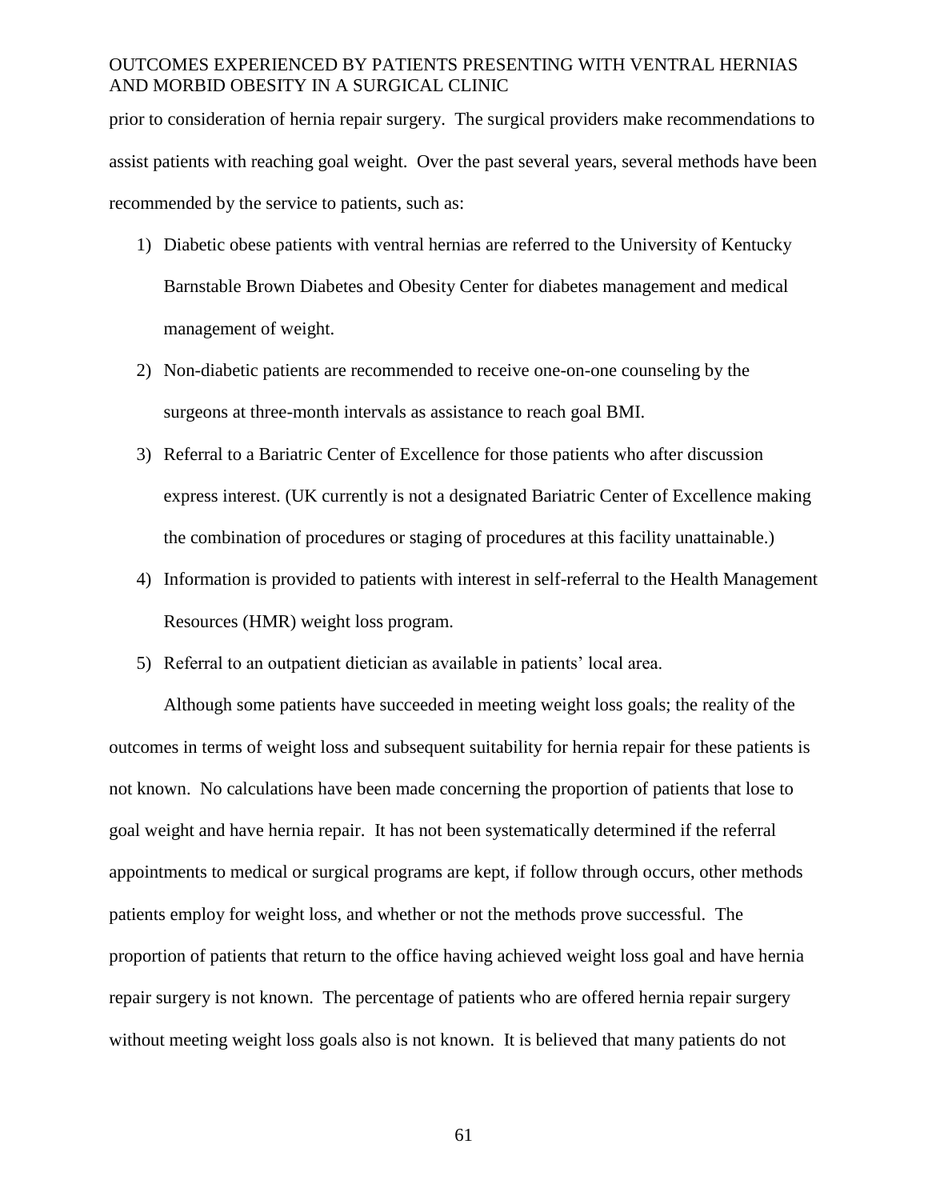prior to consideration of hernia repair surgery. The surgical providers make recommendations to assist patients with reaching goal weight. Over the past several years, several methods have been recommended by the service to patients, such as:

1) Diabetic obese patients with ventral hernias are referred to the University of Kentucky Barnstable Brown Diabetes and Obesity Center for diabetes management and medical management of weight.
2) Non-diabetic patients are recommended to receive one-on-one counseling by the surgeons at three-month intervals as assistance to reach goal BMI.
3) Referral to a Bariatric Center of Excellence for those patients who after discussion express interest. (UK currently is not a designated Bariatric Center of Excellence making the combination of procedures or staging of procedures at this facility unattainable.)
4) Information is provided to patients with interest in self-referral to the Health Management Resources (HMR) weight loss program.
5) Referral to an outpatient dietician as available in patients' local area.

Although some patients have succeeded in meeting weight loss goals; the reality of the outcomes in terms of weight loss and subsequent suitability for hernia repair for these patients is not known. No calculations have been made concerning the proportion of patients that lose to goal weight and have hernia repair. It has not been systematically determined if the referral appointments to medical or surgical programs are kept, if follow through occurs, other methods patients employ for weight loss, and whether or not the methods prove successful. The proportion of patients that return to the office having achieved weight loss goal and have hernia repair surgery is not known. The percentage of patients who are offered hernia repair surgery without meeting weight loss goals also is not known. It is believed that many patients do not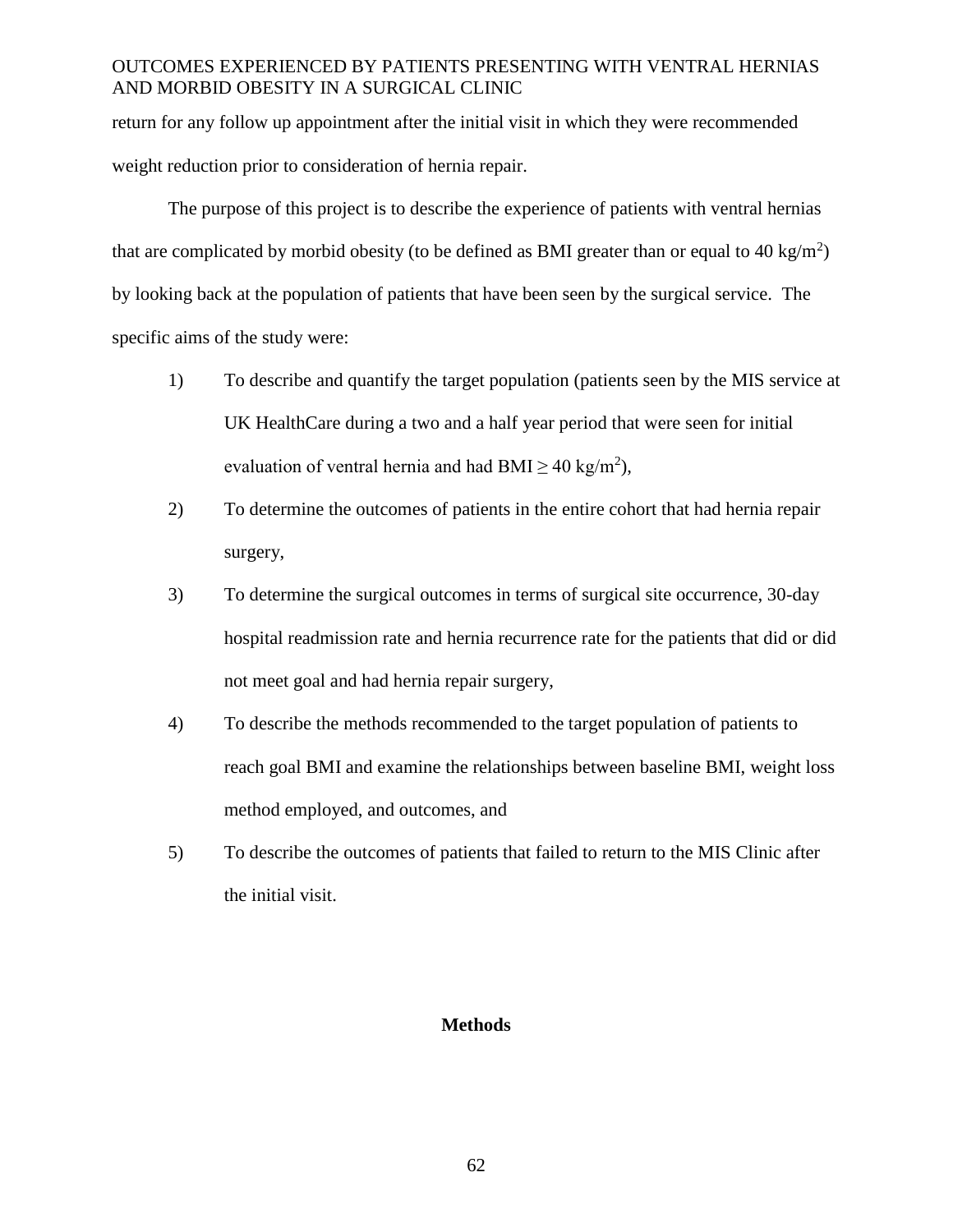return for any follow up appointment after the initial visit in which they were recommended weight reduction prior to consideration of hernia repair.

The purpose of this project is to describe the experience of patients with ventral hernias that are complicated by morbid obesity (to be defined as BMI greater than or equal to 40 $kg/m^2$) by looking back at the population of patients that have been seen by the surgical service. The specific aims of the study were:

1) To describe and quantify the target population (patients seen by the MIS service at UK HealthCare during a two and a half year period that were seen for initial evaluation of ventral hernia and had BMI $\geq$ 40 $kg/m^2$),
2) To determine the outcomes of patients in the entire cohort that had hernia repair surgery,
3) To determine the surgical outcomes in terms of surgical site occurrence, 30-day hospital readmission rate and hernia recurrence rate for the patients that did or did not meet goal and had hernia repair surgery,
4) To describe the methods recommended to the target population of patients to reach goal BMI and examine the relationships between baseline BMI, weight loss method employed, and outcomes, and
5) To describe the outcomes of patients that failed to return to the MIS Clinic after the initial visit.

## Methods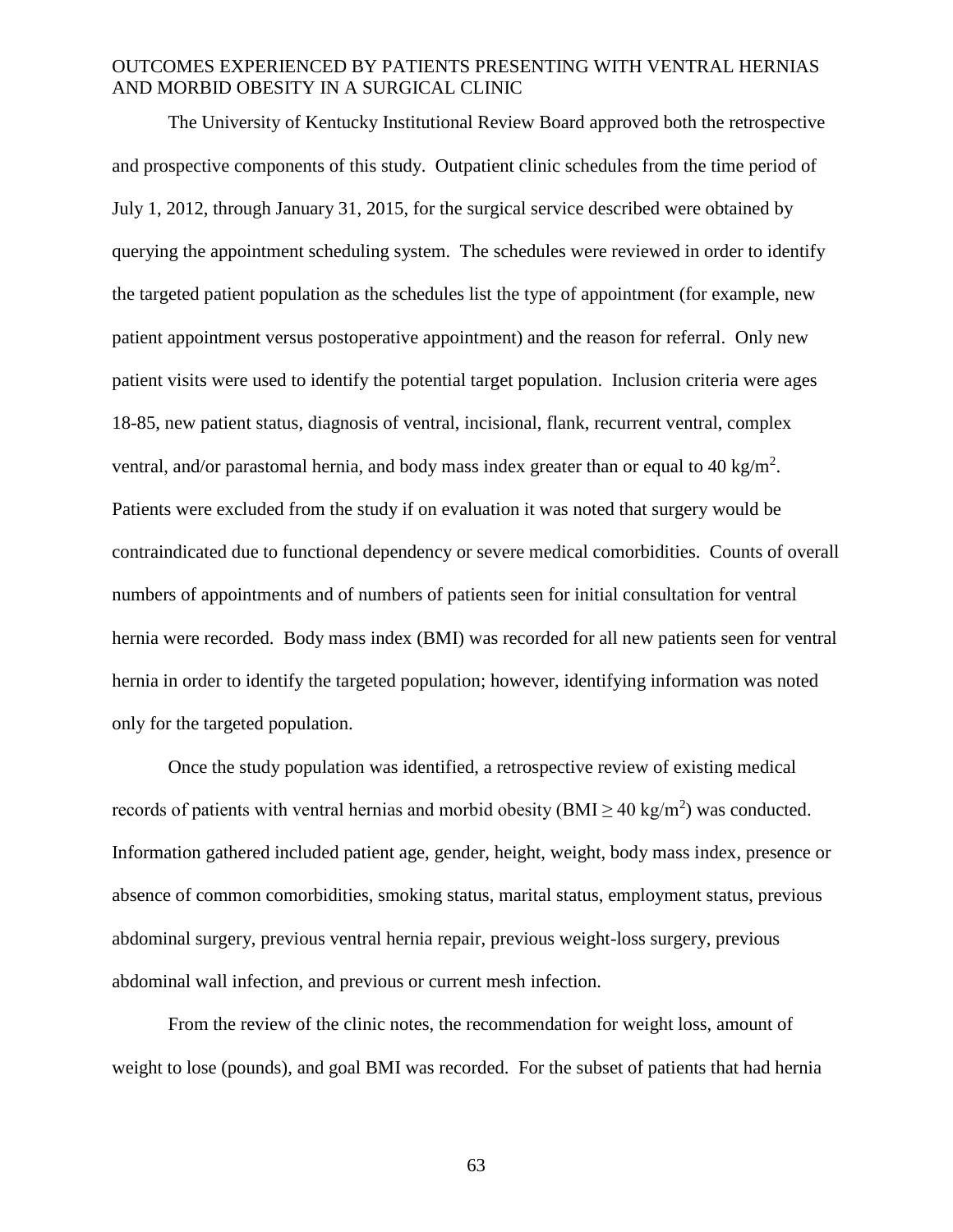The University of Kentucky Institutional Review Board approved both the retrospective and prospective components of this study. Outpatient clinic schedules from the time period of July 1, 2012, through January 31, 2015, for the surgical service described were obtained by querying the appointment scheduling system. The schedules were reviewed in order to identify the targeted patient population as the schedules list the type of appointment (for example, new patient appointment versus postoperative appointment) and the reason for referral. Only new patient visits were used to identify the potential target population. Inclusion criteria were ages 18-85, new patient status, diagnosis of ventral, incisional, flank, recurrent ventral, complex ventral, and/or parastomal hernia, and body mass index greater than or equal to 40 $kg/m^2$. Patients were excluded from the study if on evaluation it was noted that surgery would be contraindicated due to functional dependency or severe medical comorbidities. Counts of overall numbers of appointments and of numbers of patients seen for initial consultation for ventral hernia were recorded. Body mass index (BMI) was recorded for all new patients seen for ventral hernia in order to identify the targeted population; however, identifying information was noted only for the targeted population.

Once the study population was identified, a retrospective review of existing medical records of patients with ventral hernias and morbid obesity (BMI $\geq$ 40 $kg/m^2$) was conducted. Information gathered included patient age, gender, height, weight, body mass index, presence or absence of common comorbidities, smoking status, marital status, employment status, previous abdominal surgery, previous ventral hernia repair, previous weight-loss surgery, previous abdominal wall infection, and previous or current mesh infection.

From the review of the clinic notes, the recommendation for weight loss, amount of weight to lose (pounds), and goal BMI was recorded. For the subset of patients that had hernia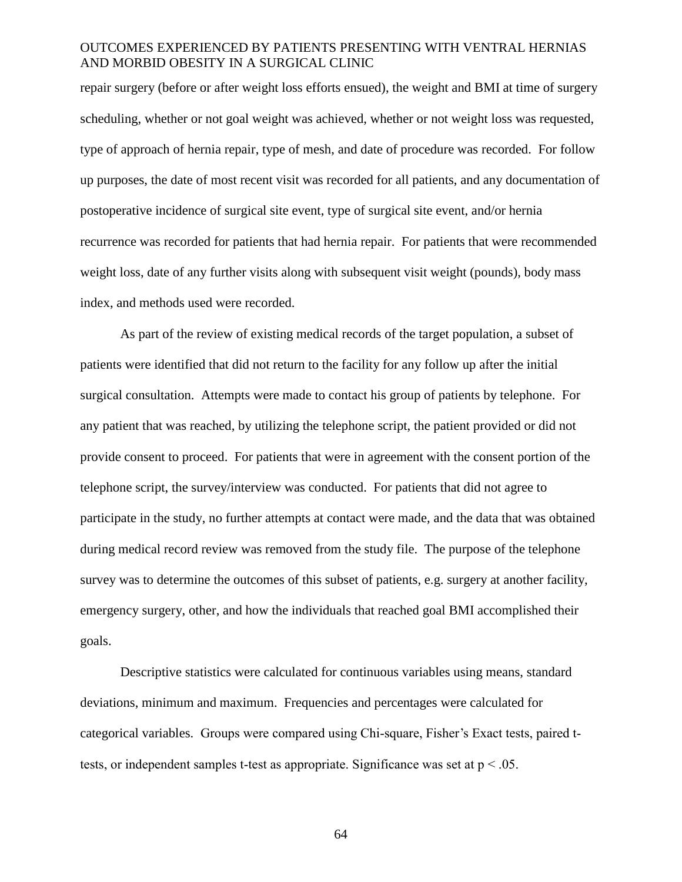repair surgery (before or after weight loss efforts ensued), the weight and BMI at time of surgery scheduling, whether or not goal weight was achieved, whether or not weight loss was requested, type of approach of hernia repair, type of mesh, and date of procedure was recorded. For follow up purposes, the date of most recent visit was recorded for all patients, and any documentation of postoperative incidence of surgical site event, type of surgical site event, and/or hernia recurrence was recorded for patients that had hernia repair. For patients that were recommended weight loss, date of any further visits along with subsequent visit weight (pounds), body mass index, and methods used were recorded.

As part of the review of existing medical records of the target population, a subset of patients were identified that did not return to the facility for any follow up after the initial surgical consultation. Attempts were made to contact his group of patients by telephone. For any patient that was reached, by utilizing the telephone script, the patient provided or did not provide consent to proceed. For patients that were in agreement with the consent portion of the telephone script, the survey/interview was conducted. For patients that did not agree to participate in the study, no further attempts at contact were made, and the data that was obtained during medical record review was removed from the study file. The purpose of the telephone survey was to determine the outcomes of this subset of patients, e.g. surgery at another facility, emergency surgery, other, and how the individuals that reached goal BMI accomplished their goals.

Descriptive statistics were calculated for continuous variables using means, standard deviations, minimum and maximum. Frequencies and percentages were calculated for categorical variables. Groups were compared using Chi-square, Fisher's Exact tests, paired t-tests, or independent samples t-test as appropriate. Significance was set at $p < .05$.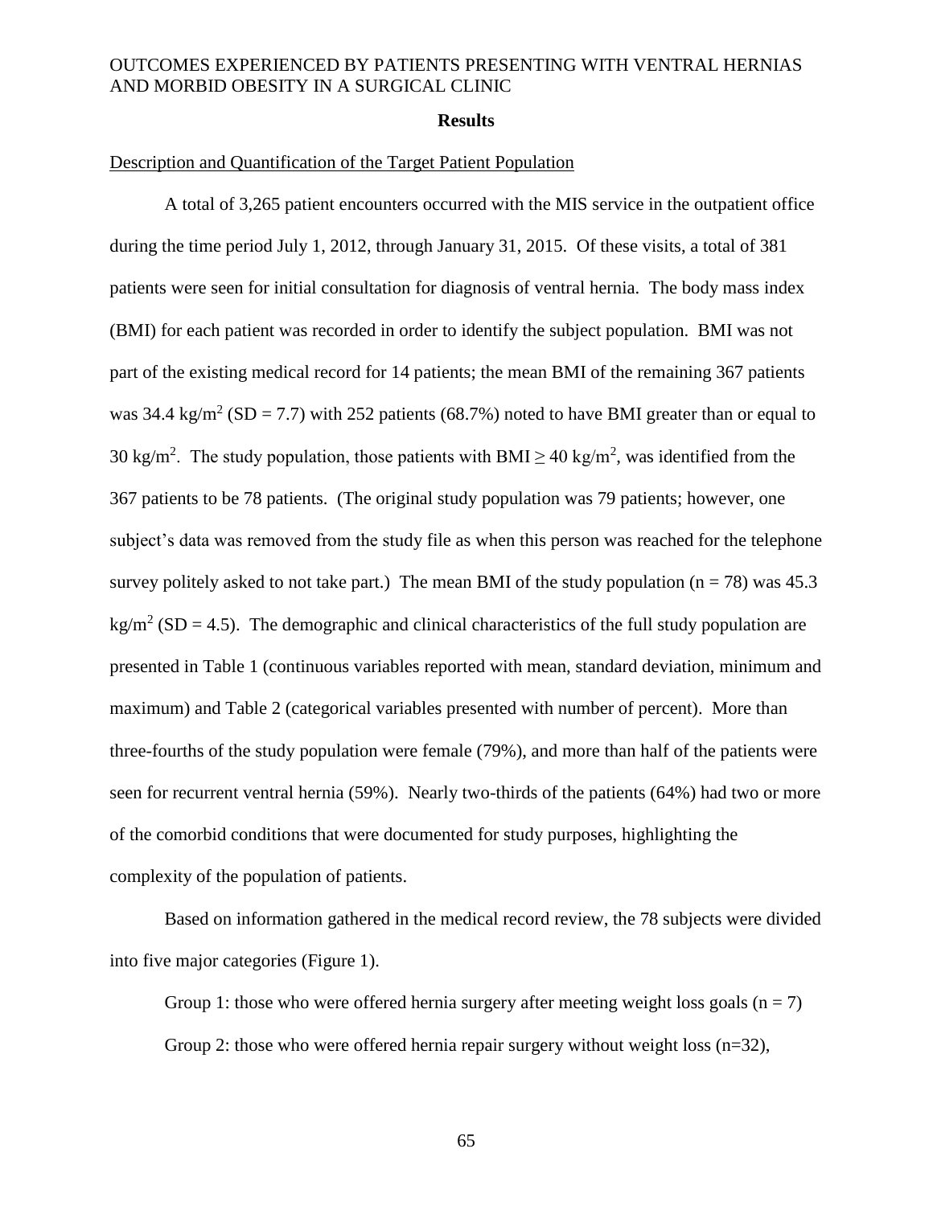## Results

Description and Quantification of the Target Patient Population

A total of 3,265 patient encounters occurred with the MIS service in the outpatient office during the time period July 1, 2012, through January 31, 2015. Of these visits, a total of 381 patients were seen for initial consultation for diagnosis of ventral hernia. The body mass index (BMI) for each patient was recorded in order to identify the subject population. BMI was not part of the existing medical record for 14 patients; the mean BMI of the remaining 367 patients was 34.4 kg/m$^2$ (SD = 7.7) with 252 patients (68.7%) noted to have BMI greater than or equal to 30 kg/m$^2$. The study population, those patients with BMI $\geq$ 40 kg/m$^2$, was identified from the 367 patients to be 78 patients. (The original study population was 79 patients; however, one subject's data was removed from the study file as when this person was reached for the telephone survey politely asked to not take part.) The mean BMI of the study population (n = 78) was 45.3 kg/m$^2$ (SD = 4.5). The demographic and clinical characteristics of the full study population are presented in Table 1 (continuous variables reported with mean, standard deviation, minimum and maximum) and Table 2 (categorical variables presented with number of percent). More than three-fourths of the study population were female (79%), and more than half of the patients were seen for recurrent ventral hernia (59%). Nearly two-thirds of the patients (64%) had two or more of the comorbid conditions that were documented for study purposes, highlighting the complexity of the population of patients.

Based on information gathered in the medical record review, the 78 subjects were divided into five major categories (Figure 1).

Group 1: those who were offered hernia surgery after meeting weight loss goals (n = 7)

Group 2: those who were offered hernia repair surgery without weight loss (n=32),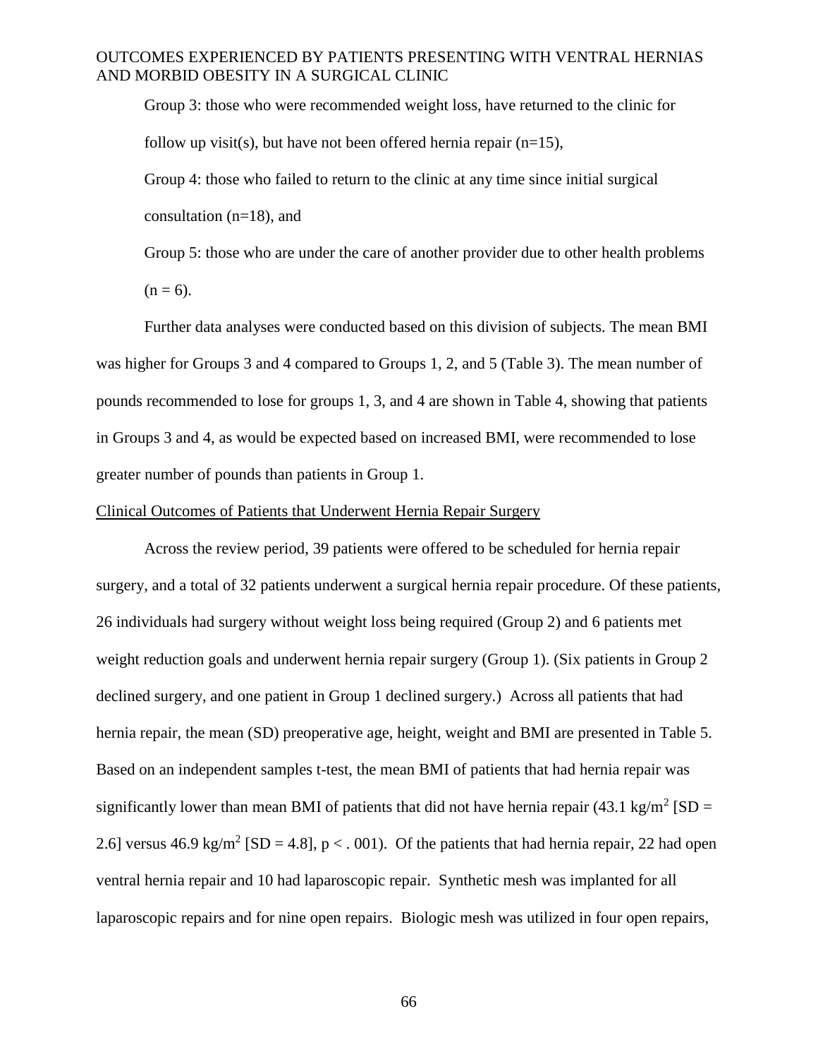Group 3: those who were recommended weight loss, have returned to the clinic for follow up visit(s), but have not been offered hernia repair (n=15),

Group 4: those who failed to return to the clinic at any time since initial surgical consultation (n=18), and

Group 5: those who are under the care of another provider due to other health problems (n = 6).

Further data analyses were conducted based on this division of subjects. The mean BMI was higher for Groups 3 and 4 compared to Groups 1, 2, and 5 (Table 3). The mean number of pounds recommended to lose for groups 1, 3, and 4 are shown in Table 4, showing that patients in Groups 3 and 4, as would be expected based on increased BMI, were recommended to lose greater number of pounds than patients in Group 1.

Clinical Outcomes of Patients that Underwent Hernia Repair Surgery

Across the review period, 39 patients were offered to be scheduled for hernia repair surgery, and a total of 32 patients underwent a surgical hernia repair procedure. Of these patients, 26 individuals had surgery without weight loss being required (Group 2) and 6 patients met weight reduction goals and underwent hernia repair surgery (Group 1). (Six patients in Group 2 declined surgery, and one patient in Group 1 declined surgery.) Across all patients that had hernia repair, the mean (SD) preoperative age, height, weight and BMI are presented in Table 5. Based on an independent samples t-test, the mean BMI of patients that had hernia repair was significantly lower than mean BMI of patients that did not have hernia repair (43.1 kg/m$^2$ [SD = 2.6] versus 46.9 kg/m$^2$ [SD = 4.8], $p < .001$). Of the patients that had hernia repair, 22 had open ventral hernia repair and 10 had laparoscopic repair. Synthetic mesh was implanted for all laparoscopic repairs and for nine open repairs. Biologic mesh was utilized in four open repairs,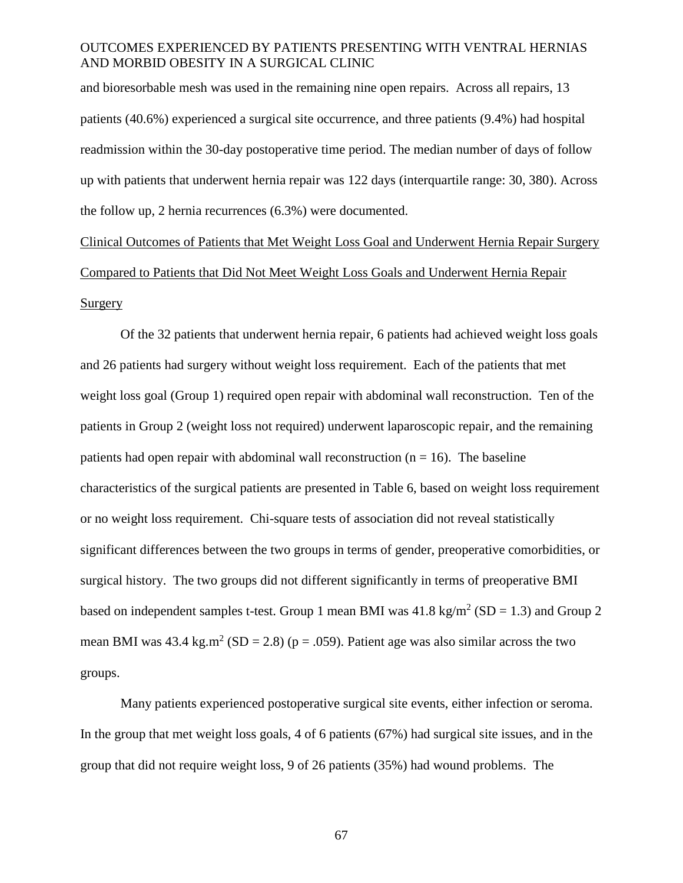and bioresorbable mesh was used in the remaining nine open repairs. Across all repairs, 13 patients (40.6%) experienced a surgical site occurrence, and three patients (9.4%) had hospital readmission within the 30-day postoperative time period. The median number of days of follow up with patients that underwent hernia repair was 122 days (interquartile range: 30, 380). Across the follow up, 2 hernia recurrences (6.3%) were documented.

<u>Clinical Outcomes of Patients that Met Weight Loss Goal and Underwent Hernia Repair Surgery Compared to Patients that Did Not Meet Weight Loss Goals and Underwent Hernia Repair Surgery</u>

Of the 32 patients that underwent hernia repair, 6 patients had achieved weight loss goals and 26 patients had surgery without weight loss requirement. Each of the patients that met weight loss goal (Group 1) required open repair with abdominal wall reconstruction. Ten of the patients in Group 2 (weight loss not required) underwent laparoscopic repair, and the remaining patients had open repair with abdominal wall reconstruction (n = 16). The baseline characteristics of the surgical patients are presented in Table 6, based on weight loss requirement or no weight loss requirement. Chi-square tests of association did not reveal statistically significant differences between the two groups in terms of gender, preoperative comorbidities, or surgical history. The two groups did not different significantly in terms of preoperative BMI based on independent samples t-test. Group 1 mean BMI was 41.8 kg/$m^2$ (SD = 1.3) and Group 2 mean BMI was 43.4 kg.$m^2$ (SD = 2.8) (p = .059). Patient age was also similar across the two groups.

Many patients experienced postoperative surgical site events, either infection or seroma. In the group that met weight loss goals, 4 of 6 patients (67%) had surgical site issues, and in the group that did not require weight loss, 9 of 26 patients (35%) had wound problems. The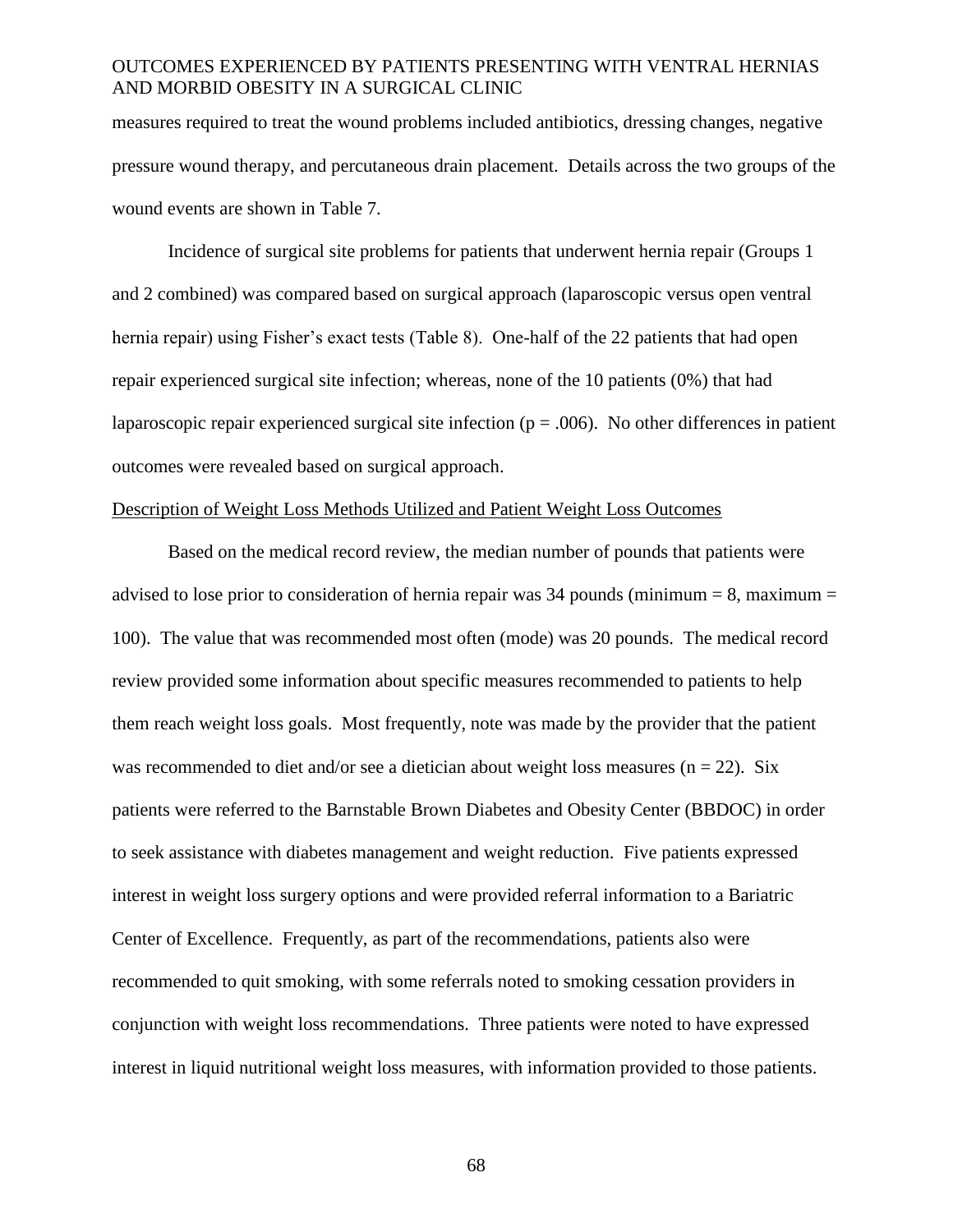measures required to treat the wound problems included antibiotics, dressing changes, negative pressure wound therapy, and percutaneous drain placement. Details across the two groups of the wound events are shown in Table 7.

Incidence of surgical site problems for patients that underwent hernia repair (Groups 1 and 2 combined) was compared based on surgical approach (laparoscopic versus open ventral hernia repair) using Fisher's exact tests (Table 8). One-half of the 22 patients that had open repair experienced surgical site infection; whereas, none of the 10 patients (0%) that had laparoscopic repair experienced surgical site infection ($p = .006$). No other differences in patient outcomes were revealed based on surgical approach.

<u>Description of Weight Loss Methods Utilized and Patient Weight Loss Outcomes</u>

Based on the medical record review, the median number of pounds that patients were advised to lose prior to consideration of hernia repair was 34 pounds (minimum = 8, maximum = 100). The value that was recommended most often (mode) was 20 pounds. The medical record review provided some information about specific measures recommended to patients to help them reach weight loss goals. Most frequently, note was made by the provider that the patient was recommended to diet and/or see a dietician about weight loss measures ($n = 22$). Six patients were referred to the Barnstable Brown Diabetes and Obesity Center (BBDOC) in order to seek assistance with diabetes management and weight reduction. Five patients expressed interest in weight loss surgery options and were provided referral information to a Bariatric Center of Excellence. Frequently, as part of the recommendations, patients also were recommended to quit smoking, with some referrals noted to smoking cessation providers in conjunction with weight loss recommendations. Three patients were noted to have expressed interest in liquid nutritional weight loss measures, with information provided to those patients.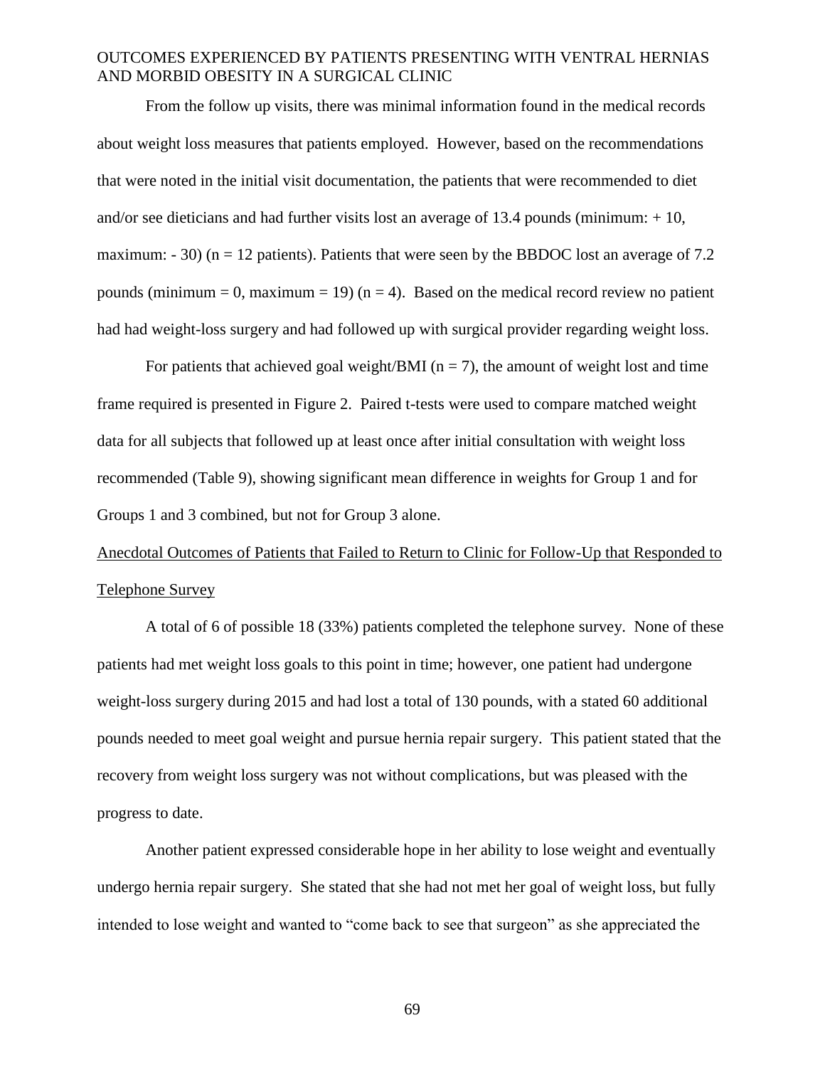From the follow up visits, there was minimal information found in the medical records about weight loss measures that patients employed. However, based on the recommendations that were noted in the initial visit documentation, the patients that were recommended to diet and/or see dieticians and had further visits lost an average of 13.4 pounds (minimum: + 10, maximum: - 30) ($n = 12$ patients). Patients that were seen by the BBDOC lost an average of 7.2 pounds (minimum = 0, maximum = 19) ($n = 4$). Based on the medical record review no patient had had weight-loss surgery and had followed up with surgical provider regarding weight loss.

For patients that achieved goal weight/BMI ($n = 7$), the amount of weight lost and time frame required is presented in Figure 2. Paired t-tests were used to compare matched weight data for all subjects that followed up at least once after initial consultation with weight loss recommended (Table 9), showing significant mean difference in weights for Group 1 and for Groups 1 and 3 combined, but not for Group 3 alone.

<u>Anecdotal Outcomes of Patients that Failed to Return to Clinic for Follow-Up that Responded to Telephone Survey</u>

A total of 6 of possible 18 (33%) patients completed the telephone survey. None of these patients had met weight loss goals to this point in time; however, one patient had undergone weight-loss surgery during 2015 and had lost a total of 130 pounds, with a stated 60 additional pounds needed to meet goal weight and pursue hernia repair surgery. This patient stated that the recovery from weight loss surgery was not without complications, but was pleased with the progress to date.

Another patient expressed considerable hope in her ability to lose weight and eventually undergo hernia repair surgery. She stated that she had not met her goal of weight loss, but fully intended to lose weight and wanted to "come back to see that surgeon" as she appreciated the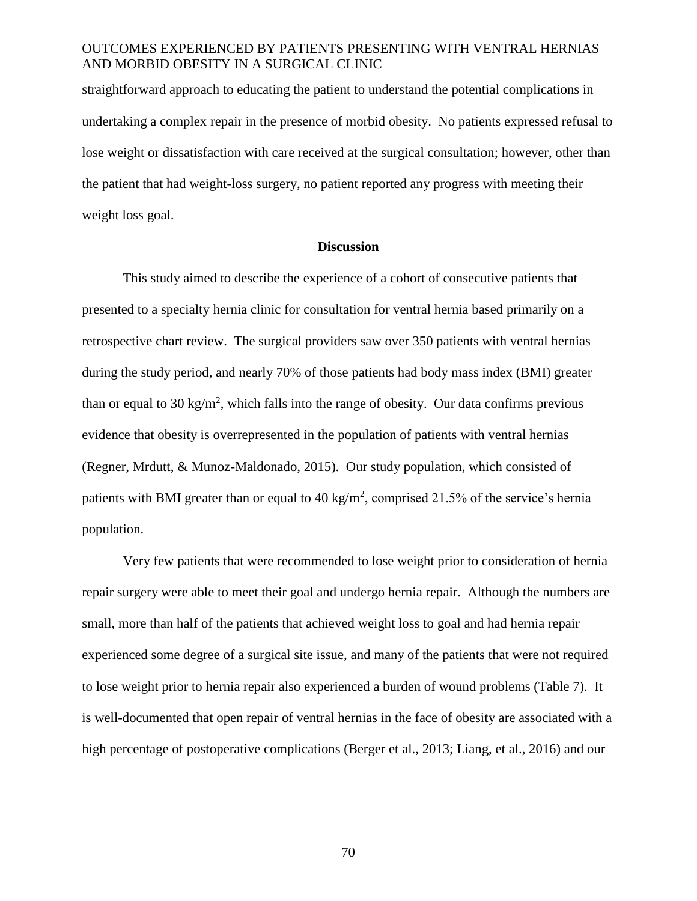straightforward approach to educating the patient to understand the potential complications in undertaking a complex repair in the presence of morbid obesity. No patients expressed refusal to lose weight or dissatisfaction with care received at the surgical consultation; however, other than the patient that had weight-loss surgery, no patient reported any progress with meeting their weight loss goal.

## Discussion

This study aimed to describe the experience of a cohort of consecutive patients that presented to a specialty hernia clinic for consultation for ventral hernia based primarily on a retrospective chart review. The surgical providers saw over 350 patients with ventral hernias during the study period, and nearly 70% of those patients had body mass index (BMI) greater than or equal to 30 $kg/m^2$, which falls into the range of obesity. Our data confirms previous evidence that obesity is overrepresented in the population of patients with ventral hernias (Regner, Mrdutt, & Munoz-Maldonado, 2015). Our study population, which consisted of patients with BMI greater than or equal to 40 $kg/m^2$, comprised 21.5% of the service's hernia population.

Very few patients that were recommended to lose weight prior to consideration of hernia repair surgery were able to meet their goal and undergo hernia repair. Although the numbers are small, more than half of the patients that achieved weight loss to goal and had hernia repair experienced some degree of a surgical site issue, and many of the patients that were not required to lose weight prior to hernia repair also experienced a burden of wound problems (Table 7). It is well-documented that open repair of ventral hernias in the face of obesity are associated with a high percentage of postoperative complications (Berger et al., 2013; Liang, et al., 2016) and our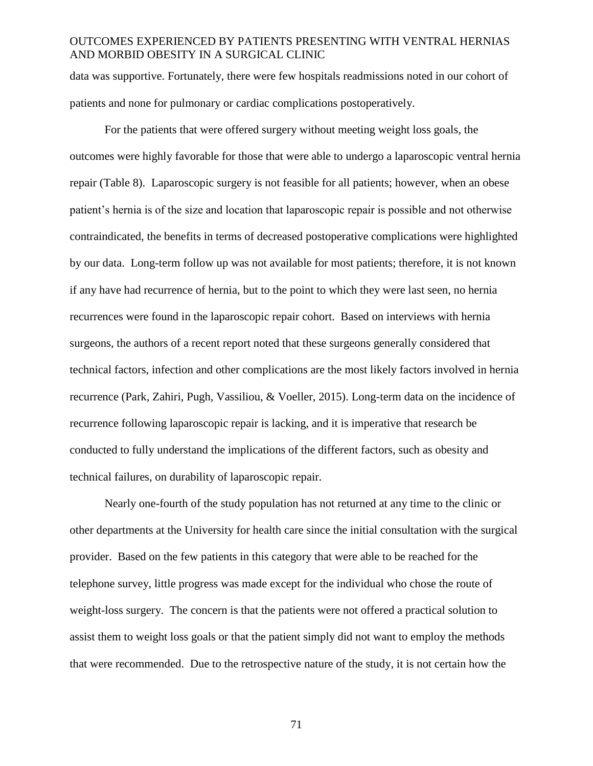data was supportive. Fortunately, there were few hospitals readmissions noted in our cohort of patients and none for pulmonary or cardiac complications postoperatively.

For the patients that were offered surgery without meeting weight loss goals, the outcomes were highly favorable for those that were able to undergo a laparoscopic ventral hernia repair (Table 8). Laparoscopic surgery is not feasible for all patients; however, when an obese patient's hernia is of the size and location that laparoscopic repair is possible and not otherwise contraindicated, the benefits in terms of decreased postoperative complications were highlighted by our data. Long-term follow up was not available for most patients; therefore, it is not known if any have had recurrence of hernia, but to the point to which they were last seen, no hernia recurrences were found in the laparoscopic repair cohort. Based on interviews with hernia surgeons, the authors of a recent report noted that these surgeons generally considered that technical factors, infection and other complications are the most likely factors involved in hernia recurrence (Park, Zahiri, Pugh, Vassiliou, & Voeller, 2015). Long-term data on the incidence of recurrence following laparoscopic repair is lacking, and it is imperative that research be conducted to fully understand the implications of the different factors, such as obesity and technical failures, on durability of laparoscopic repair.

Nearly one-fourth of the study population has not returned at any time to the clinic or other departments at the University for health care since the initial consultation with the surgical provider. Based on the few patients in this category that were able to be reached for the telephone survey, little progress was made except for the individual who chose the route of weight-loss surgery. The concern is that the patients were not offered a practical solution to assist them to weight loss goals or that the patient simply did not want to employ the methods that were recommended. Due to the retrospective nature of the study, it is not certain how the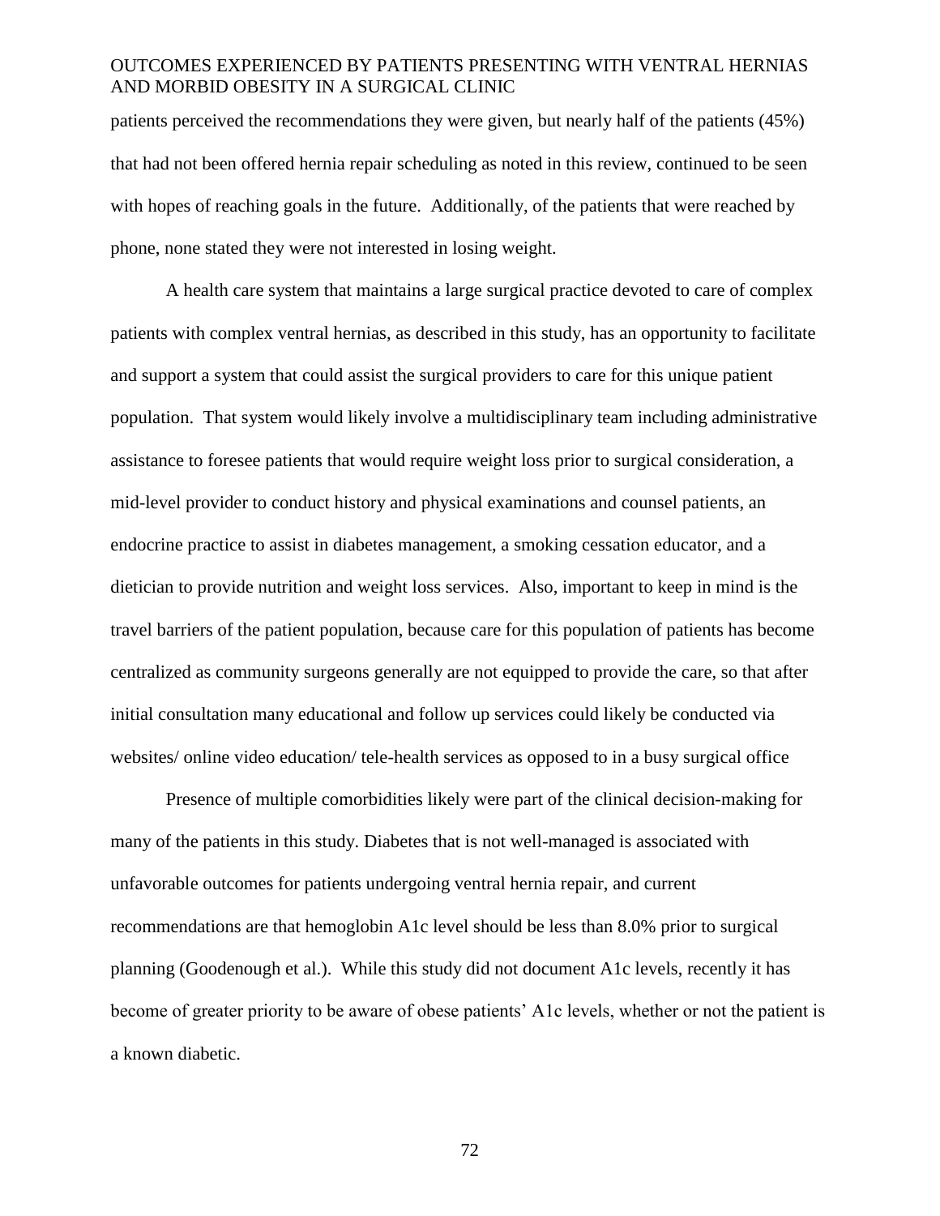patients perceived the recommendations they were given, but nearly half of the patients (45%) that had not been offered hernia repair scheduling as noted in this review, continued to be seen with hopes of reaching goals in the future. Additionally, of the patients that were reached by phone, none stated they were not interested in losing weight.

A health care system that maintains a large surgical practice devoted to care of complex patients with complex ventral hernias, as described in this study, has an opportunity to facilitate and support a system that could assist the surgical providers to care for this unique patient population. That system would likely involve a multidisciplinary team including administrative assistance to foresee patients that would require weight loss prior to surgical consideration, a mid-level provider to conduct history and physical examinations and counsel patients, an endocrine practice to assist in diabetes management, a smoking cessation educator, and a dietician to provide nutrition and weight loss services. Also, important to keep in mind is the travel barriers of the patient population, because care for this population of patients has become centralized as community surgeons generally are not equipped to provide the care, so that after initial consultation many educational and follow up services could likely be conducted via websites/ online video education/ tele-health services as opposed to in a busy surgical office

Presence of multiple comorbidities likely were part of the clinical decision-making for many of the patients in this study. Diabetes that is not well-managed is associated with unfavorable outcomes for patients undergoing ventral hernia repair, and current recommendations are that hemoglobin A1c level should be less than 8.0% prior to surgical planning (Goodenough et al.). While this study did not document A1c levels, recently it has become of greater priority to be aware of obese patients' A1c levels, whether or not the patient is a known diabetic.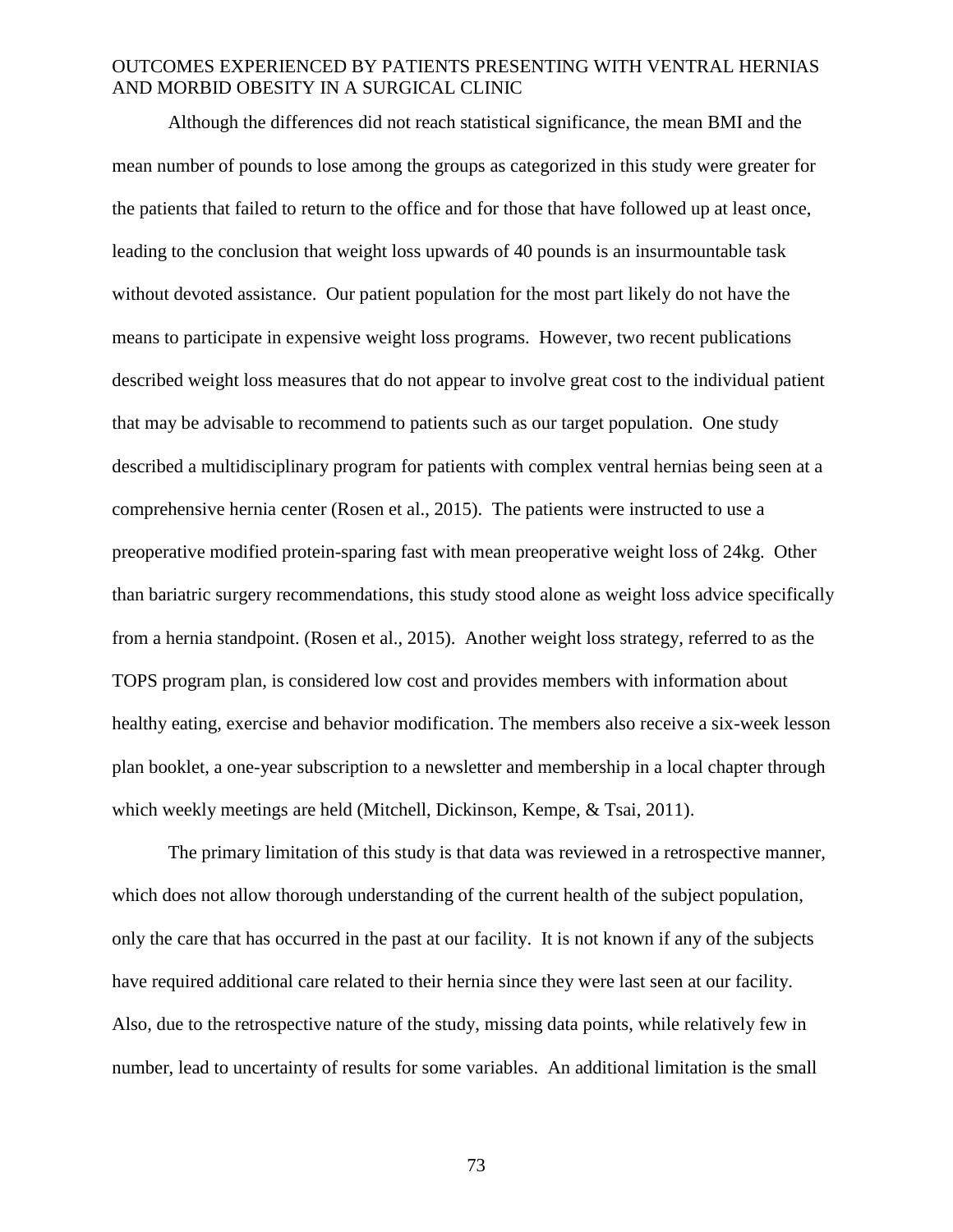Although the differences did not reach statistical significance, the mean BMI and the mean number of pounds to lose among the groups as categorized in this study were greater for the patients that failed to return to the office and for those that have followed up at least once, leading to the conclusion that weight loss upwards of 40 pounds is an insurmountable task without devoted assistance. Our patient population for the most part likely do not have the means to participate in expensive weight loss programs. However, two recent publications described weight loss measures that do not appear to involve great cost to the individual patient that may be advisable to recommend to patients such as our target population. One study described a multidisciplinary program for patients with complex ventral hernias being seen at a comprehensive hernia center (Rosen et al., 2015). The patients were instructed to use a preoperative modified protein-sparing fast with mean preoperative weight loss of 24kg. Other than bariatric surgery recommendations, this study stood alone as weight loss advice specifically from a hernia standpoint. (Rosen et al., 2015). Another weight loss strategy, referred to as the TOPS program plan, is considered low cost and provides members with information about healthy eating, exercise and behavior modification. The members also receive a six-week lesson plan booklet, a one-year subscription to a newsletter and membership in a local chapter through which weekly meetings are held (Mitchell, Dickinson, Kempe, & Tsai, 2011).

The primary limitation of this study is that data was reviewed in a retrospective manner, which does not allow thorough understanding of the current health of the subject population, only the care that has occurred in the past at our facility. It is not known if any of the subjects have required additional care related to their hernia since they were last seen at our facility. Also, due to the retrospective nature of the study, missing data points, while relatively few in number, lead to uncertainty of results for some variables. An additional limitation is the small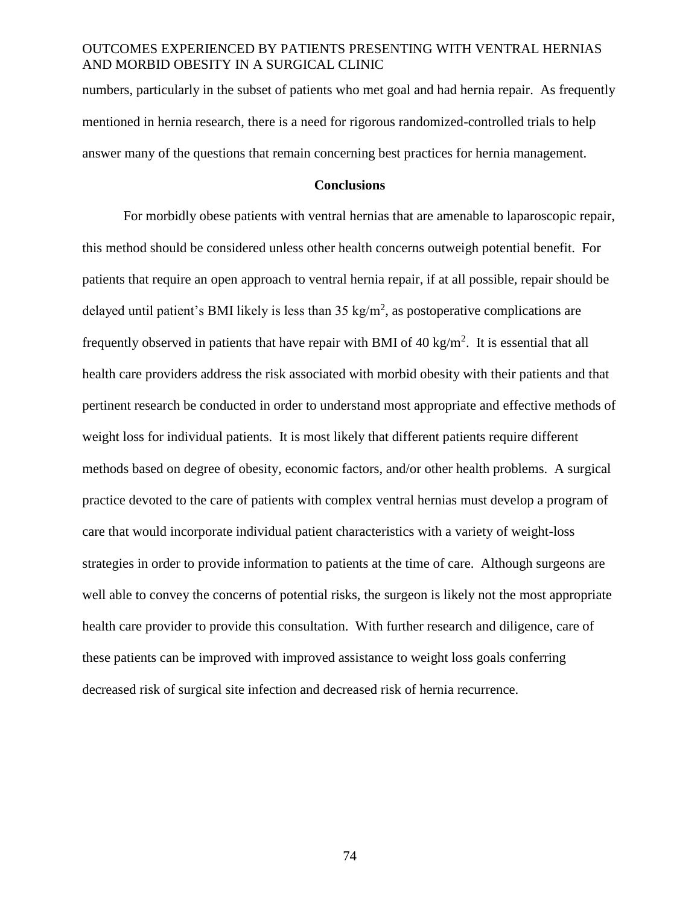numbers, particularly in the subset of patients who met goal and had hernia repair. As frequently mentioned in hernia research, there is a need for rigorous randomized-controlled trials to help answer many of the questions that remain concerning best practices for hernia management.

## Conclusions

For morbidly obese patients with ventral hernias that are amenable to laparoscopic repair, this method should be considered unless other health concerns outweigh potential benefit. For patients that require an open approach to ventral hernia repair, if at all possible, repair should be delayed until patient's BMI likely is less than 35 $kg/m^2$, as postoperative complications are frequently observed in patients that have repair with BMI of 40 $kg/m^2$. It is essential that all health care providers address the risk associated with morbid obesity with their patients and that pertinent research be conducted in order to understand most appropriate and effective methods of weight loss for individual patients. It is most likely that different patients require different methods based on degree of obesity, economic factors, and/or other health problems. A surgical practice devoted to the care of patients with complex ventral hernias must develop a program of care that would incorporate individual patient characteristics with a variety of weight-loss strategies in order to provide information to patients at the time of care. Although surgeons are well able to convey the concerns of potential risks, the surgeon is likely not the most appropriate health care provider to provide this consultation. With further research and diligence, care of these patients can be improved with improved assistance to weight loss goals conferring decreased risk of surgical site infection and decreased risk of hernia recurrence.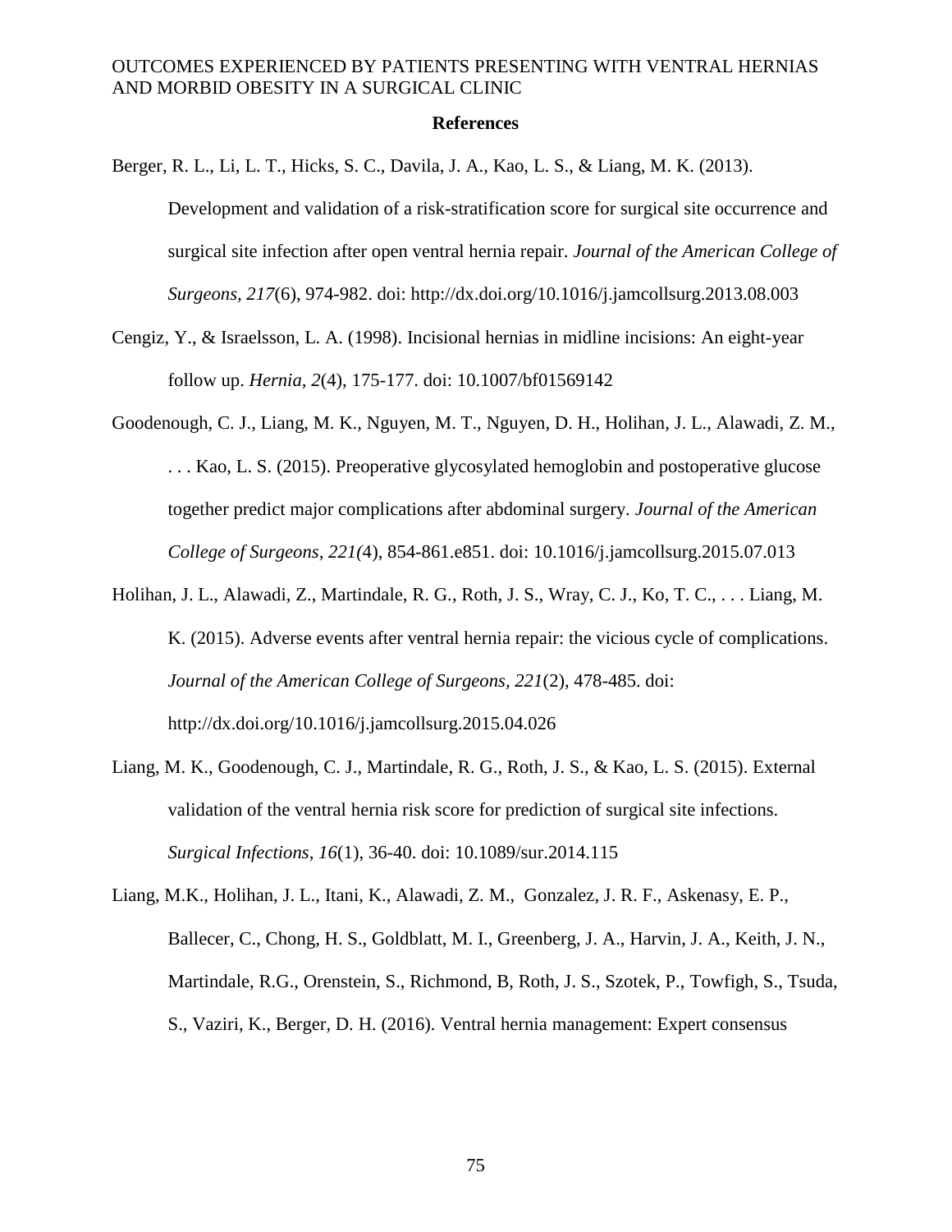## References

Berger, R. L., Li, L. T., Hicks, S. C., Davila, J. A., Kao, L. S., & Liang, M. K. (2013). Development and validation of a risk-stratification score for surgical site occurrence and surgical site infection after open ventral hernia repair. *Journal of the American College of Surgeons, 217*(6), 974-982. doi: http://dx.doi.org/10.1016/j.jamcollsurg.2013.08.003

Cengiz, Y., & Israelsson, L. A. (1998). Incisional hernias in midline incisions: An eight-year follow up. *Hernia, 2*(4), 175-177. doi: 10.1007/bf01569142

Goodenough, C. J., Liang, M. K., Nguyen, M. T., Nguyen, D. H., Holihan, J. L., Alawadi, Z. M., . . . Kao, L. S. (2015). Preoperative glycosylated hemoglobin and postoperative glucose together predict major complications after abdominal surgery. *Journal of the American College of Surgeons, 221(*4), 854-861.e851. doi: 10.1016/j.jamcollsurg.2015.07.013

Holihan, J. L., Alawadi, Z., Martindale, R. G., Roth, J. S., Wray, C. J., Ko, T. C., . . . Liang, M. K. (2015). Adverse events after ventral hernia repair: the vicious cycle of complications. *Journal of the American College of Surgeons, 221*(2), 478-485. doi: http://dx.doi.org/10.1016/j.jamcollsurg.2015.04.026

Liang, M. K., Goodenough, C. J., Martindale, R. G., Roth, J. S., & Kao, L. S. (2015). External validation of the ventral hernia risk score for prediction of surgical site infections. *Surgical Infections, 16*(1), 36-40. doi: 10.1089/sur.2014.115

Liang, M.K., Holihan, J. L., Itani, K., Alawadi, Z. M., Gonzalez, J. R. F., Askenasy, E. P., Ballecer, C., Chong, H. S., Goldblatt, M. I., Greenberg, J. A., Harvin, J. A., Keith, J. N., Martindale, R.G., Orenstein, S., Richmond, B, Roth, J. S., Szotek, P., Towfigh, S., Tsuda, S., Vaziri, K., Berger, D. H. (2016). Ventral hernia management: Expert consensus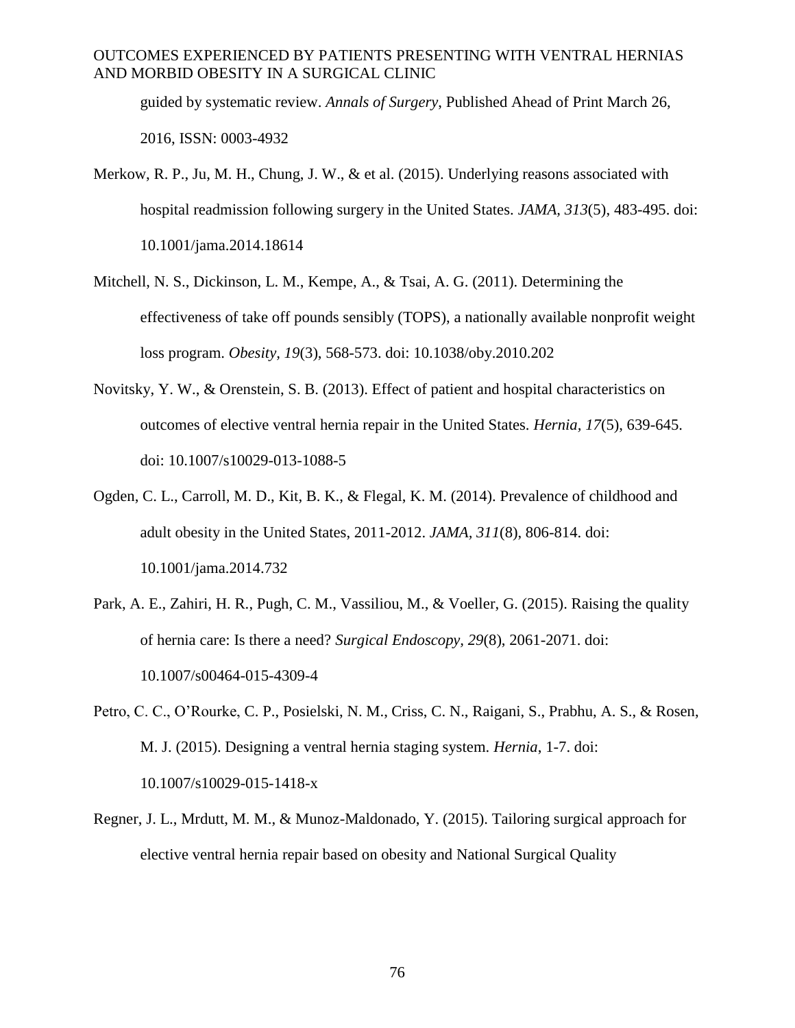guided by systematic review. *Annals of Surgery*, Published Ahead of Print March 26, 2016, ISSN: 0003-4932

Merkow, R. P., Ju, M. H., Chung, J. W., & et al. (2015). Underlying reasons associated with hospital readmission following surgery in the United States. *JAMA, 313*(5), 483-495. doi: 10.1001/jama.2014.18614

Mitchell, N. S., Dickinson, L. M., Kempe, A., & Tsai, A. G. (2011). Determining the effectiveness of take off pounds sensibly (TOPS), a nationally available nonprofit weight loss program. *Obesity, 19*(3), 568-573. doi: 10.1038/oby.2010.202

Novitsky, Y. W., & Orenstein, S. B. (2013). Effect of patient and hospital characteristics on outcomes of elective ventral hernia repair in the United States. *Hernia, 17*(5), 639-645. doi: 10.1007/s10029-013-1088-5

Ogden, C. L., Carroll, M. D., Kit, B. K., & Flegal, K. M. (2014). Prevalence of childhood and adult obesity in the United States, 2011-2012. *JAMA, 311*(8), 806-814. doi: 10.1001/jama.2014.732

Park, A. E., Zahiri, H. R., Pugh, C. M., Vassiliou, M., & Voeller, G. (2015). Raising the quality of hernia care: Is there a need? *Surgical Endoscopy, 29*(8), 2061-2071. doi: 10.1007/s00464-015-4309-4

Petro, C. C., O'Rourke, C. P., Posielski, N. M., Criss, C. N., Raigani, S., Prabhu, A. S., & Rosen, M. J. (2015). Designing a ventral hernia staging system. *Hernia*, 1-7. doi: 10.1007/s10029-015-1418-x

Regner, J. L., Mrdutt, M. M., & Munoz-Maldonado, Y. (2015). Tailoring surgical approach for elective ventral hernia repair based on obesity and National Surgical Quality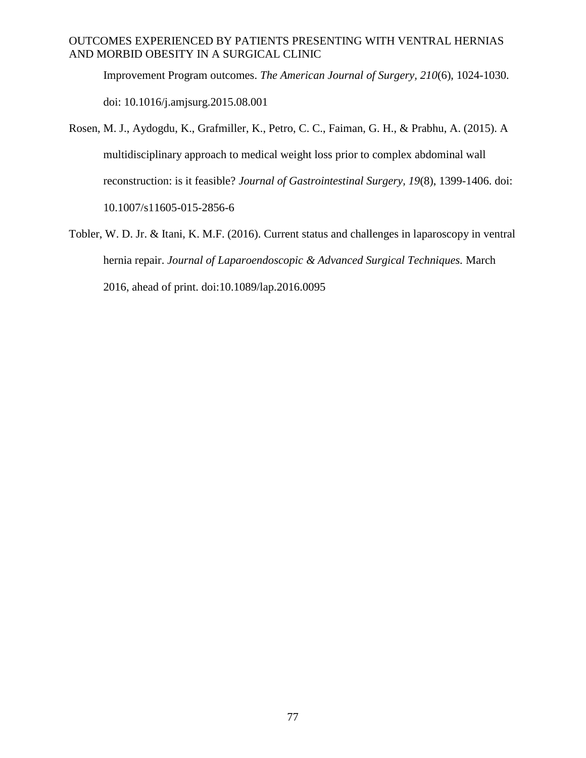Improvement Program outcomes. *The American Journal of Surgery, 210*(6), 1024-1030. doi: 10.1016/j.amjsurg.2015.08.001

Rosen, M. J., Aydogdu, K., Grafmiller, K., Petro, C. C., Faiman, G. H., & Prabhu, A. (2015). A multidisciplinary approach to medical weight loss prior to complex abdominal wall reconstruction: is it feasible? *Journal of Gastrointestinal Surgery, 19*(8), 1399-1406. doi: 10.1007/s11605-015-2856-6

Tobler, W. D. Jr. & Itani, K. M.F. (2016). Current status and challenges in laparoscopy in ventral hernia repair. *Journal of Laparoendoscopic & Advanced Surgical Techniques.* March 2016, ahead of print. doi:10.1089/lap.2016.0095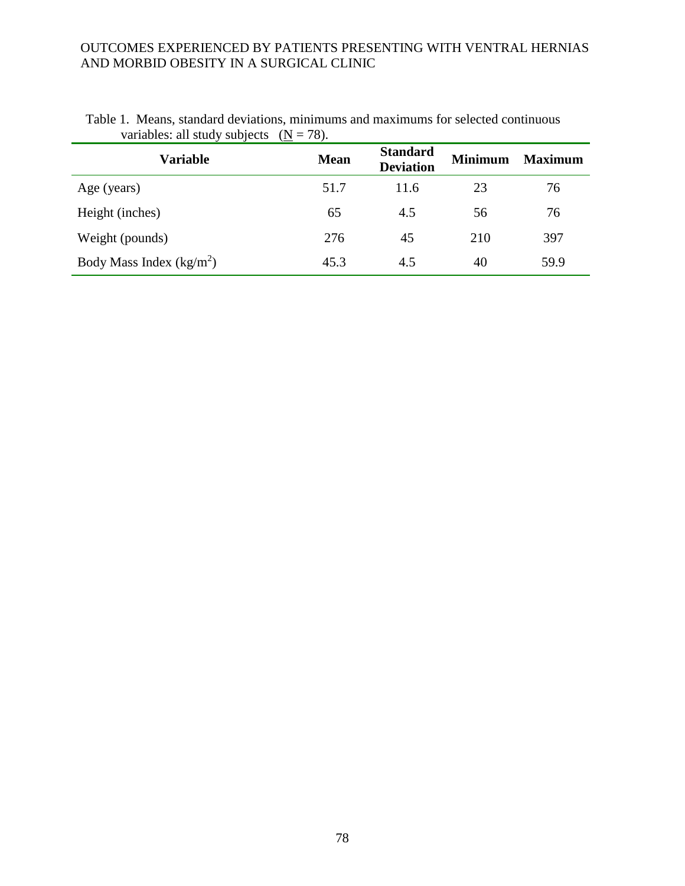Table 1. Means, standard deviations, minimums and maximums for selected continuous variables: all study subjects ($\underline{N}$ = 78).

| Variable | Mean | Standard Deviation | Minimum | Maximum |
|---|---|---|---|---|
| Age (years) | 51.7 | 11.6 | 23 | 76 |
| Height (inches) | 65 | 4.5 | 56 | 76 |
| Weight (pounds) | 276 | 45 | 210 | 397 |
| Body Mass Index ($kg/m^2$) | 45.3 | 4.5 | 40 | 59.9 |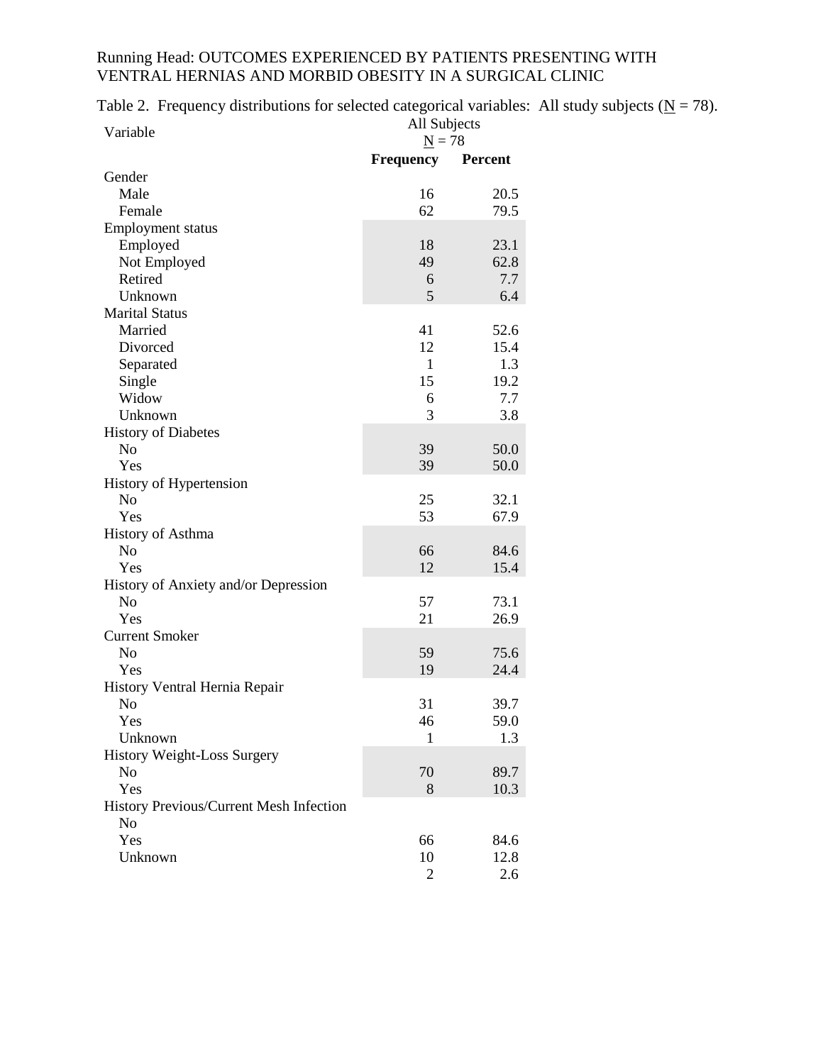Table 2. Frequency distributions for selected categorical variables: All study subjects (N = 78).

| Variable | All Subjects N = 78 | |
|---|---|---|
| | **Frequency** | **Percent** |
| Gender | | |
| Male | 16 | 20.5 |
| Female | 62 | 79.5 |
| Employment status | | |
| Employed | 18 | 23.1 |
| Not Employed | 49 | 62.8 |
| Retired | 6 | 7.7 |
| Unknown | 5 | 6.4 |
| Marital Status | | |
| Married | 41 | 52.6 |
| Divorced | 12 | 15.4 |
| Separated | 1 | 1.3 |
| Single | 15 | 19.2 |
| Widow | 6 | 7.7 |
| Unknown | 3 | 3.8 |
| History of Diabetes | | |
| No | 39 | 50.0 |
| Yes | 39 | 50.0 |
| History of Hypertension | | |
| No | 25 | 32.1 |
| Yes | 53 | 67.9 |
| History of Asthma | | |
| No | 66 | 84.6 |
| Yes | 12 | 15.4 |
| History of Anxiety and/or Depression | | |
| No | 57 | 73.1 |
| Yes | 21 | 26.9 |
| Current Smoker | | |
| No | 59 | 75.6 |
| Yes | 19 | 24.4 |
| History Ventral Hernia Repair | | |
| No | 31 | 39.7 |
| Yes | 46 | 59.0 |
| Unknown | 1 | 1.3 |
| History Weight-Loss Surgery | | |
| No | 70 | 89.7 |
| Yes | 8 | 10.3 |
| History Previous/Current Mesh Infection | | |
| No | | |
| Yes | 66 | 84.6 |
| Unknown | 10 | 12.8 |
| | 2 | 2.6 |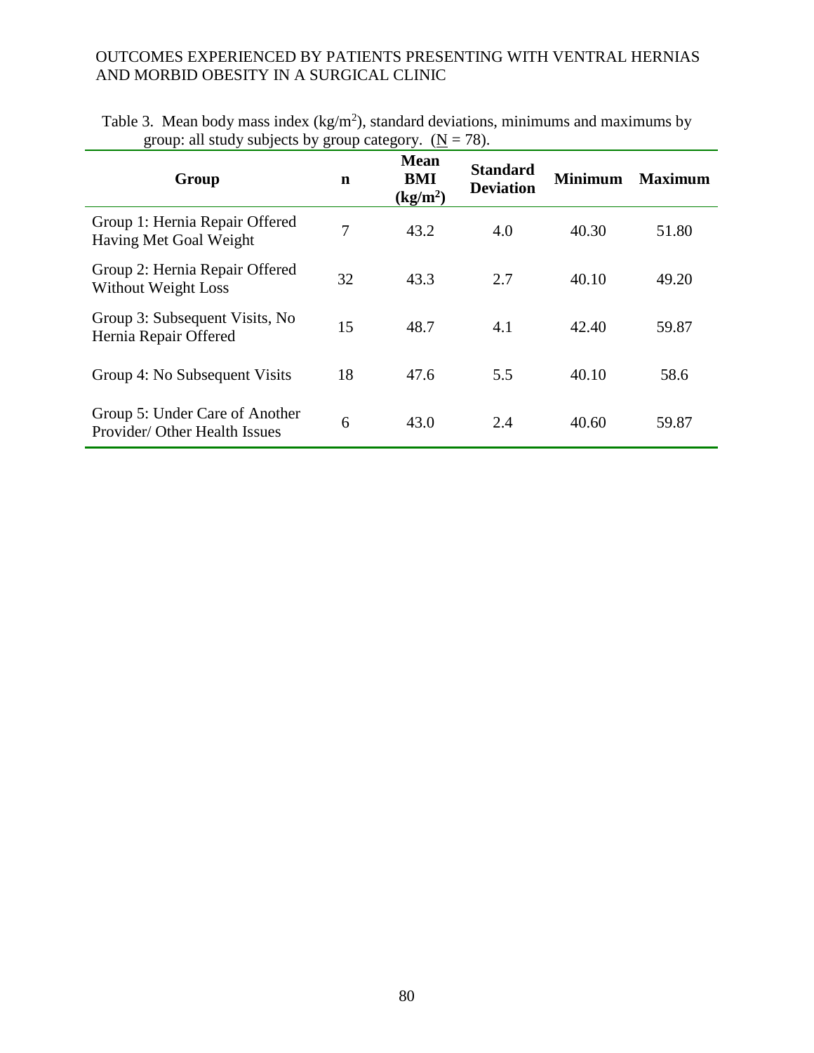Table 3. Mean body mass index ($kg/m^2$), standard deviations, minimums and maximums by group: all study subjects by group category. (N = 78).

| Group | n | Mean BMI ($kg/m^2$) | Standard Deviation | Minimum | Maximum |
|---|---|---|---|---|---|
| Group 1: Hernia Repair Offered Having Met Goal Weight | 7 | 43.2 | 4.0 | 40.30 | 51.80 |
| Group 2: Hernia Repair Offered Without Weight Loss | 32 | 43.3 | 2.7 | 40.10 | 49.20 |
| Group 3: Subsequent Visits, No Hernia Repair Offered | 15 | 48.7 | 4.1 | 42.40 | 59.87 |
| Group 4: No Subsequent Visits | 18 | 47.6 | 5.5 | 40.10 | 58.6 |
| Group 5: Under Care of Another Provider/ Other Health Issues | 6 | 43.0 | 2.4 | 40.60 | 59.87 |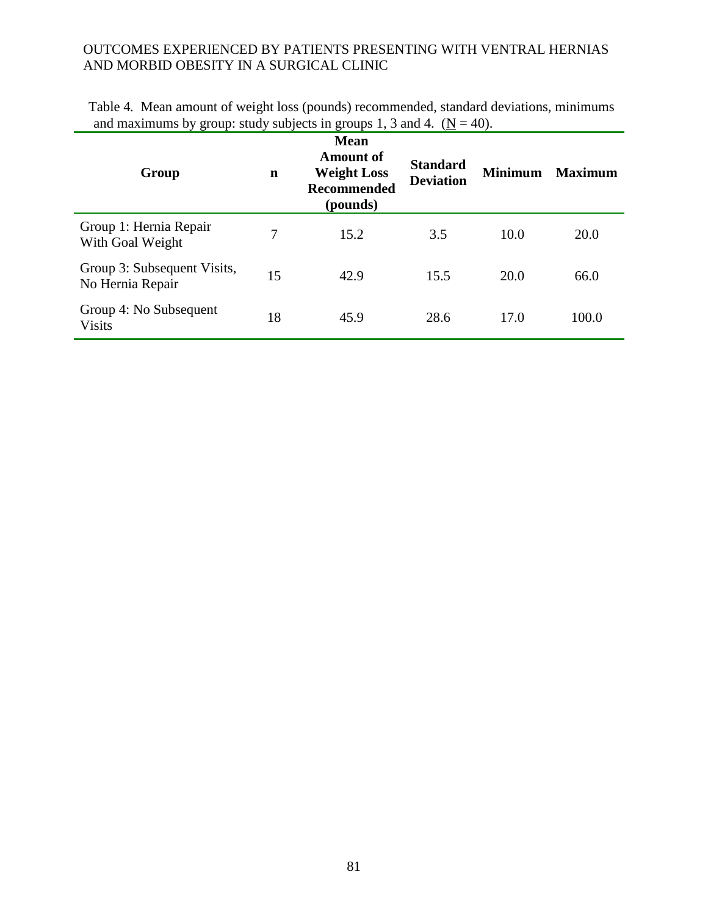Table 4. Mean amount of weight loss (pounds) recommended, standard deviations, minimums and maximums by group: study subjects in groups 1, 3 and 4. (N = 40).

| Group | n | Mean Amount of Weight Loss Recommended (pounds) | Standard Deviation | Minimum | Maximum |
|---|---|---|---|---|---|
| Group 1: Hernia Repair With Goal Weight | 7 | 15.2 | 3.5 | 10.0 | 20.0 |
| Group 3: Subsequent Visits, No Hernia Repair | 15 | 42.9 | 15.5 | 20.0 | 66.0 |
| Group 4: No Subsequent Visits | 18 | 45.9 | 28.6 | 17.0 | 100.0 |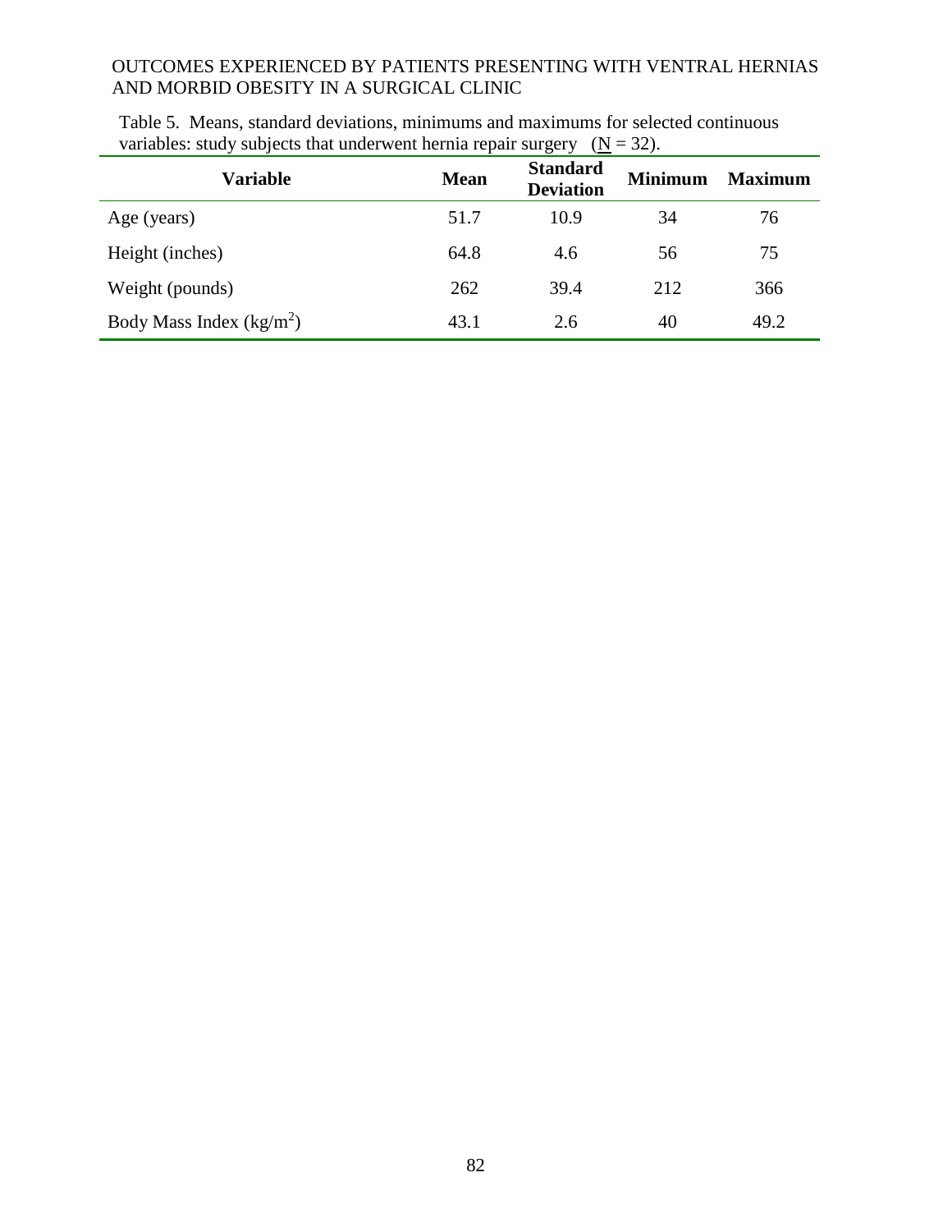Table 5. Means, standard deviations, minimums and maximums for selected continuous variables: study subjects that underwent hernia repair surgery (N = 32).

| Variable | Mean | Standard Deviation | Minimum | Maximum |
|---|---|---|---|---|
| Age (years) | 51.7 | 10.9 | 34 | 76 |
| Height (inches) | 64.8 | 4.6 | 56 | 75 |
| Weight (pounds) | 262 | 39.4 | 212 | 366 |
| Body Mass Index ($kg/m^2$) | 43.1 | 2.6 | 40 | 49.2 |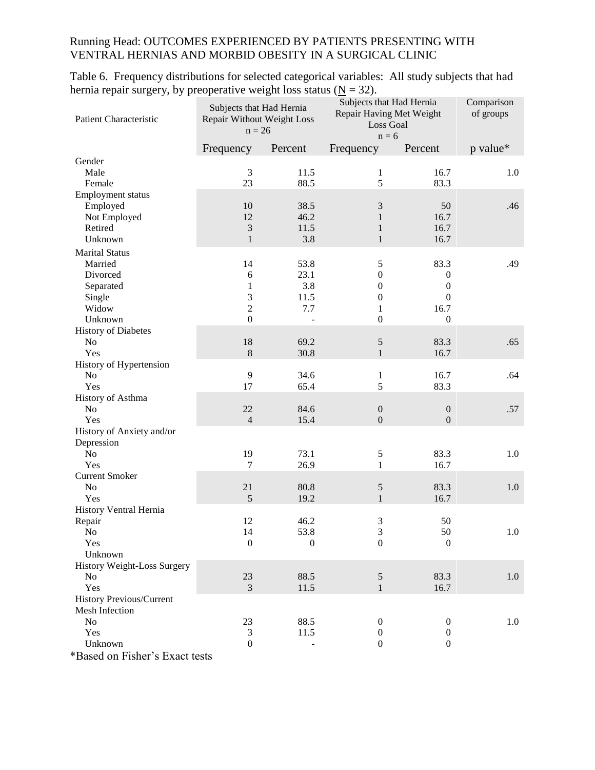Table 6. Frequency distributions for selected categorical variables: All study subjects that had hernia repair surgery, by preoperative weight loss status (N = 32).

| Patient Characteristic | Subjects that Had Hernia Repair Without Weight Loss n = 26 | | Subjects that Had Hernia Repair Having Met Weight Loss Goal n = 6 | | Comparison of groups |
|---|---|---|---|---|---|
| | Frequency | Percent | Frequency | Percent | p value* |
| Gender | | | | | |
| Male | 3 | 11.5 | 1 | 16.7 | 1.0 |
| Female | 23 | 88.5 | 5 | 83.3 | |
| Employment status | | | | | |
| Employed | 10 | 38.5 | 3 | 50 | .46 |
| Not Employed | 12 | 46.2 | 1 | 16.7 | |
| Retired | 3 | 11.5 | 1 | 16.7 | |
| Unknown | 1 | 3.8 | 1 | 16.7 | |
| Marital Status | | | | | |
| Married | 14 | 53.8 | 5 | 83.3 | .49 |
| Divorced | 6 | 23.1 | 0 | 0 | |
| Separated | 1 | 3.8 | 0 | 0 | |
| Single | 3 | 11.5 | 0 | 0 | |
| Widow | 2 | 7.7 | 1 | 16.7 | |
| Unknown | 0 | - | 0 | 0 | |
| History of Diabetes | | | | | |
| No | 18 | 69.2 | 5 | 83.3 | .65 |
| Yes | 8 | 30.8 | 1 | 16.7 | |
| History of Hypertension | | | | | |
| No | 9 | 34.6 | 1 | 16.7 | .64 |
| Yes | 17 | 65.4 | 5 | 83.3 | |
| History of Asthma | | | | | |
| No | 22 | 84.6 | 0 | 0 | .57 |
| Yes | 4 | 15.4 | 0 | 0 | |
| History of Anxiety and/or Depression | | | | | |
| No | 19 | 73.1 | 5 | 83.3 | 1.0 |
| Yes | 7 | 26.9 | 1 | 16.7 | |
| Current Smoker | | | | | |
| No | 21 | 80.8 | 5 | 83.3 | 1.0 |
| Yes | 5 | 19.2 | 1 | 16.7 | |
| History Ventral Hernia Repair | 12 | 46.2 | 3 | 50 | |
| No | 14 | 53.8 | 3 | 50 | 1.0 |
| Yes | 0 | 0 | 0 | 0 | |
| Unknown | | | | | |
| History Weight-Loss Surgery | | | | | |
| No | 23 | 88.5 | 5 | 83.3 | 1.0 |
| Yes | 3 | 11.5 | 1 | 16.7 | |
| History Previous/Current Mesh Infection | | | | | |
| No | 23 | 88.5 | 0 | 0 | 1.0 |
| Yes | 3 | 11.5 | 0 | 0 | |
| Unknown | 0 | - | 0 | 0 | |

*Based on Fisher's Exact tests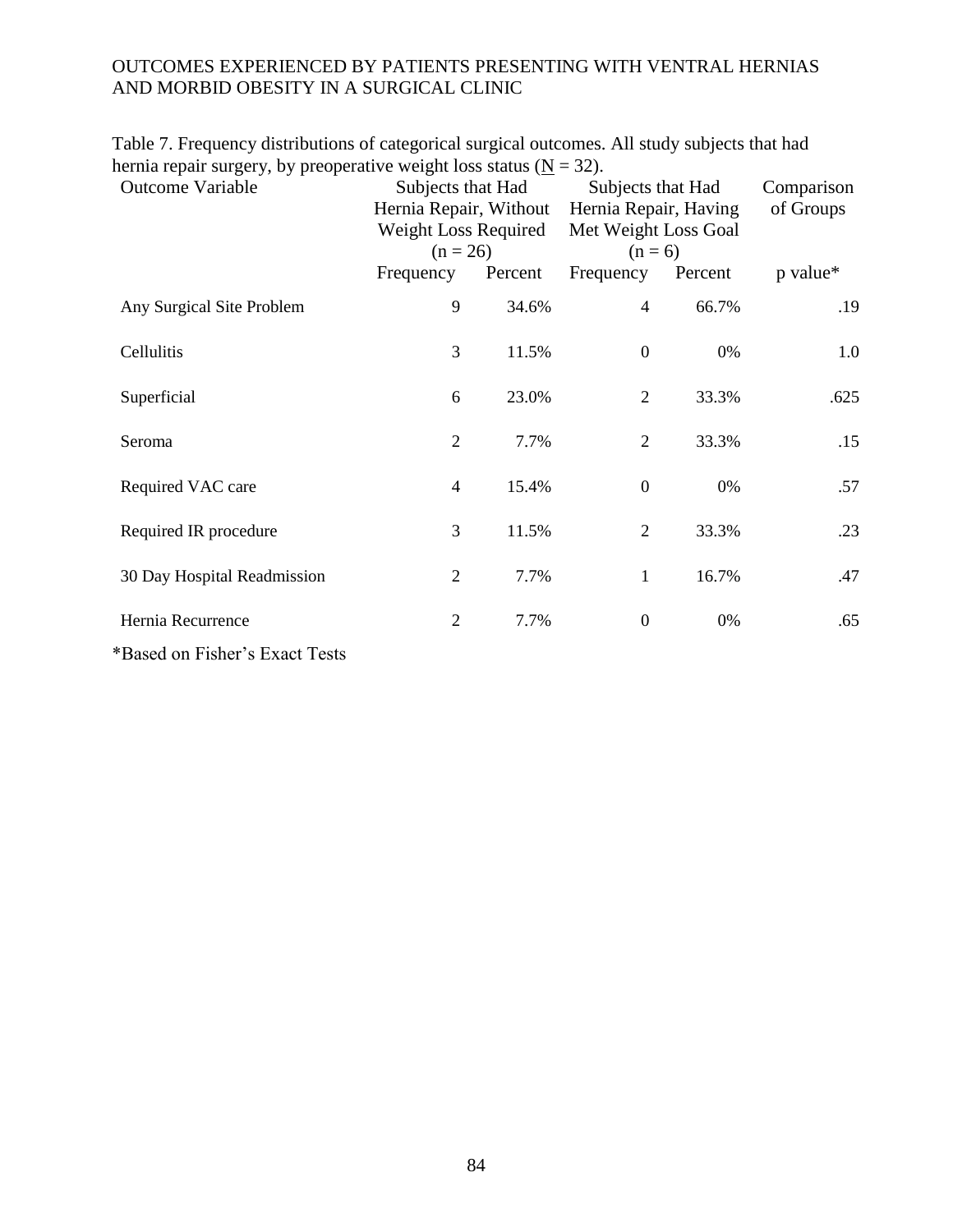Table 7. Frequency distributions of categorical surgical outcomes. All study subjects that had hernia repair surgery, by preoperative weight loss status (N = 32).

| Outcome Variable | Subjects that Had Hernia Repair, Without Weight Loss Required (n = 26) | | Subjects that Had Hernia Repair, Having Met Weight Loss Goal (n = 6) | | Comparison of Groups |
|---|---|---|---|---|---|
| | Frequency | Percent | Frequency | Percent | p value* |
| Any Surgical Site Problem | 9 | 34.6% | 4 | 66.7% | .19 |
| Cellulitis | 3 | 11.5% | 0 | 0% | 1.0 |
| Superficial | 6 | 23.0% | 2 | 33.3% | .625 |
| Seroma | 2 | 7.7% | 2 | 33.3% | .15 |
| Required VAC care | 4 | 15.4% | 0 | 0% | .57 |
| Required IR procedure | 3 | 11.5% | 2 | 33.3% | .23 |
| 30 Day Hospital Readmission | 2 | 7.7% | 1 | 16.7% | .47 |
| Hernia Recurrence | 2 | 7.7% | 0 | 0% | .65 |

*Based on Fisher's Exact Tests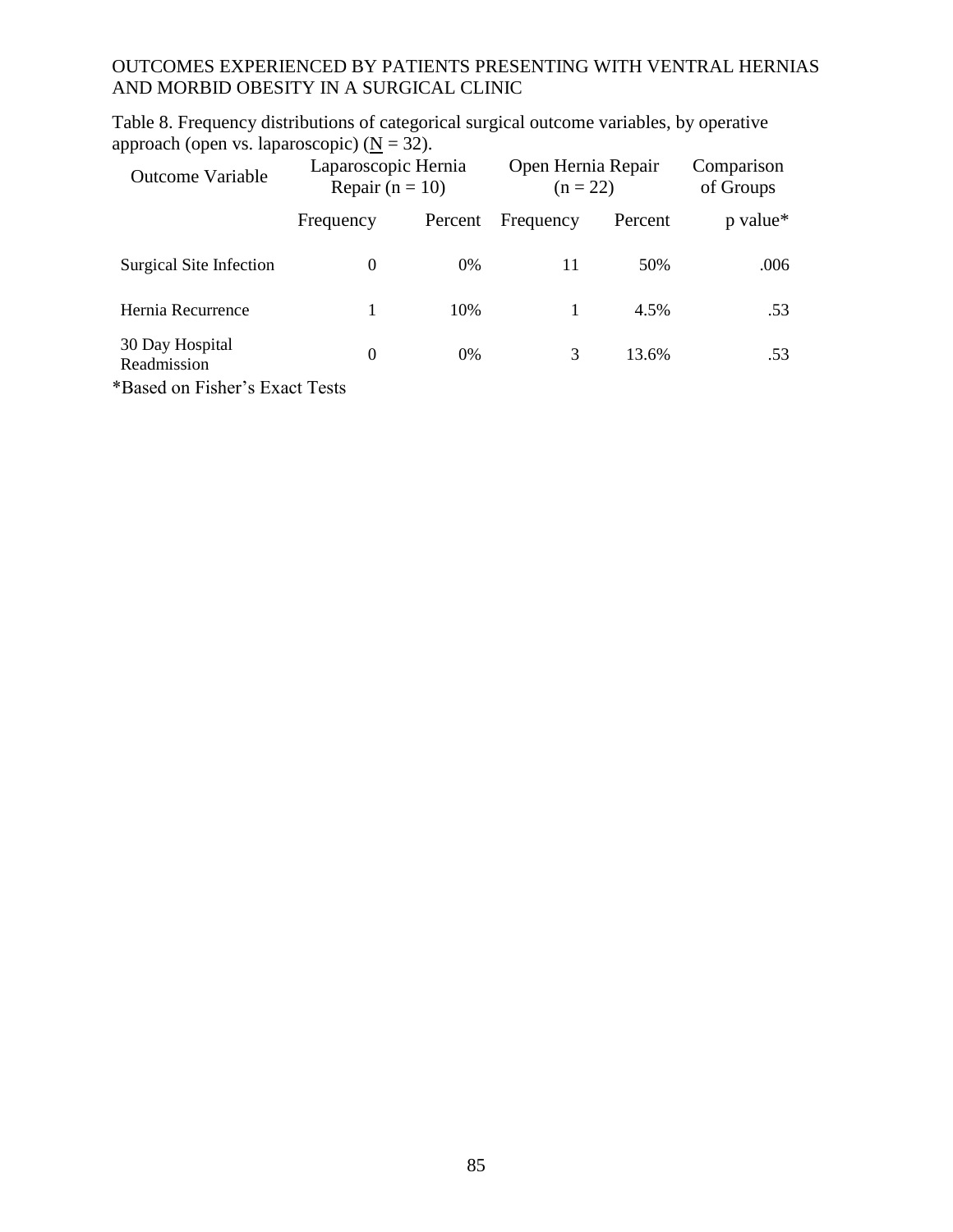Table 8. Frequency distributions of categorical surgical outcome variables, by operative approach (open vs. laparoscopic) ($\underline{N}$ = 32).

| Outcome Variable | Laparoscopic Hernia Repair (n = 10) | | Open Hernia Repair (n = 22) | | Comparison of Groups |
|---|---|---|---|---|---|
| | Frequency | Percent | Frequency | Percent | p value* |
| Surgical Site Infection | 0 | 0% | 11 | 50% | .006 |
| Hernia Recurrence | 1 | 10% | 1 | 4.5% | .53 |
| 30 Day Hospital Readmission | 0 | 0% | 3 | 13.6% | .53 |

*Based on Fisher's Exact Tests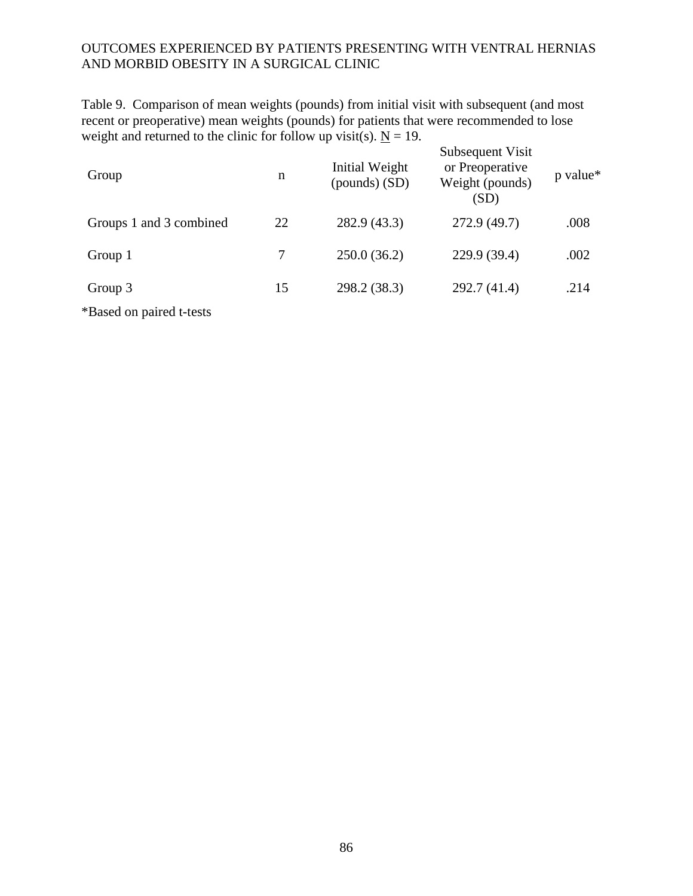Table 9. Comparison of mean weights (pounds) from initial visit with subsequent (and most recent or preoperative) mean weights (pounds) for patients that were recommended to lose weight and returned to the clinic for follow up visit(s). N = 19.

| Group | n | Initial Weight (pounds) (SD) | Subsequent Visit or Preoperative Weight (pounds) (SD) | p value* |
|---|---|---|---|---|
| Groups 1 and 3 combined | 22 | 282.9 (43.3) | 272.9 (49.7) | .008 |
| Group 1 | 7 | 250.0 (36.2) | 229.9 (39.4) | .002 |
| Group 3 | 15 | 298.2 (38.3) | 292.7 (41.4) | .214 |

*Based on paired t-tests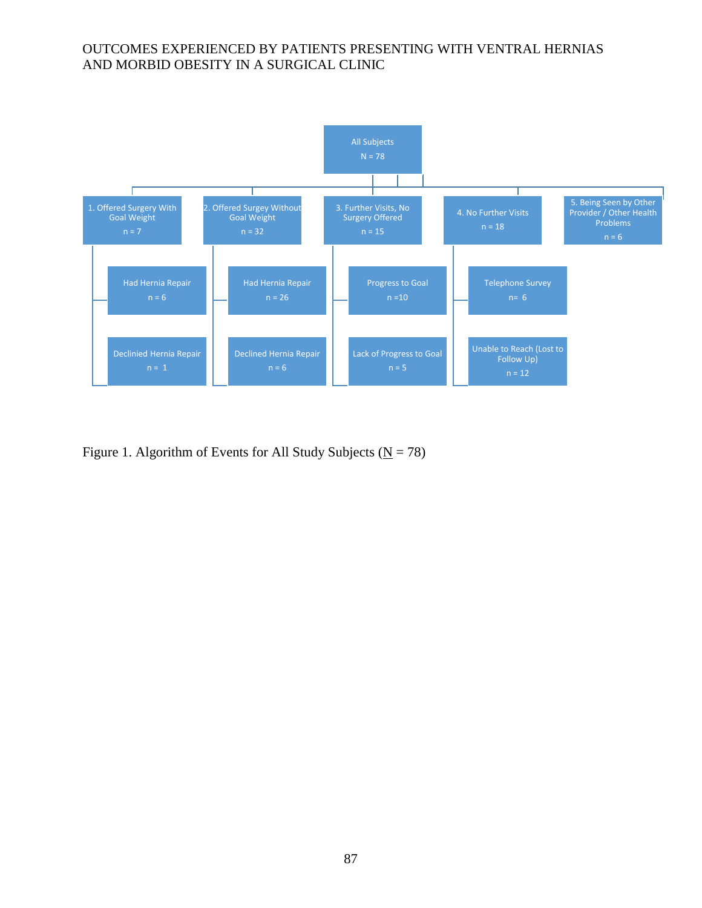All Subjects
N = 78

1. Offered Surgery With Goal Weight
n = 7

- Had Hernia Repair
  n = 6
- Declinied Hernia Repair
  n = 1

2. Offered Surgey Without Goal Weight
n = 32

- Had Hernia Repair
  n = 26
- Declined Hernia Repair
  n = 6

3. Further Visits, No Surgery Offered
n = 15

- Progress to Goal
  n =10
- Lack of Progress to Goal
  n = 5

4. No Further Visits
n = 18

- Telephone Survey
  n= 6
- Unable to Reach (Lost to Follow Up)
  n = 12

5. Being Seen by Other Provider / Other Health Problems
n = 6

Figure 1. Algorithm of Events for All Study Subjects (N = 78)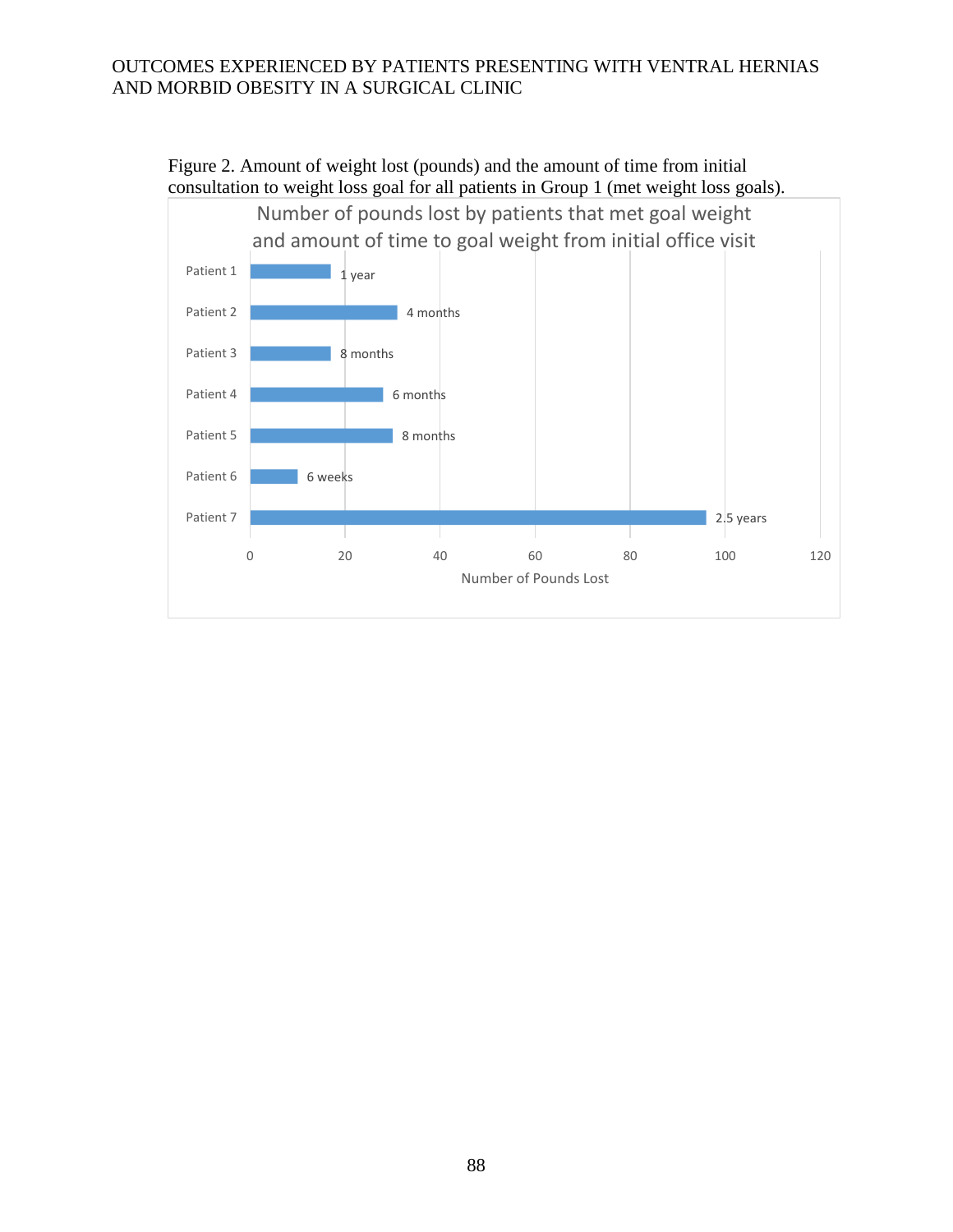Figure 2. Amount of weight lost (pounds) and the amount of time from initial consultation to weight loss goal for all patients in Group 1 (met weight loss goals).

Number of pounds lost by patients that met goal weight and amount of time to goal weight from initial office visit

| Patient | Time to goal weight |
|---|---|
| Patient 1 | 1 year |
| Patient 2 | 4 months |
| Patient 3 | 8 months |
| Patient 4 | 6 months |
| Patient 5 | 8 months |
| Patient 6 | 6 weeks |
| Patient 7 | 2.5 years |

Number of Pounds Lost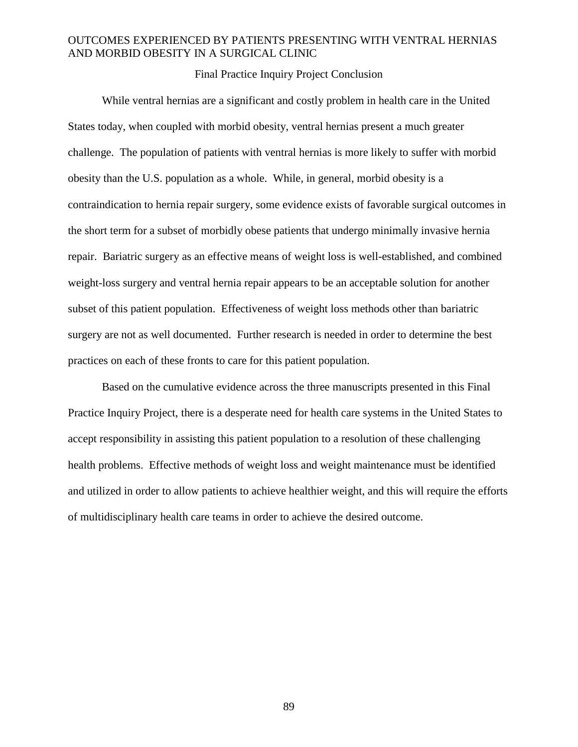## Final Practice Inquiry Project Conclusion

While ventral hernias are a significant and costly problem in health care in the United States today, when coupled with morbid obesity, ventral hernias present a much greater challenge. The population of patients with ventral hernias is more likely to suffer with morbid obesity than the U.S. population as a whole. While, in general, morbid obesity is a contraindication to hernia repair surgery, some evidence exists of favorable surgical outcomes in the short term for a subset of morbidly obese patients that undergo minimally invasive hernia repair. Bariatric surgery as an effective means of weight loss is well-established, and combined weight-loss surgery and ventral hernia repair appears to be an acceptable solution for another subset of this patient population. Effectiveness of weight loss methods other than bariatric surgery are not as well documented. Further research is needed in order to determine the best practices on each of these fronts to care for this patient population.

Based on the cumulative evidence across the three manuscripts presented in this Final Practice Inquiry Project, there is a desperate need for health care systems in the United States to accept responsibility in assisting this patient population to a resolution of these challenging health problems. Effective methods of weight loss and weight maintenance must be identified and utilized in order to allow patients to achieve healthier weight, and this will require the efforts of multidisciplinary health care teams in order to achieve the desired outcome.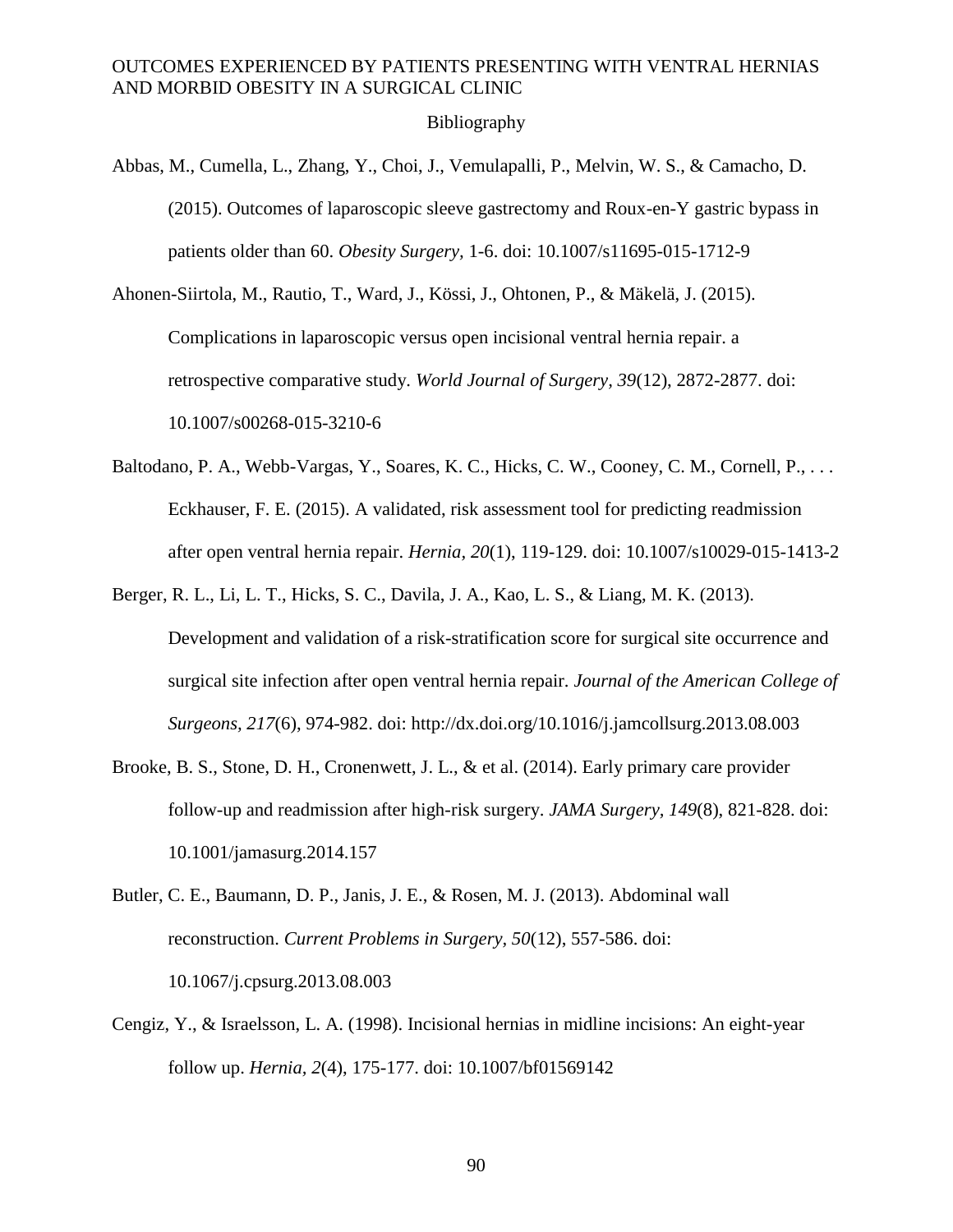## Bibliography

Abbas, M., Cumella, L., Zhang, Y., Choi, J., Vemulapalli, P., Melvin, W. S., & Camacho, D. (2015). Outcomes of laparoscopic sleeve gastrectomy and Roux-en-Y gastric bypass in patients older than 60. *Obesity Surgery*, 1-6. doi: 10.1007/s11695-015-1712-9

Ahonen-Siirtola, M., Rautio, T., Ward, J., Kössi, J., Ohtonen, P., & Mäkelä, J. (2015). Complications in laparoscopic versus open incisional ventral hernia repair. a retrospective comparative study. *World Journal of Surgery, 39*(12), 2872-2877. doi: 10.1007/s00268-015-3210-6

Baltodano, P. A., Webb-Vargas, Y., Soares, K. C., Hicks, C. W., Cooney, C. M., Cornell, P., . . . Eckhauser, F. E. (2015). A validated, risk assessment tool for predicting readmission after open ventral hernia repair. *Hernia, 20*(1), 119-129. doi: 10.1007/s10029-015-1413-2

Berger, R. L., Li, L. T., Hicks, S. C., Davila, J. A., Kao, L. S., & Liang, M. K. (2013). Development and validation of a risk-stratification score for surgical site occurrence and surgical site infection after open ventral hernia repair. *Journal of the American College of Surgeons, 217*(6), 974-982. doi: http://dx.doi.org/10.1016/j.jamcollsurg.2013.08.003

Brooke, B. S., Stone, D. H., Cronenwett, J. L., & et al. (2014). Early primary care provider follow-up and readmission after high-risk surgery. *JAMA Surgery, 149*(8), 821-828. doi: 10.1001/jamasurg.2014.157

Butler, C. E., Baumann, D. P., Janis, J. E., & Rosen, M. J. (2013). Abdominal wall reconstruction. *Current Problems in Surgery, 50*(12), 557-586. doi: 10.1067/j.cpsurg.2013.08.003

Cengiz, Y., & Israelsson, L. A. (1998). Incisional hernias in midline incisions: An eight-year follow up. *Hernia, 2*(4), 175-177. doi: 10.1007/bf01569142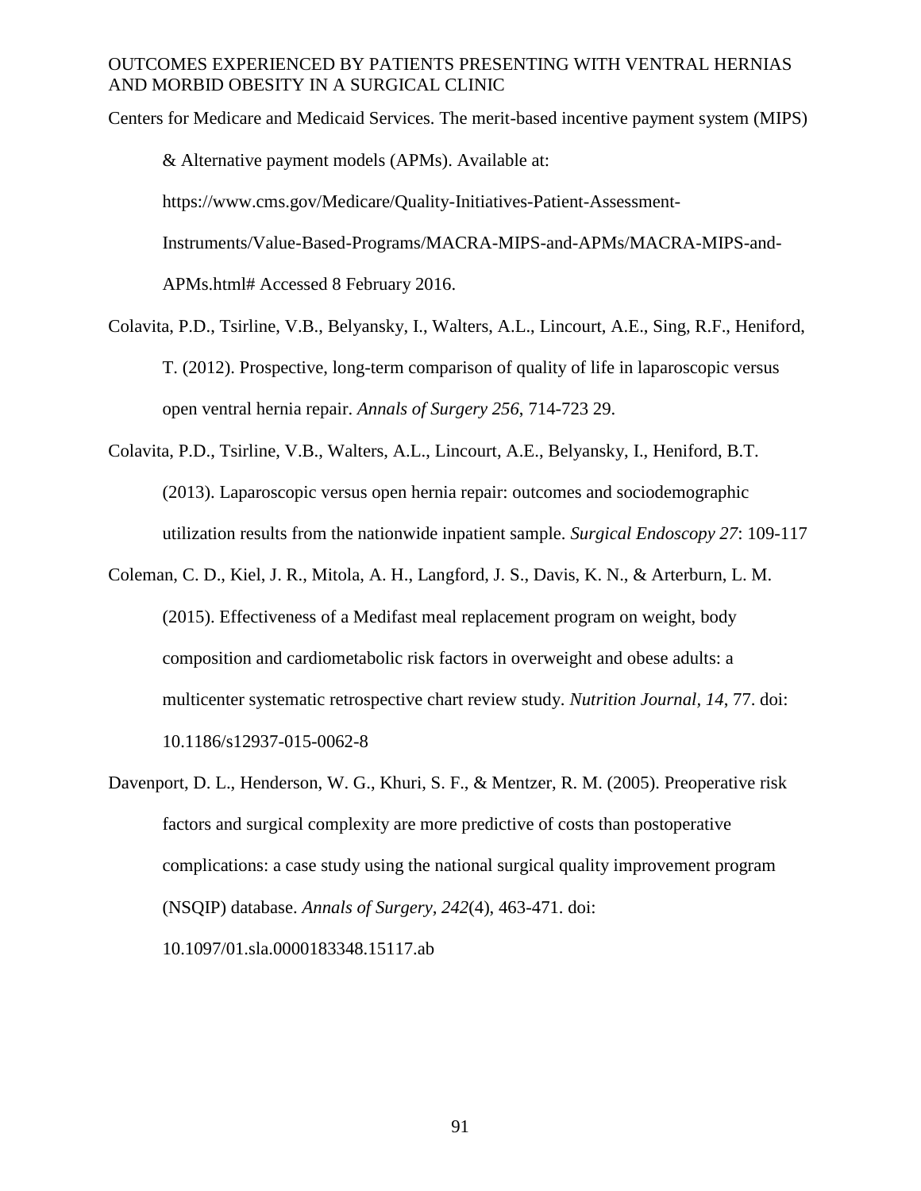Centers for Medicare and Medicaid Services. The merit-based incentive payment system (MIPS) & Alternative payment models (APMs). Available at: https://www.cms.gov/Medicare/Quality-Initiatives-Patient-Assessment-Instruments/Value-Based-Programs/MACRA-MIPS-and-APMs/MACRA-MIPS-and-APMs.html# Accessed 8 February 2016.

Colavita, P.D., Tsirline, V.B., Belyansky, I., Walters, A.L., Lincourt, A.E., Sing, R.F., Heniford, T. (2012). Prospective, long-term comparison of quality of life in laparoscopic versus open ventral hernia repair. *Annals of Surgery 256*, 714-723 29.

Colavita, P.D., Tsirline, V.B., Walters, A.L., Lincourt, A.E., Belyansky, I., Heniford, B.T. (2013). Laparoscopic versus open hernia repair: outcomes and sociodemographic utilization results from the nationwide inpatient sample. *Surgical Endoscopy 27*: 109-117

Coleman, C. D., Kiel, J. R., Mitola, A. H., Langford, J. S., Davis, K. N., & Arterburn, L. M. (2015). Effectiveness of a Medifast meal replacement program on weight, body composition and cardiometabolic risk factors in overweight and obese adults: a multicenter systematic retrospective chart review study. *Nutrition Journal, 14*, 77. doi: 10.1186/s12937-015-0062-8

Davenport, D. L., Henderson, W. G., Khuri, S. F., & Mentzer, R. M. (2005). Preoperative risk factors and surgical complexity are more predictive of costs than postoperative complications: a case study using the national surgical quality improvement program (NSQIP) database. *Annals of Surgery, 242*(4), 463-471. doi: 10.1097/01.sla.0000183348.15117.ab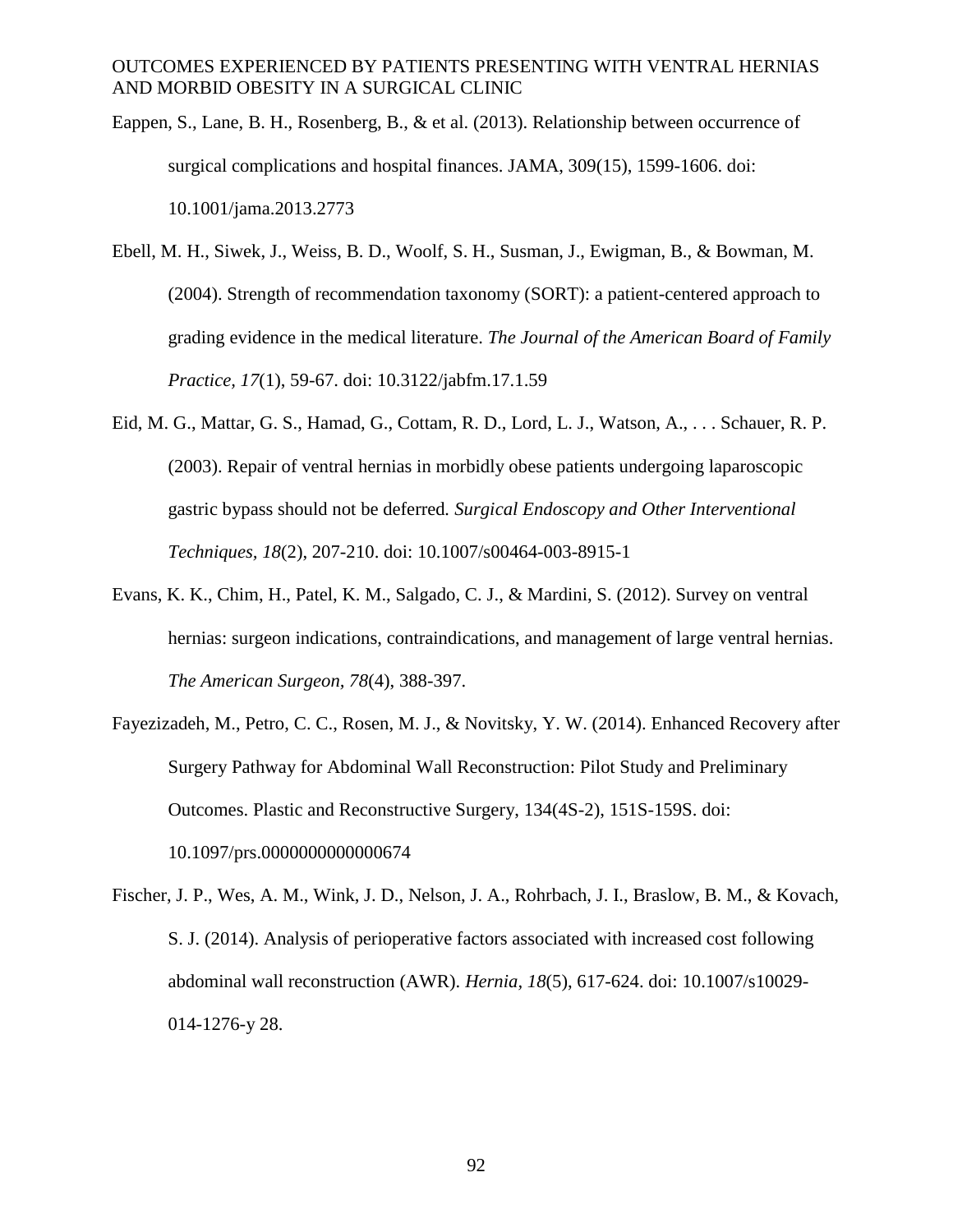Eappen, S., Lane, B. H., Rosenberg, B., & et al. (2013). Relationship between occurrence of surgical complications and hospital finances. JAMA, 309(15), 1599-1606. doi: 10.1001/jama.2013.2773

Ebell, M. H., Siwek, J., Weiss, B. D., Woolf, S. H., Susman, J., Ewigman, B., & Bowman, M. (2004). Strength of recommendation taxonomy (SORT): a patient-centered approach to grading evidence in the medical literature. *The Journal of the American Board of Family Practice*, *17*(1), 59-67. doi: 10.3122/jabfm.17.1.59

Eid, M. G., Mattar, G. S., Hamad, G., Cottam, R. D., Lord, L. J., Watson, A., . . . Schauer, R. P. (2003). Repair of ventral hernias in morbidly obese patients undergoing laparoscopic gastric bypass should not be deferred. *Surgical Endoscopy and Other Interventional Techniques*, *18*(2), 207-210. doi: 10.1007/s00464-003-8915-1

Evans, K. K., Chim, H., Patel, K. M., Salgado, C. J., & Mardini, S. (2012). Survey on ventral hernias: surgeon indications, contraindications, and management of large ventral hernias. *The American Surgeon*, *78*(4), 388-397.

Fayezizadeh, M., Petro, C. C., Rosen, M. J., & Novitsky, Y. W. (2014). Enhanced Recovery after Surgery Pathway for Abdominal Wall Reconstruction: Pilot Study and Preliminary Outcomes. Plastic and Reconstructive Surgery, 134(4S-2), 151S-159S. doi: 10.1097/prs.0000000000000674

Fischer, J. P., Wes, A. M., Wink, J. D., Nelson, J. A., Rohrbach, J. I., Braslow, B. M., & Kovach, S. J. (2014). Analysis of perioperative factors associated with increased cost following abdominal wall reconstruction (AWR). *Hernia*, *18*(5), 617-624. doi: 10.1007/s10029-014-1276-y 28.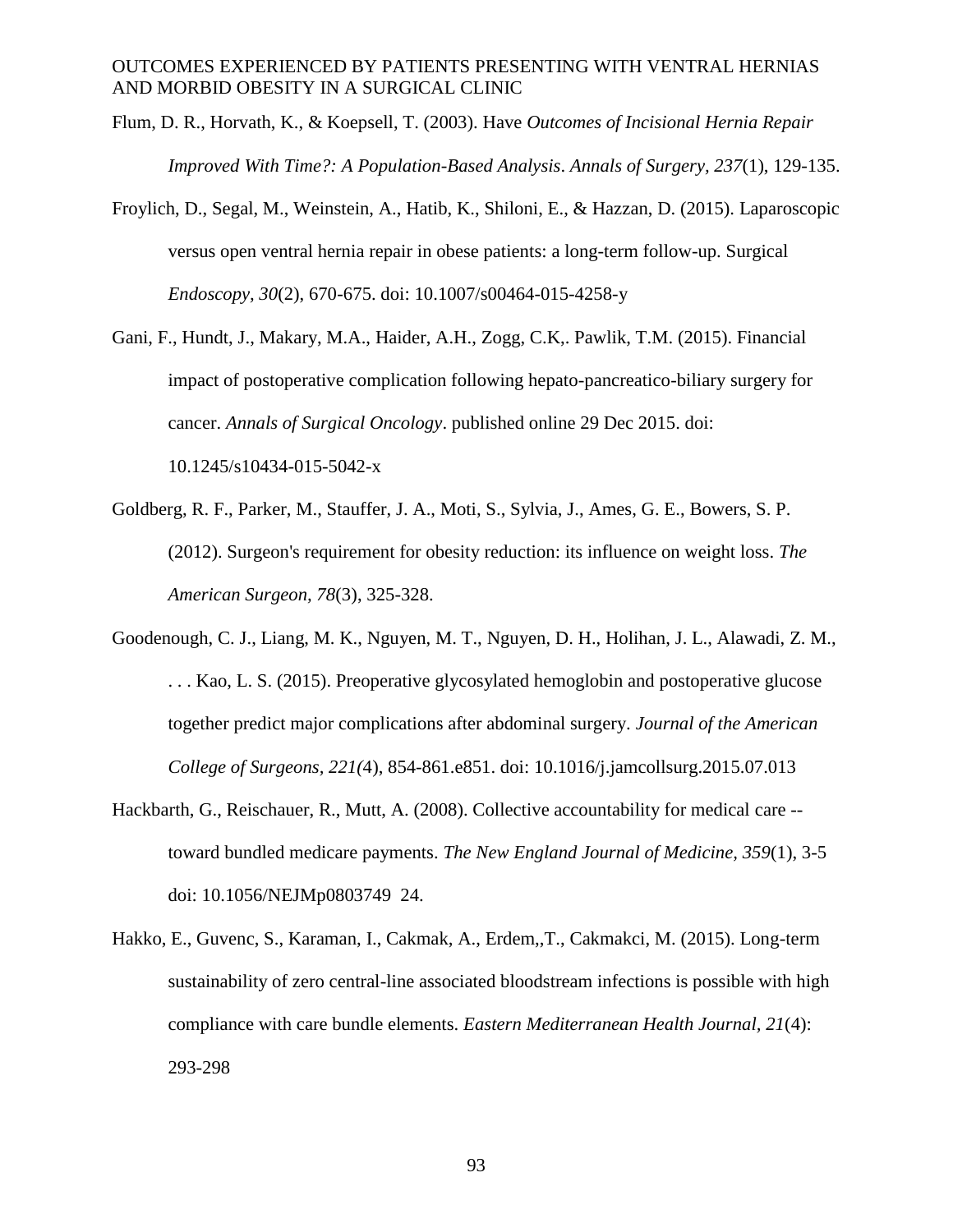Flum, D. R., Horvath, K., & Koepsell, T. (2003). Have *Outcomes of Incisional Hernia Repair Improved With Time?: A Population-Based Analysis*. *Annals of Surgery, 237*(1), 129-135.

Froylich, D., Segal, M., Weinstein, A., Hatib, K., Shiloni, E., & Hazzan, D. (2015). Laparoscopic versus open ventral hernia repair in obese patients: a long-term follow-up. Surgical *Endoscopy, 30*(2), 670-675. doi: 10.1007/s00464-015-4258-y

Gani, F., Hundt, J., Makary, M.A., Haider, A.H., Zogg, C.K,. Pawlik, T.M. (2015). Financial impact of postoperative complication following hepato-pancreatico-biliary surgery for cancer. *Annals of Surgical Oncology*. published online 29 Dec 2015. doi: 10.1245/s10434-015-5042-x

Goldberg, R. F., Parker, M., Stauffer, J. A., Moti, S., Sylvia, J., Ames, G. E., Bowers, S. P. (2012). Surgeon's requirement for obesity reduction: its influence on weight loss. *The American Surgeon, 78*(3), 325-328.

Goodenough, C. J., Liang, M. K., Nguyen, M. T., Nguyen, D. H., Holihan, J. L., Alawadi, Z. M., . . . Kao, L. S. (2015). Preoperative glycosylated hemoglobin and postoperative glucose together predict major complications after abdominal surgery. *Journal of the American College of Surgeons, 221(*4), 854-861.e851. doi: 10.1016/j.jamcollsurg.2015.07.013

Hackbarth, G., Reischauer, R., Mutt, A. (2008). Collective accountability for medical care -- toward bundled medicare payments. *The New England Journal of Medicine, 359*(1), 3-5 doi: 10.1056/NEJMp0803749 24.

Hakko, E., Guvenc, S., Karaman, I., Cakmak, A., Erdem,,T., Cakmakci, M. (2015). Long-term sustainability of zero central-line associated bloodstream infections is possible with high compliance with care bundle elements. *Eastern Mediterranean Health Journal, 21*(4): 293-298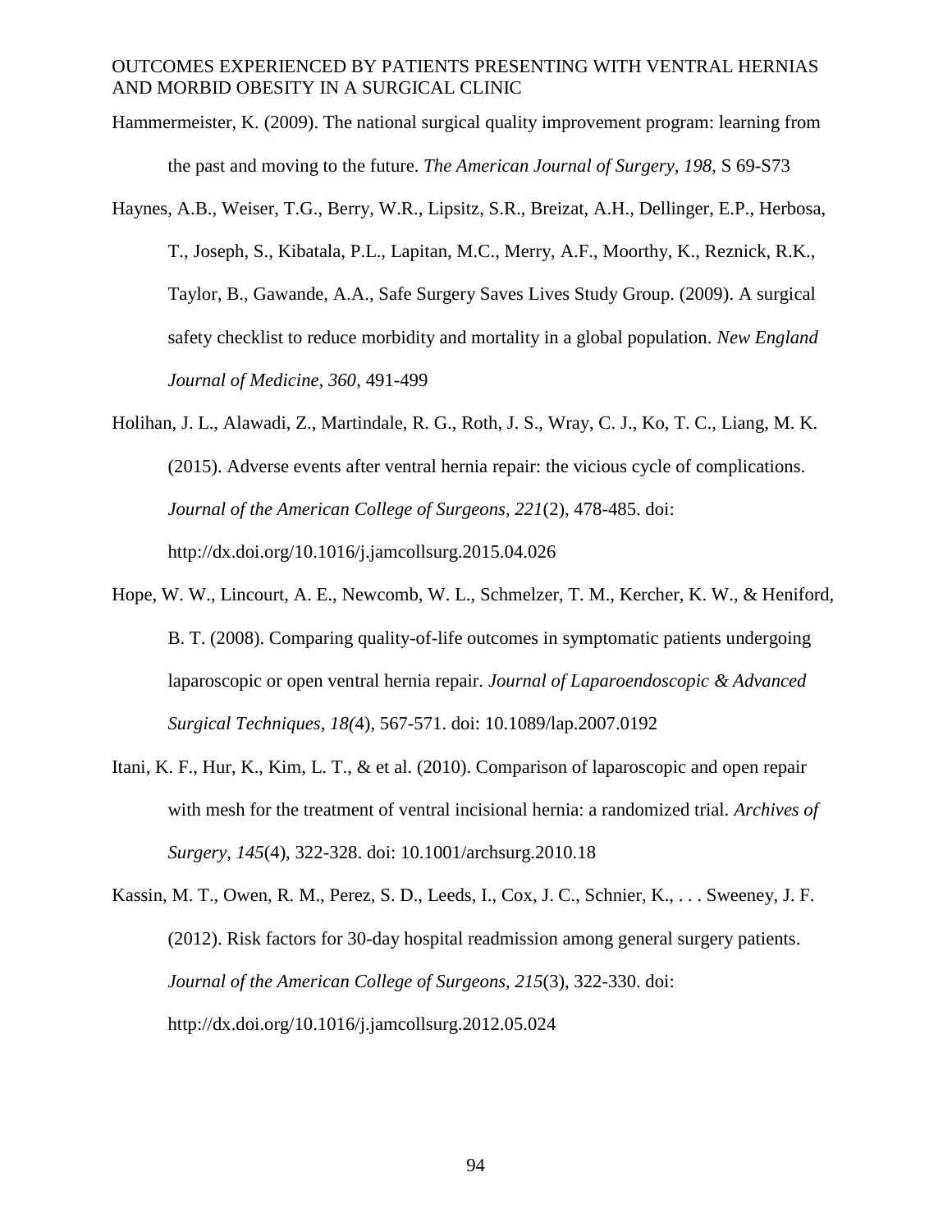Hammermeister, K. (2009). The national surgical quality improvement program: learning from the past and moving to the future. *The American Journal of Surgery, 198*, S 69-S73

Haynes, A.B., Weiser, T.G., Berry, W.R., Lipsitz, S.R., Breizat, A.H., Dellinger, E.P., Herbosa, T., Joseph, S., Kibatala, P.L., Lapitan, M.C., Merry, A.F., Moorthy, K., Reznick, R.K., Taylor, B., Gawande, A.A., Safe Surgery Saves Lives Study Group. (2009). A surgical safety checklist to reduce morbidity and mortality in a global population. *New England Journal of Medicine, 360*, 491-499

Holihan, J. L., Alawadi, Z., Martindale, R. G., Roth, J. S., Wray, C. J., Ko, T. C., Liang, M. K. (2015). Adverse events after ventral hernia repair: the vicious cycle of complications. *Journal of the American College of Surgeons, 221*(2), 478-485. doi: http://dx.doi.org/10.1016/j.jamcollsurg.2015.04.026

Hope, W. W., Lincourt, A. E., Newcomb, W. L., Schmelzer, T. M., Kercher, K. W., & Heniford, B. T. (2008). Comparing quality-of-life outcomes in symptomatic patients undergoing laparoscopic or open ventral hernia repair. *Journal of Laparoendoscopic & Advanced Surgical Techniques, 18(*4), 567-571. doi: 10.1089/lap.2007.0192

Itani, K. F., Hur, K., Kim, L. T., & et al. (2010). Comparison of laparoscopic and open repair with mesh for the treatment of ventral incisional hernia: a randomized trial. *Archives of Surgery, 145*(4), 322-328. doi: 10.1001/archsurg.2010.18

Kassin, M. T., Owen, R. M., Perez, S. D., Leeds, I., Cox, J. C., Schnier, K., . . . Sweeney, J. F. (2012). Risk factors for 30-day hospital readmission among general surgery patients. *Journal of the American College of Surgeons, 215*(3), 322-330. doi: http://dx.doi.org/10.1016/j.jamcollsurg.2012.05.024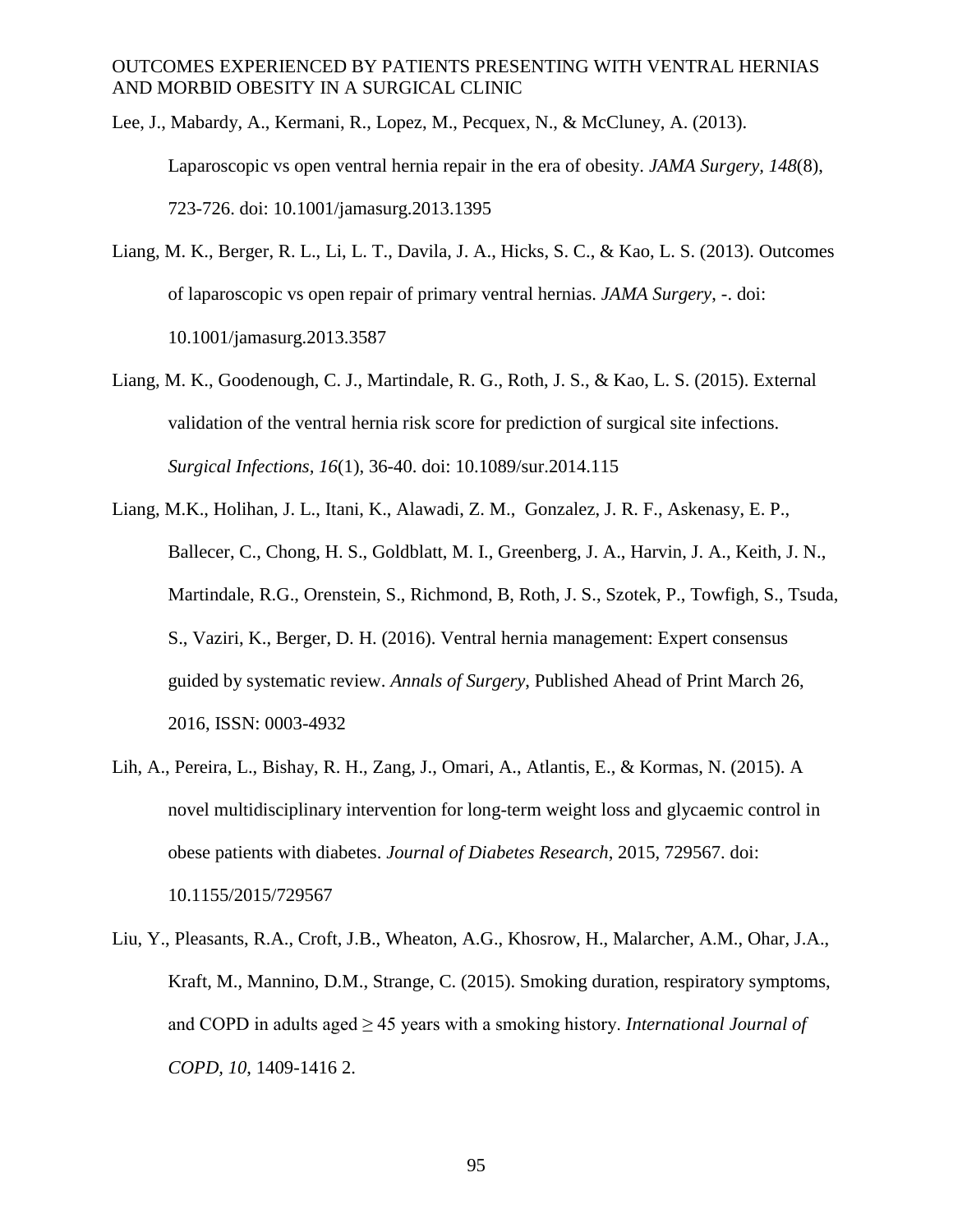Lee, J., Mabardy, A., Kermani, R., Lopez, M., Pecquex, N., & McCluney, A. (2013). Laparoscopic vs open ventral hernia repair in the era of obesity. *JAMA Surgery, 148*(8), 723-726. doi: 10.1001/jamasurg.2013.1395

Liang, M. K., Berger, R. L., Li, L. T., Davila, J. A., Hicks, S. C., & Kao, L. S. (2013). Outcomes of laparoscopic vs open repair of primary ventral hernias. *JAMA Surgery*, -. doi: 10.1001/jamasurg.2013.3587

Liang, M. K., Goodenough, C. J., Martindale, R. G., Roth, J. S., & Kao, L. S. (2015). External validation of the ventral hernia risk score for prediction of surgical site infections. *Surgical Infections, 16*(1), 36-40. doi: 10.1089/sur.2014.115

Liang, M.K., Holihan, J. L., Itani, K., Alawadi, Z. M., Gonzalez, J. R. F., Askenasy, E. P., Ballecer, C., Chong, H. S., Goldblatt, M. I., Greenberg, J. A., Harvin, J. A., Keith, J. N., Martindale, R.G., Orenstein, S., Richmond, B, Roth, J. S., Szotek, P., Towfigh, S., Tsuda, S., Vaziri, K., Berger, D. H. (2016). Ventral hernia management: Expert consensus guided by systematic review. *Annals of Surgery*, Published Ahead of Print March 26, 2016, ISSN: 0003-4932

Lih, A., Pereira, L., Bishay, R. H., Zang, J., Omari, A., Atlantis, E., & Kormas, N. (2015). A novel multidisciplinary intervention for long-term weight loss and glycaemic control in obese patients with diabetes. *Journal of Diabetes Research*, 2015, 729567. doi: 10.1155/2015/729567

Liu, Y., Pleasants, R.A., Croft, J.B., Wheaton, A.G., Khosrow, H., Malarcher, A.M., Ohar, J.A., Kraft, M., Mannino, D.M., Strange, C. (2015). Smoking duration, respiratory symptoms, and COPD in adults aged ≥ 45 years with a smoking history. *International Journal of COPD, 10*, 1409-1416 2.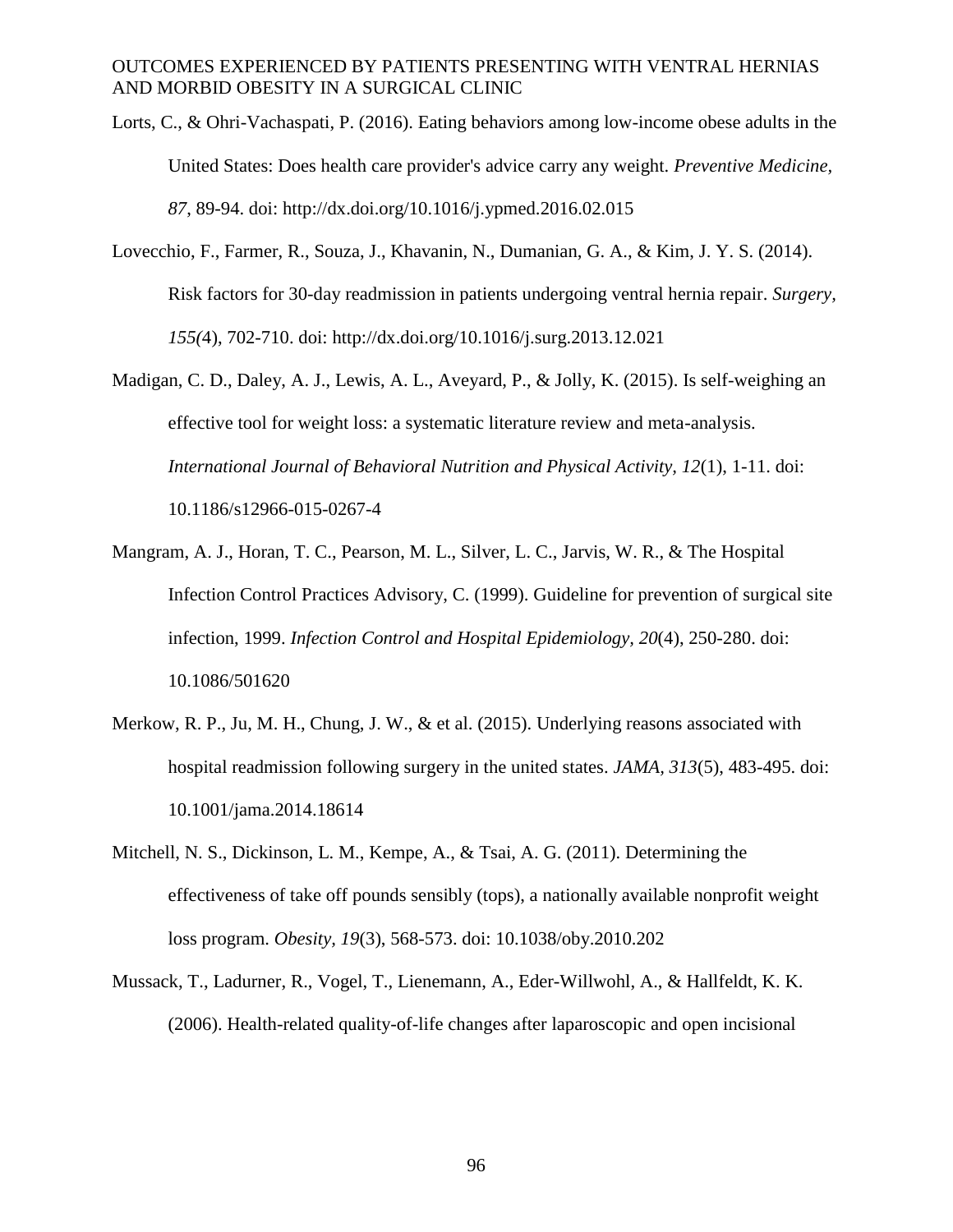Lorts, C., & Ohri-Vachaspati, P. (2016). Eating behaviors among low-income obese adults in the United States: Does health care provider's advice carry any weight. *Preventive Medicine, 87*, 89-94. doi: http://dx.doi.org/10.1016/j.ypmed.2016.02.015

Lovecchio, F., Farmer, R., Souza, J., Khavanin, N., Dumanian, G. A., & Kim, J. Y. S. (2014). Risk factors for 30-day readmission in patients undergoing ventral hernia repair. *Surgery, 155(*4), 702-710. doi: http://dx.doi.org/10.1016/j.surg.2013.12.021

Madigan, C. D., Daley, A. J., Lewis, A. L., Aveyard, P., & Jolly, K. (2015). Is self-weighing an effective tool for weight loss: a systematic literature review and meta-analysis. *International Journal of Behavioral Nutrition and Physical Activity, 12*(1), 1-11. doi: 10.1186/s12966-015-0267-4

Mangram, A. J., Horan, T. C., Pearson, M. L., Silver, L. C., Jarvis, W. R., & The Hospital Infection Control Practices Advisory, C. (1999). Guideline for prevention of surgical site infection, 1999. *Infection Control and Hospital Epidemiology, 20*(4), 250-280. doi: 10.1086/501620

Merkow, R. P., Ju, M. H., Chung, J. W., & et al. (2015). Underlying reasons associated with hospital readmission following surgery in the united states. *JAMA, 313*(5), 483-495. doi: 10.1001/jama.2014.18614

Mitchell, N. S., Dickinson, L. M., Kempe, A., & Tsai, A. G. (2011). Determining the effectiveness of take off pounds sensibly (tops), a nationally available nonprofit weight loss program. *Obesity, 19*(3), 568-573. doi: 10.1038/oby.2010.202

Mussack, T., Ladurner, R., Vogel, T., Lienemann, A., Eder-Willwohl, A., & Hallfeldt, K. K. (2006). Health-related quality-of-life changes after laparoscopic and open incisional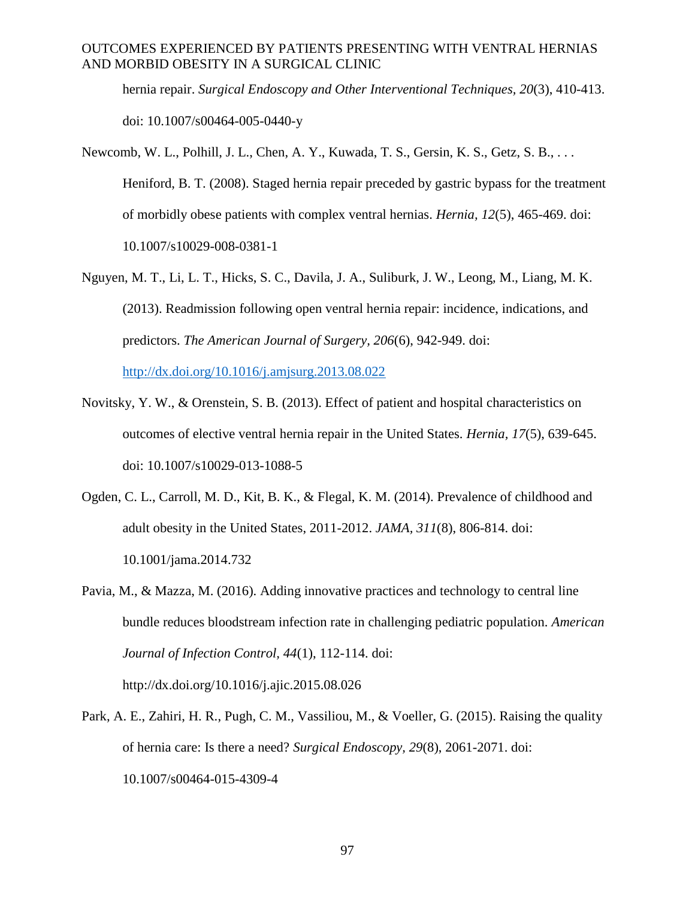hernia repair. *Surgical Endoscopy and Other Interventional Techniques, 20*(3), 410-413. doi: 10.1007/s00464-005-0440-y

Newcomb, W. L., Polhill, J. L., Chen, A. Y., Kuwada, T. S., Gersin, K. S., Getz, S. B., . . . Heniford, B. T. (2008). Staged hernia repair preceded by gastric bypass for the treatment of morbidly obese patients with complex ventral hernias. *Hernia, 12*(5), 465-469. doi: 10.1007/s10029-008-0381-1

Nguyen, M. T., Li, L. T., Hicks, S. C., Davila, J. A., Suliburk, J. W., Leong, M., Liang, M. K. (2013). Readmission following open ventral hernia repair: incidence, indications, and predictors. *The American Journal of Surgery, 206*(6), 942-949. doi: http://dx.doi.org/10.1016/j.amjsurg.2013.08.022

Novitsky, Y. W., & Orenstein, S. B. (2013). Effect of patient and hospital characteristics on outcomes of elective ventral hernia repair in the United States. *Hernia, 17*(5), 639-645. doi: 10.1007/s10029-013-1088-5

Ogden, C. L., Carroll, M. D., Kit, B. K., & Flegal, K. M. (2014). Prevalence of childhood and adult obesity in the United States, 2011-2012. *JAMA, 311*(8), 806-814. doi: 10.1001/jama.2014.732

Pavia, M., & Mazza, M. (2016). Adding innovative practices and technology to central line bundle reduces bloodstream infection rate in challenging pediatric population. *American Journal of Infection Control, 44*(1), 112-114. doi: http://dx.doi.org/10.1016/j.ajic.2015.08.026

Park, A. E., Zahiri, H. R., Pugh, C. M., Vassiliou, M., & Voeller, G. (2015). Raising the quality of hernia care: Is there a need? *Surgical Endoscopy, 29*(8), 2061-2071. doi: 10.1007/s00464-015-4309-4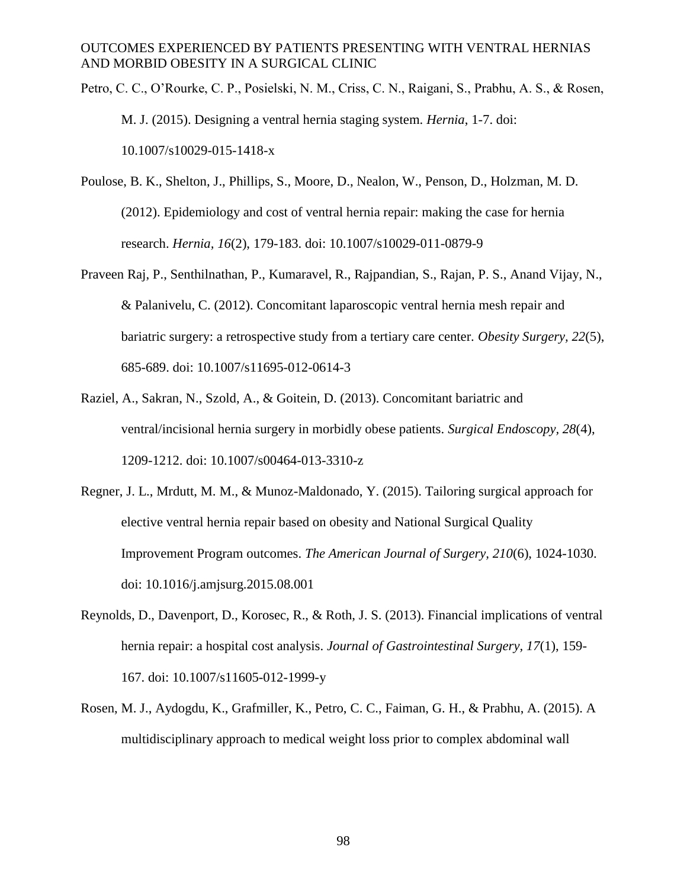Petro, C. C., O'Rourke, C. P., Posielski, N. M., Criss, C. N., Raigani, S., Prabhu, A. S., & Rosen, M. J. (2015). Designing a ventral hernia staging system. *Hernia*, 1-7. doi: 10.1007/s10029-015-1418-x

Poulose, B. K., Shelton, J., Phillips, S., Moore, D., Nealon, W., Penson, D., Holzman, M. D. (2012). Epidemiology and cost of ventral hernia repair: making the case for hernia research. *Hernia, 16*(2), 179-183. doi: 10.1007/s10029-011-0879-9

Praveen Raj, P., Senthilnathan, P., Kumaravel, R., Rajpandian, S., Rajan, P. S., Anand Vijay, N., & Palanivelu, C. (2012). Concomitant laparoscopic ventral hernia mesh repair and bariatric surgery: a retrospective study from a tertiary care center. *Obesity Surgery, 22*(5), 685-689. doi: 10.1007/s11695-012-0614-3

Raziel, A., Sakran, N., Szold, A., & Goitein, D. (2013). Concomitant bariatric and ventral/incisional hernia surgery in morbidly obese patients. *Surgical Endoscopy, 28*(4), 1209-1212. doi: 10.1007/s00464-013-3310-z

Regner, J. L., Mrdutt, M. M., & Munoz-Maldonado, Y. (2015). Tailoring surgical approach for elective ventral hernia repair based on obesity and National Surgical Quality Improvement Program outcomes. *The American Journal of Surgery, 210*(6), 1024-1030. doi: 10.1016/j.amjsurg.2015.08.001

Reynolds, D., Davenport, D., Korosec, R., & Roth, J. S. (2013). Financial implications of ventral hernia repair: a hospital cost analysis. *Journal of Gastrointestinal Surgery, 17*(1), 159-167. doi: 10.1007/s11605-012-1999-y

Rosen, M. J., Aydogdu, K., Grafmiller, K., Petro, C. C., Faiman, G. H., & Prabhu, A. (2015). A multidisciplinary approach to medical weight loss prior to complex abdominal wall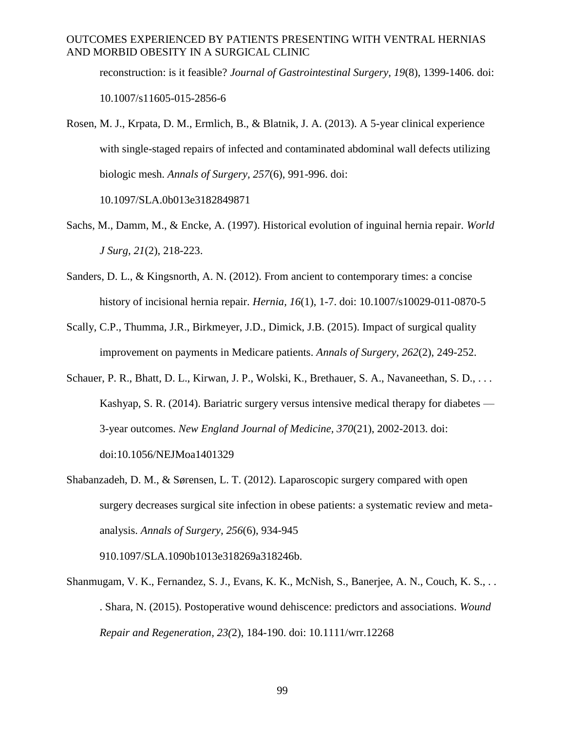reconstruction: is it feasible? *Journal of Gastrointestinal Surgery, 19*(8), 1399-1406. doi: 10.1007/s11605-015-2856-6

Rosen, M. J., Krpata, D. M., Ermlich, B., & Blatnik, J. A. (2013). A 5-year clinical experience with single-staged repairs of infected and contaminated abdominal wall defects utilizing biologic mesh. *Annals of Surgery, 257*(6), 991-996. doi: 10.1097/SLA.0b013e3182849871

Sachs, M., Damm, M., & Encke, A. (1997). Historical evolution of inguinal hernia repair. *World J Surg, 21*(2), 218-223.

Sanders, D. L., & Kingsnorth, A. N. (2012). From ancient to contemporary times: a concise history of incisional hernia repair. *Hernia, 16*(1), 1-7. doi: 10.1007/s10029-011-0870-5

Scally, C.P., Thumma, J.R., Birkmeyer, J.D., Dimick, J.B. (2015). Impact of surgical quality improvement on payments in Medicare patients. *Annals of Surgery, 262*(2), 249-252.

Schauer, P. R., Bhatt, D. L., Kirwan, J. P., Wolski, K., Brethauer, S. A., Navaneethan, S. D., . . . Kashyap, S. R. (2014). Bariatric surgery versus intensive medical therapy for diabetes — 3-year outcomes. *New England Journal of Medicine, 370*(21), 2002-2013. doi: doi:10.1056/NEJMoa1401329

Shabanzadeh, D. M., & Sørensen, L. T. (2012). Laparoscopic surgery compared with open surgery decreases surgical site infection in obese patients: a systematic review and meta-analysis. *Annals of Surgery, 256*(6), 934-945 910.1097/SLA.1090b1013e318269a318246b.

Shanmugam, V. K., Fernandez, S. J., Evans, K. K., McNish, S., Banerjee, A. N., Couch, K. S., . . . Shara, N. (2015). Postoperative wound dehiscence: predictors and associations. *Wound Repair and Regeneration, 23(*2), 184-190. doi: 10.1111/wrr.12268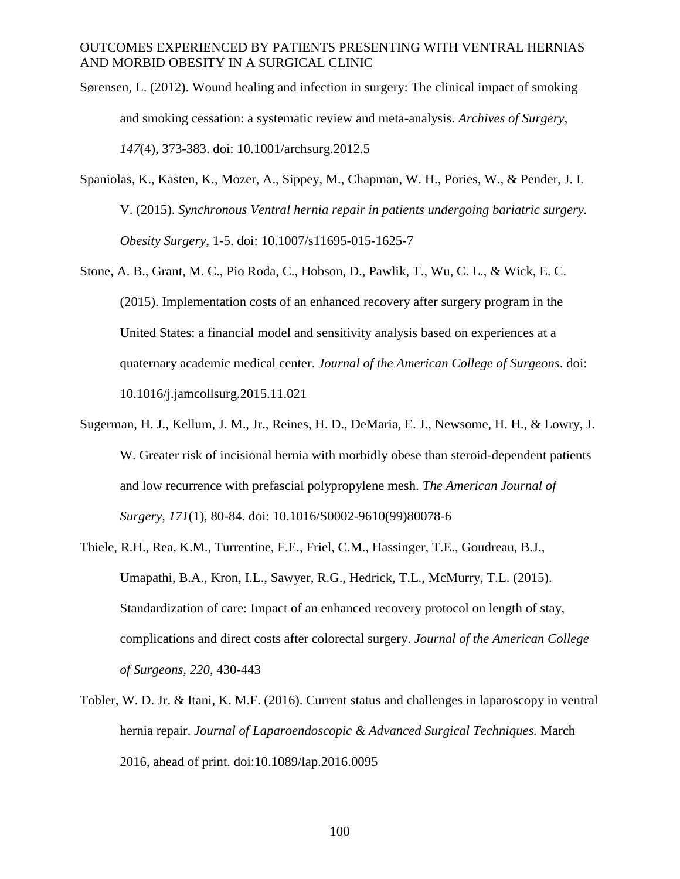Sørensen, L. (2012). Wound healing and infection in surgery: The clinical impact of smoking and smoking cessation: a systematic review and meta-analysis. *Archives of Surgery, 147*(4), 373-383. doi: 10.1001/archsurg.2012.5

Spaniolas, K., Kasten, K., Mozer, A., Sippey, M., Chapman, W. H., Pories, W., & Pender, J. I. V. (2015). *Synchronous Ventral hernia repair in patients undergoing bariatric surgery. Obesity Surgery*, 1-5. doi: 10.1007/s11695-015-1625-7

Stone, A. B., Grant, M. C., Pio Roda, C., Hobson, D., Pawlik, T., Wu, C. L., & Wick, E. C. (2015). Implementation costs of an enhanced recovery after surgery program in the United States: a financial model and sensitivity analysis based on experiences at a quaternary academic medical center. *Journal of the American College of Surgeons*. doi: 10.1016/j.jamcollsurg.2015.11.021

Sugerman, H. J., Kellum, J. M., Jr., Reines, H. D., DeMaria, E. J., Newsome, H. H., & Lowry, J. W. Greater risk of incisional hernia with morbidly obese than steroid-dependent patients and low recurrence with prefascial polypropylene mesh. *The American Journal of Surgery, 171*(1), 80-84. doi: 10.1016/S0002-9610(99)80078-6

Thiele, R.H., Rea, K.M., Turrentine, F.E., Friel, C.M., Hassinger, T.E., Goudreau, B.J., Umapathi, B.A., Kron, I.L., Sawyer, R.G., Hedrick, T.L., McMurry, T.L. (2015). Standardization of care: Impact of an enhanced recovery protocol on length of stay, complications and direct costs after colorectal surgery. *Journal of the American College of Surgeons, 220*, 430-443

Tobler, W. D. Jr. & Itani, K. M.F. (2016). Current status and challenges in laparoscopy in ventral hernia repair. *Journal of Laparoendoscopic & Advanced Surgical Techniques.* March 2016, ahead of print. doi:10.1089/lap.2016.0095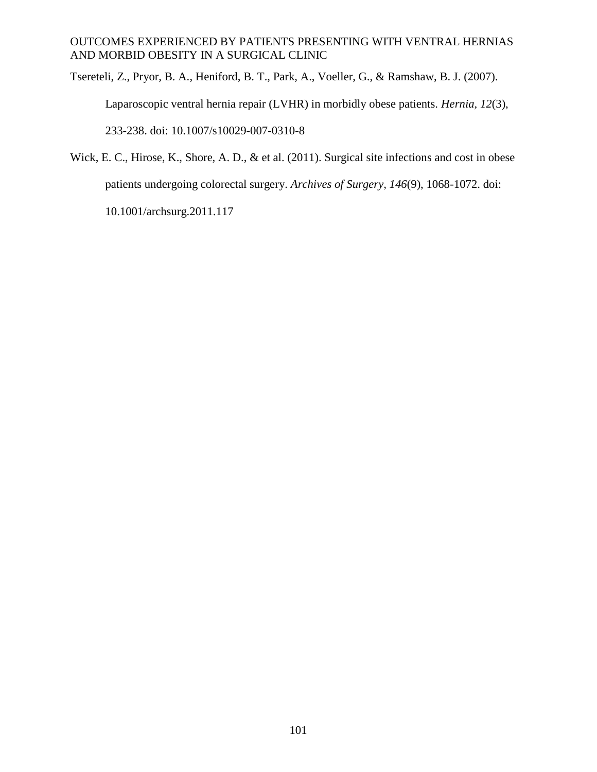Tsereteli, Z., Pryor, B. A., Heniford, B. T., Park, A., Voeller, G., & Ramshaw, B. J. (2007). Laparoscopic ventral hernia repair (LVHR) in morbidly obese patients. *Hernia, 12*(3), 233-238. doi: 10.1007/s10029-007-0310-8

Wick, E. C., Hirose, K., Shore, A. D., & et al. (2011). Surgical site infections and cost in obese patients undergoing colorectal surgery. *Archives of Surgery, 146*(9), 1068-1072. doi: 10.1001/archsurg.2011.117